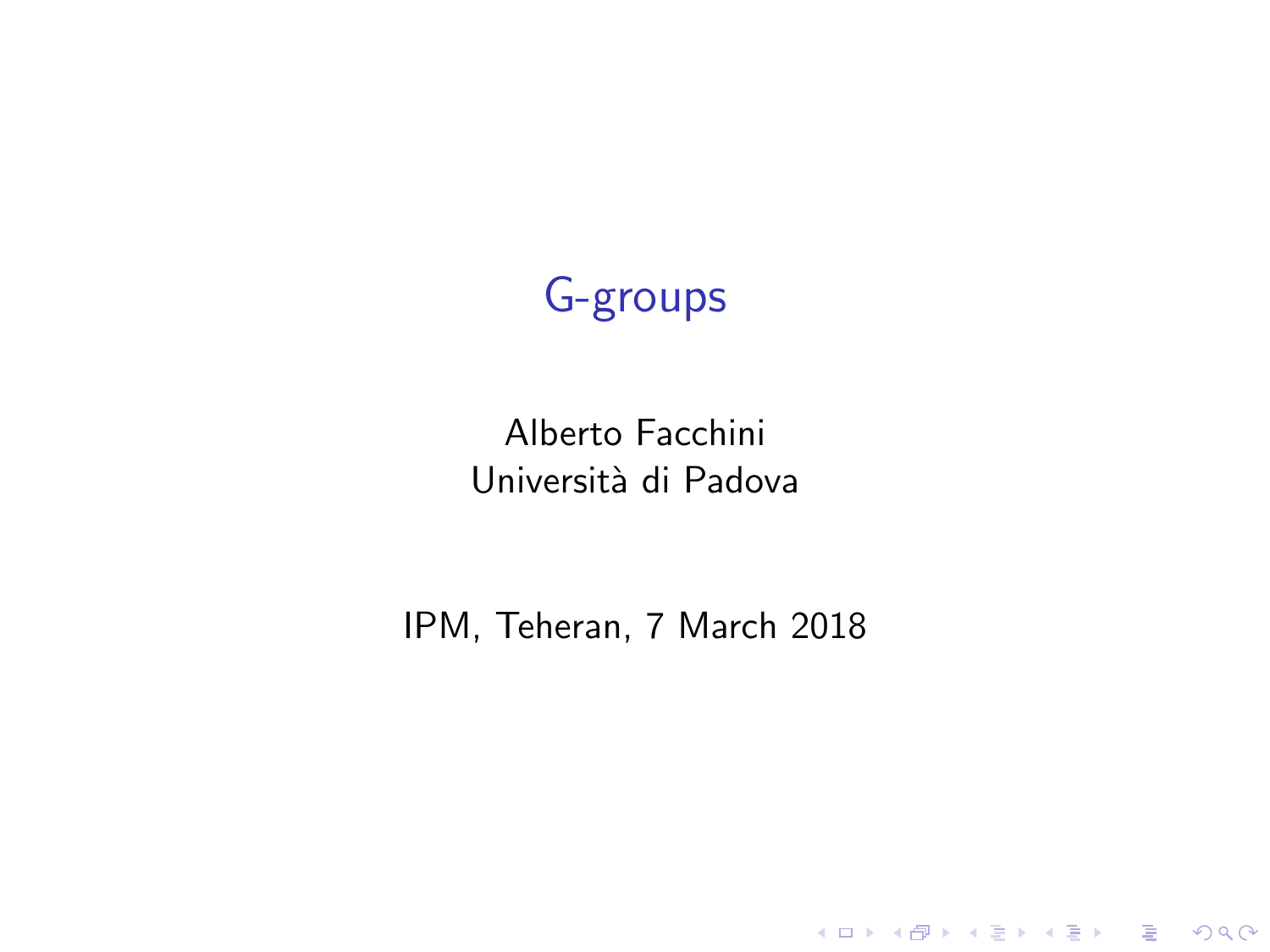# G-groups

Alberto Facchini
Università di Padova

IPM, Teheran, 7 March 2018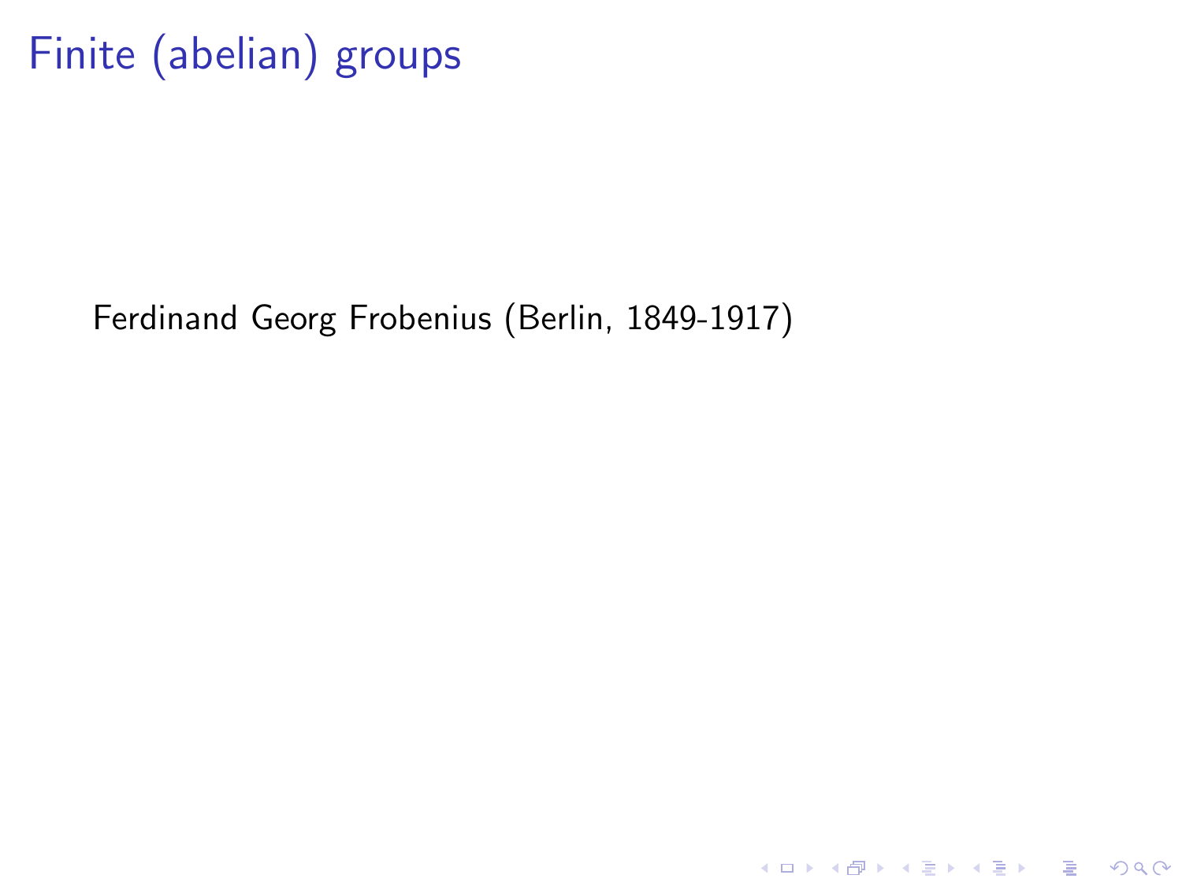# Finite (abelian) groups

Ferdinand Georg Frobenius (Berlin, 1849-1917)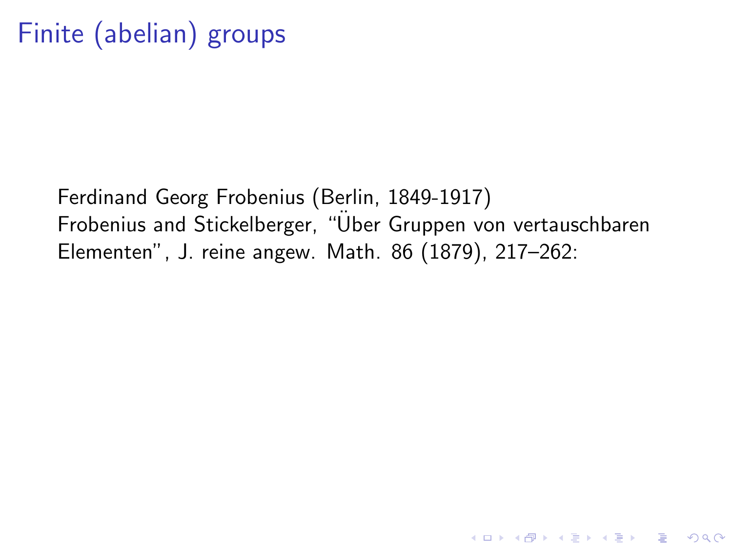# Finite (abelian) groups

Ferdinand Georg Frobenius (Berlin, 1849-1917)
Frobenius and Stickelberger, "Über Gruppen von vertauschbaren Elementen", J. reine angew. Math. 86 (1879), 217–262: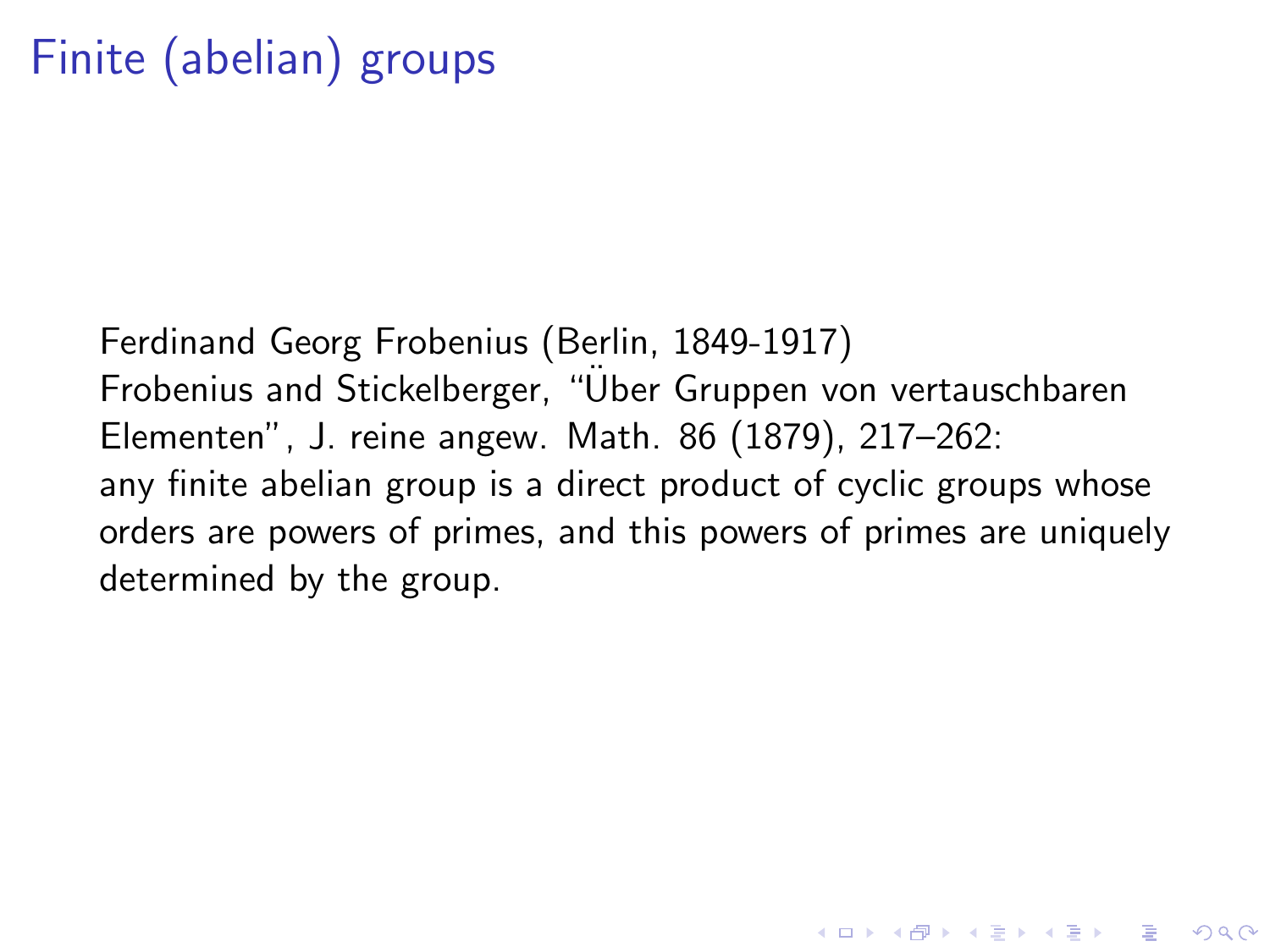# Finite (abelian) groups

Ferdinand Georg Frobenius (Berlin, 1849-1917)
Frobenius and Stickelberger, "Über Gruppen von vertauschbaren Elementen", J. reine angew. Math. 86 (1879), 217–262:
any finite abelian group is a direct product of cyclic groups whose orders are powers of primes, and this powers of primes are uniquely determined by the group.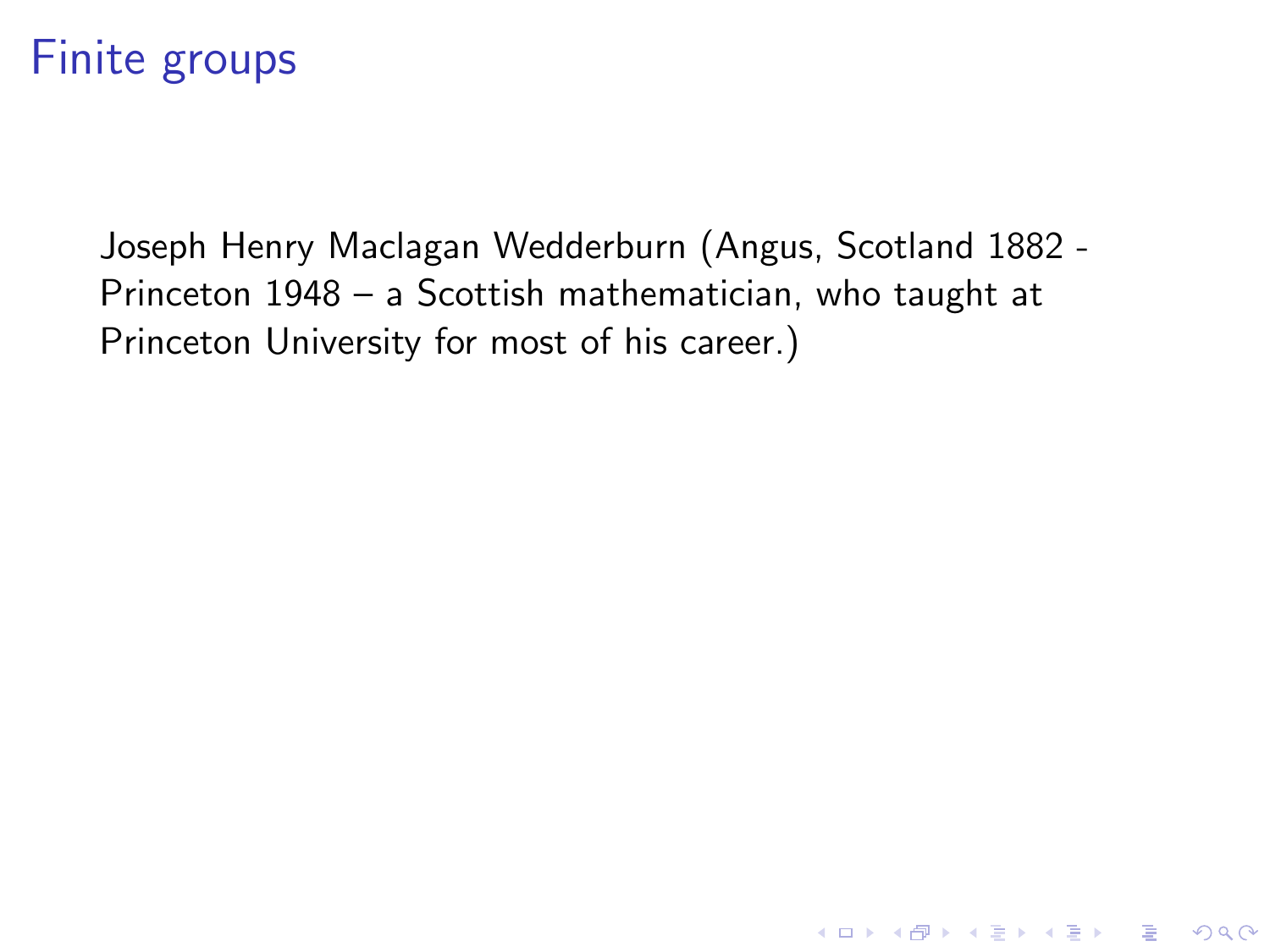# Finite groups

Joseph Henry Maclagan Wedderburn (Angus, Scotland 1882 - Princeton 1948 – a Scottish mathematician, who taught at Princeton University for most of his career.)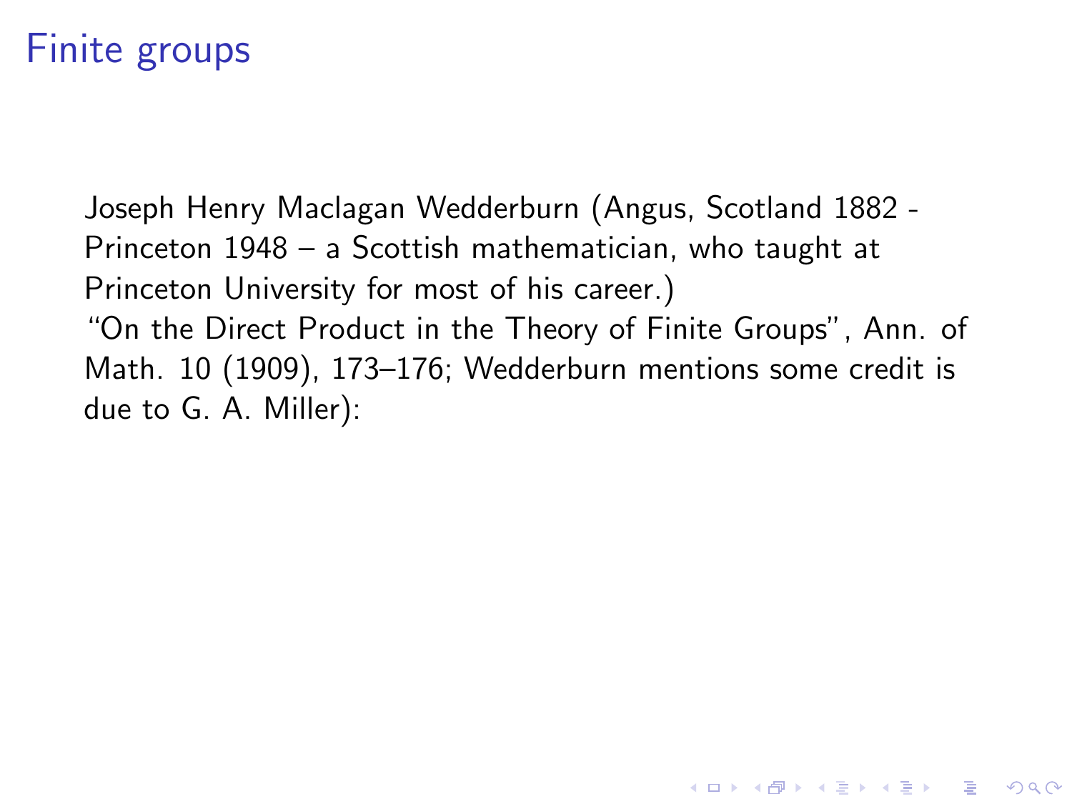# Finite groups

Joseph Henry Maclagan Wedderburn (Angus, Scotland 1882 - Princeton 1948 – a Scottish mathematician, who taught at Princeton University for most of his career.)
"On the Direct Product in the Theory of Finite Groups", Ann. of Math. 10 (1909), 173–176; Wedderburn mentions some credit is due to G. A. Miller):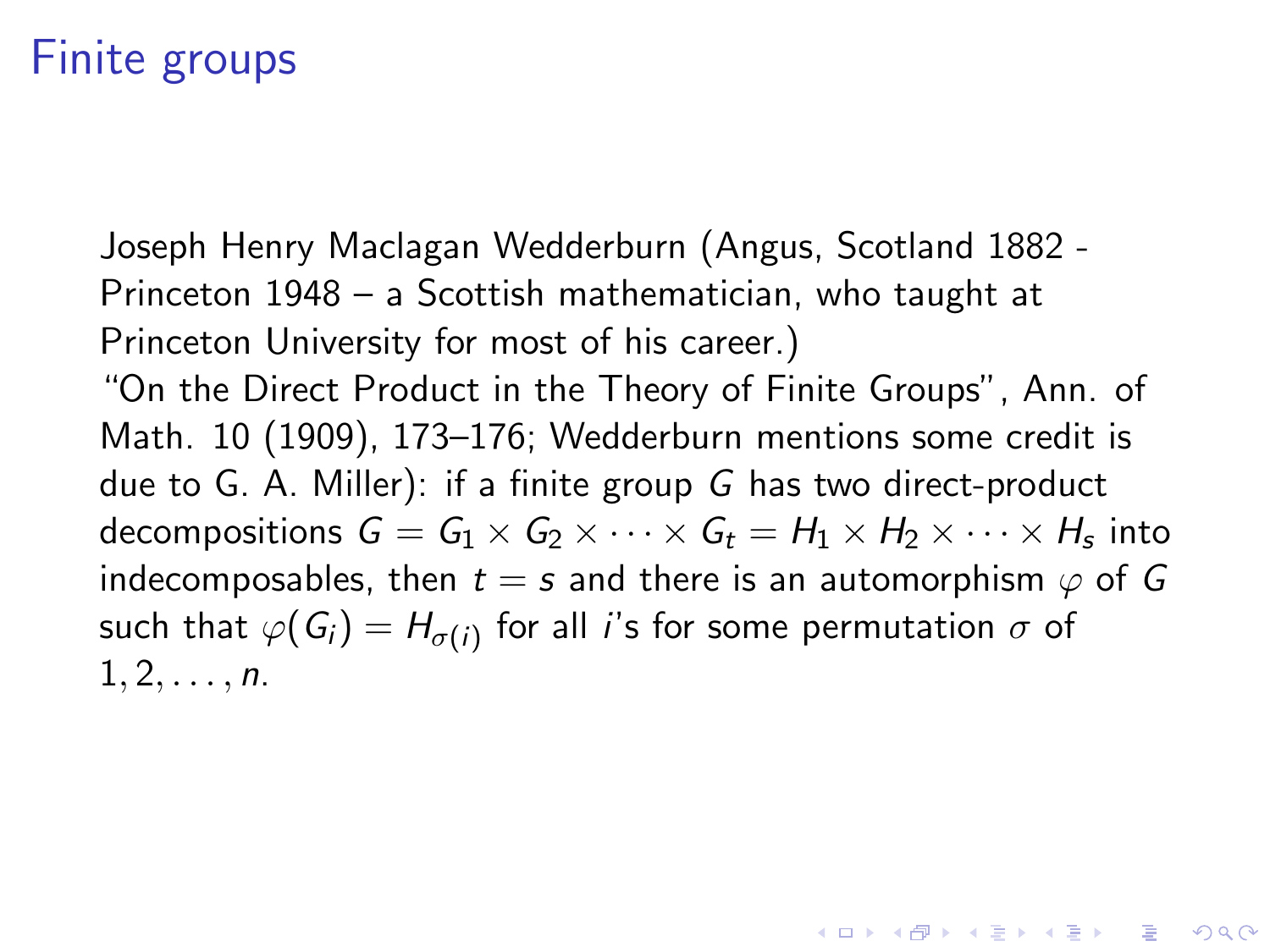# Finite groups

Joseph Henry Maclagan Wedderburn (Angus, Scotland 1882 - Princeton 1948 – a Scottish mathematician, who taught at Princeton University for most of his career.)
"On the Direct Product in the Theory of Finite Groups", Ann. of Math. 10 (1909), 173–176; Wedderburn mentions some credit is due to G. A. Miller): if a finite group $G$ has two direct-product decompositions $G = G_1 \times G_2 \times \cdots \times G_t = H_1 \times H_2 \times \cdots \times H_s$ into indecomposables, then $t = s$ and there is an automorphism $\varphi$ of $G$ such that $\varphi(G_i) = H_{\sigma(i)}$ for all $i$'s for some permutation $\sigma$ of $1, 2, \ldots, n$.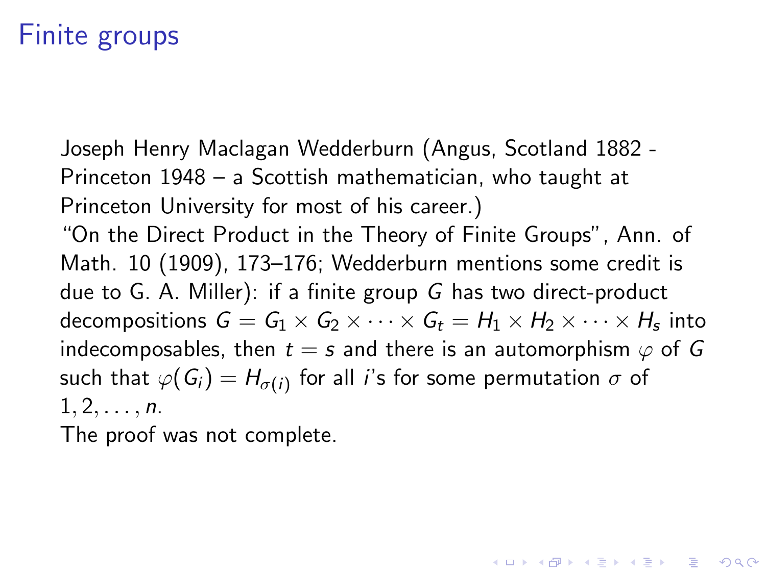# Finite groups

Joseph Henry Maclagan Wedderburn (Angus, Scotland 1882 - Princeton 1948 – a Scottish mathematician, who taught at Princeton University for most of his career.)
"On the Direct Product in the Theory of Finite Groups", Ann. of Math. 10 (1909), 173–176; Wedderburn mentions some credit is due to G. A. Miller): if a finite group $G$ has two direct-product decompositions $G = G_1 \times G_2 \times \cdots \times G_t = H_1 \times H_2 \times \cdots \times H_s$ into indecomposables, then $t = s$ and there is an automorphism $\varphi$ of $G$ such that $\varphi(G_i) = H_{\sigma(i)}$ for all $i$'s for some permutation $\sigma$ of $1, 2, \ldots, n$.
The proof was not complete.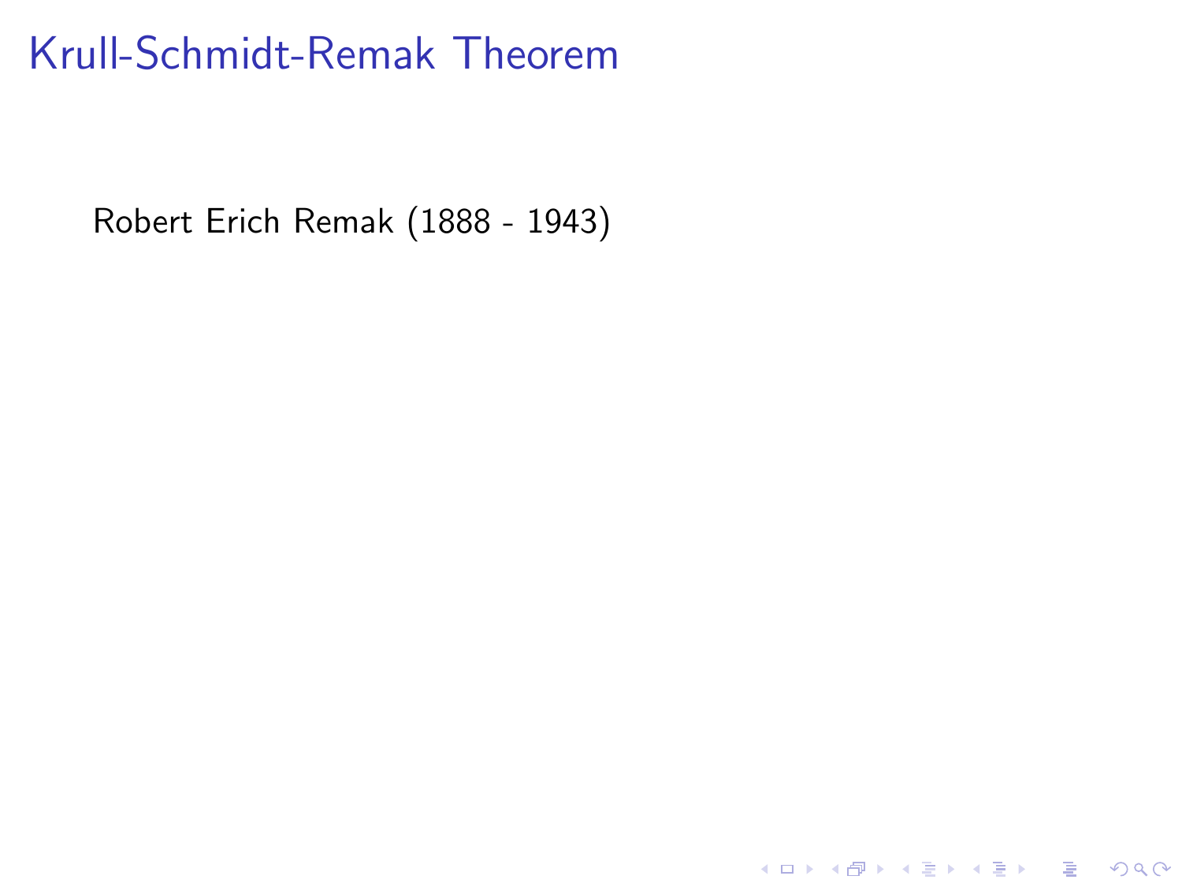# Krull-Schmidt-Remak Theorem

Robert Erich Remak (1888 - 1943)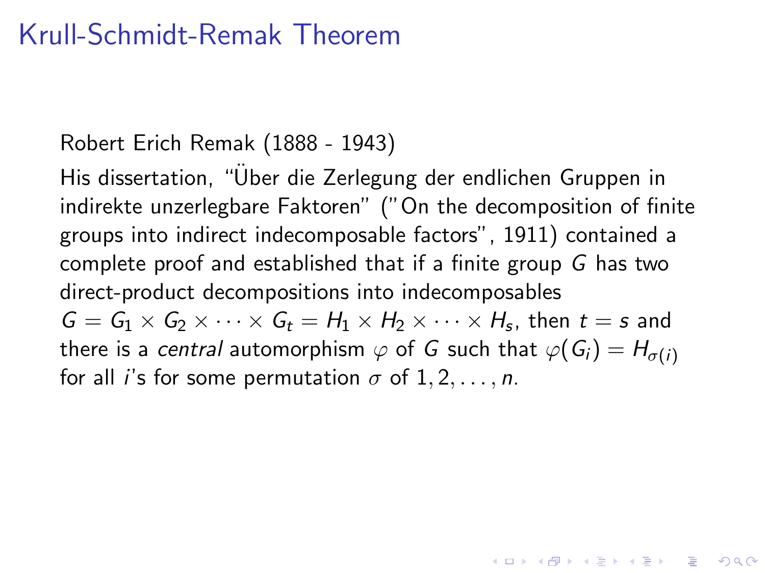# Krull-Schmidt-Remak Theorem

Robert Erich Remak (1888 - 1943)

His dissertation, "Über die Zerlegung der endlichen Gruppen in indirekte unzerlegbare Faktoren" ("On the decomposition of finite groups into indirect indecomposable factors", 1911) contained a complete proof and established that if a finite group $G$ has two direct-product decompositions into indecomposables $G = G_1 \times G_2 \times \cdots \times G_t = H_1 \times H_2 \times \cdots \times H_s$, then $t = s$ and there is a *central* automorphism $\varphi$ of $G$ such that $\varphi(G_i) = H_{\sigma(i)}$ for all $i$'s for some permutation $\sigma$ of $1, 2, \ldots, n$.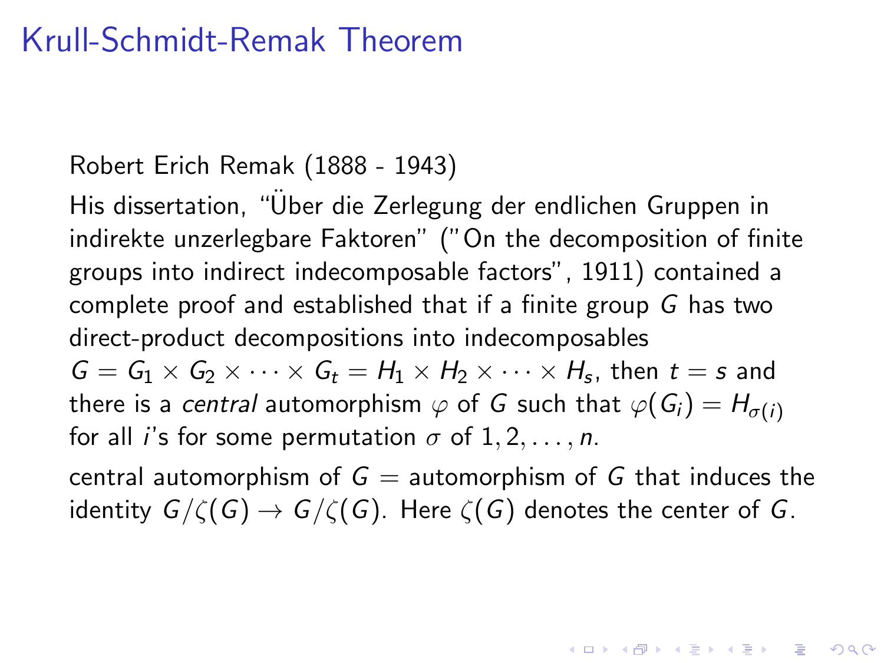# Krull-Schmidt-Remak Theorem

Robert Erich Remak (1888 - 1943)

His dissertation, "Über die Zerlegung der endlichen Gruppen in indirekte unzerlegbare Faktoren" ("On the decomposition of finite groups into indirect indecomposable factors", 1911) contained a complete proof and established that if a finite group $G$ has two direct-product decompositions into indecomposables $G = G_1 \times G_2 \times \cdots \times G_t = H_1 \times H_2 \times \cdots \times H_s$, then $t = s$ and there is a *central* automorphism $\varphi$ of $G$ such that $\varphi(G_i) = H_{\sigma(i)}$ for all $i$'s for some permutation $\sigma$ of $1, 2, \ldots, n$.

central automorphism of $G$ = automorphism of $G$ that induces the identity $G/\zeta(G) \to G/\zeta(G)$. Here $\zeta(G)$ denotes the center of $G$.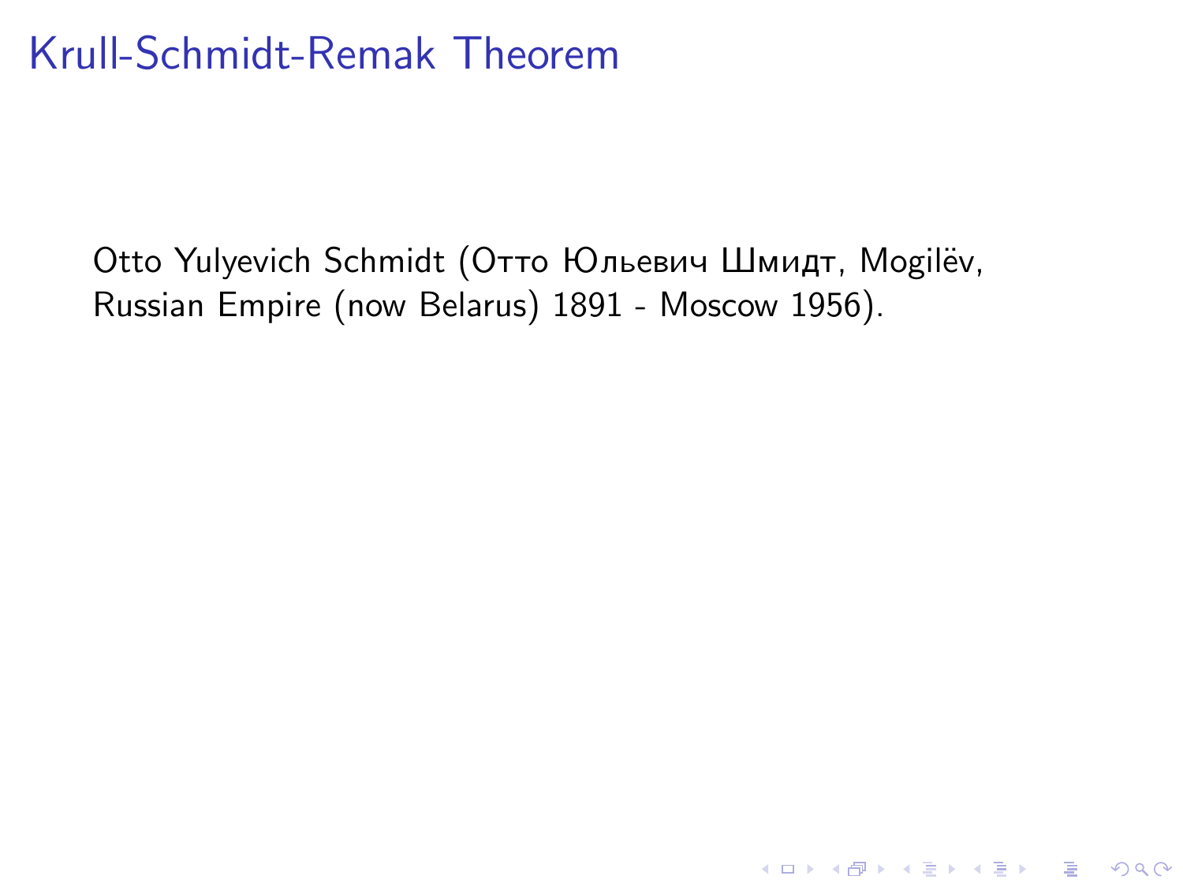# Krull-Schmidt-Remak Theorem

Otto Yulyevich Schmidt (Отто Юльевич Шмидт, Mogilëv, Russian Empire (now Belarus) 1891 - Moscow 1956).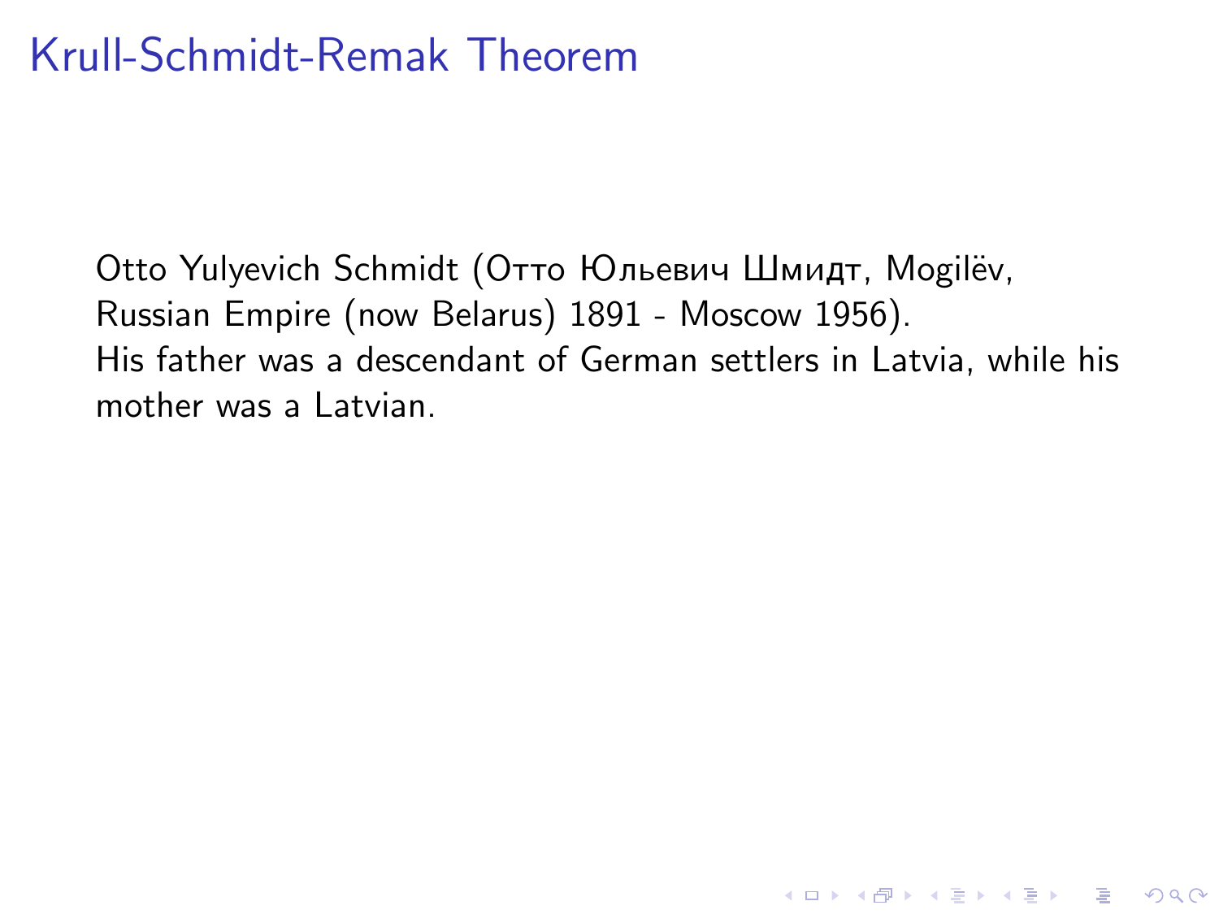# Krull-Schmidt-Remak Theorem

Otto Yulyevich Schmidt (Отто Юльевич Шмидт, Mogilëv, Russian Empire (now Belarus) 1891 - Moscow 1956).
His father was a descendant of German settlers in Latvia, while his mother was a Latvian.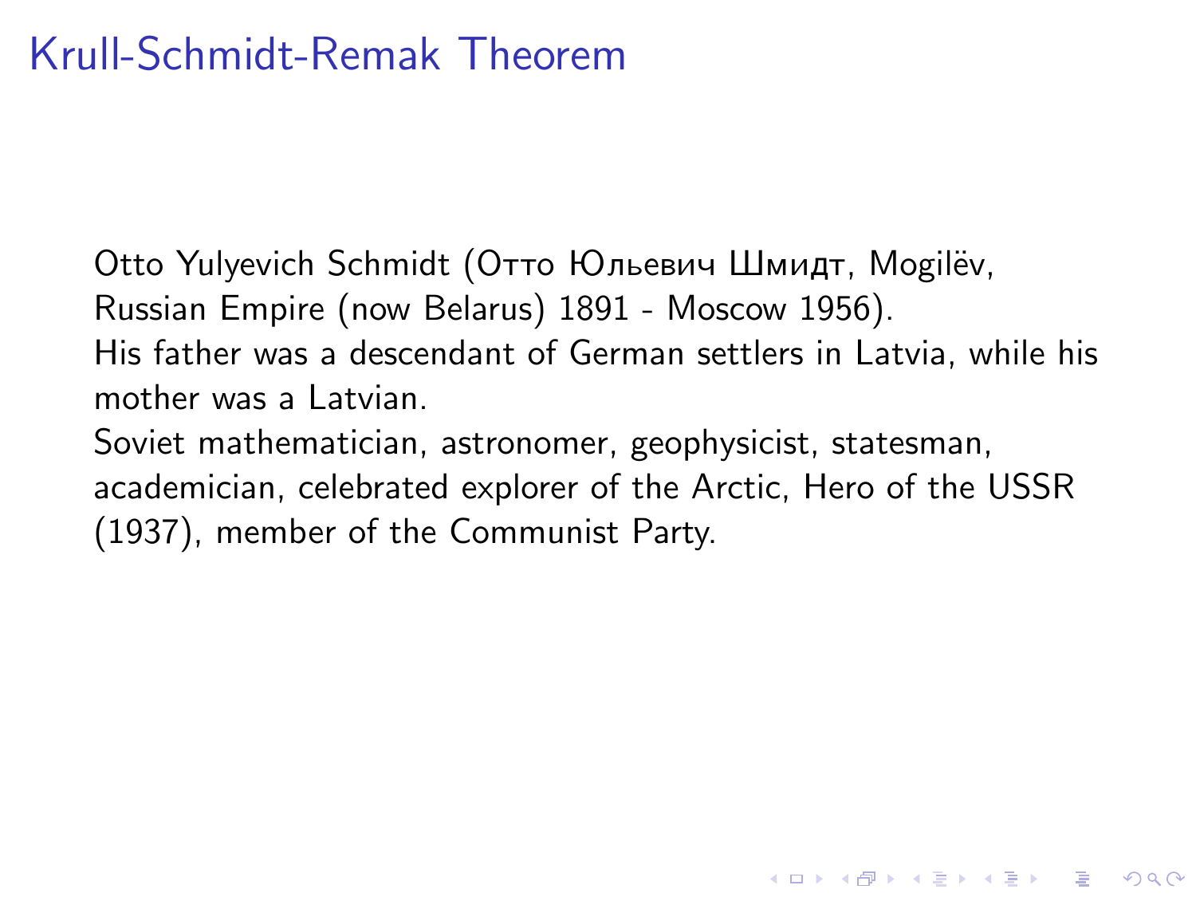# Krull-Schmidt-Remak Theorem

Otto Yulyevich Schmidt (Отто Юльевич Шмидт, Mogilëv, Russian Empire (now Belarus) 1891 - Moscow 1956).
His father was a descendant of German settlers in Latvia, while his mother was a Latvian.
Soviet mathematician, astronomer, geophysicist, statesman, academician, celebrated explorer of the Arctic, Hero of the USSR (1937), member of the Communist Party.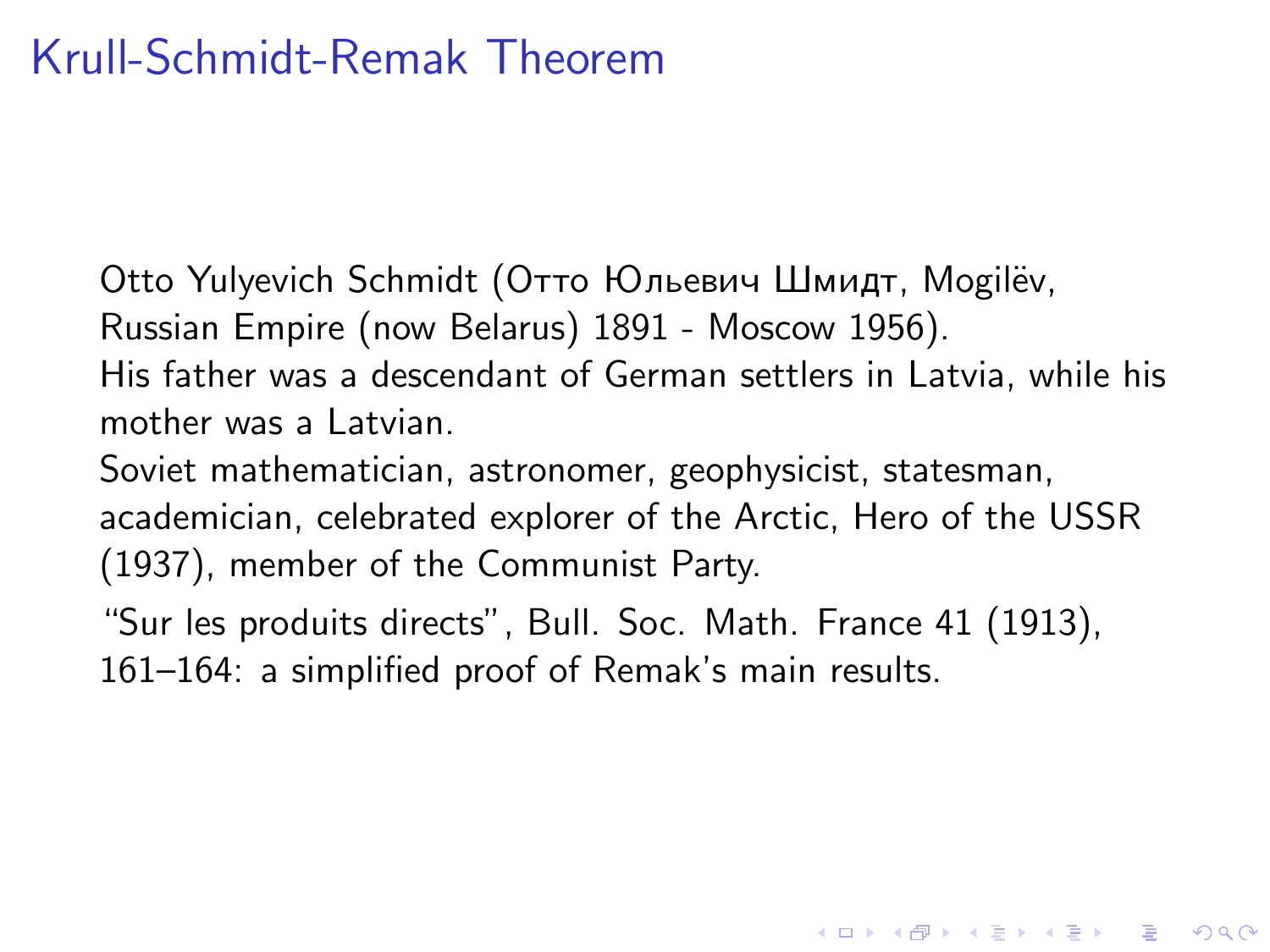# Krull-Schmidt-Remak Theorem

Otto Yulyevich Schmidt (Отто Юльевич Шмидт, Mogilëv, Russian Empire (now Belarus) 1891 - Moscow 1956).
His father was a descendant of German settlers in Latvia, while his mother was a Latvian.
Soviet mathematician, astronomer, geophysicist, statesman, academician, celebrated explorer of the Arctic, Hero of the USSR (1937), member of the Communist Party.

"Sur les produits directs", Bull. Soc. Math. France 41 (1913), 161–164: a simplified proof of Remak's main results.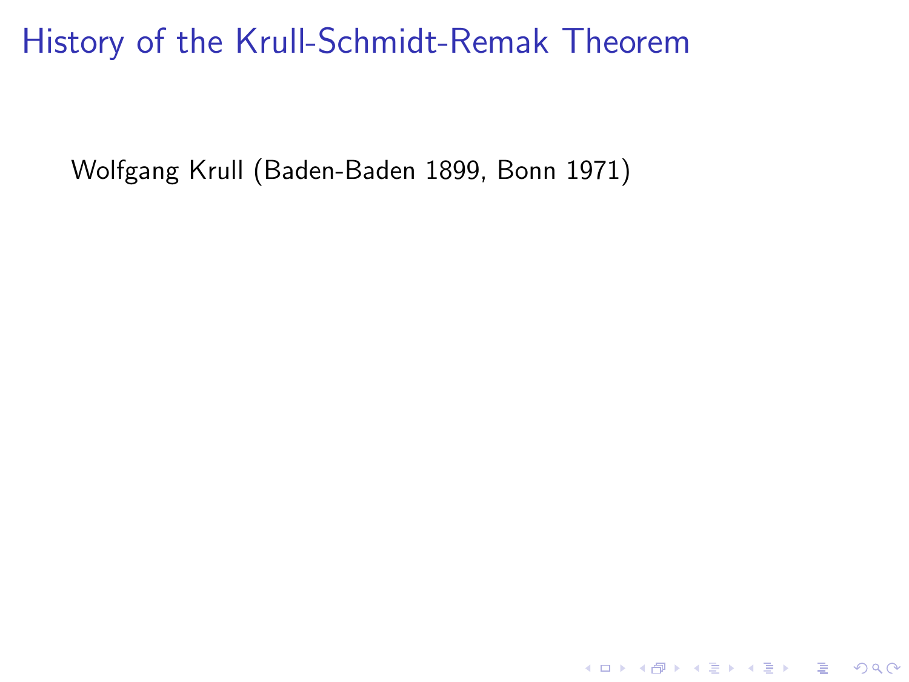# History of the Krull-Schmidt-Remak Theorem

Wolfgang Krull (Baden-Baden 1899, Bonn 1971)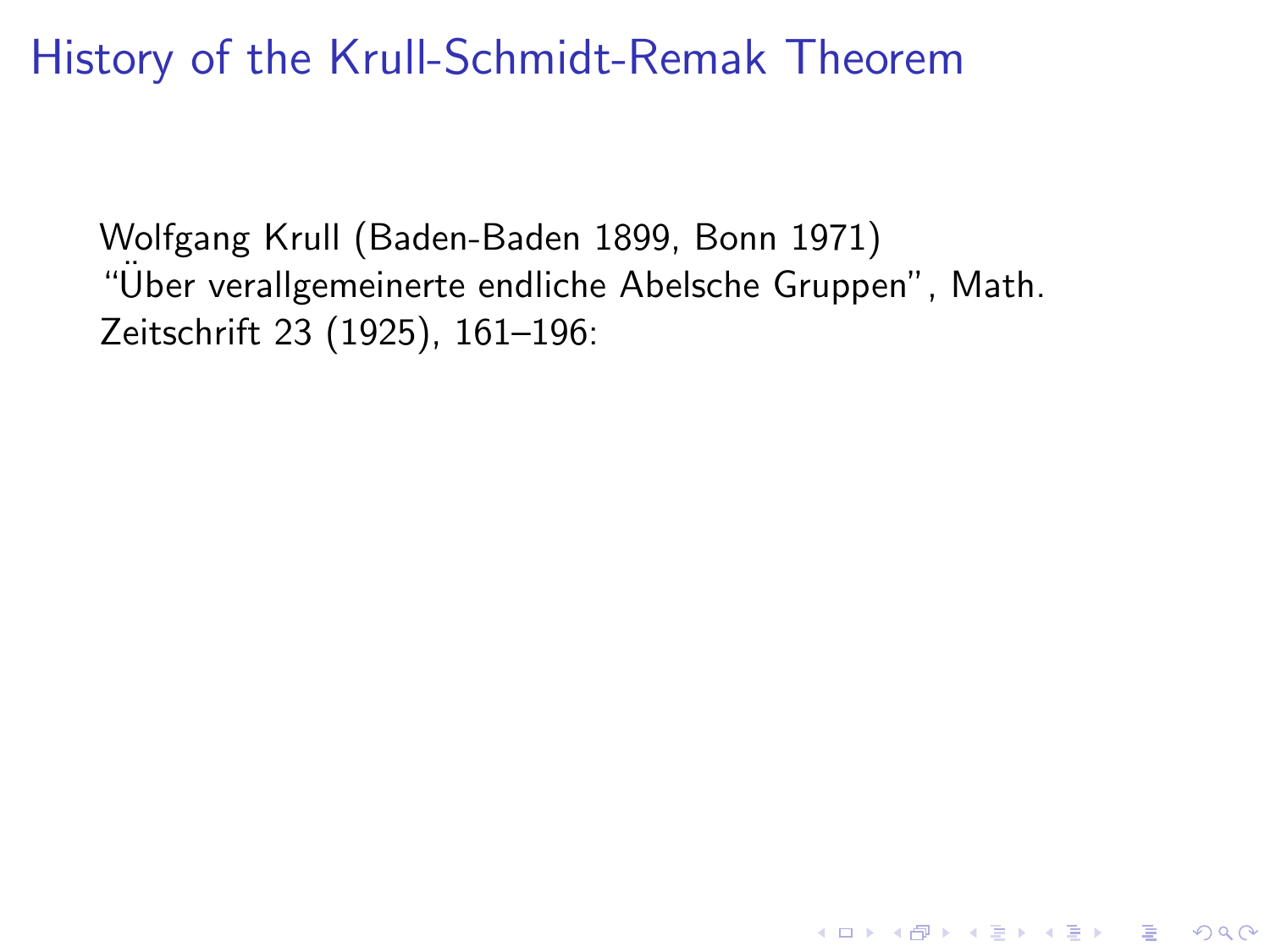# History of the Krull-Schmidt-Remak Theorem

Wolfgang Krull (Baden-Baden 1899, Bonn 1971)
"Über verallgemeinerte endliche Abelsche Gruppen", Math. Zeitschrift 23 (1925), 161–196: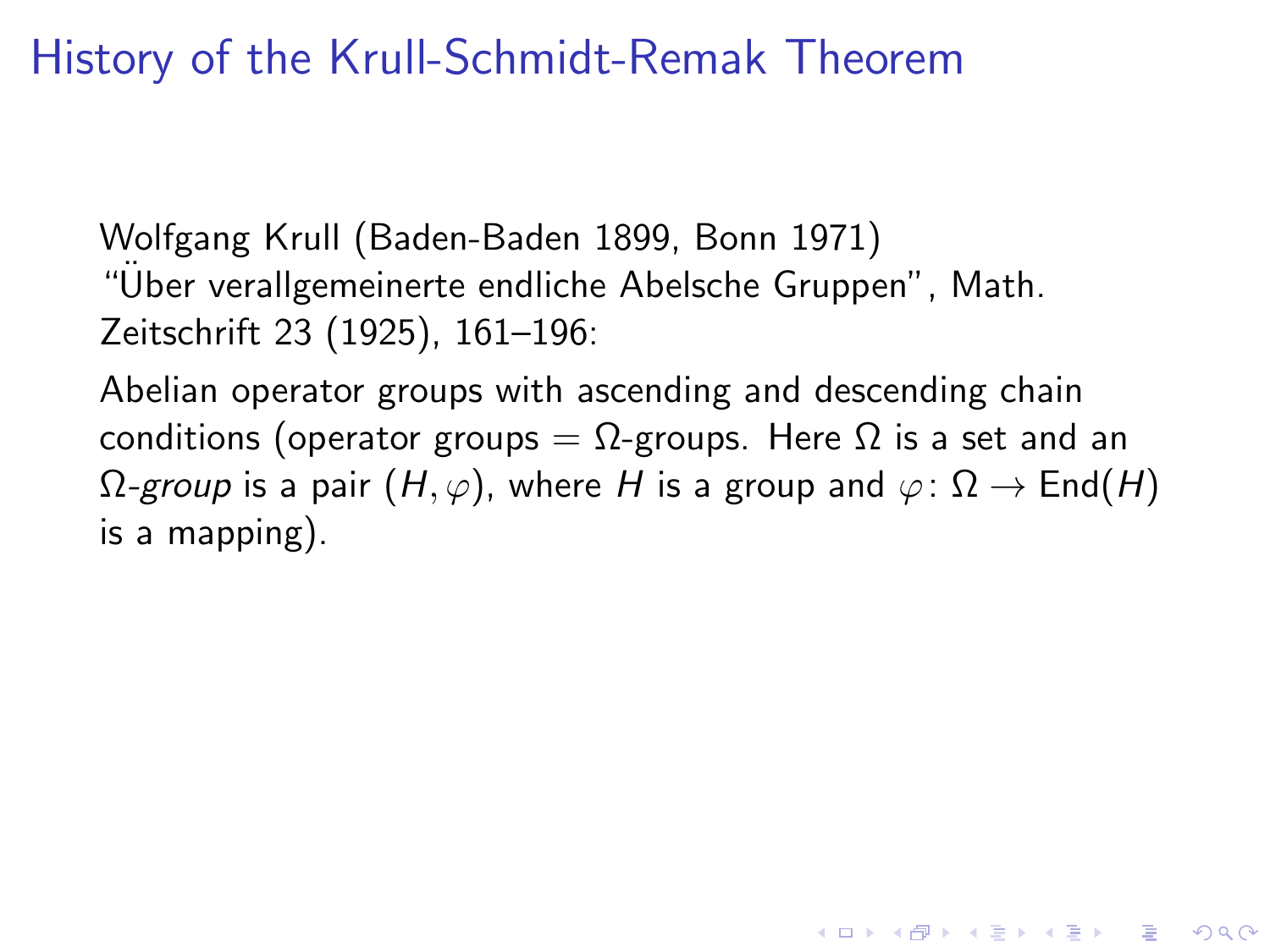# History of the Krull-Schmidt-Remak Theorem

Wolfgang Krull (Baden-Baden 1899, Bonn 1971)
"Über verallgemeinerte endliche Abelsche Gruppen", Math. Zeitschrift 23 (1925), 161–196:

Abelian operator groups with ascending and descending chain conditions (operator groups = $\Omega$-groups. Here $\Omega$ is a set and an $\Omega$-*group* is a pair $(H, \varphi)$, where $H$ is a group and $\varphi \colon \Omega \to \mathrm{End}(H)$ is a mapping).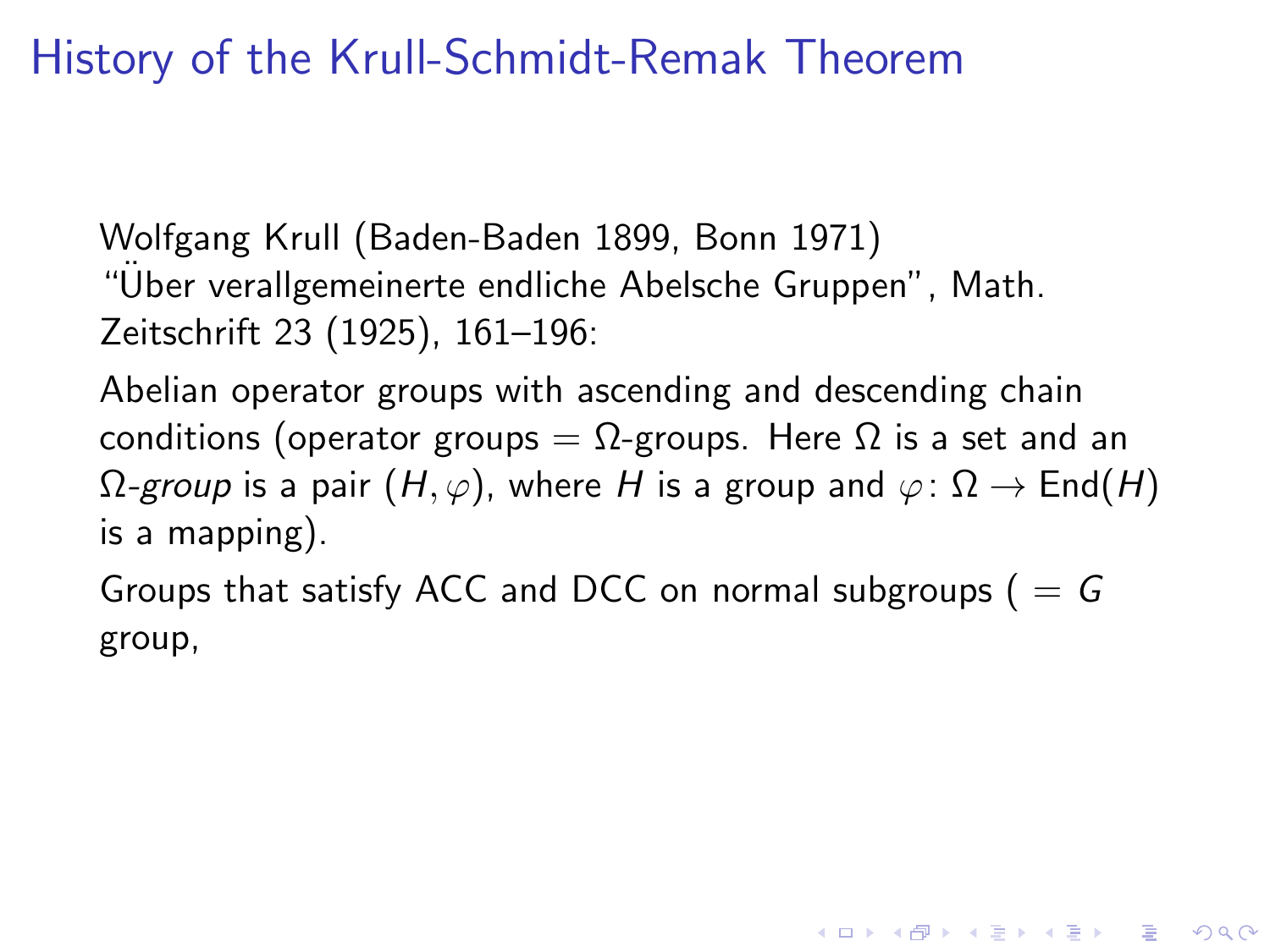# History of the Krull-Schmidt-Remak Theorem

Wolfgang Krull (Baden-Baden 1899, Bonn 1971)
"Über verallgemeinerte endliche Abelsche Gruppen", Math. Zeitschrift 23 (1925), 161–196:

Abelian operator groups with ascending and descending chain conditions (operator groups = $\Omega$-groups. Here $\Omega$ is a set and an $\Omega$*-group* is a pair $(H, \varphi)$, where $H$ is a group and $\varphi\colon \Omega \to \mathrm{End}(H)$ is a mapping).

Groups that satisfy ACC and DCC on normal subgroups ( $= G$ group,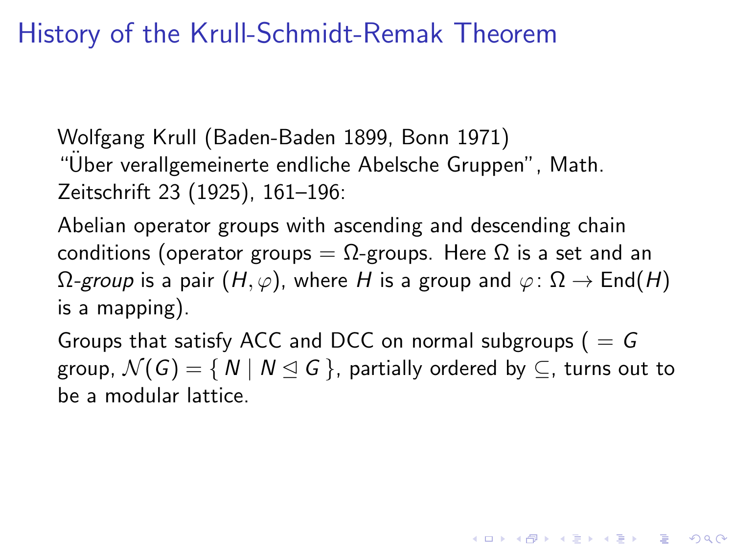# History of the Krull-Schmidt-Remak Theorem

Wolfgang Krull (Baden-Baden 1899, Bonn 1971)
"Über verallgemeinerte endliche Abelsche Gruppen", Math. Zeitschrift 23 (1925), 161–196:

Abelian operator groups with ascending and descending chain conditions (operator groups = $\Omega$-groups. Here $\Omega$ is a set and an $\Omega$-*group* is a pair $(H, \varphi)$, where $H$ is a group and $\varphi\colon \Omega \to \mathrm{End}(H)$ is a mapping).

Groups that satisfy ACC and DCC on normal subgroups ( $=$ $G$ group, $\mathcal{N}(G) = \{\, N \mid N \trianglelefteq G \,\}$, partially ordered by $\subseteq$, turns out to be a modular lattice.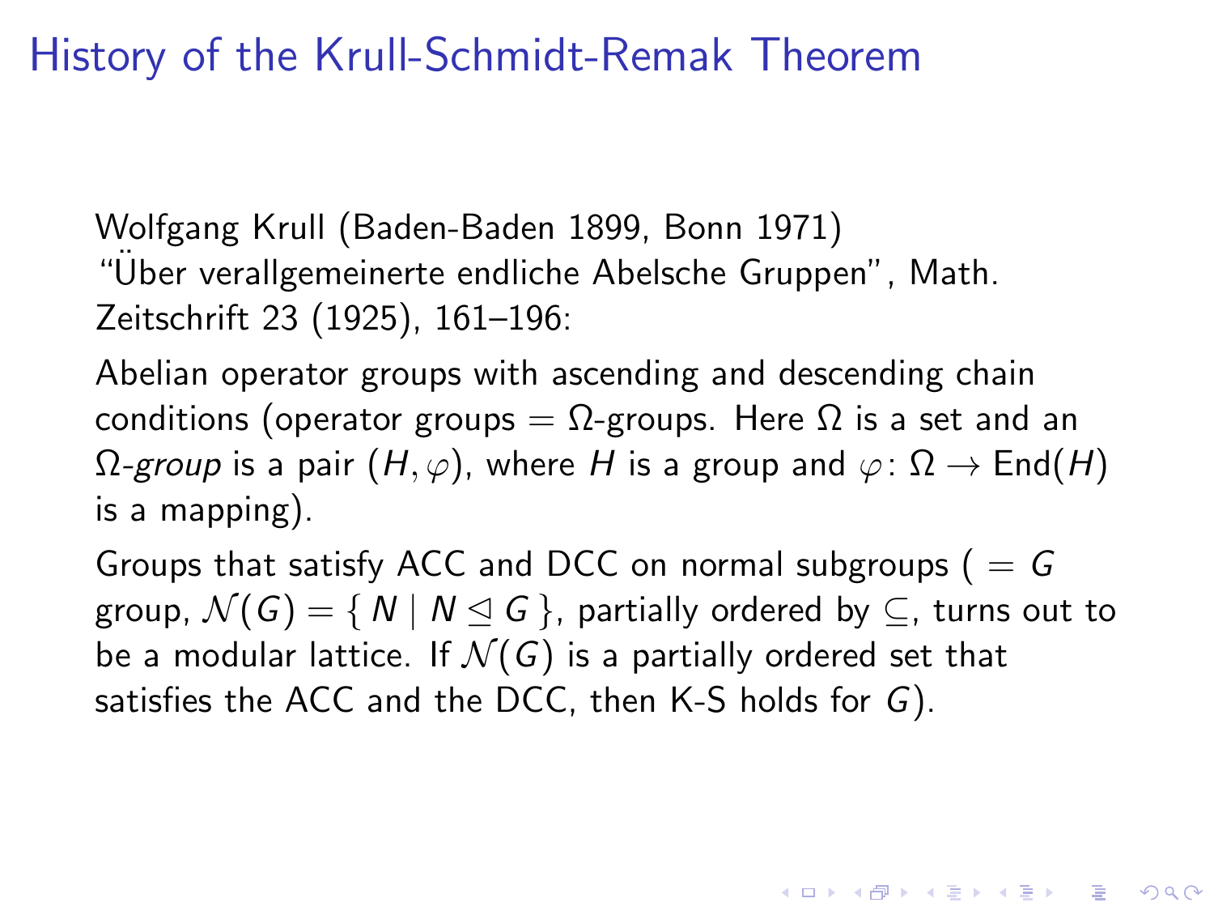# History of the Krull-Schmidt-Remak Theorem

Wolfgang Krull (Baden-Baden 1899, Bonn 1971)
"Über verallgemeinerte endliche Abelsche Gruppen", Math. Zeitschrift 23 (1925), 161–196:

Abelian operator groups with ascending and descending chain conditions (operator groups = $\Omega$-groups. Here $\Omega$ is a set and an $\Omega$-*group* is a pair $(H, \varphi)$, where $H$ is a group and $\varphi \colon \Omega \to \mathrm{End}(H)$ is a mapping).

Groups that satisfy ACC and DCC on normal subgroups ( = $G$ group, $\mathcal{N}(G) = \{ N \mid N \trianglelefteq G \}$, partially ordered by $\subseteq$, turns out to be a modular lattice. If $\mathcal{N}(G)$ is a partially ordered set that satisfies the ACC and the DCC, then K-S holds for $G$).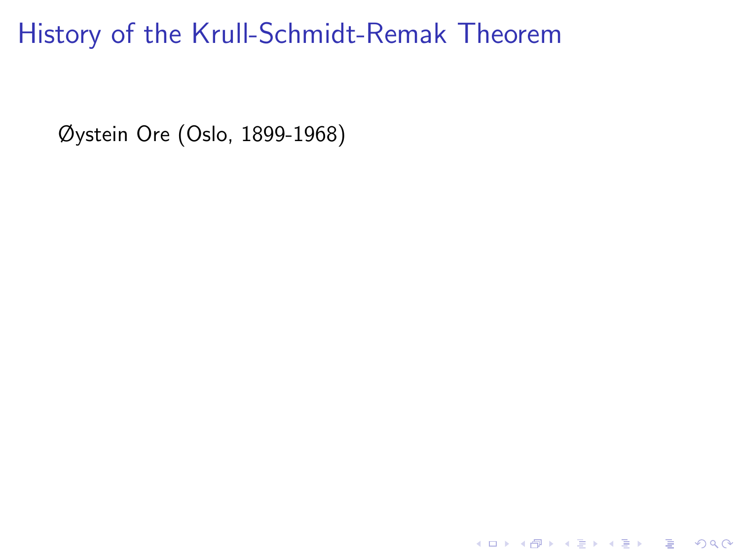# History of the Krull-Schmidt-Remak Theorem

Øystein Ore (Oslo, 1899-1968)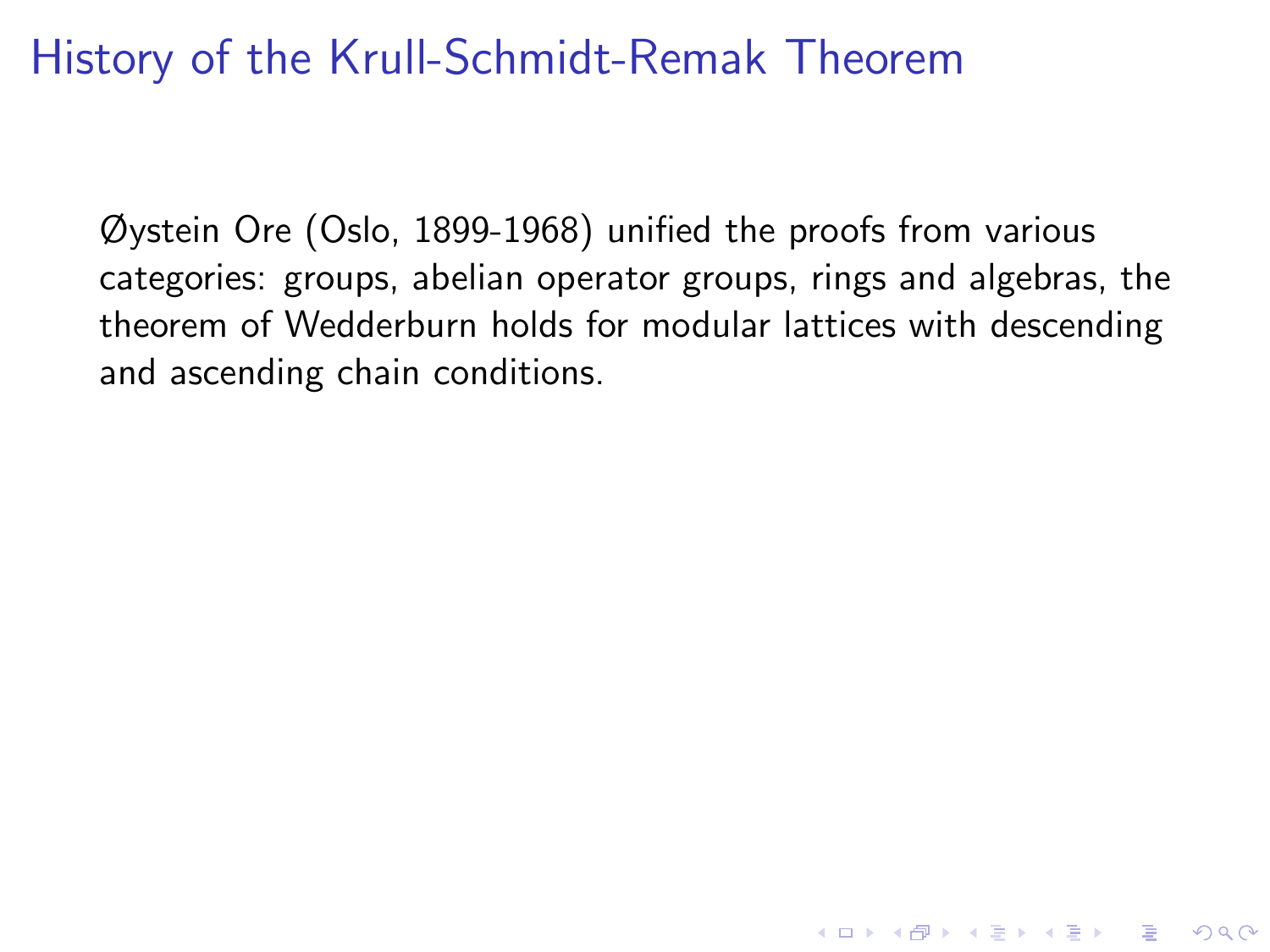# History of the Krull-Schmidt-Remak Theorem

Øystein Ore (Oslo, 1899-1968) unified the proofs from various categories: groups, abelian operator groups, rings and algebras, the theorem of Wedderburn holds for modular lattices with descending and ascending chain conditions.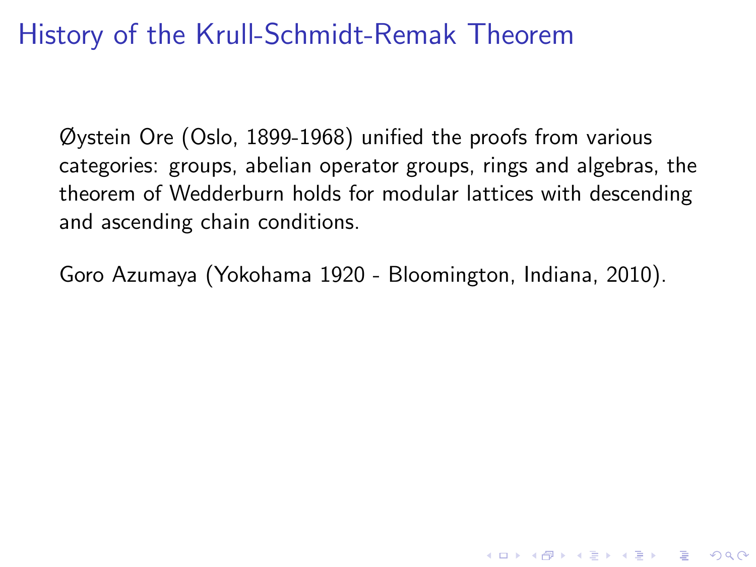# History of the Krull-Schmidt-Remak Theorem

Øystein Ore (Oslo, 1899-1968) unified the proofs from various categories: groups, abelian operator groups, rings and algebras, the theorem of Wedderburn holds for modular lattices with descending and ascending chain conditions.

Goro Azumaya (Yokohama 1920 - Bloomington, Indiana, 2010).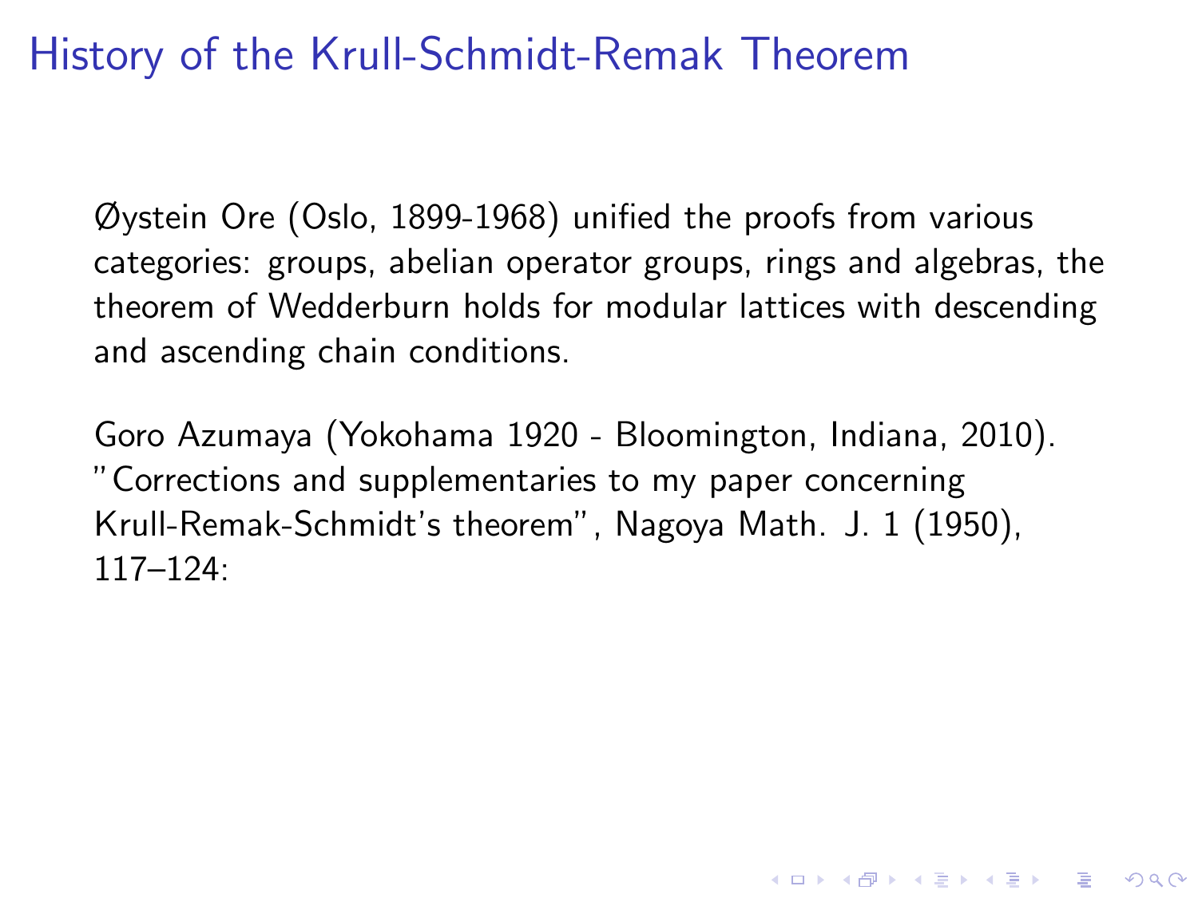# History of the Krull-Schmidt-Remak Theorem

Øystein Ore (Oslo, 1899-1968) unified the proofs from various categories: groups, abelian operator groups, rings and algebras, the theorem of Wedderburn holds for modular lattices with descending and ascending chain conditions.

Goro Azumaya (Yokohama 1920 - Bloomington, Indiana, 2010). "Corrections and supplementaries to my paper concerning Krull-Remak-Schmidt's theorem", Nagoya Math. J. 1 (1950), 117–124: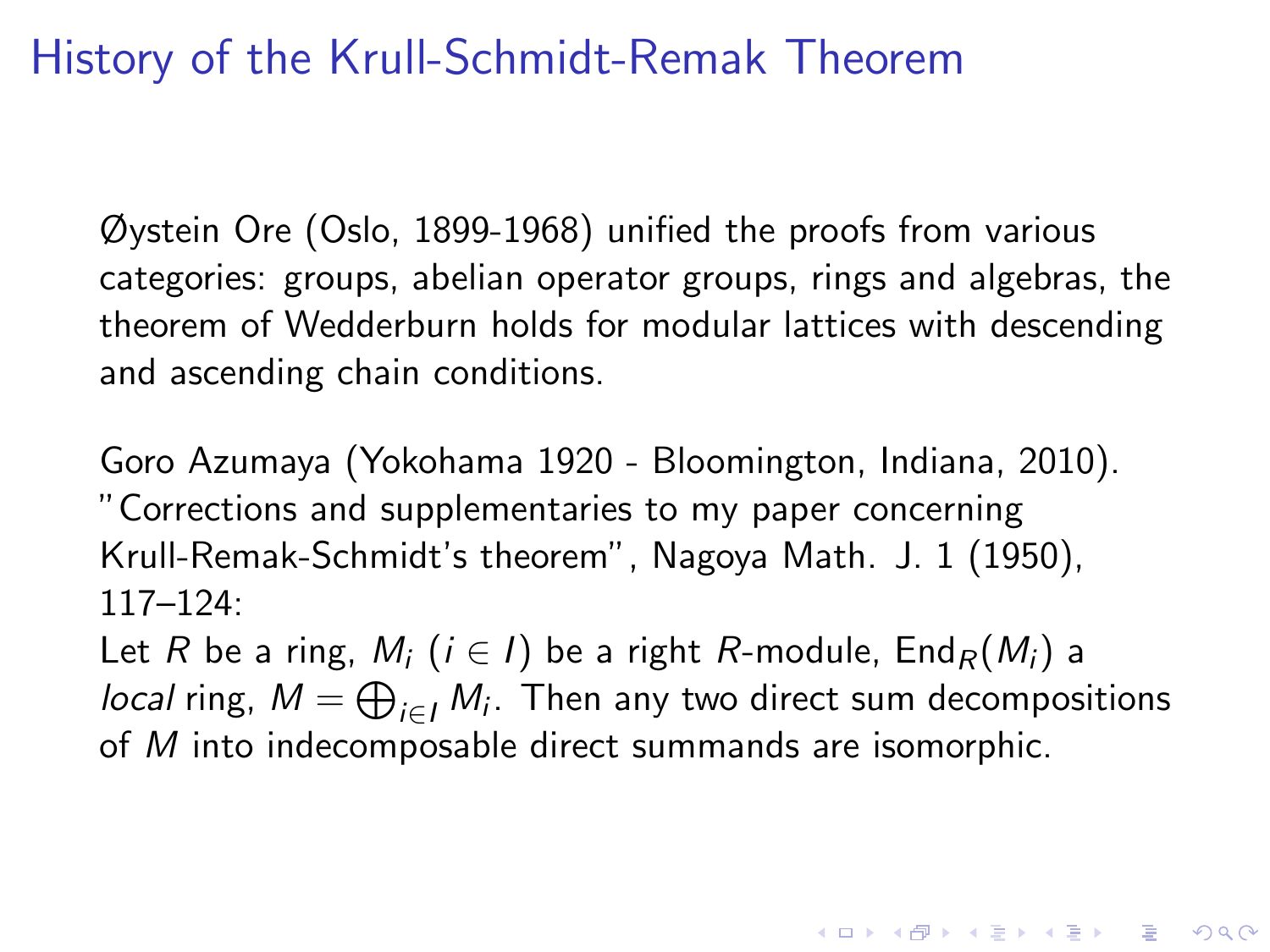# History of the Krull-Schmidt-Remak Theorem

Øystein Ore (Oslo, 1899-1968) unified the proofs from various categories: groups, abelian operator groups, rings and algebras, the theorem of Wedderburn holds for modular lattices with descending and ascending chain conditions.

Goro Azumaya (Yokohama 1920 - Bloomington, Indiana, 2010). "Corrections and supplementaries to my paper concerning Krull-Remak-Schmidt's theorem", Nagoya Math. J. 1 (1950), 117–124:
Let $R$ be a ring, $M_i$ ($i \in I$) be a right $R$-module, $\mathrm{End}_R(M_i)$ a *local* ring, $M = \bigoplus_{i \in I} M_i$. Then any two direct sum decompositions of $M$ into indecomposable direct summands are isomorphic.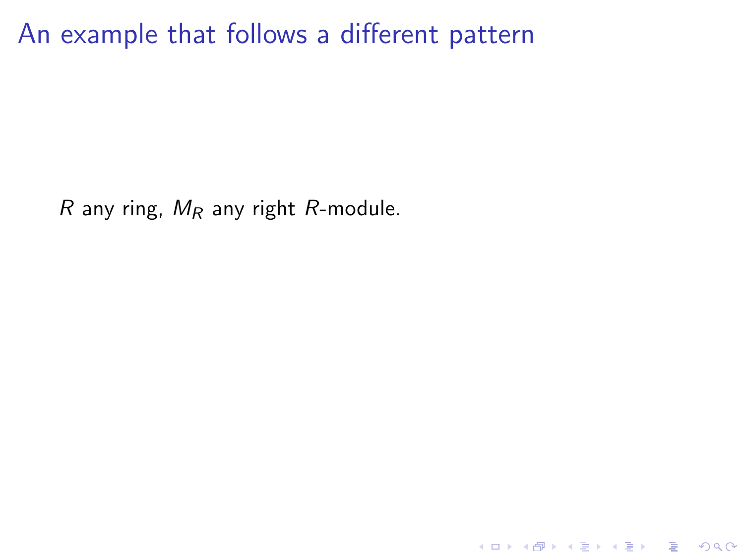# An example that follows a different pattern

$R$ any ring, $M_R$ any right $R$-module.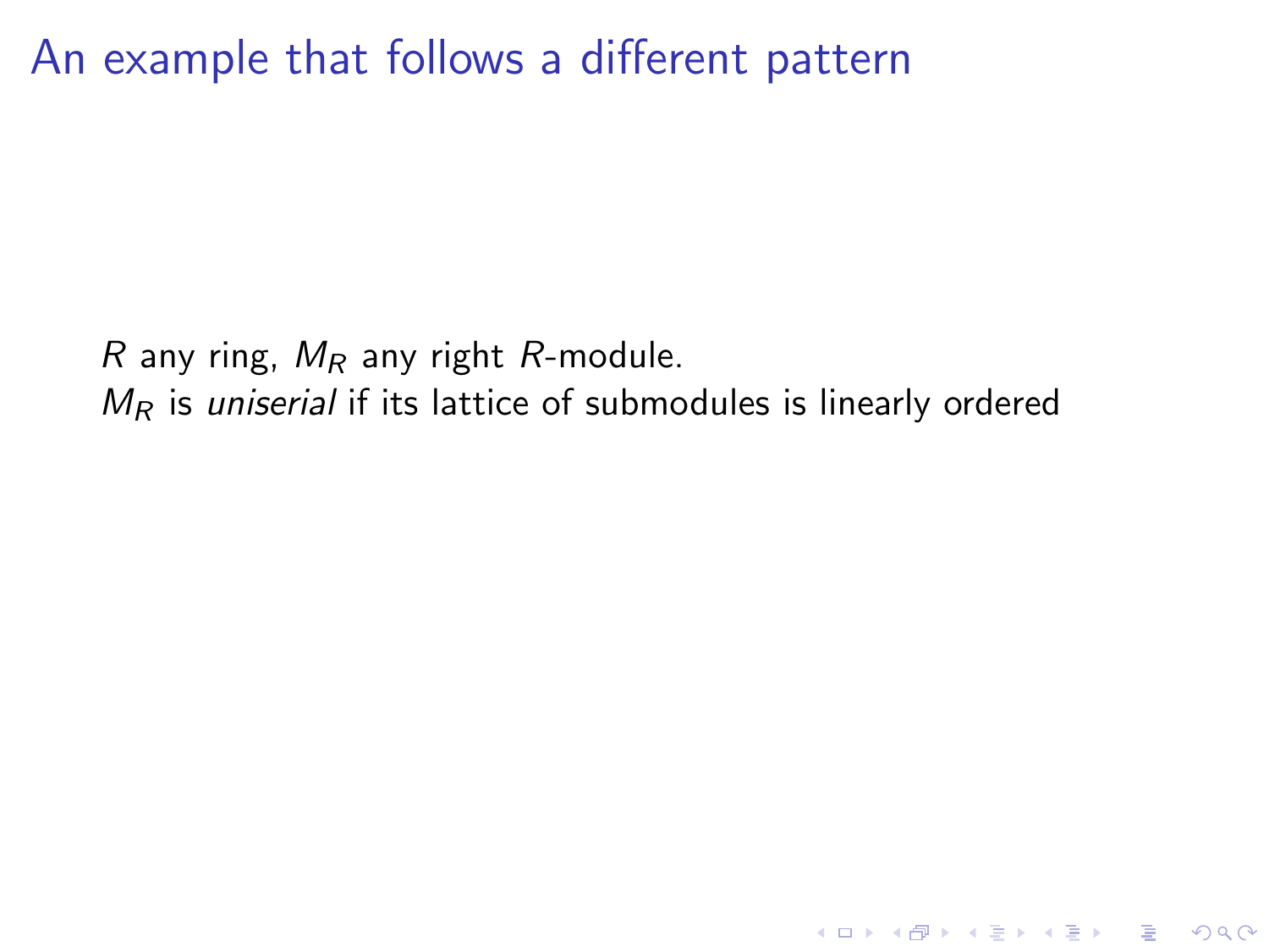# An example that follows a different pattern

$R$ any ring, $M_R$ any right $R$-module.
$M_R$ is *uniserial* if its lattice of submodules is linearly ordered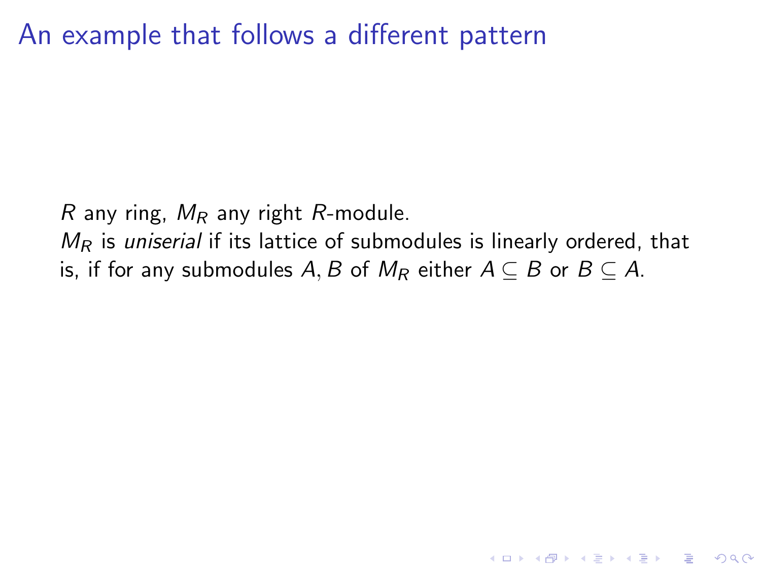# An example that follows a different pattern

$R$ any ring, $M_R$ any right $R$-module.
$M_R$ is *uniserial* if its lattice of submodules is linearly ordered, that is, if for any submodules $A, B$ of $M_R$ either $A \subseteq B$ or $B \subseteq A$.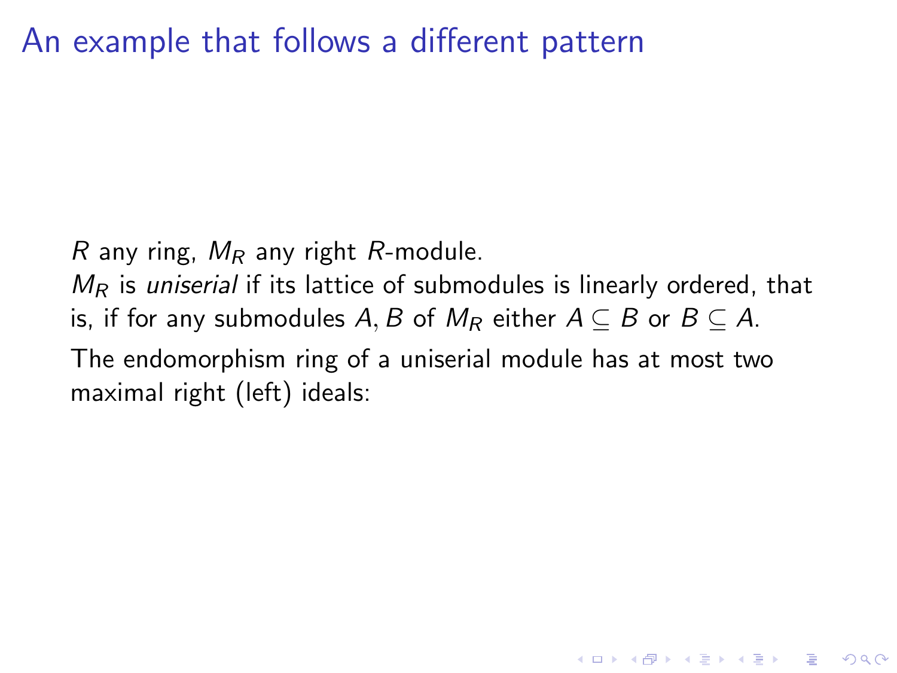# An example that follows a different pattern

$R$ any ring, $M_R$ any right $R$-module.

$M_R$ is *uniserial* if its lattice of submodules is linearly ordered, that is, if for any submodules $A, B$ of $M_R$ either $A \subseteq B$ or $B \subseteq A$.

The endomorphism ring of a uniserial module has at most two maximal right (left) ideals: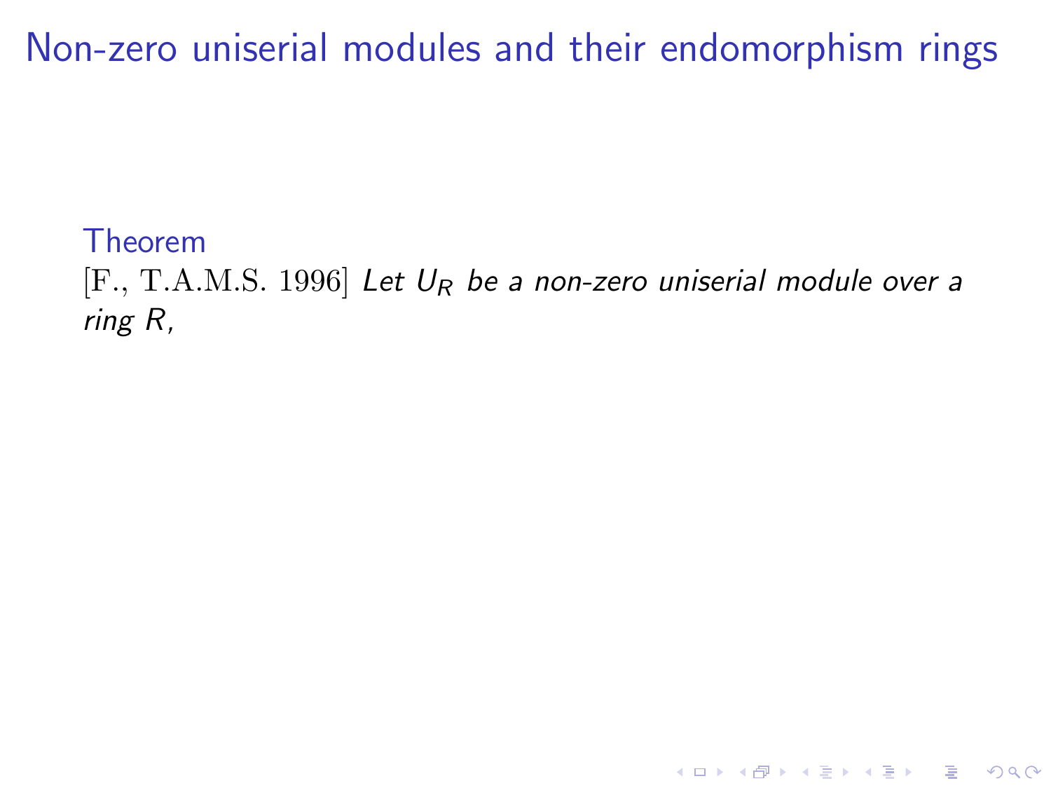# Non-zero uniserial modules and their endomorphism rings

**Theorem**

[F., T.A.M.S. 1996] *Let $U_R$ be a non-zero uniserial module over a ring $R$,*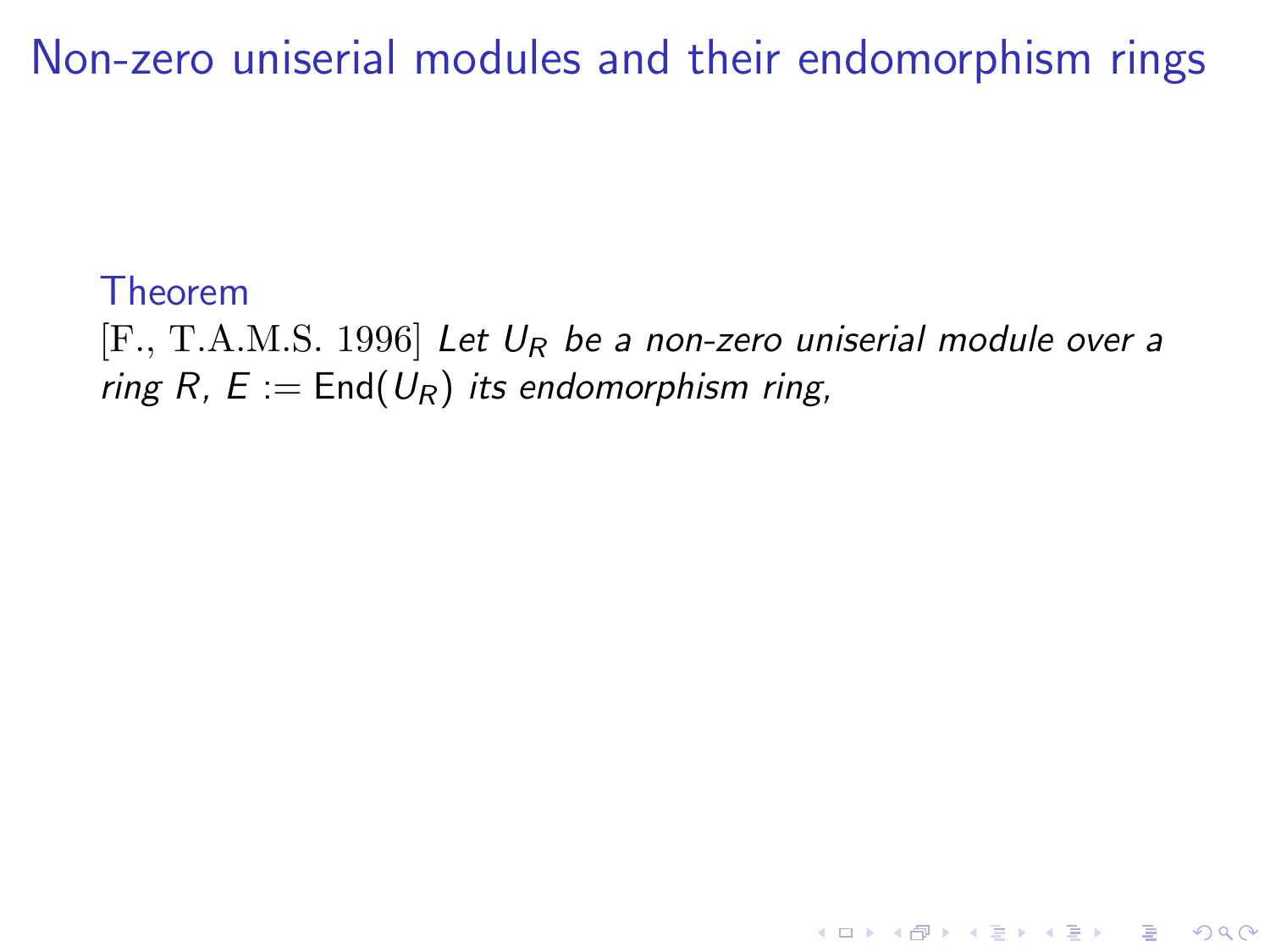# Non-zero uniserial modules and their endomorphism rings

**Theorem**

[F., T.A.M.S. 1996] *Let $U_R$ be a non-zero uniserial module over a ring $R$, $E := \mathrm{End}(U_R)$ its endomorphism ring,*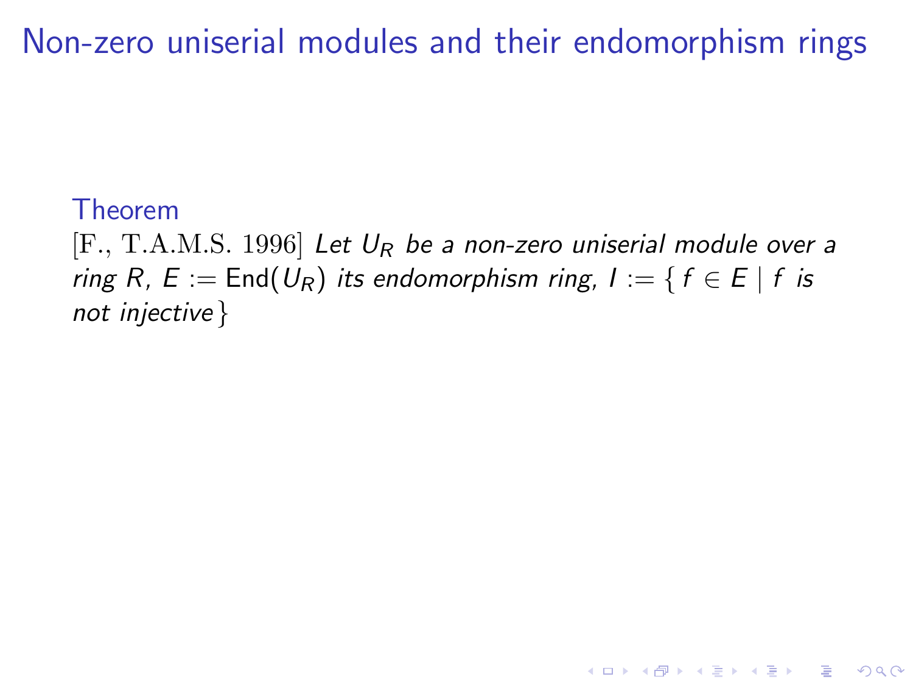# Non-zero uniserial modules and their endomorphism rings

**Theorem**

[F., T.A.M.S. 1996] *Let $U_R$ be a non-zero uniserial module over a ring $R$, $E := \mathrm{End}(U_R)$ its endomorphism ring, $I := \{ f \in E \mid f$ is not injective$\}$*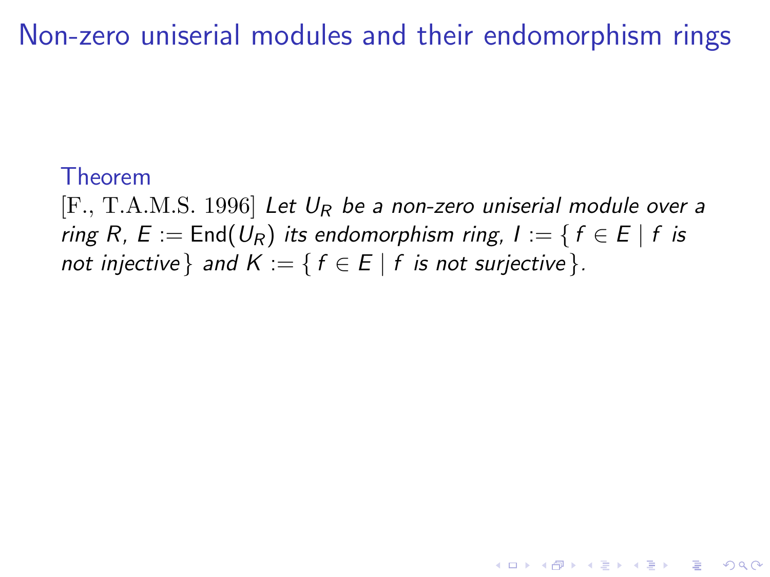# Non-zero uniserial modules and their endomorphism rings

**Theorem**

[F., T.A.M.S. 1996] *Let $U_R$ be a non-zero uniserial module over a ring $R$, $E := \mathrm{End}(U_R)$ its endomorphism ring, $I := \{ f \in E \mid f$ is not injective$\}$ and $K := \{ f \in E \mid f$ is not surjective$\}$.*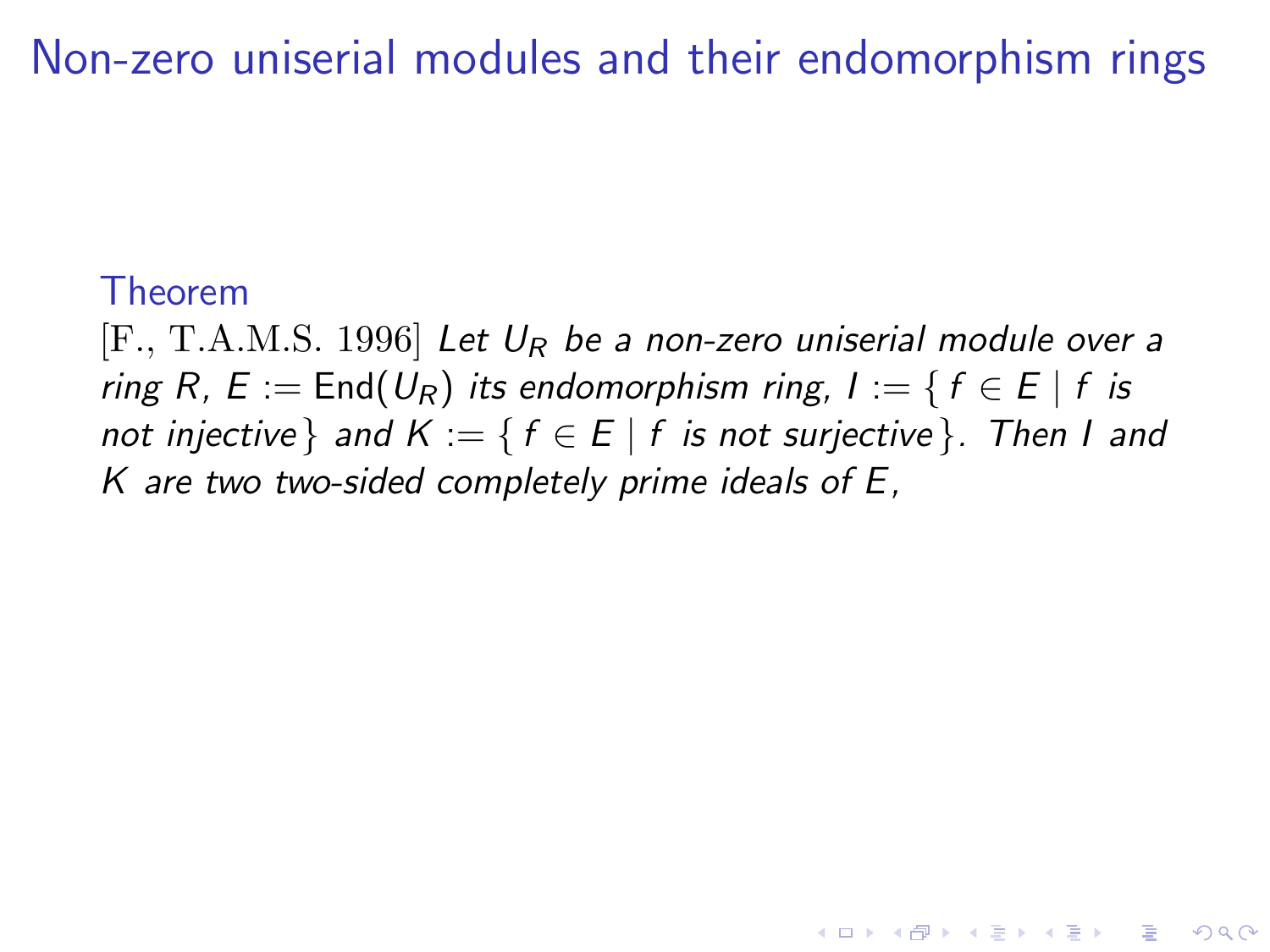# Non-zero uniserial modules and their endomorphism rings

Theorem

[F., T.A.M.S. 1996] *Let $U_R$ be a non-zero uniserial module over a ring $R$, $E := \mathrm{End}(U_R)$ its endomorphism ring, $I := \{ f \in E \mid f$ is not injective$\}$ and $K := \{ f \in E \mid f$ is not surjective$\}$. Then $I$ and $K$ are two two-sided completely prime ideals of $E$,*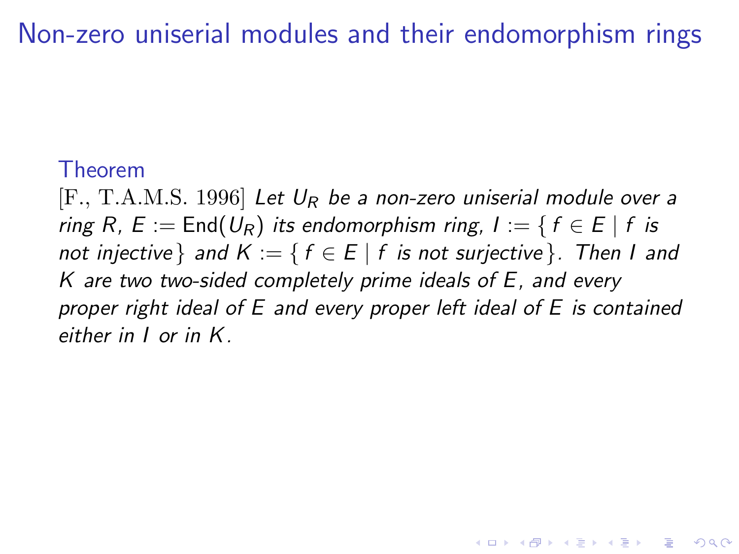# Non-zero uniserial modules and their endomorphism rings

**Theorem**

[F., T.A.M.S. 1996] *Let $U_R$ be a non-zero uniserial module over a ring $R$, $E := \mathrm{End}(U_R)$ its endomorphism ring, $I := \{ f \in E \mid f$ is not injective$\}$ and $K := \{ f \in E \mid f$ is not surjective$\}$. Then $I$ and $K$ are two two-sided completely prime ideals of $E$, and every proper right ideal of $E$ and every proper left ideal of $E$ is contained either in $I$ or in $K$.*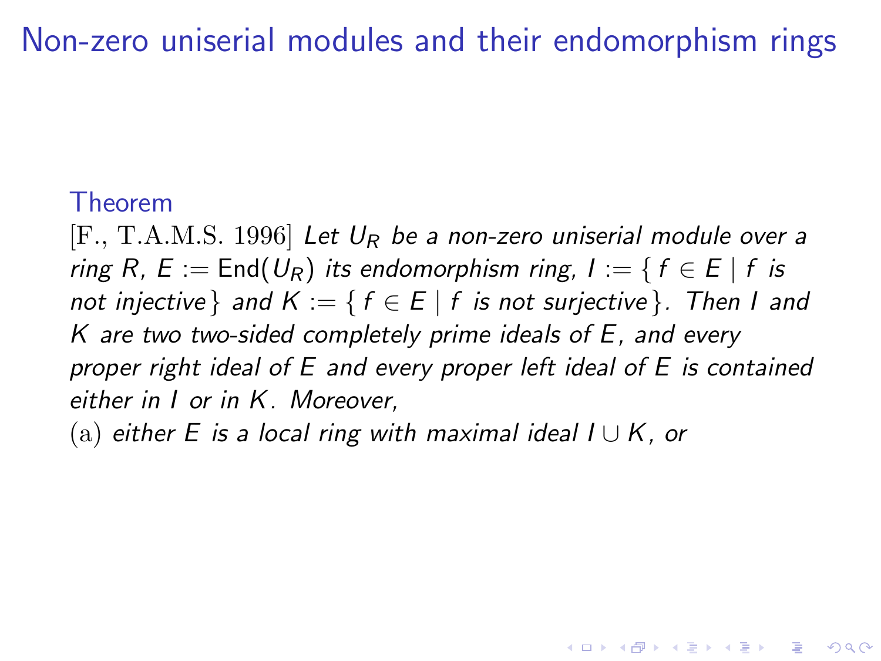# Non-zero uniserial modules and their endomorphism rings

**Theorem**

[F., T.A.M.S. 1996] *Let $U_R$ be a non-zero uniserial module over a ring $R$, $E := \mathrm{End}(U_R)$ its endomorphism ring, $I := \{ f \in E \mid f$ is not injective$\}$ and $K := \{ f \in E \mid f$ is not surjective$\}$. Then $I$ and $K$ are two two-sided completely prime ideals of $E$, and every proper right ideal of $E$ and every proper left ideal of $E$ is contained either in $I$ or in $K$. Moreover,*

(a) *either $E$ is a local ring with maximal ideal $I \cup K$, or*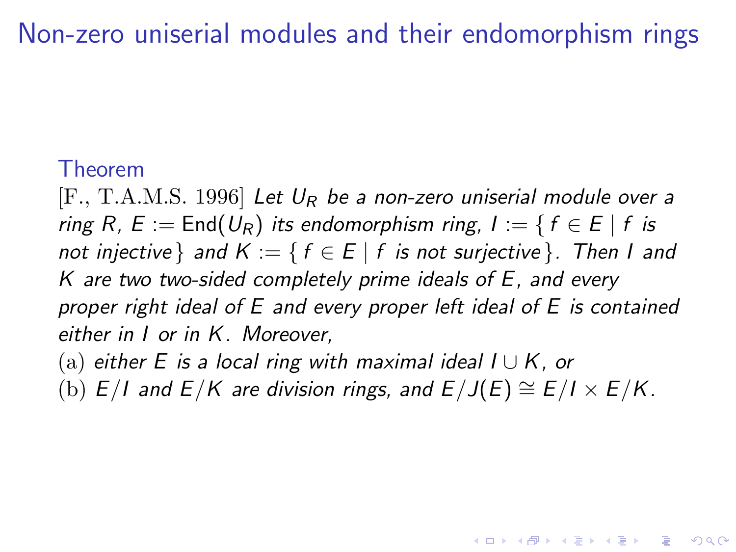# Non-zero uniserial modules and their endomorphism rings

**Theorem**

[F., T.A.M.S. 1996] *Let $U_R$ be a non-zero uniserial module over a ring $R$, $E := \mathrm{End}(U_R)$ its endomorphism ring, $I := \{ f \in E \mid f$ is not injective$\}$ and $K := \{ f \in E \mid f$ is not surjective$\}$. Then $I$ and $K$ are two two-sided completely prime ideals of $E$, and every proper right ideal of $E$ and every proper left ideal of $E$ is contained either in $I$ or in $K$. Moreover,*

(a) *either $E$ is a local ring with maximal ideal $I \cup K$, or*

(b) *$E/I$ and $E/K$ are division rings, and $E/J(E) \cong E/I \times E/K$.*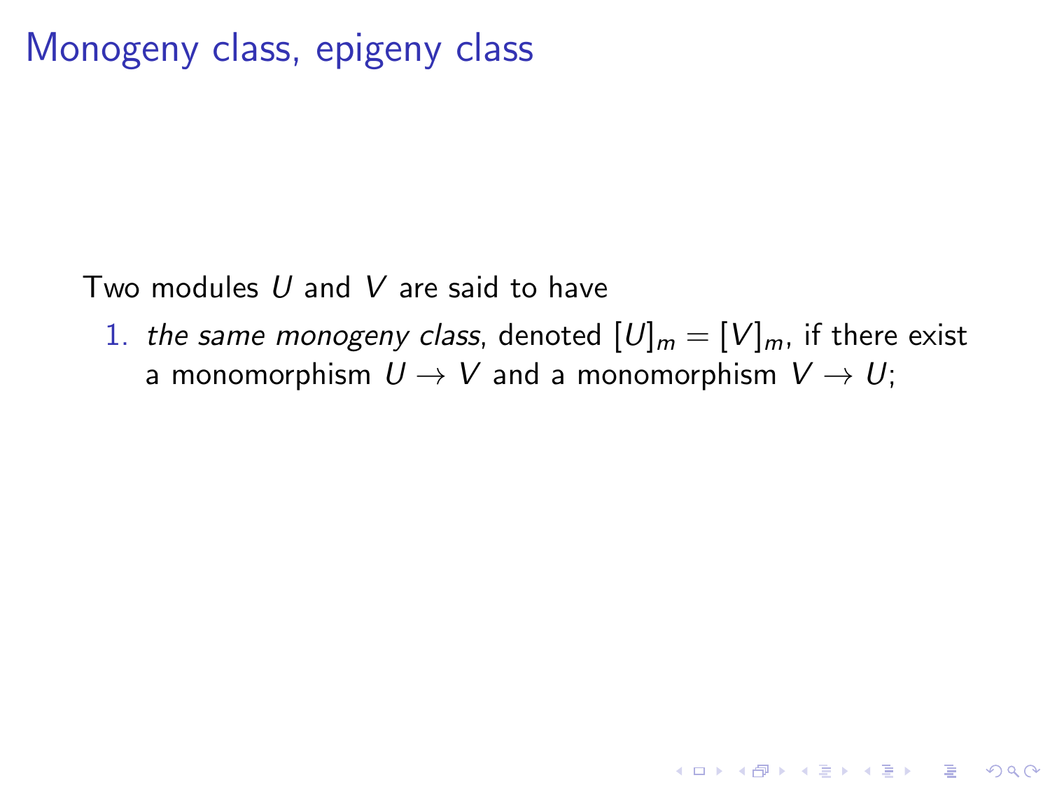# Monogeny class, epigeny class

Two modules $U$ and $V$ are said to have

1. *the same monogeny class*, denoted $[U]_m = [V]_m$, if there exist a monomorphism $U \to V$ and a monomorphism $V \to U$;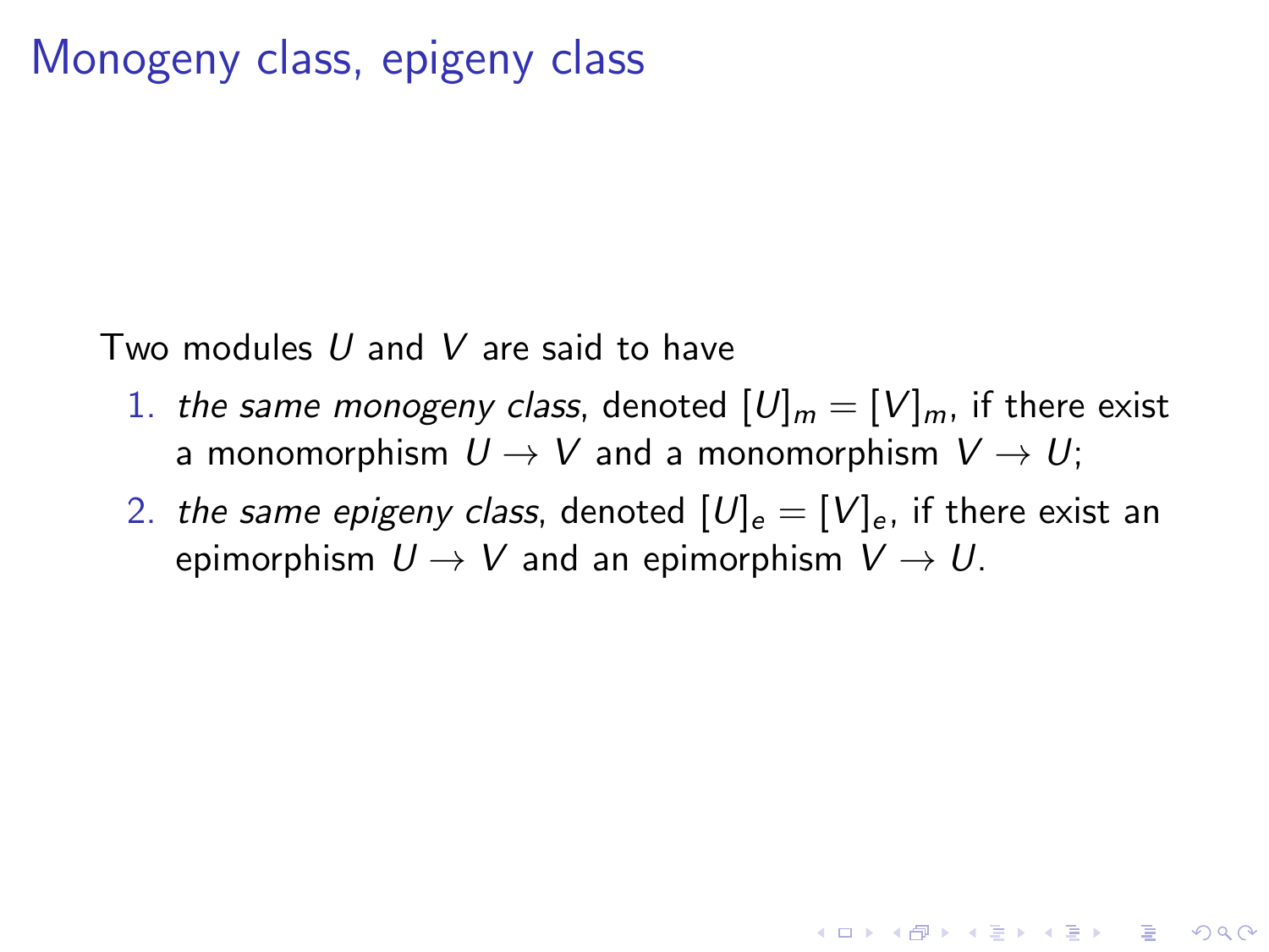# Monogeny class, epigeny class

Two modules $U$ and $V$ are said to have

1. *the same monogeny class*, denoted $[U]_m = [V]_m$, if there exist a monomorphism $U \to V$ and a monomorphism $V \to U$;
2. *the same epigeny class*, denoted $[U]_e = [V]_e$, if there exist an epimorphism $U \to V$ and an epimorphism $V \to U$.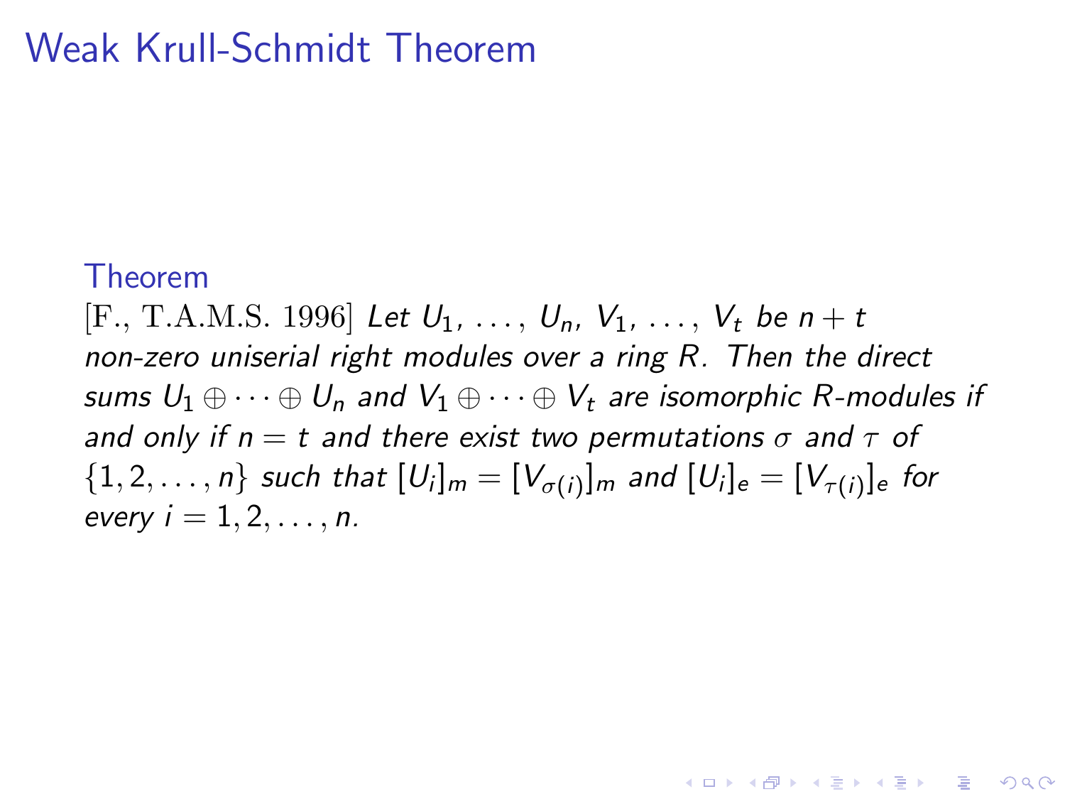# Weak Krull-Schmidt Theorem

**Theorem**

[F., T.A.M.S. 1996] *Let $U_1, \ldots, U_n$, $V_1, \ldots, V_t$ be $n+t$ non-zero uniserial right modules over a ring $R$. Then the direct sums $U_1 \oplus \cdots \oplus U_n$ and $V_1 \oplus \cdots \oplus V_t$ are isomorphic $R$-modules if and only if $n = t$ and there exist two permutations $\sigma$ and $\tau$ of $\{1, 2, \ldots, n\}$ such that $[U_i]_m = [V_{\sigma(i)}]_m$ and $[U_i]_e = [V_{\tau(i)}]_e$ for every $i = 1, 2, \ldots, n$.*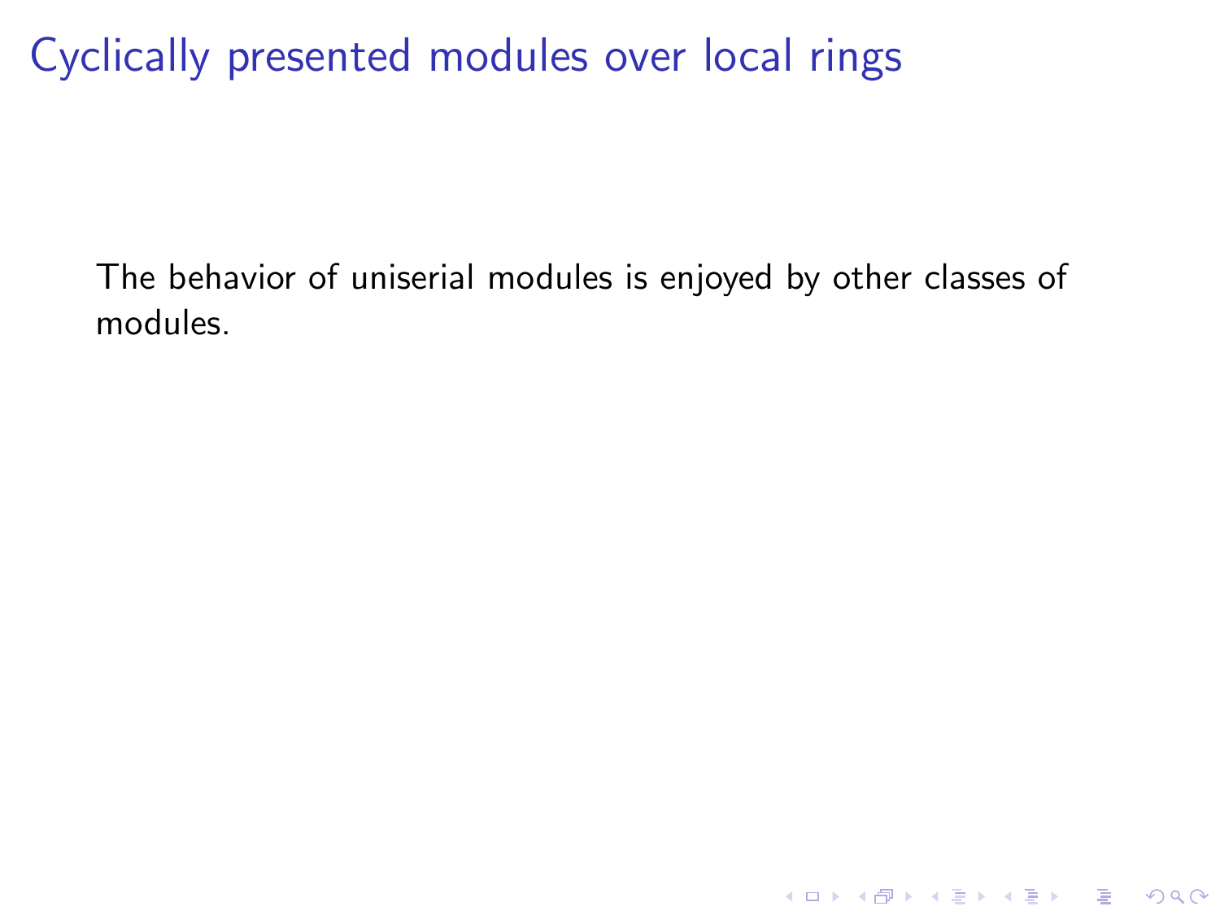# Cyclically presented modules over local rings

The behavior of uniserial modules is enjoyed by other classes of modules.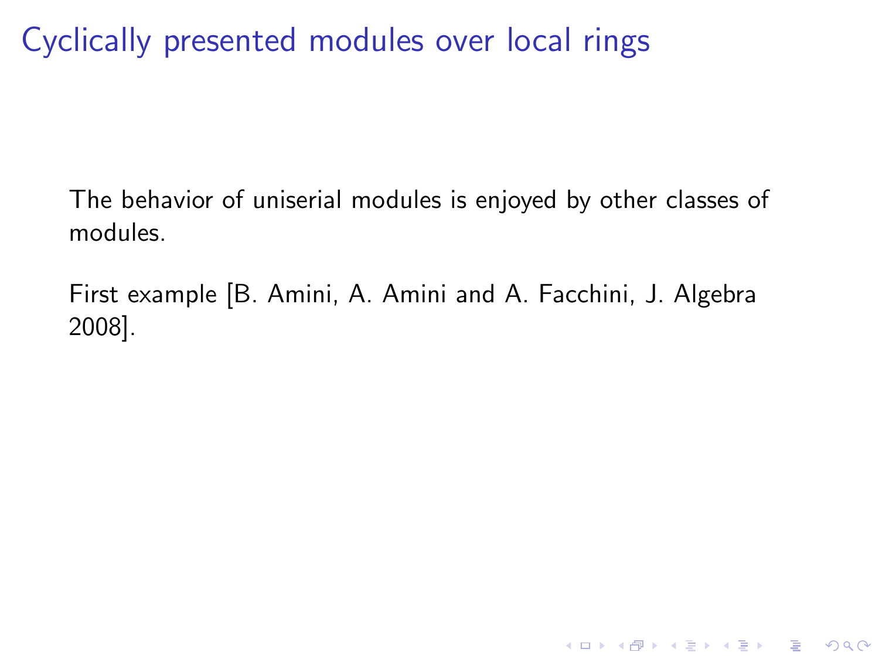# Cyclically presented modules over local rings

The behavior of uniserial modules is enjoyed by other classes of modules.

First example [B. Amini, A. Amini and A. Facchini, J. Algebra 2008].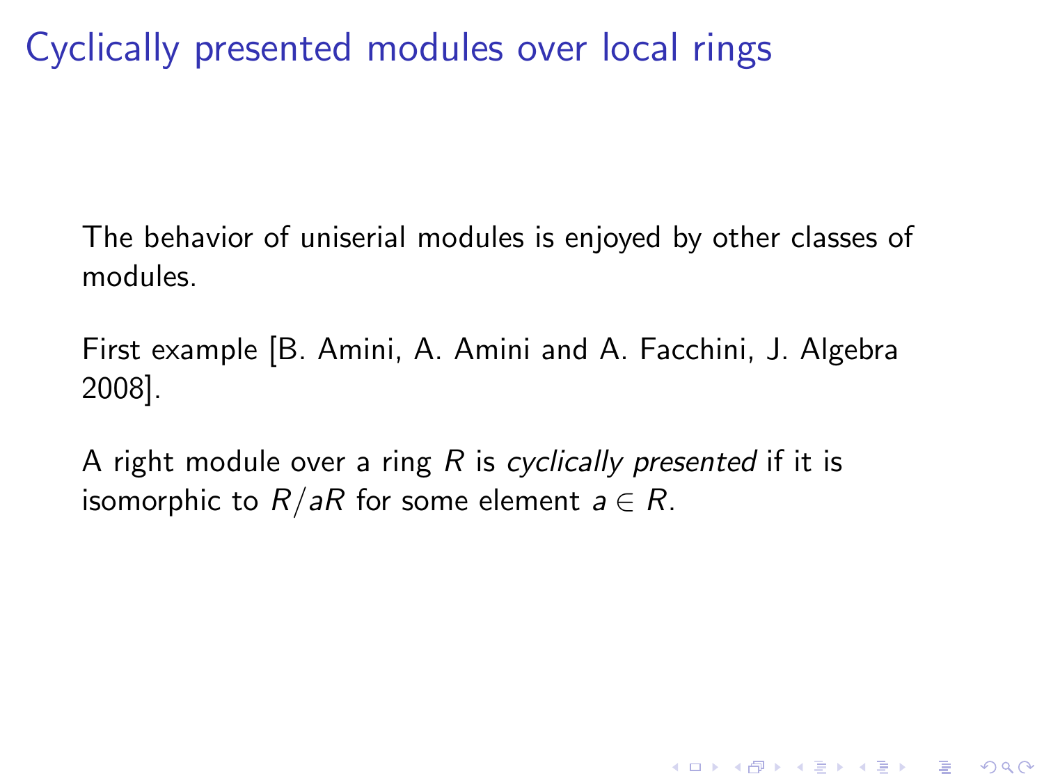# Cyclically presented modules over local rings

The behavior of uniserial modules is enjoyed by other classes of modules.

First example [B. Amini, A. Amini and A. Facchini, J. Algebra 2008].

A right module over a ring $R$ is *cyclically presented* if it is isomorphic to $R/aR$ for some element $a \in R$.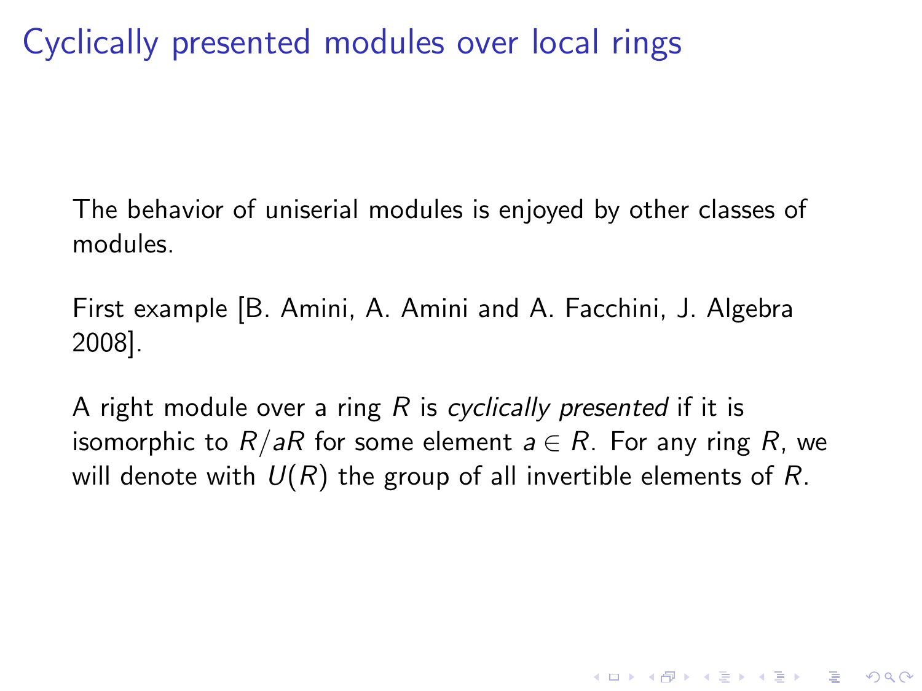# Cyclically presented modules over local rings

The behavior of uniserial modules is enjoyed by other classes of modules.

First example [B. Amini, A. Amini and A. Facchini, J. Algebra 2008].

A right module over a ring $R$ is *cyclically presented* if it is isomorphic to $R/aR$ for some element $a \in R$. For any ring $R$, we will denote with $U(R)$ the group of all invertible elements of $R$.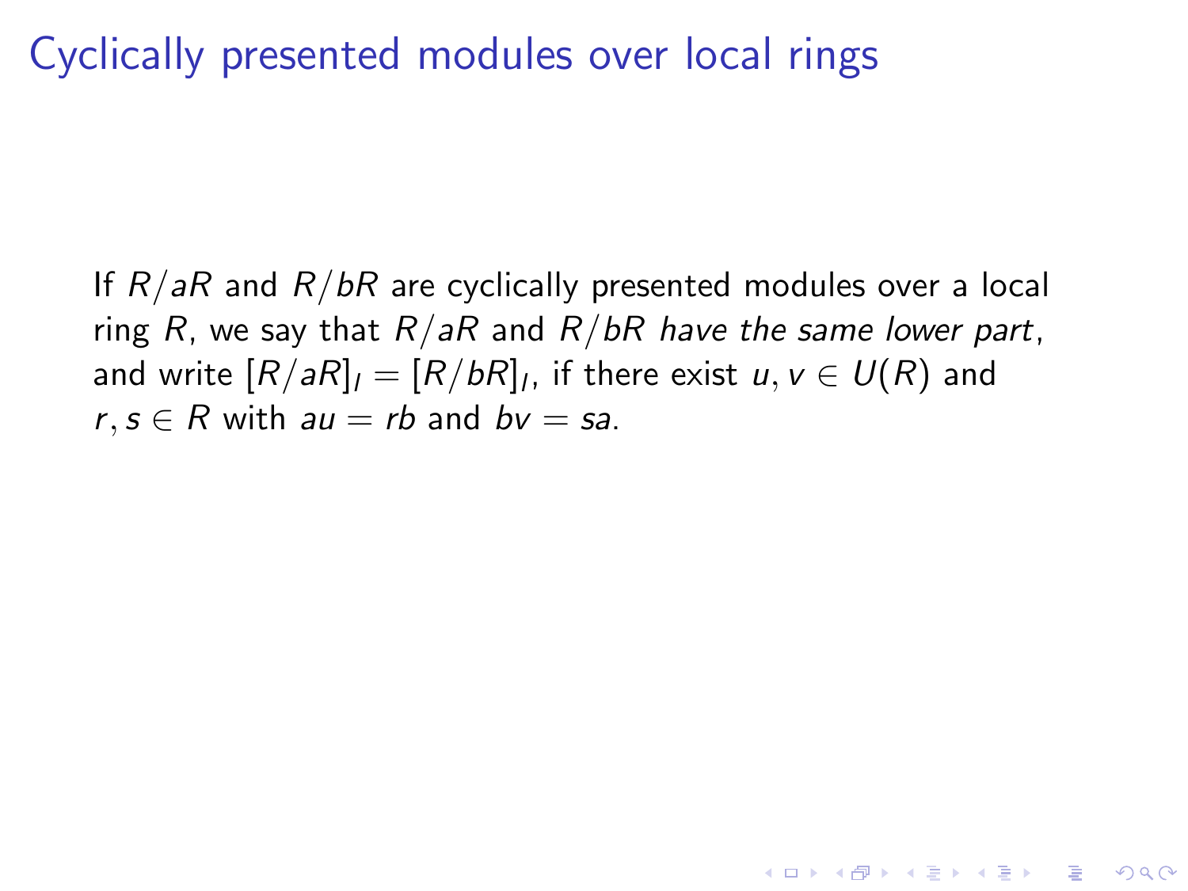# Cyclically presented modules over local rings

If $R/aR$ and $R/bR$ are cyclically presented modules over a local ring $R$, we say that $R/aR$ and $R/bR$ *have the same lower part*, and write $[R/aR]_l = [R/bR]_l$, if there exist $u, v \in U(R)$ and $r, s \in R$ with $au = rb$ and $bv = sa$.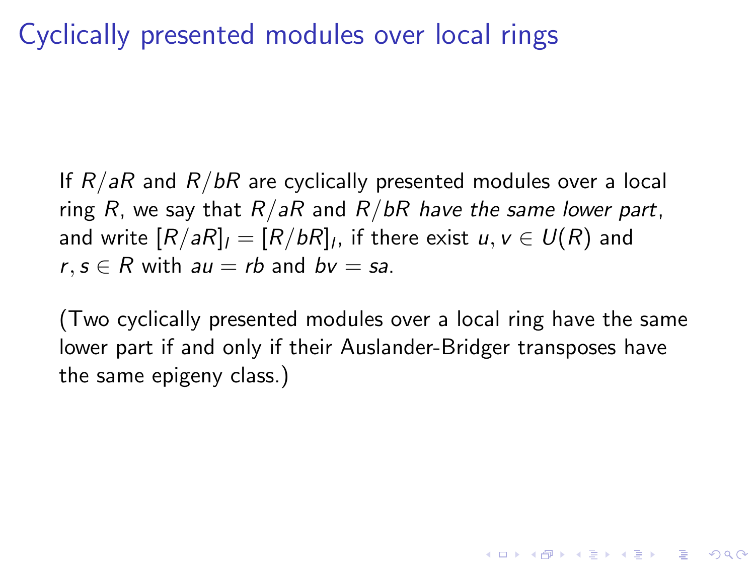# Cyclically presented modules over local rings

If $R/aR$ and $R/bR$ are cyclically presented modules over a local ring $R$, we say that $R/aR$ and $R/bR$ *have the same lower part*, and write $[R/aR]_l = [R/bR]_l$, if there exist $u, v \in U(R)$ and $r, s \in R$ with $au = rb$ and $bv = sa$.

(Two cyclically presented modules over a local ring have the same lower part if and only if their Auslander-Bridger transposes have the same epigeny class.)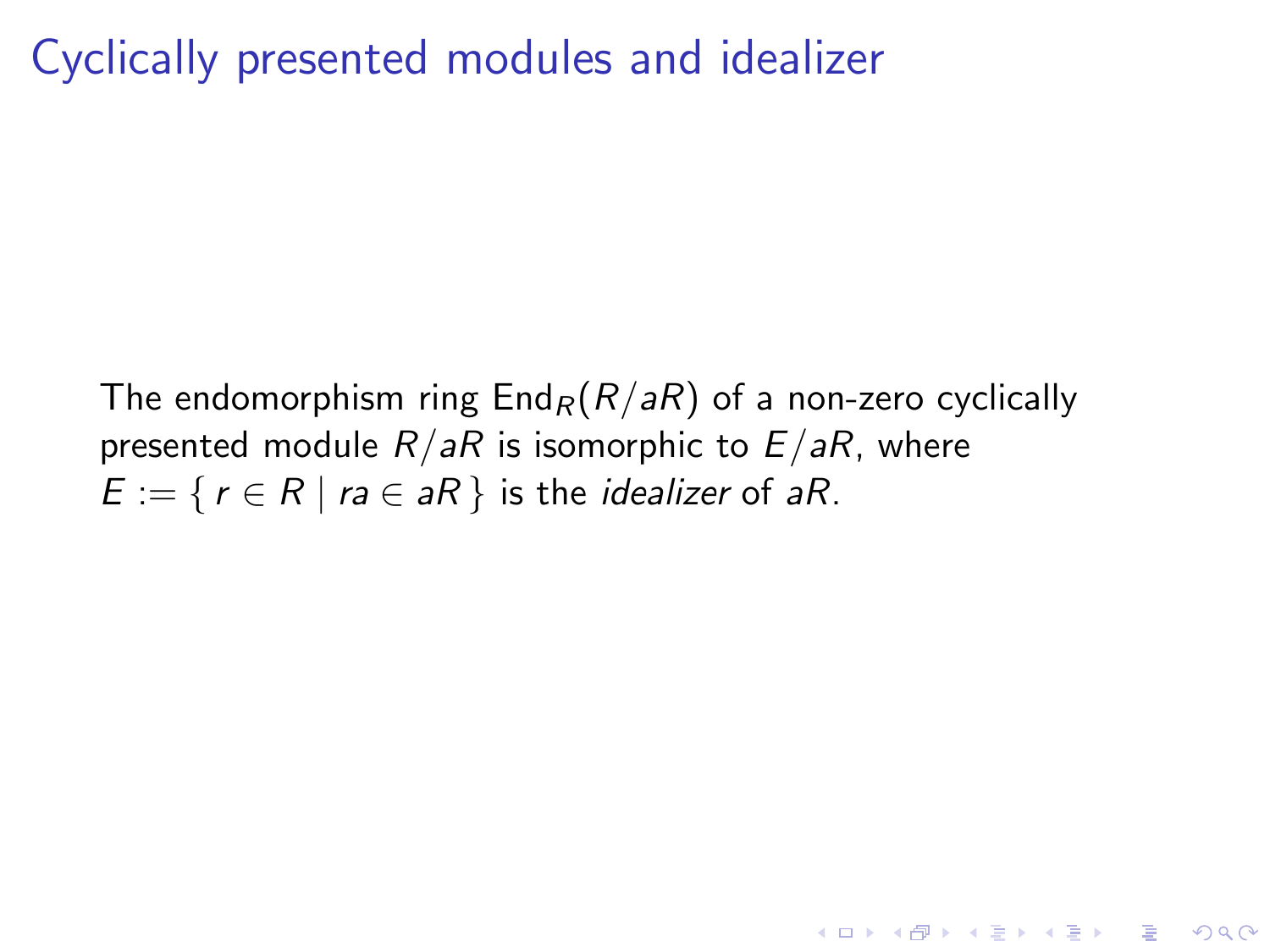# Cyclically presented modules and idealizer

The endomorphism ring $\mathrm{End}_R(R/aR)$ of a non-zero cyclically presented module $R/aR$ is isomorphic to $E/aR$, where $E := \{ r \in R \mid ra \in aR \}$ is the *idealizer* of $aR$.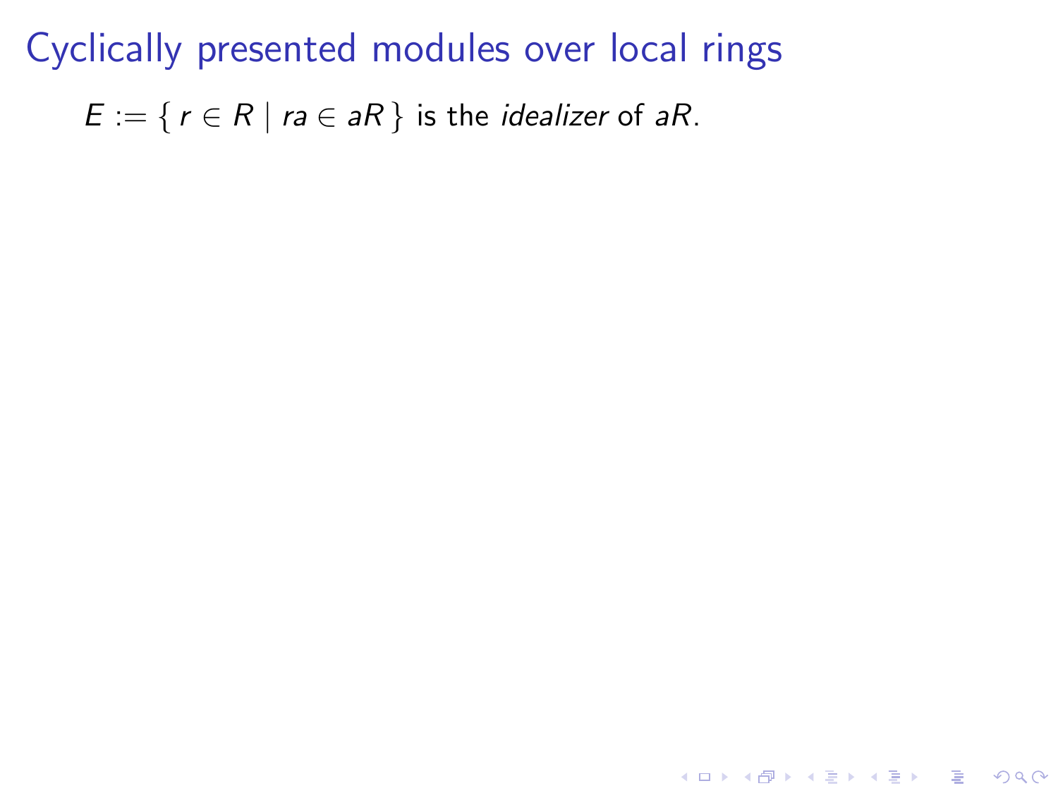# Cyclically presented modules over local rings

$E := \{ r \in R \mid ra \in aR \}$ is the *idealizer* of $aR$.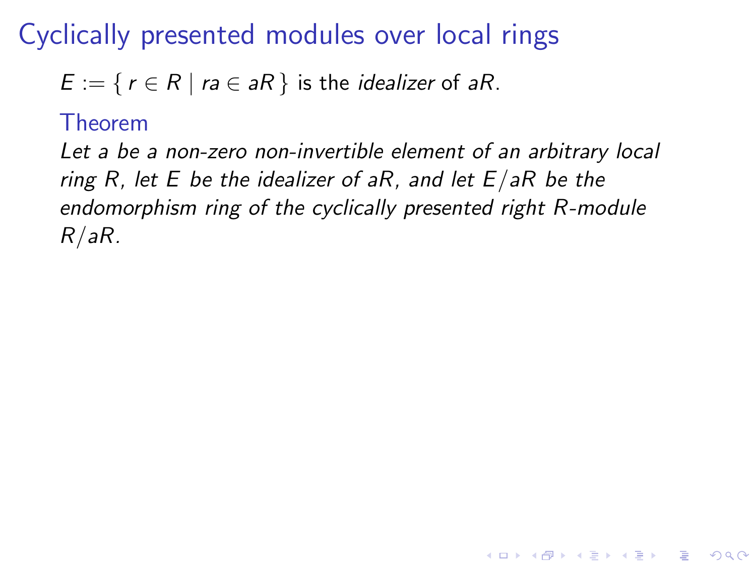# Cyclically presented modules over local rings

$E := \{ r \in R \mid ra \in aR \}$ is the *idealizer* of $aR$.

**Theorem**

*Let $a$ be a non-zero non-invertible element of an arbitrary local ring $R$, let $E$ be the idealizer of $aR$, and let $E/aR$ be the endomorphism ring of the cyclically presented right $R$-module $R/aR$.*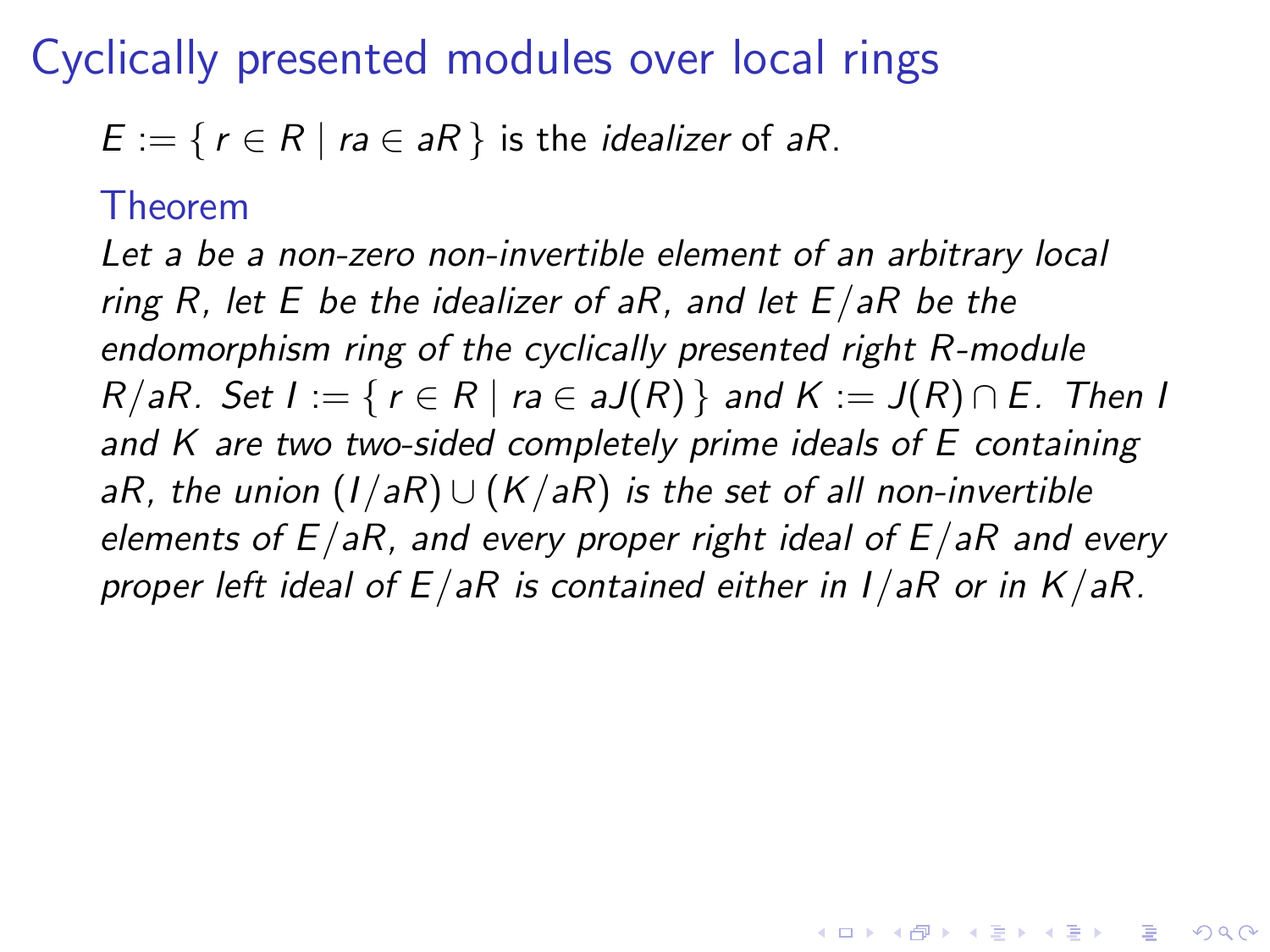# Cyclically presented modules over local rings

$E := \{ r \in R \mid ra \in aR \}$ is the *idealizer* of $aR$.

### Theorem

*Let $a$ be a non-zero non-invertible element of an arbitrary local ring $R$, let $E$ be the idealizer of $aR$, and let $E/aR$ be the endomorphism ring of the cyclically presented right $R$-module $R/aR$. Set $I := \{ r \in R \mid ra \in aJ(R) \}$ and $K := J(R) \cap E$. Then $I$ and $K$ are two two-sided completely prime ideals of $E$ containing $aR$, the union $(I/aR) \cup (K/aR)$ is the set of all non-invertible elements of $E/aR$, and every proper right ideal of $E/aR$ and every proper left ideal of $E/aR$ is contained either in $I/aR$ or in $K/aR$.*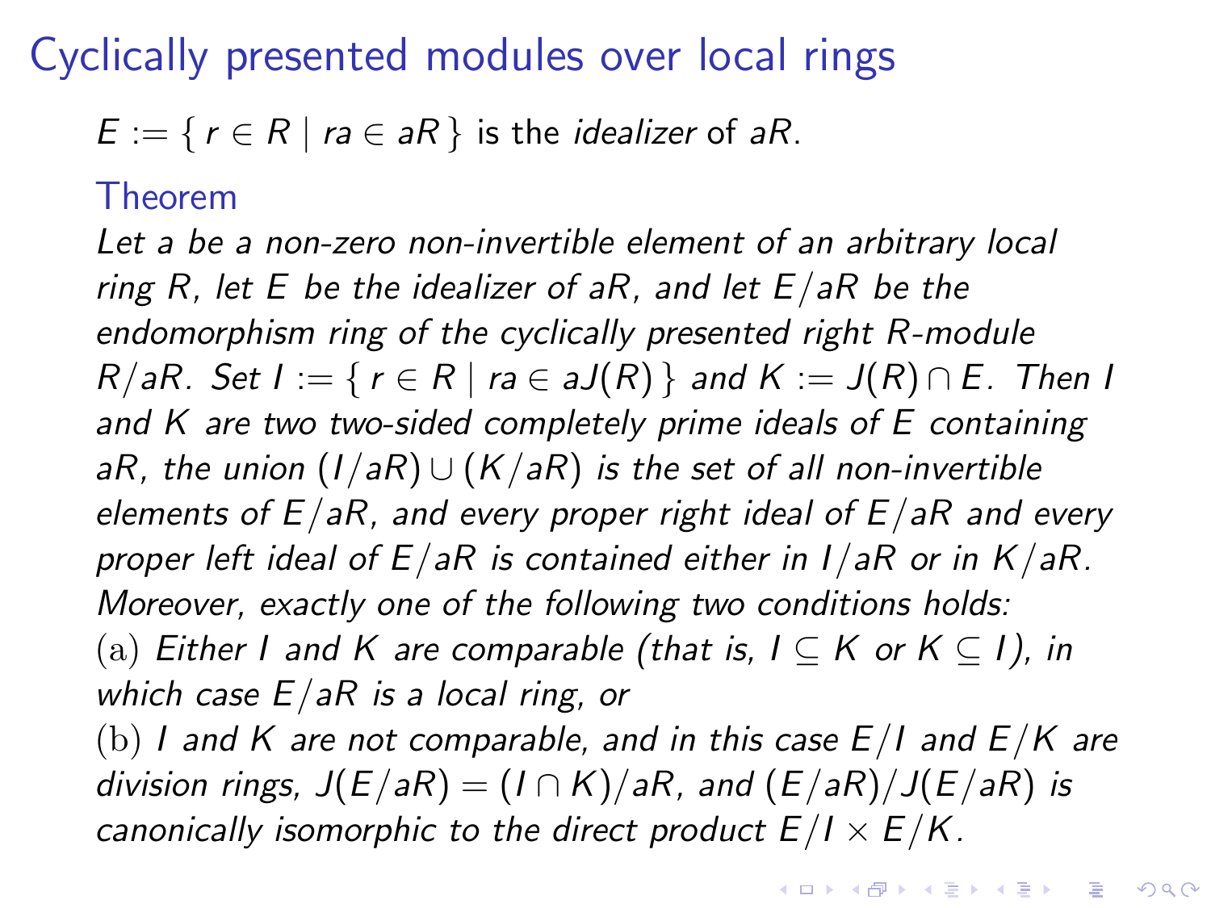# Cyclically presented modules over local rings

$E := \{ r \in R \mid ra \in aR \}$ is the *idealizer* of $aR$.

### Theorem

*Let $a$ be a non-zero non-invertible element of an arbitrary local ring $R$, let $E$ be the idealizer of $aR$, and let $E/aR$ be the endomorphism ring of the cyclically presented right $R$-module $R/aR$. Set $I := \{ r \in R \mid ra \in aJ(R) \}$ and $K := J(R) \cap E$. Then $I$ and $K$ are two two-sided completely prime ideals of $E$ containing $aR$, the union $(I/aR) \cup (K/aR)$ is the set of all non-invertible elements of $E/aR$, and every proper right ideal of $E/aR$ and every proper left ideal of $E/aR$ is contained either in $I/aR$ or in $K/aR$. Moreover, exactly one of the following two conditions holds:*

(a) *Either $I$ and $K$ are comparable (that is, $I \subseteq K$ or $K \subseteq I$), in which case $E/aR$ is a local ring, or*

(b) *$I$ and $K$ are not comparable, and in this case $E/I$ and $E/K$ are division rings, $J(E/aR) = (I \cap K)/aR$, and $(E/aR)/J(E/aR)$ is canonically isomorphic to the direct product $E/I \times E/K$.*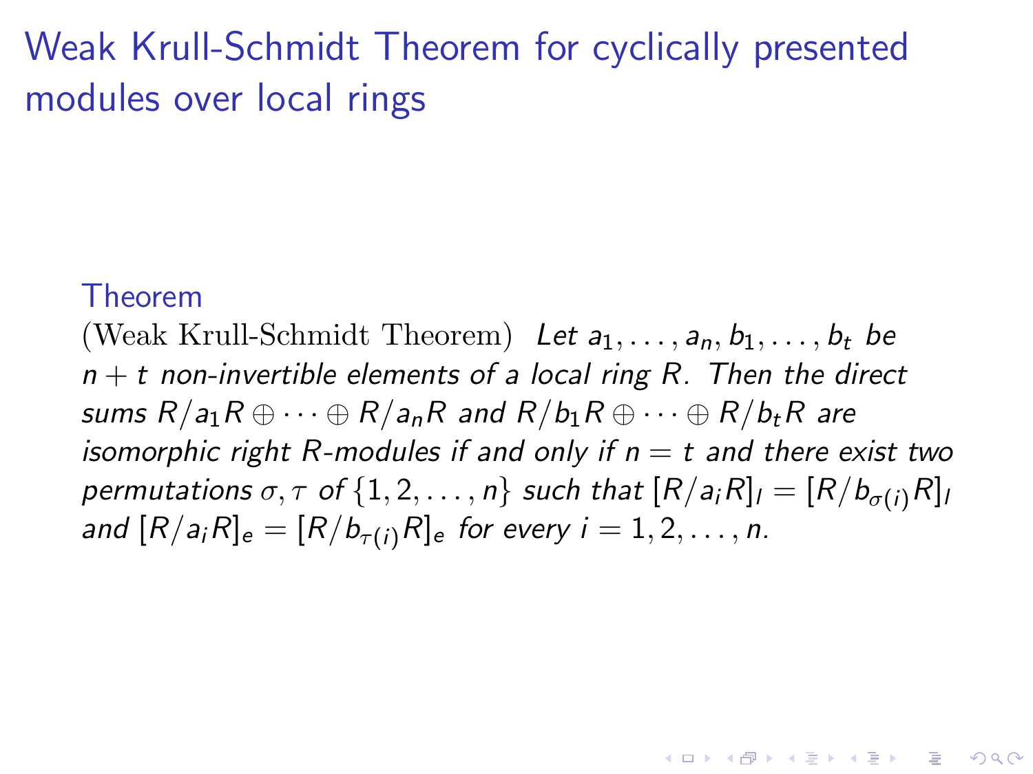# Weak Krull-Schmidt Theorem for cyclically presented modules over local rings

**Theorem**

(Weak Krull-Schmidt Theorem) *Let $a_1, \dots, a_n, b_1, \dots, b_t$ be $n + t$ non-invertible elements of a local ring $R$. Then the direct sums $R/a_1R \oplus \cdots \oplus R/a_nR$ and $R/b_1R \oplus \cdots \oplus R/b_tR$ are isomorphic right $R$-modules if and only if $n = t$ and there exist two permutations $\sigma, \tau$ of $\{1, 2, \dots, n\}$ such that $[R/a_iR]_l = [R/b_{\sigma(i)}R]_l$ and $[R/a_iR]_e = [R/b_{\tau(i)}R]_e$ for every $i = 1, 2, \dots, n$.*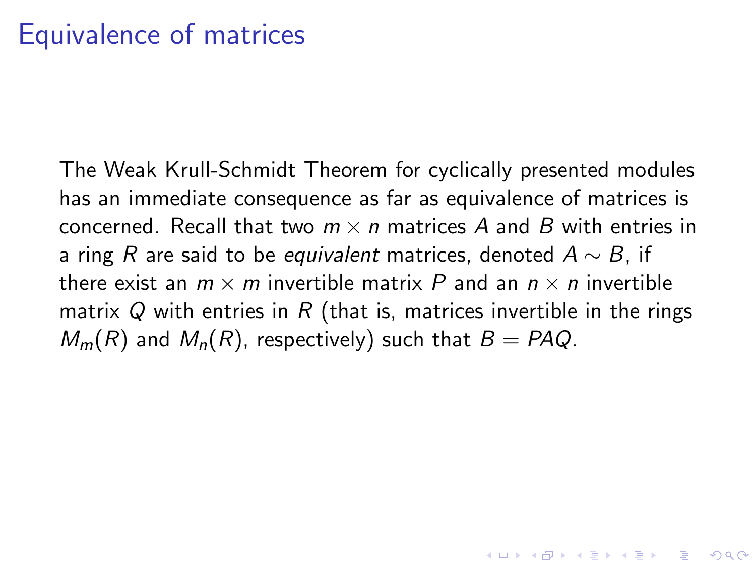# Equivalence of matrices

The Weak Krull-Schmidt Theorem for cyclically presented modules has an immediate consequence as far as equivalence of matrices is concerned. Recall that two $m \times n$ matrices $A$ and $B$ with entries in a ring $R$ are said to be *equivalent* matrices, denoted $A \sim B$, if there exist an $m \times m$ invertible matrix $P$ and an $n \times n$ invertible matrix $Q$ with entries in $R$ (that is, matrices invertible in the rings $M_m(R)$ and $M_n(R)$, respectively) such that $B = PAQ$.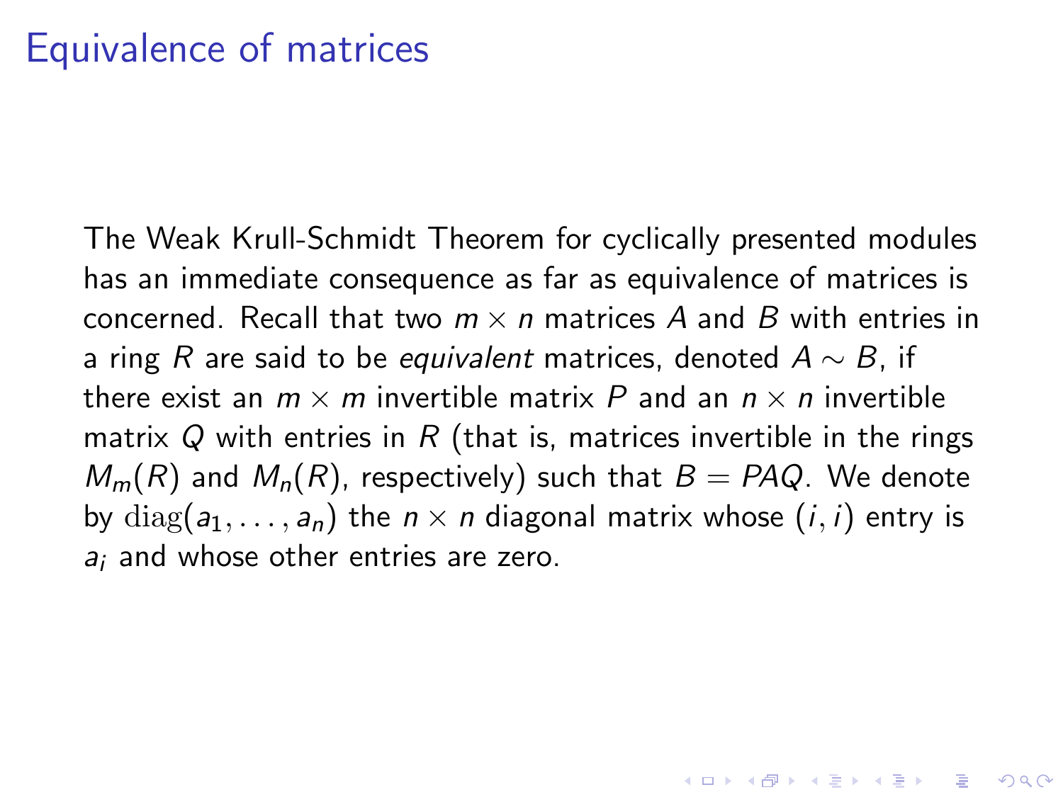# Equivalence of matrices

The Weak Krull-Schmidt Theorem for cyclically presented modules has an immediate consequence as far as equivalence of matrices is concerned. Recall that two $m \times n$ matrices $A$ and $B$ with entries in a ring $R$ are said to be *equivalent* matrices, denoted $A \sim B$, if there exist an $m \times m$ invertible matrix $P$ and an $n \times n$ invertible matrix $Q$ with entries in $R$ (that is, matrices invertible in the rings $M_m(R)$ and $M_n(R)$, respectively) such that $B = PAQ$. We denote by $\mathrm{diag}(a_1, \dots, a_n)$ the $n \times n$ diagonal matrix whose $(i, i)$ entry is $a_i$ and whose other entries are zero.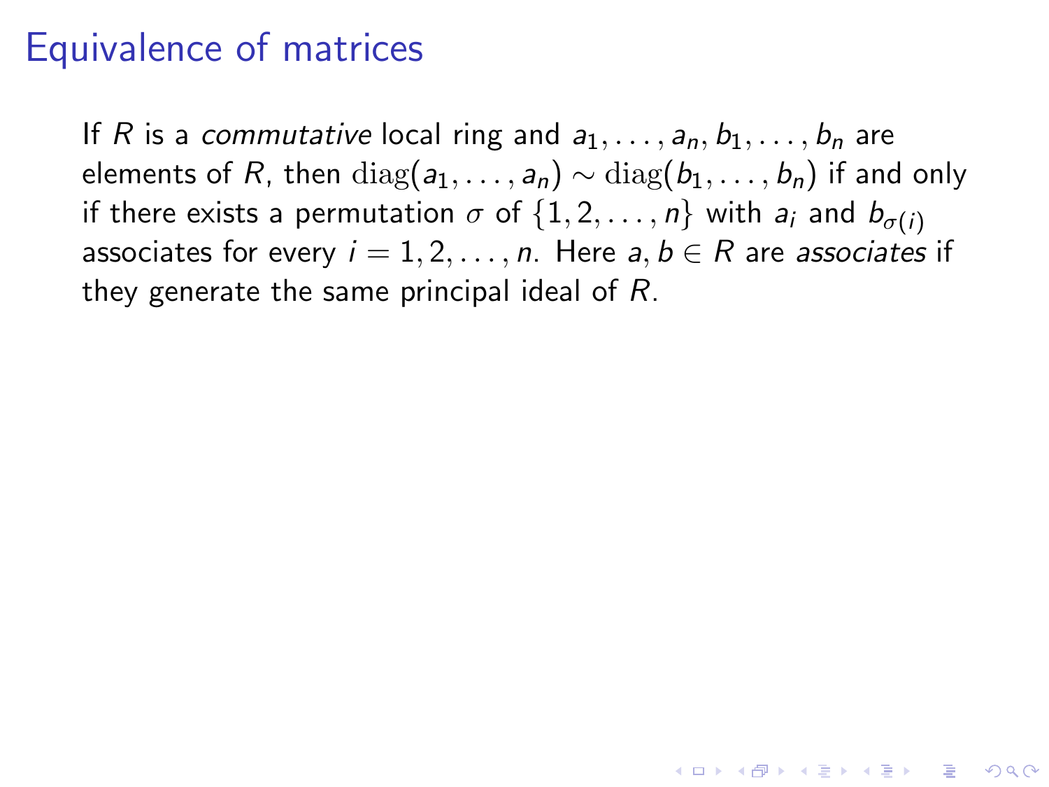# Equivalence of matrices

If $R$ is a *commutative* local ring and $a_1, \ldots, a_n, b_1, \ldots, b_n$ are elements of $R$, then $\mathrm{diag}(a_1, \ldots, a_n) \sim \mathrm{diag}(b_1, \ldots, b_n)$ if and only if there exists a permutation $\sigma$ of $\{1, 2, \ldots, n\}$ with $a_i$ and $b_{\sigma(i)}$ associates for every $i = 1, 2, \ldots, n$. Here $a, b \in R$ are *associates* if they generate the same principal ideal of $R$.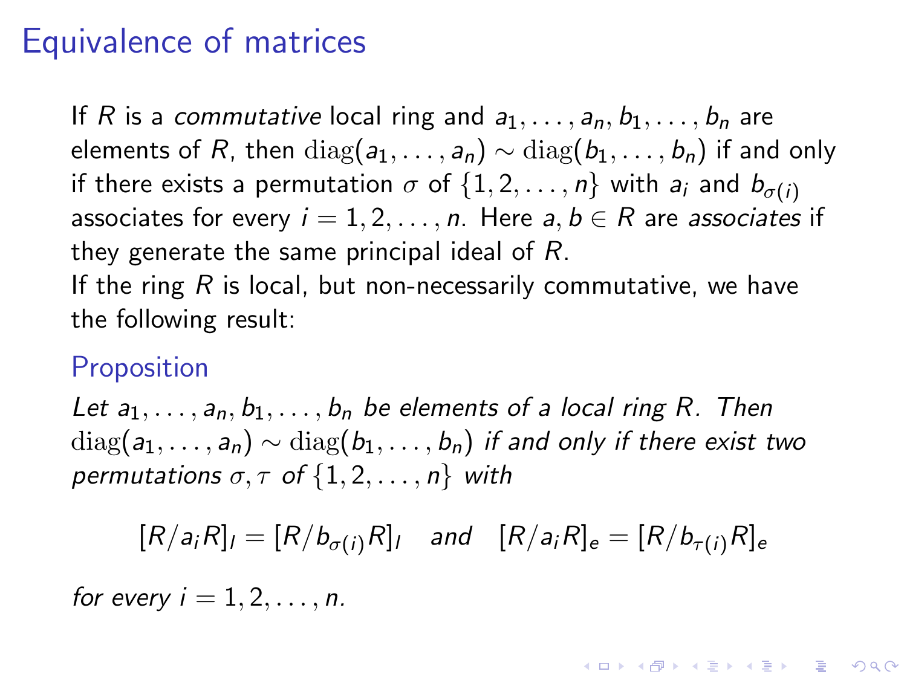# Equivalence of matrices

If $R$ is a *commutative* local ring and $a_1, \dots, a_n, b_1, \dots, b_n$ are elements of $R$, then $\mathrm{diag}(a_1, \dots, a_n) \sim \mathrm{diag}(b_1, \dots, b_n)$ if and only if there exists a permutation $\sigma$ of $\{1, 2, \dots, n\}$ with $a_i$ and $b_{\sigma(i)}$ associates for every $i = 1, 2, \dots, n$. Here $a, b \in R$ are *associates* if they generate the same principal ideal of $R$.

If the ring $R$ is local, but non-necessarily commutative, we have the following result:

### Proposition

*Let $a_1, \dots, a_n, b_1, \dots, b_n$ be elements of a local ring $R$. Then $\mathrm{diag}(a_1, \dots, a_n) \sim \mathrm{diag}(b_1, \dots, b_n)$ if and only if there exist two permutations $\sigma, \tau$ of $\{1, 2, \dots, n\}$ with*

$$[R/a_iR]_l = [R/b_{\sigma(i)}R]_l \quad \text{and} \quad [R/a_iR]_e = [R/b_{\tau(i)}R]_e$$

*for every $i = 1, 2, \dots, n$.*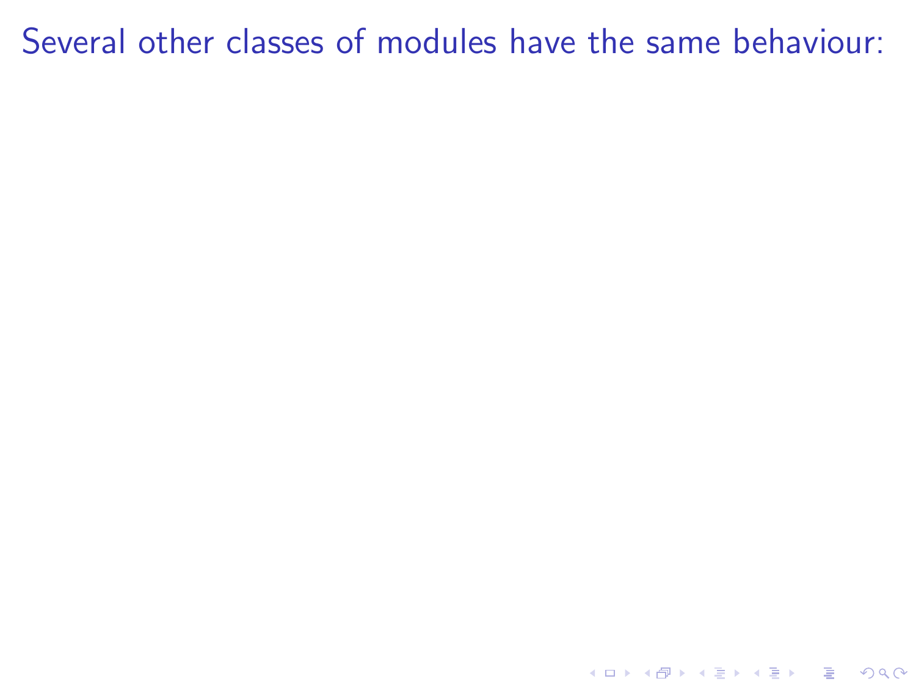Several other classes of modules have the same behaviour: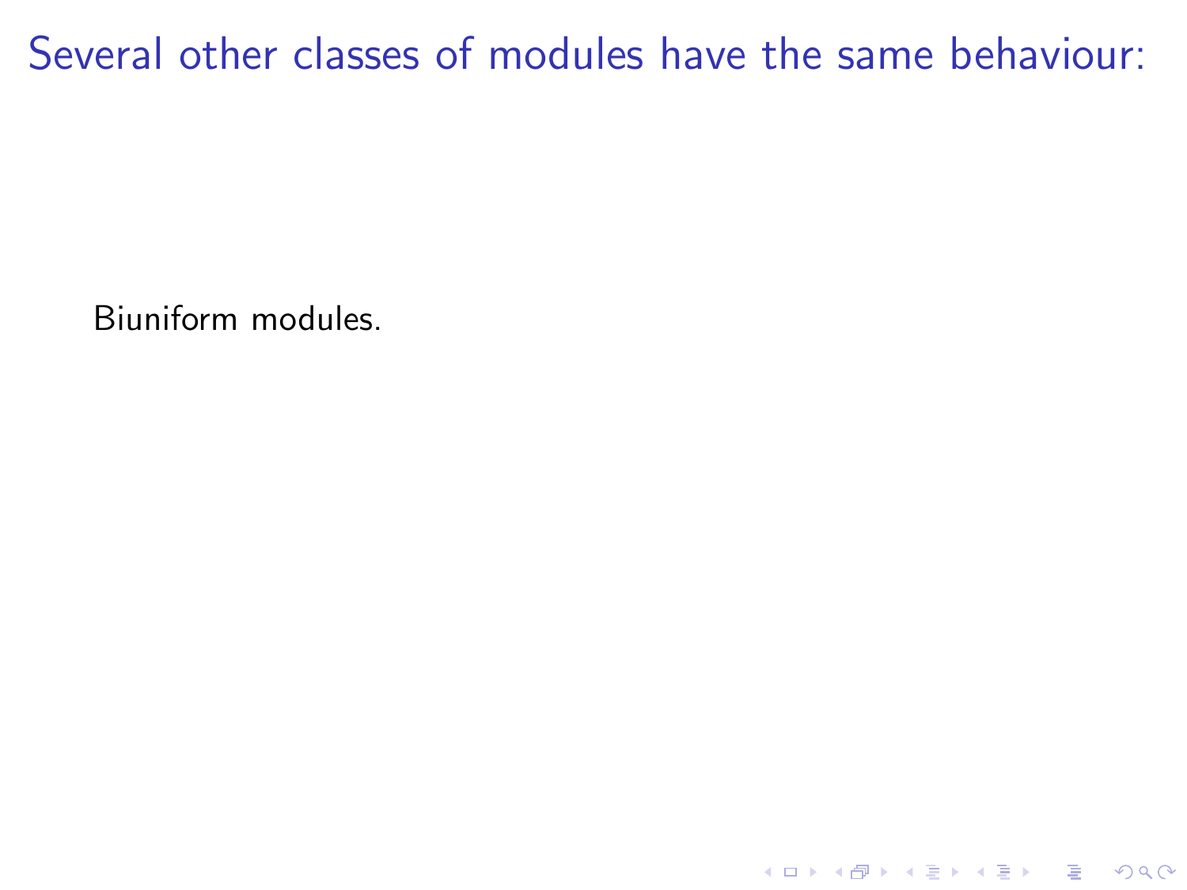# Several other classes of modules have the same behaviour:

Biuniform modules.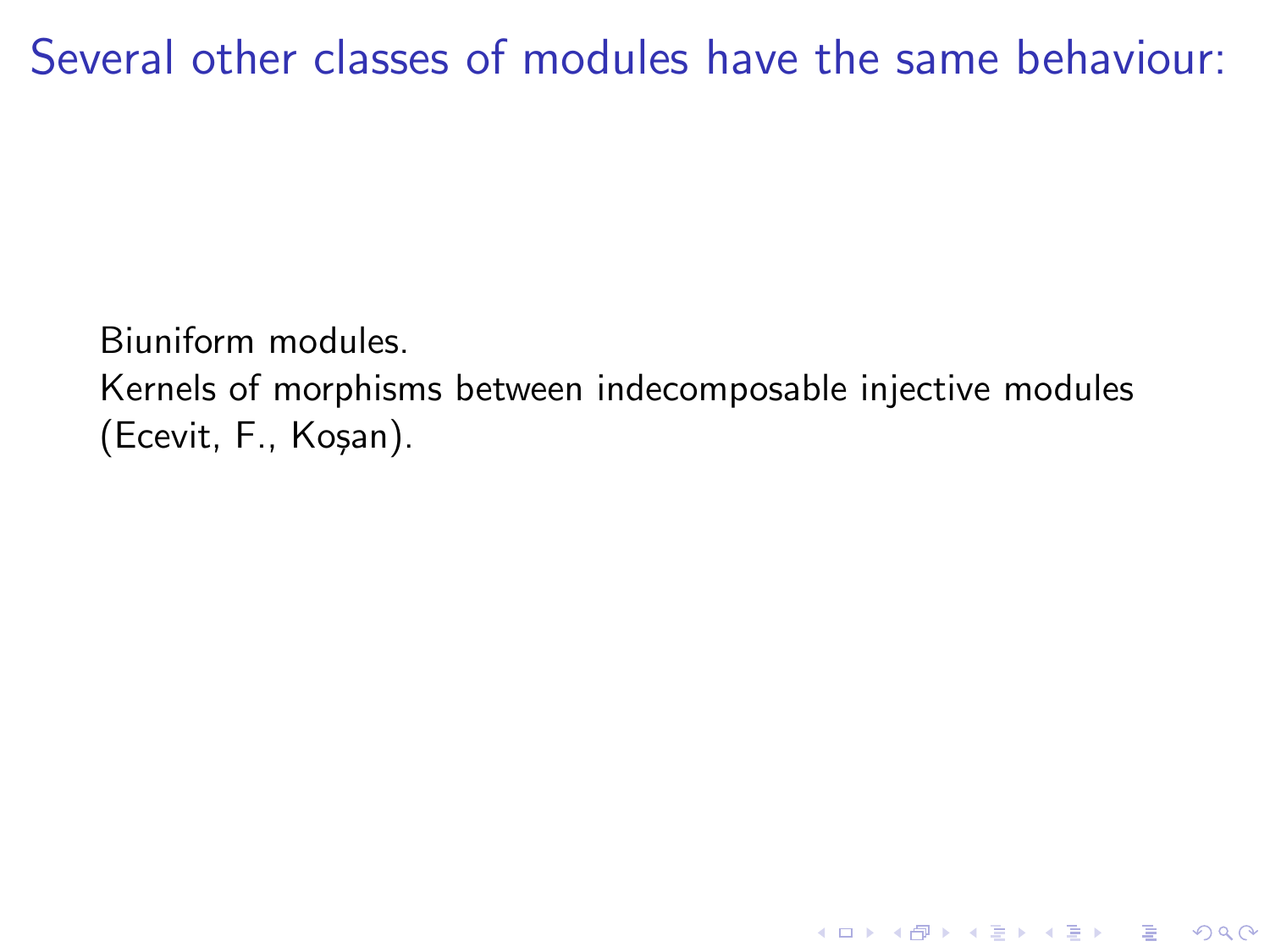## Several other classes of modules have the same behaviour:

Biuniform modules.
Kernels of morphisms between indecomposable injective modules (Ecevit, F., Koşan).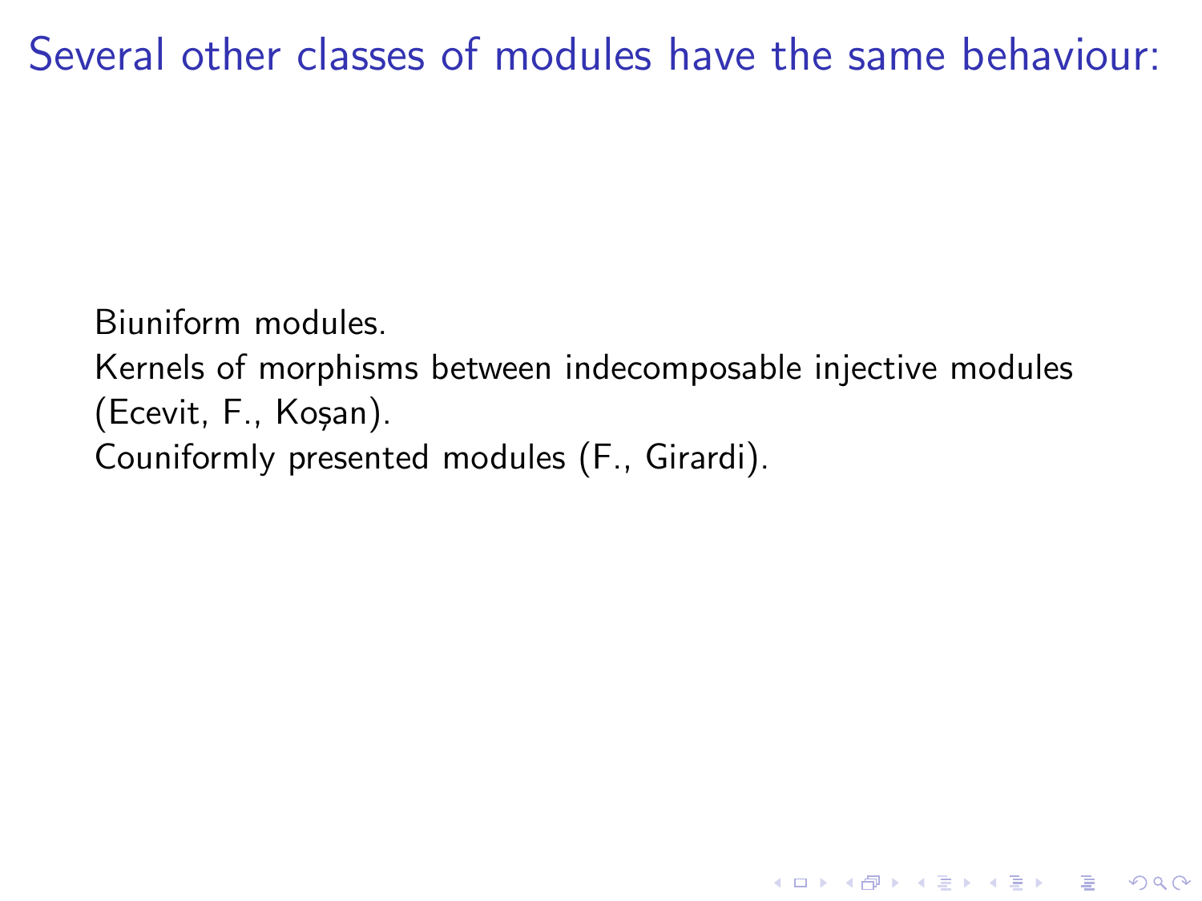# Several other classes of modules have the same behaviour:

Biuniform modules.
Kernels of morphisms between indecomposable injective modules (Ecevit, F., Koșan).
Couniformly presented modules (F., Girardi).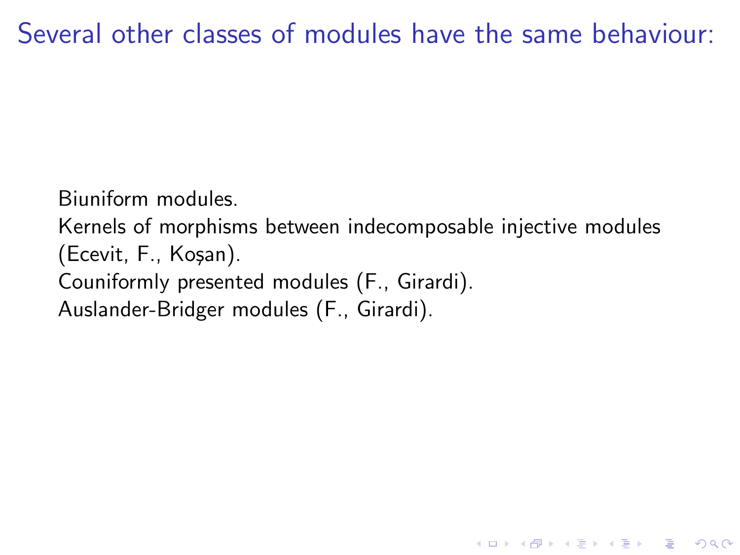# Several other classes of modules have the same behaviour:

Biuniform modules.

Kernels of morphisms between indecomposable injective modules (Ecevit, F., Koşan).

Couniformly presented modules (F., Girardi).

Auslander-Bridger modules (F., Girardi).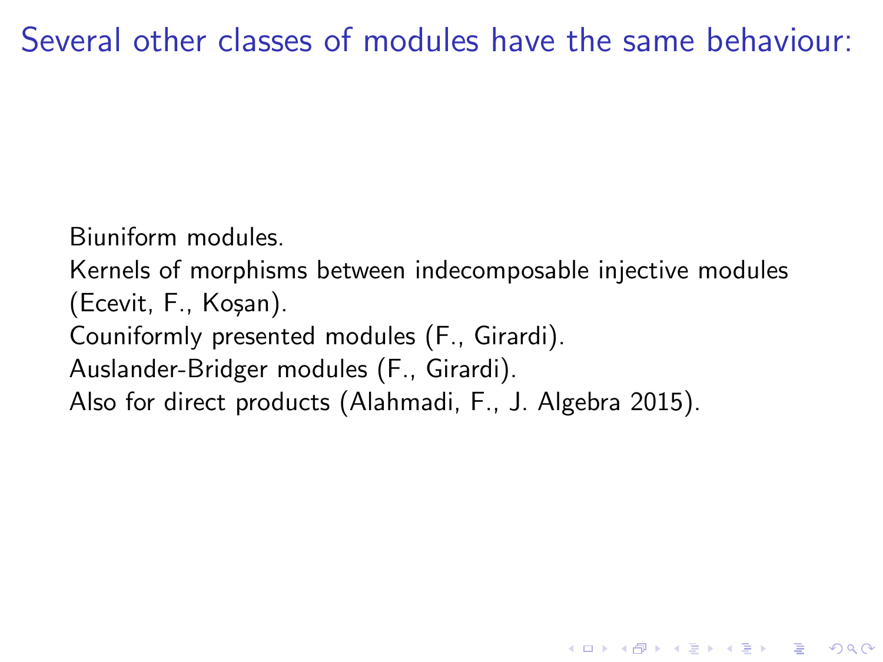# Several other classes of modules have the same behaviour:

Biuniform modules.

Kernels of morphisms between indecomposable injective modules (Ecevit, F., Koşan).

Couniformly presented modules (F., Girardi).

Auslander-Bridger modules (F., Girardi).

Also for direct products (Alahmadi, F., J. Algebra 2015).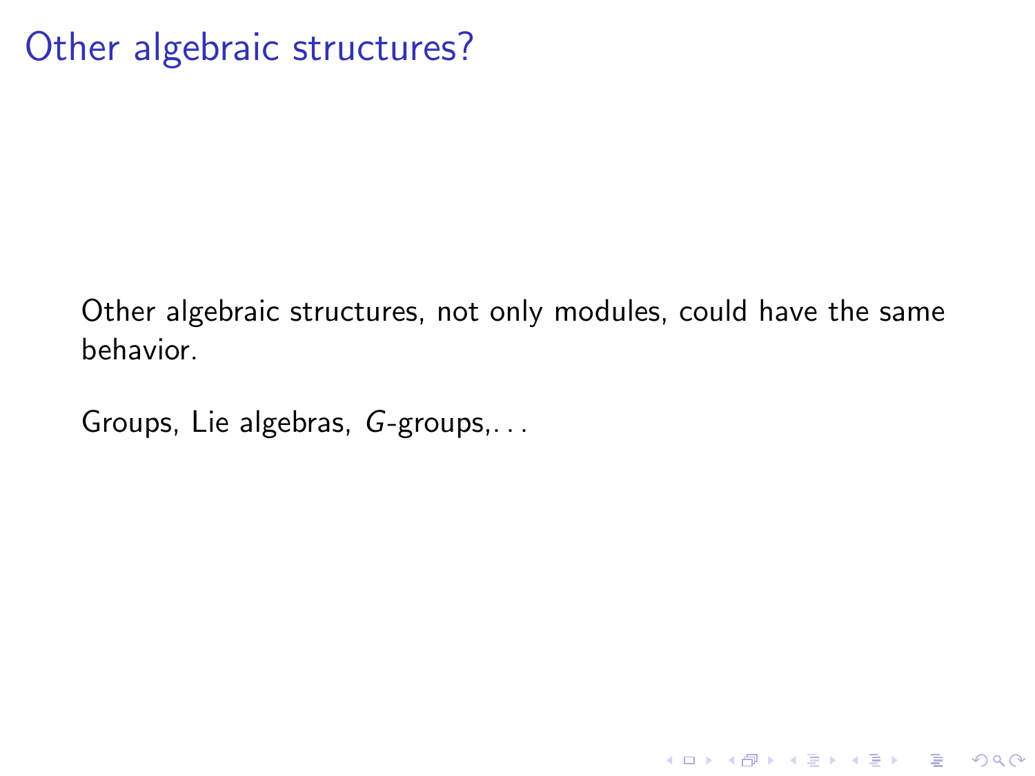# Other algebraic structures?

Other algebraic structures, not only modules, could have the same behavior.

Groups, Lie algebras, $G$-groups,...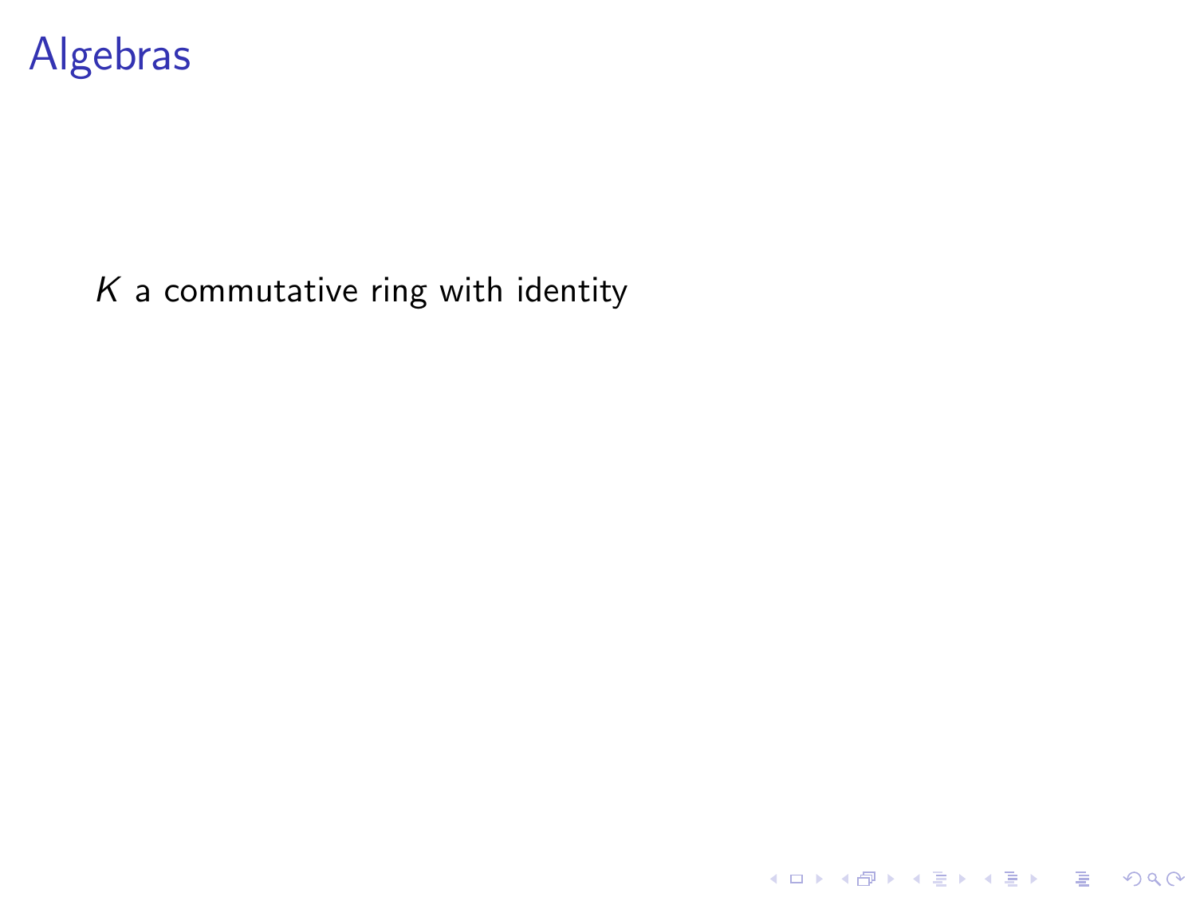# Algebras

$K$ a commutative ring with identity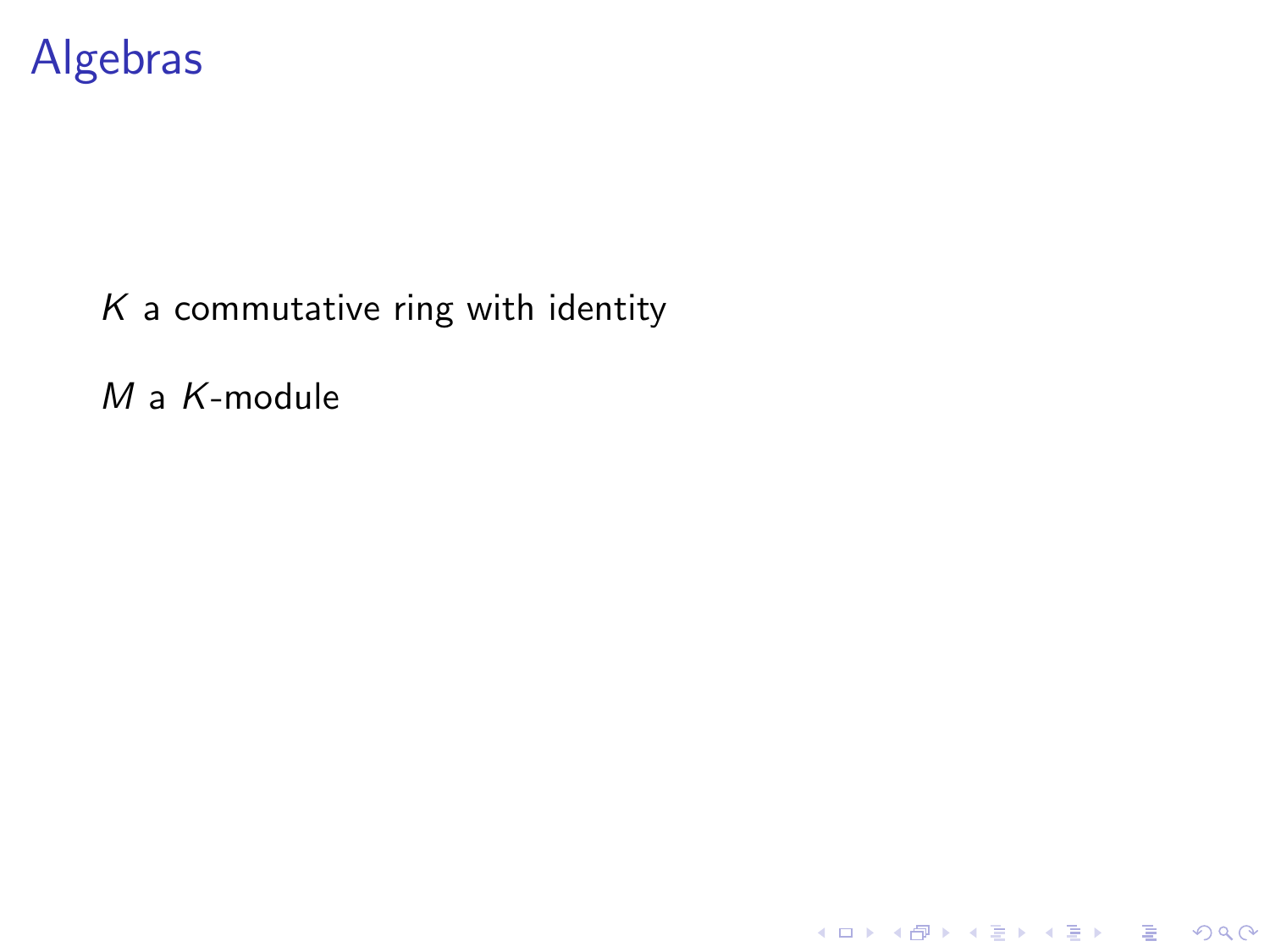# Algebras

$K$ a commutative ring with identity

$M$ a $K$-module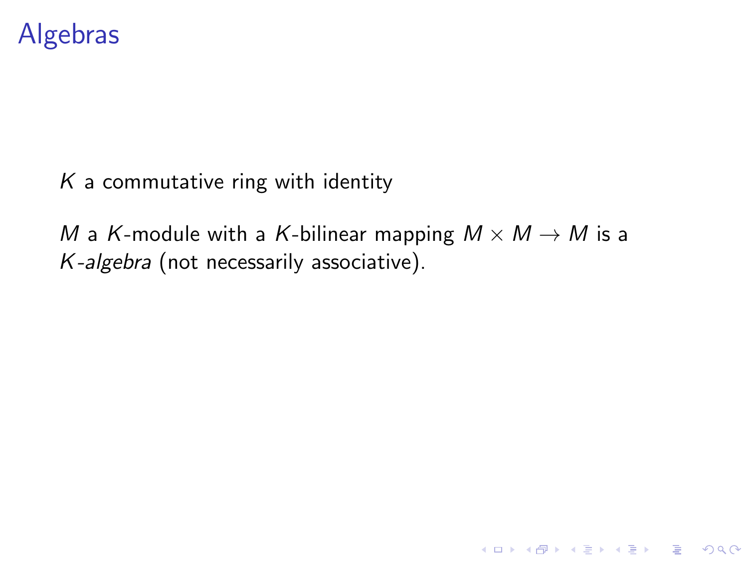# Algebras

$K$ a commutative ring with identity

$M$ a $K$-module with a $K$-bilinear mapping $M \times M \to M$ is a $K$-*algebra* (not necessarily associative).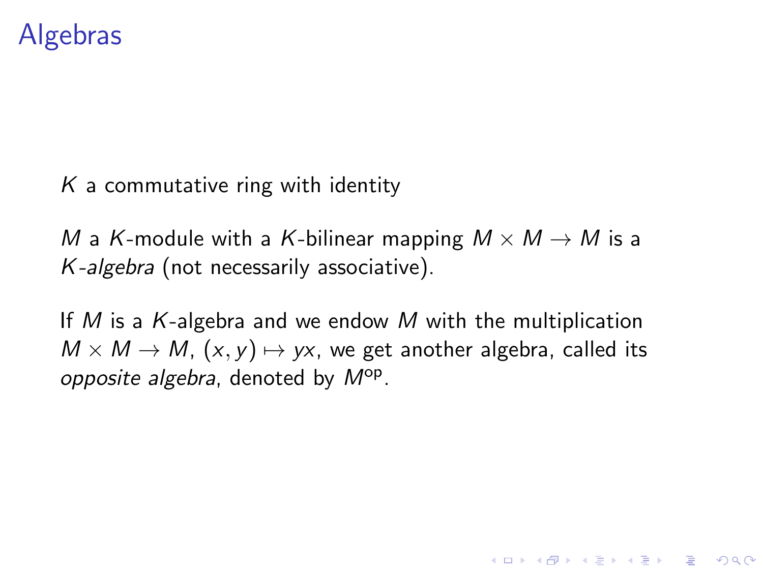# Algebras

$K$ a commutative ring with identity

$M$ a $K$-module with a $K$-bilinear mapping $M \times M \to M$ is a $K$-*algebra* (not necessarily associative).

If $M$ is a $K$-algebra and we endow $M$ with the multiplication $M \times M \to M$, $(x, y) \mapsto yx$, we get another algebra, called its *opposite algebra*, denoted by $M^{\text{op}}$.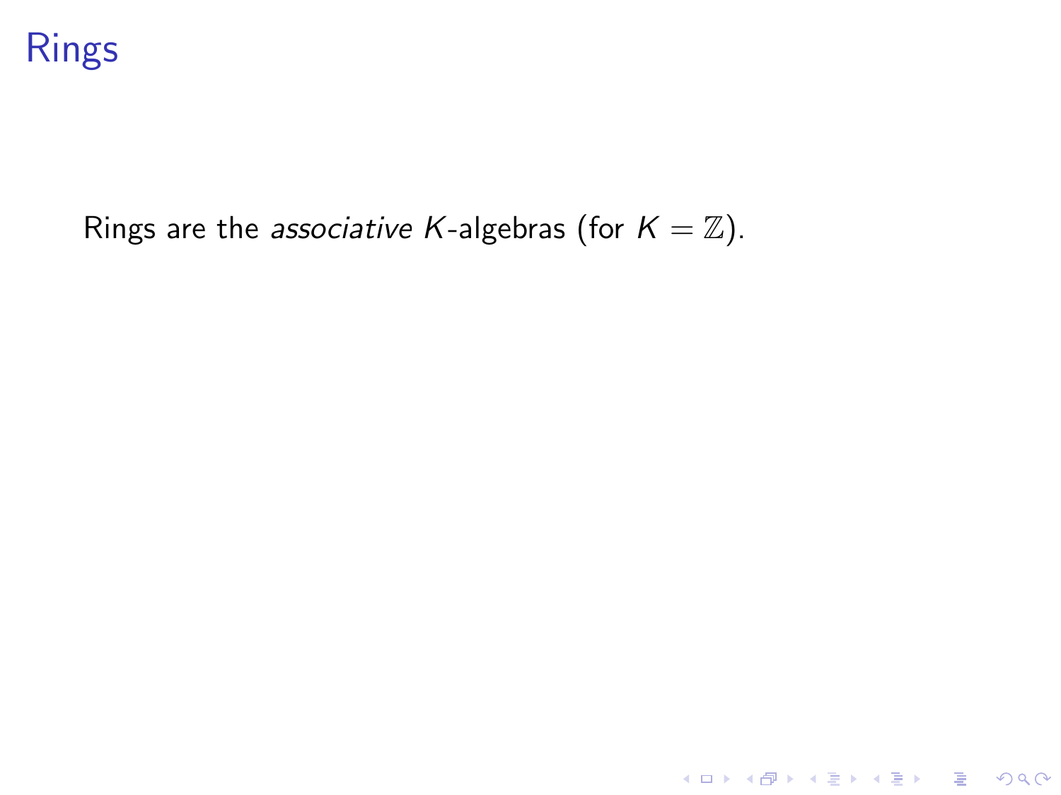# Rings

Rings are the *associative* $K$-algebras (for $K = \mathbb{Z}$).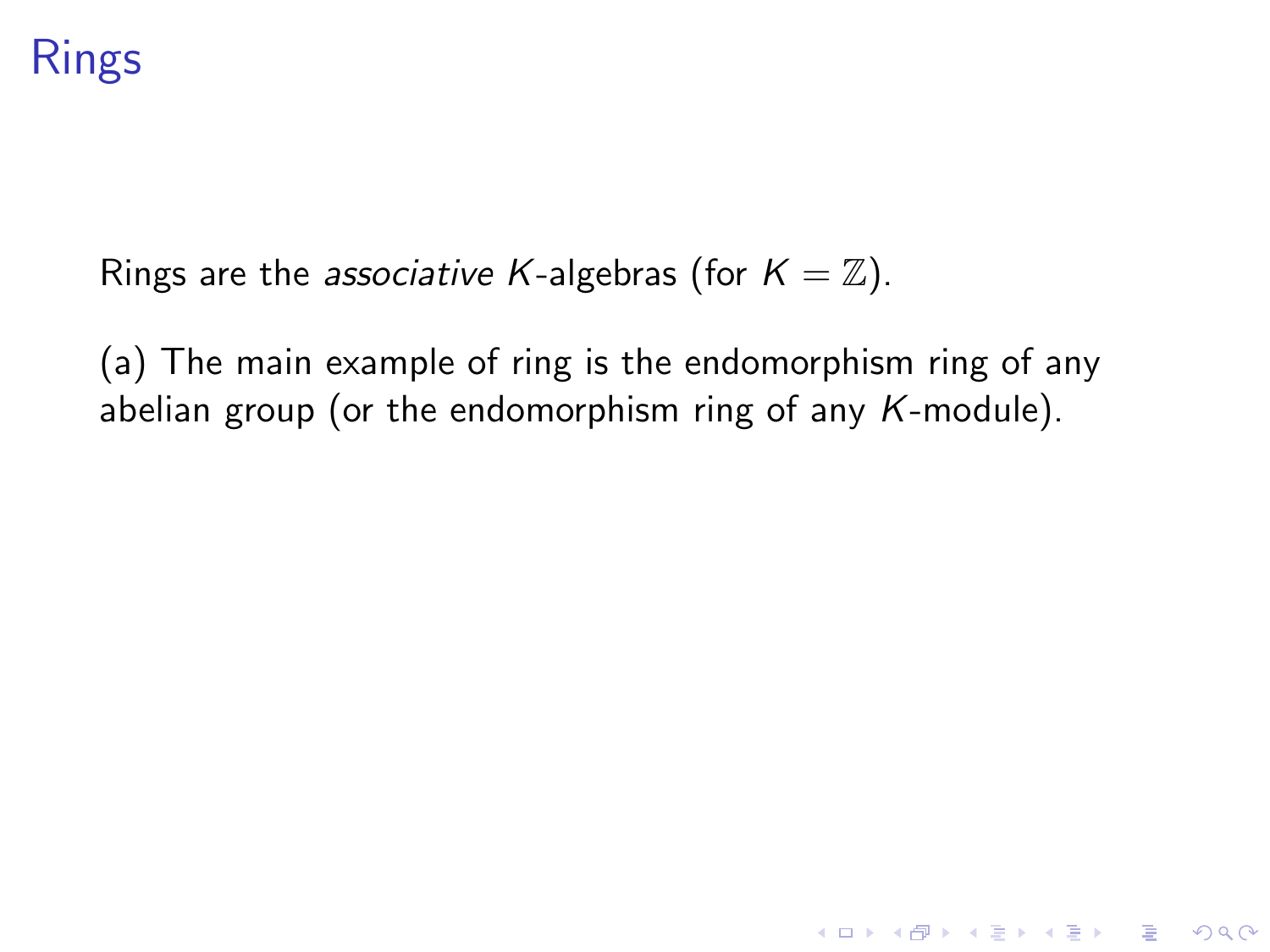# Rings

Rings are the *associative* $K$-algebras (for $K = \mathbb{Z}$).

(a) The main example of ring is the endomorphism ring of any abelian group (or the endomorphism ring of any $K$-module).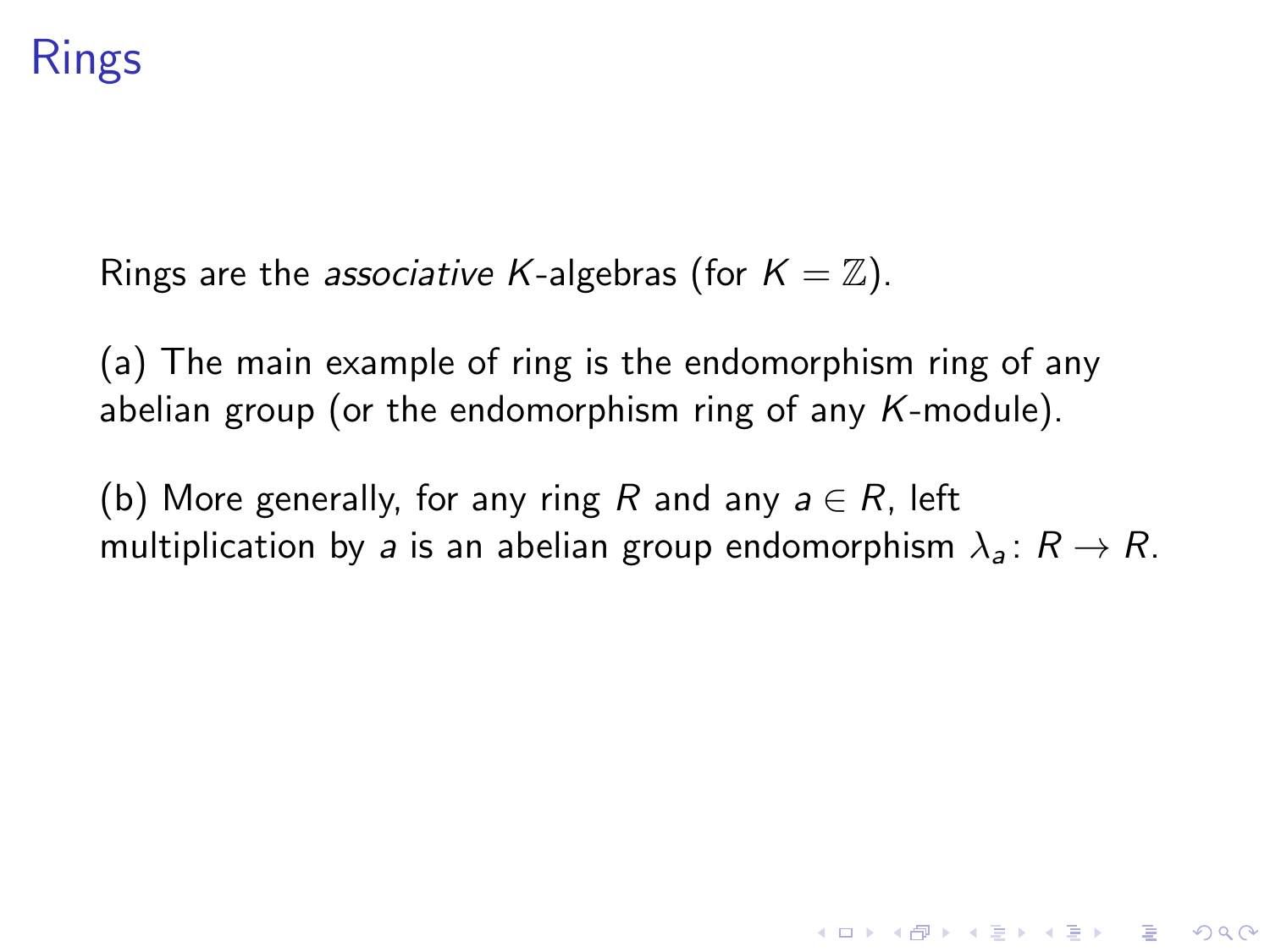# Rings

Rings are the *associative* $K$-algebras (for $K = \mathbb{Z}$).

(a) The main example of ring is the endomorphism ring of any abelian group (or the endomorphism ring of any $K$-module).

(b) More generally, for any ring $R$ and any $a \in R$, left multiplication by $a$ is an abelian group endomorphism $\lambda_a \colon R \to R$.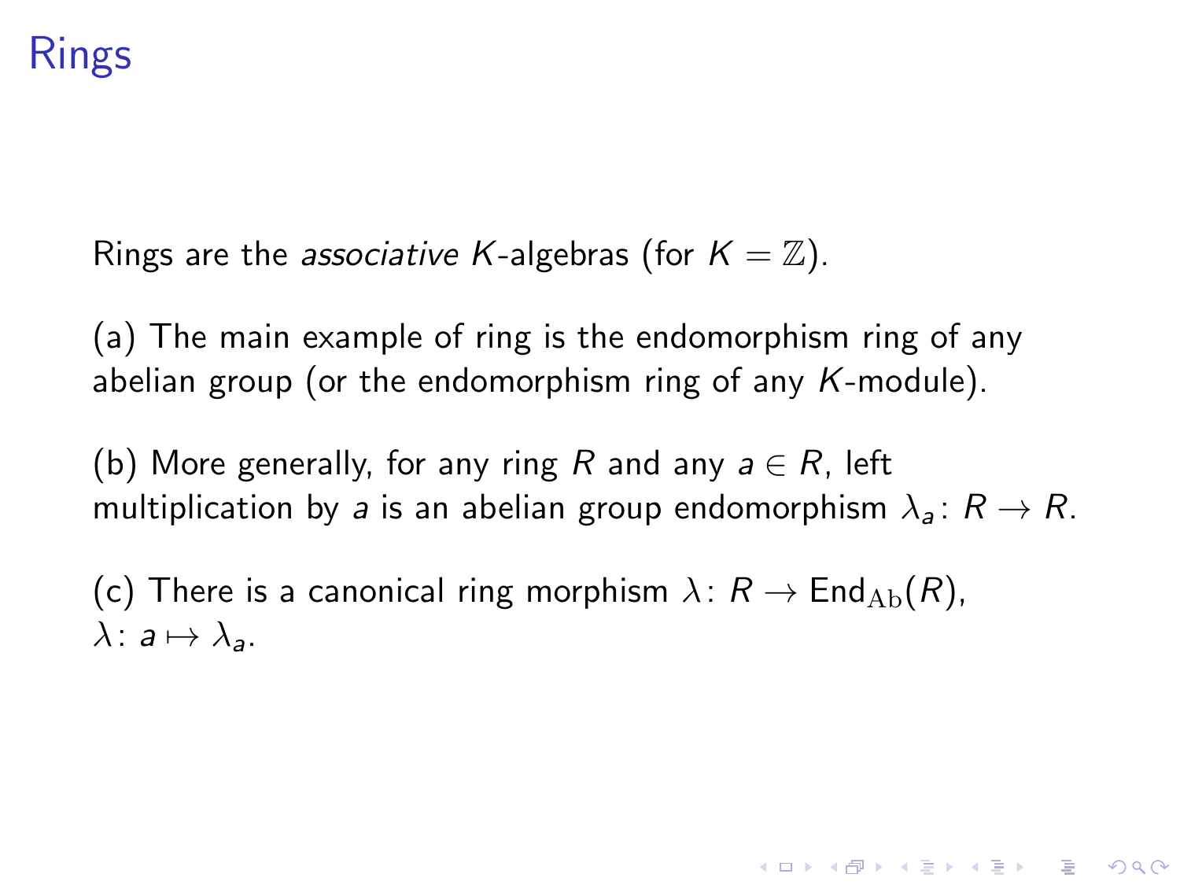# Rings

Rings are the *associative* $K$-algebras (for $K = \mathbb{Z}$).

(a) The main example of ring is the endomorphism ring of any abelian group (or the endomorphism ring of any $K$-module).

(b) More generally, for any ring $R$ and any $a \in R$, left multiplication by $a$ is an abelian group endomorphism $\lambda_a \colon R \to R$.

(c) There is a canonical ring morphism $\lambda \colon R \to \mathrm{End}_{\mathrm{Ab}}(R)$, $\lambda \colon a \mapsto \lambda_a$.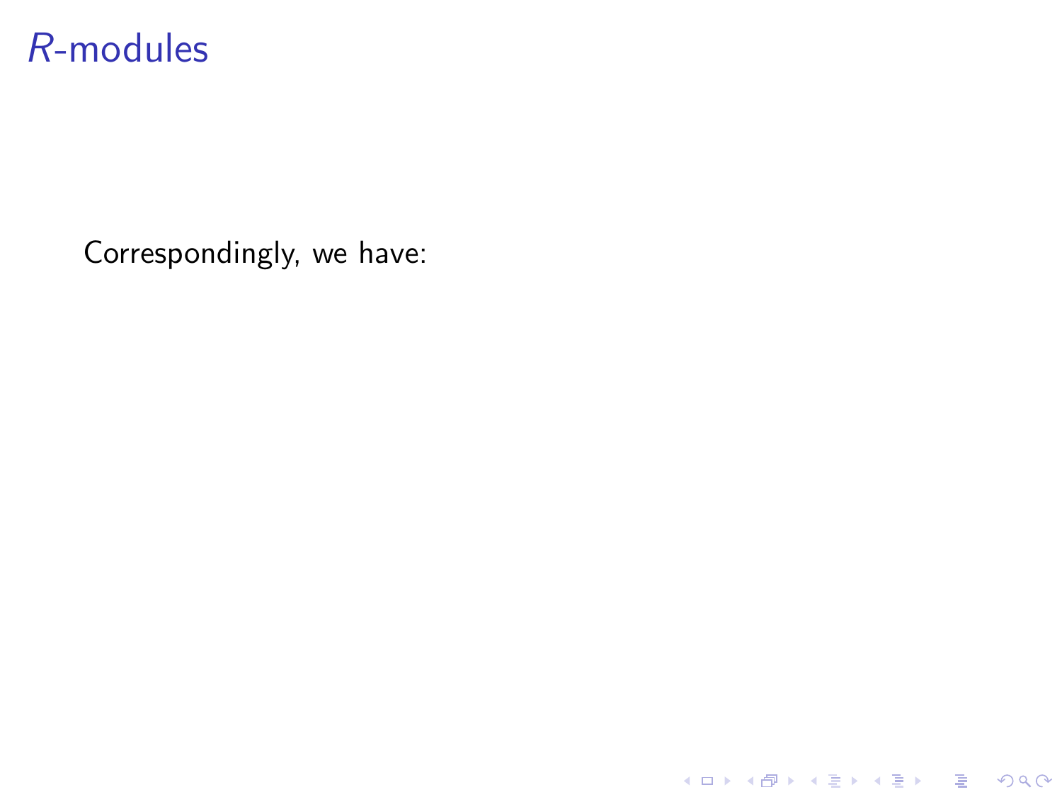# $R$-modules

Correspondingly, we have: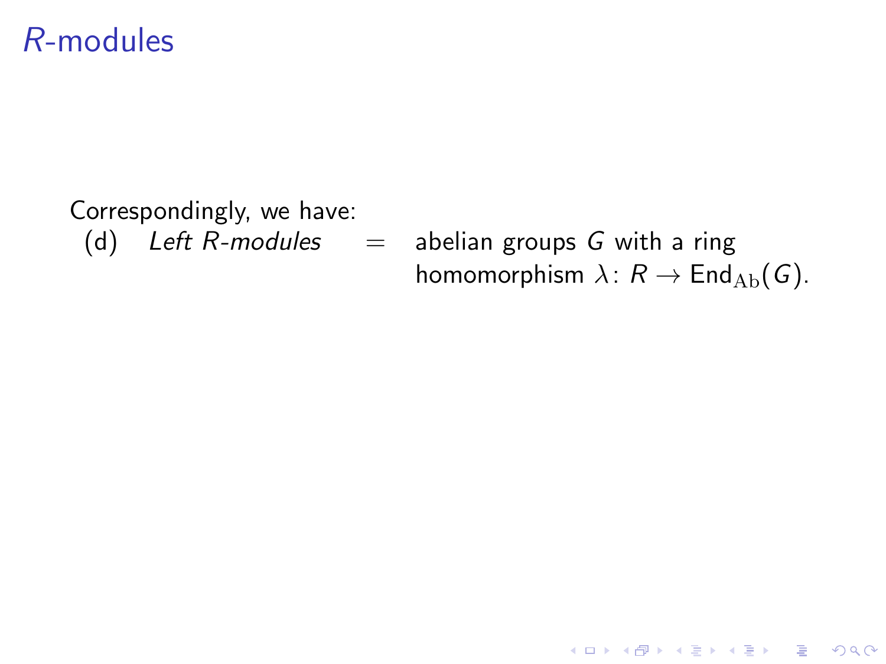# $R$-modules

Correspondingly, we have:

(d) *Left $R$-modules* $=$ abelian groups $G$ with a ring homomorphism $\lambda\colon R \to \mathrm{End}_{\mathrm{Ab}}(G)$.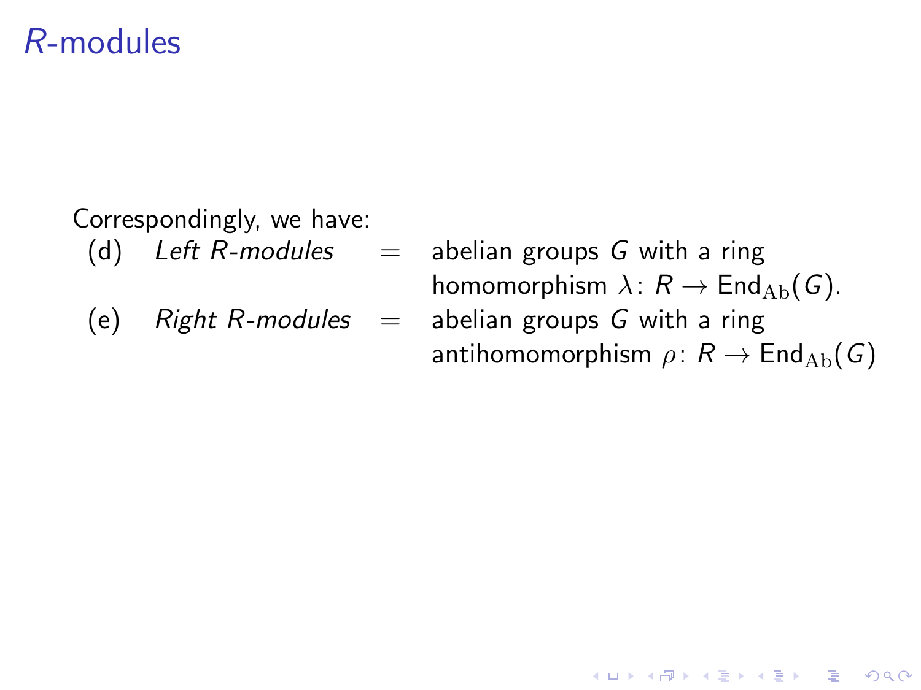# $R$-modules

Correspondingly, we have:

(d) *Left $R$-modules* = abelian groups $G$ with a ring homomorphism $\lambda\colon R \to \mathrm{End}_{\mathrm{Ab}}(G)$.

(e) *Right $R$-modules* = abelian groups $G$ with a ring antihomomorphism $\rho\colon R \to \mathrm{End}_{\mathrm{Ab}}(G)$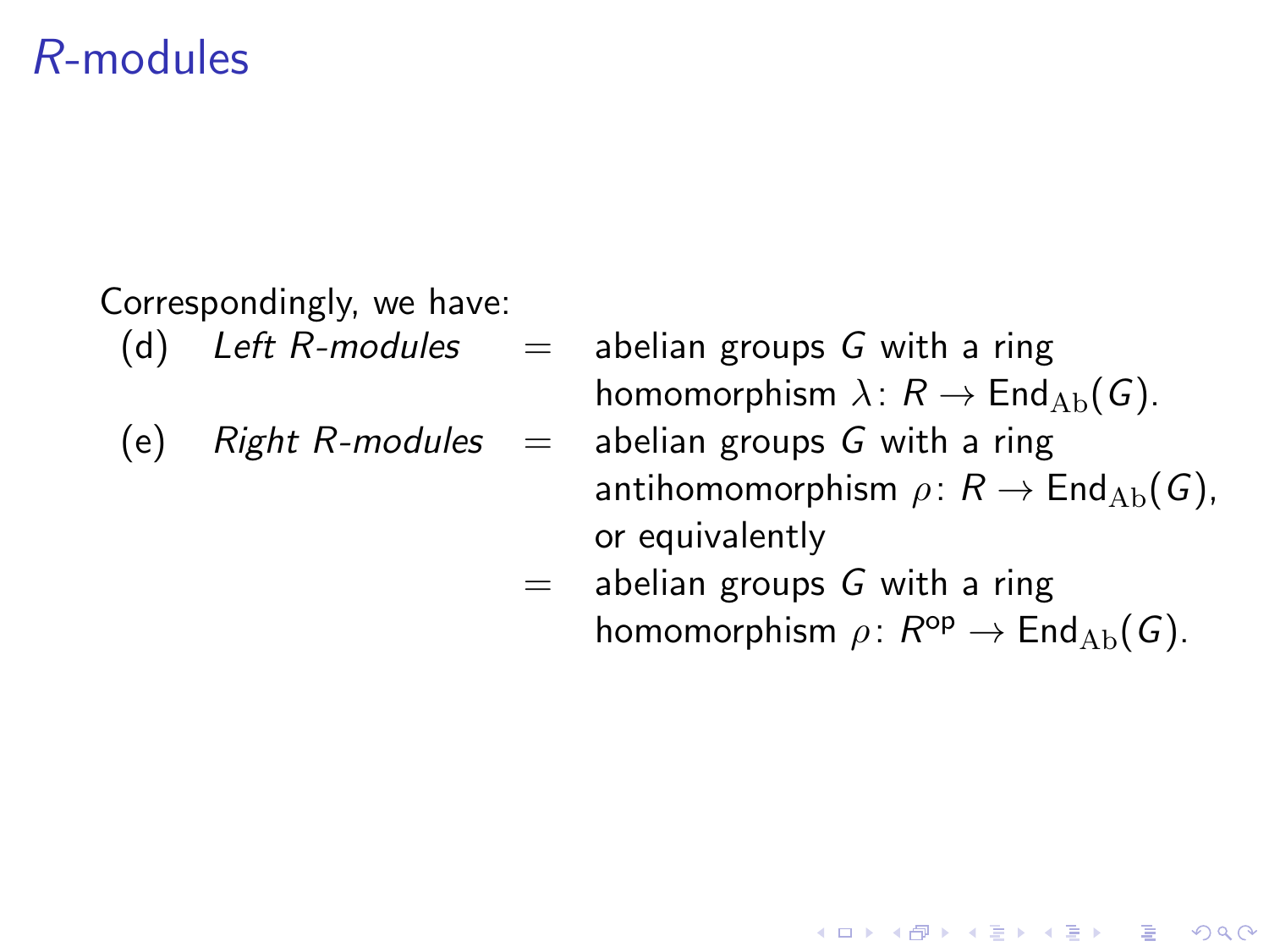# $R$-modules

Correspondingly, we have:

(d) *Left $R$-modules* = abelian groups $G$ with a ring homomorphism $\lambda\colon R \to \mathrm{End}_{\mathrm{Ab}}(G)$.

(e) *Right $R$-modules* = abelian groups $G$ with a ring antihomomorphism $\rho\colon R \to \mathrm{End}_{\mathrm{Ab}}(G)$, or equivalently
= abelian groups $G$ with a ring homomorphism $\rho\colon R^{\mathrm{op}} \to \mathrm{End}_{\mathrm{Ab}}(G)$.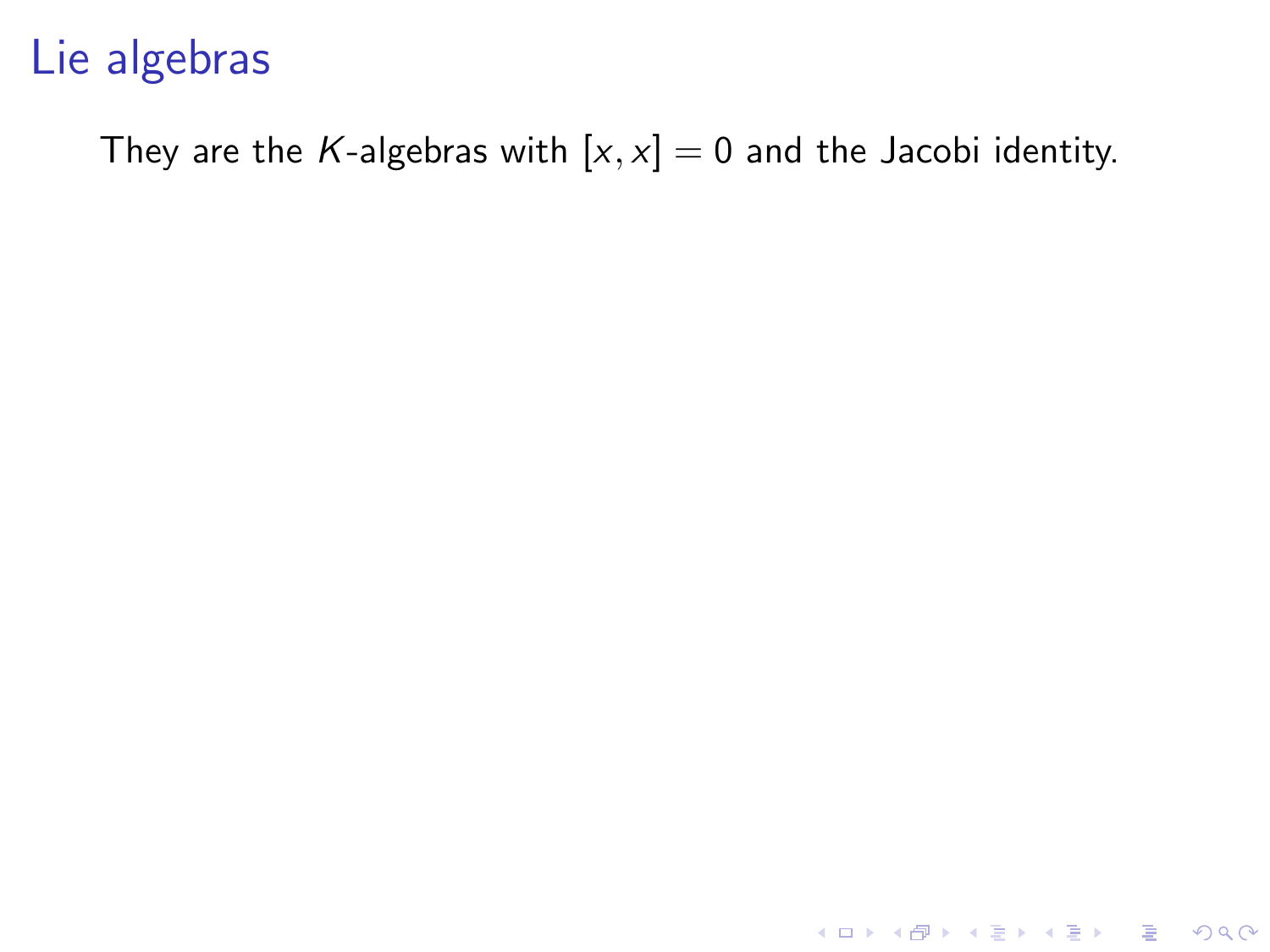# Lie algebras

They are the $K$-algebras with $[x, x] = 0$ and the Jacobi identity.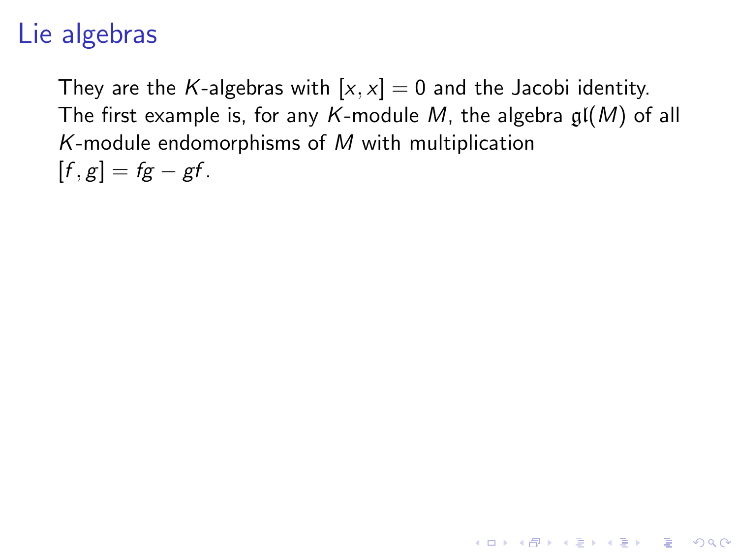# Lie algebras

They are the $K$-algebras with $[x, x] = 0$ and the Jacobi identity. The first example is, for any $K$-module $M$, the algebra $\mathfrak{gl}(M)$ of all $K$-module endomorphisms of $M$ with multiplication $[f, g] = fg - gf$.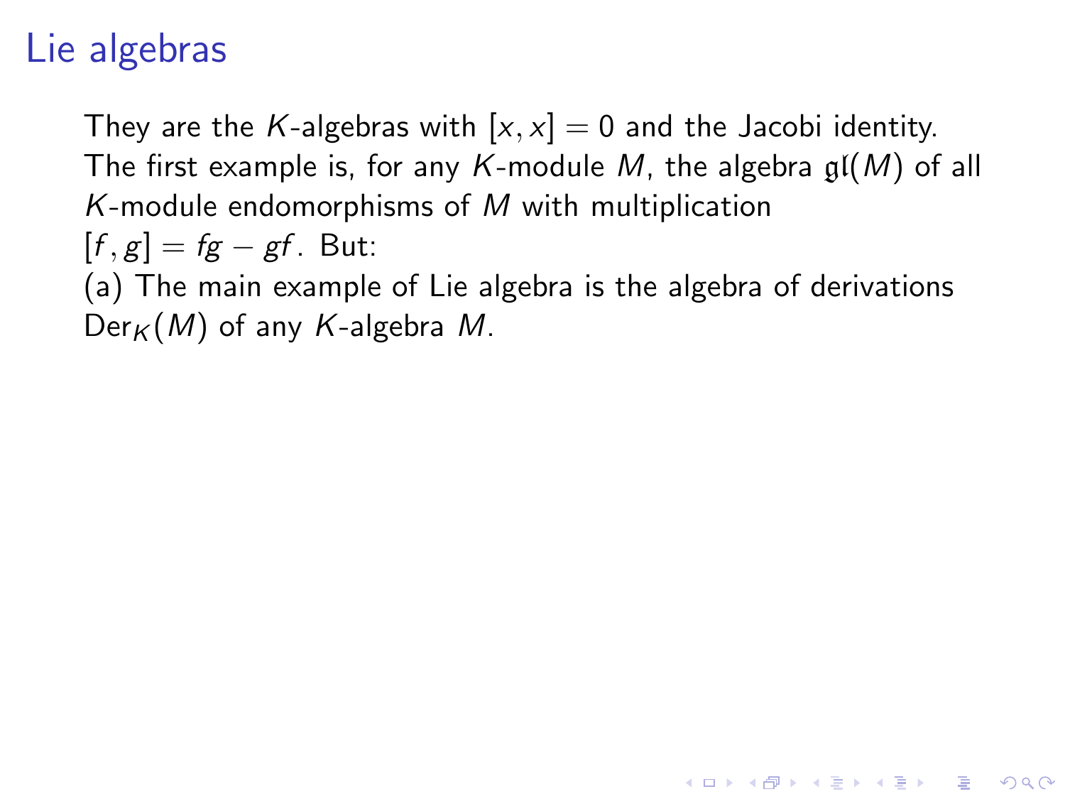# Lie algebras

They are the $K$-algebras with $[x, x] = 0$ and the Jacobi identity. The first example is, for any $K$-module $M$, the algebra $\mathfrak{gl}(M)$ of all $K$-module endomorphisms of $M$ with multiplication $[f, g] = fg - gf$. But:

(a) The main example of Lie algebra is the algebra of derivations $\mathrm{Der}_K(M)$ of any $K$-algebra $M$.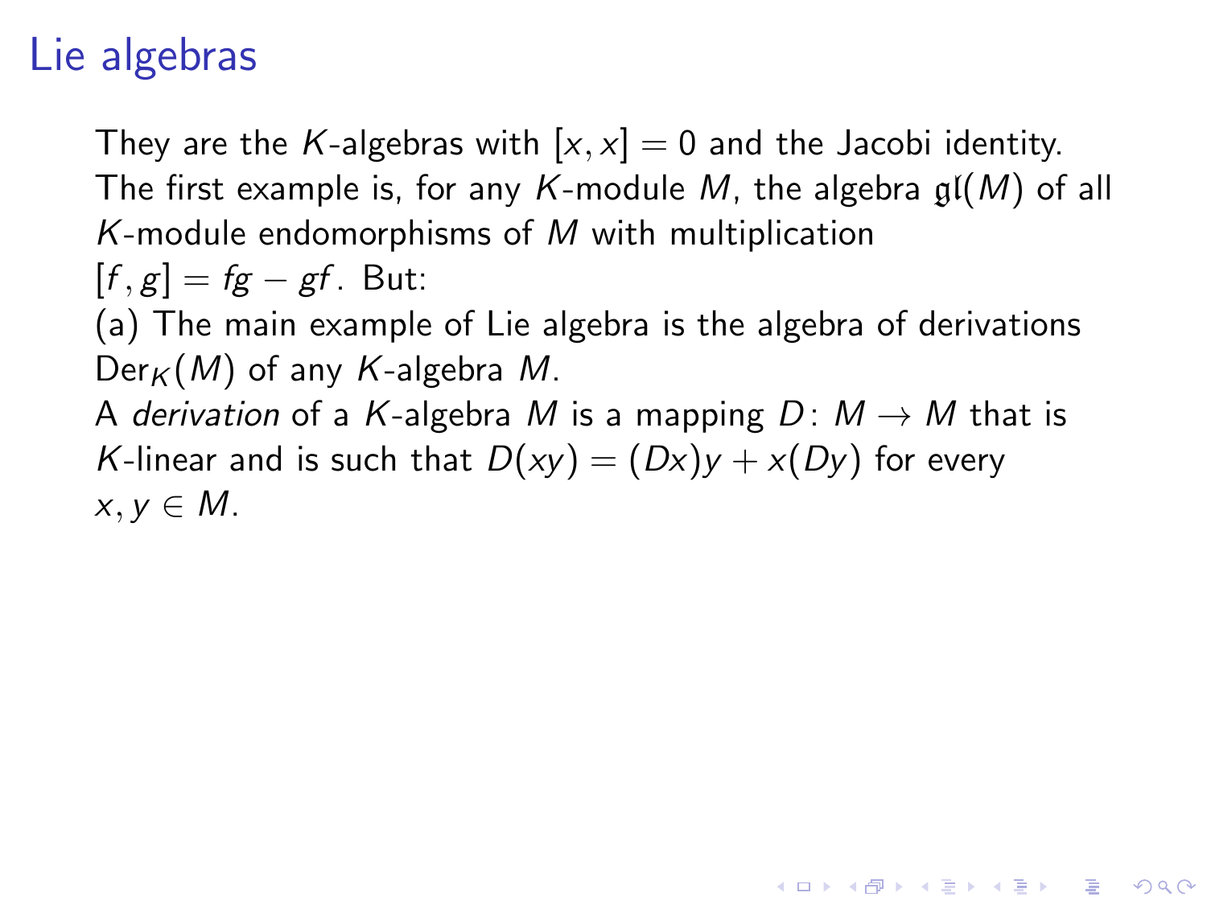# Lie algebras

They are the $K$-algebras with $[x, x] = 0$ and the Jacobi identity. The first example is, for any $K$-module $M$, the algebra $\mathfrak{gl}(M)$ of all $K$-module endomorphisms of $M$ with multiplication $[f, g] = fg - gf$. But:

(a) The main example of Lie algebra is the algebra of derivations $\mathrm{Der}_K(M)$ of any $K$-algebra $M$.

A *derivation* of a $K$-algebra $M$ is a mapping $D \colon M \to M$ that is $K$-linear and is such that $D(xy) = (Dx)y + x(Dy)$ for every $x, y \in M$.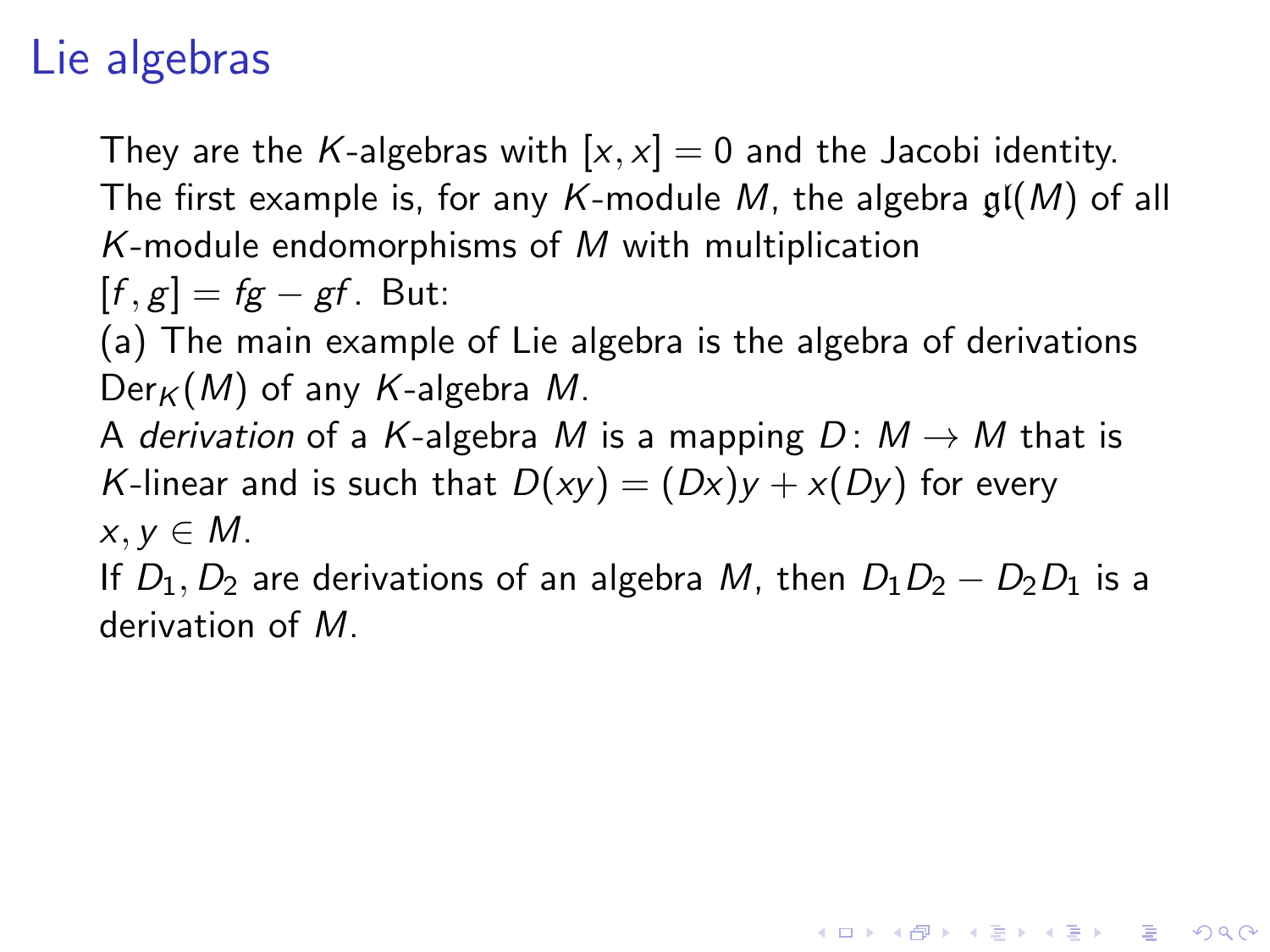# Lie algebras

They are the $K$-algebras with $[x, x] = 0$ and the Jacobi identity. The first example is, for any $K$-module $M$, the algebra $\mathfrak{gl}(M)$ of all $K$-module endomorphisms of $M$ with multiplication $[f, g] = fg - gf$. But:

(a) The main example of Lie algebra is the algebra of derivations $\mathrm{Der}_K(M)$ of any $K$-algebra $M$.

A *derivation* of a $K$-algebra $M$ is a mapping $D \colon M \to M$ that is $K$-linear and is such that $D(xy) = (Dx)y + x(Dy)$ for every $x, y \in M$.

If $D_1, D_2$ are derivations of an algebra $M$, then $D_1D_2 - D_2D_1$ is a derivation of $M$.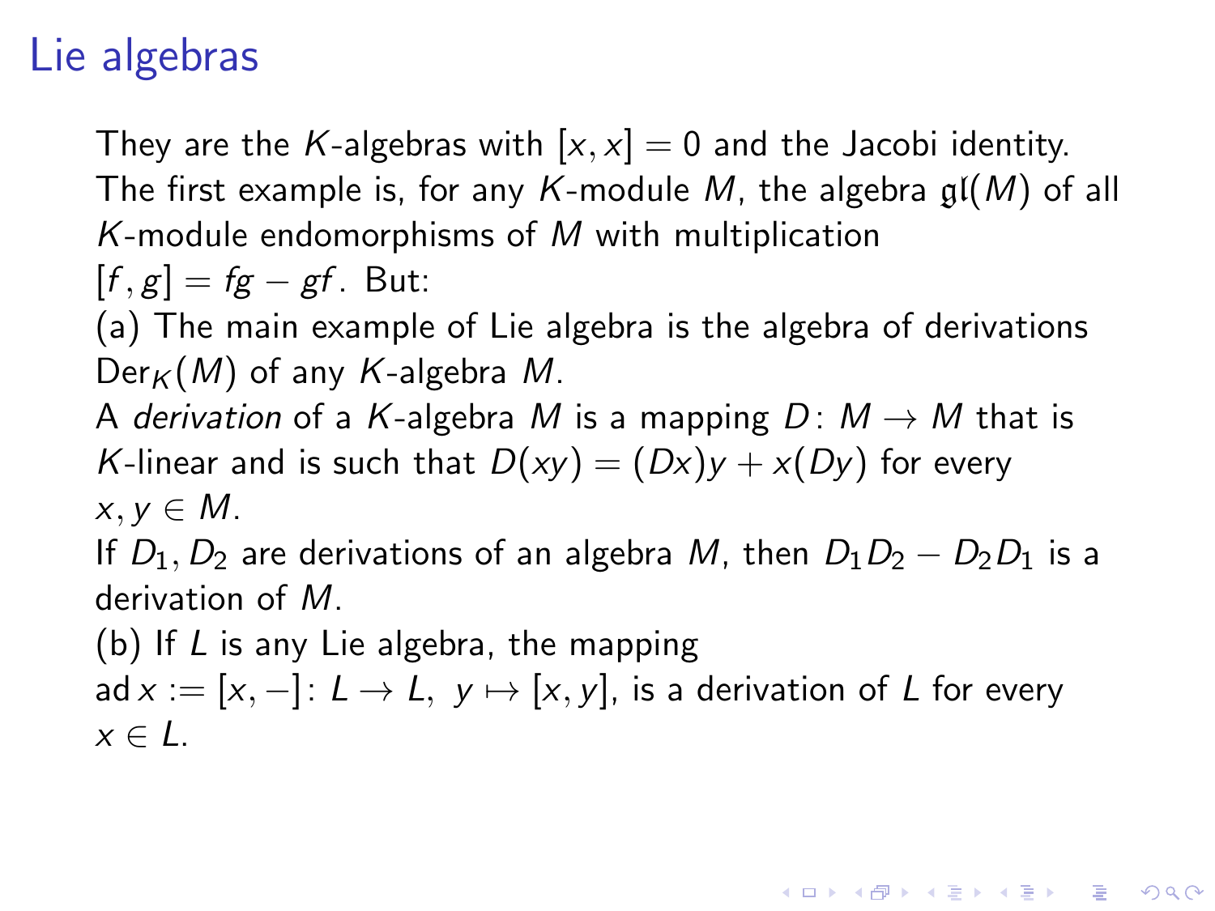# Lie algebras

They are the $K$-algebras with $[x, x] = 0$ and the Jacobi identity. The first example is, for any $K$-module $M$, the algebra $\mathfrak{gl}(M)$ of all $K$-module endomorphisms of $M$ with multiplication $[f, g] = fg - gf$. But:

(a) The main example of Lie algebra is the algebra of derivations $\mathrm{Der}_K(M)$ of any $K$-algebra $M$.

A *derivation* of a $K$-algebra $M$ is a mapping $D \colon M \to M$ that is $K$-linear and is such that $D(xy) = (Dx)y + x(Dy)$ for every $x, y \in M$.

If $D_1, D_2$ are derivations of an algebra $M$, then $D_1D_2 - D_2D_1$ is a derivation of $M$.

(b) If $L$ is any Lie algebra, the mapping $\mathrm{ad}\, x := [x, -] \colon L \to L,\ y \mapsto [x, y]$, is a derivation of $L$ for every $x \in L$.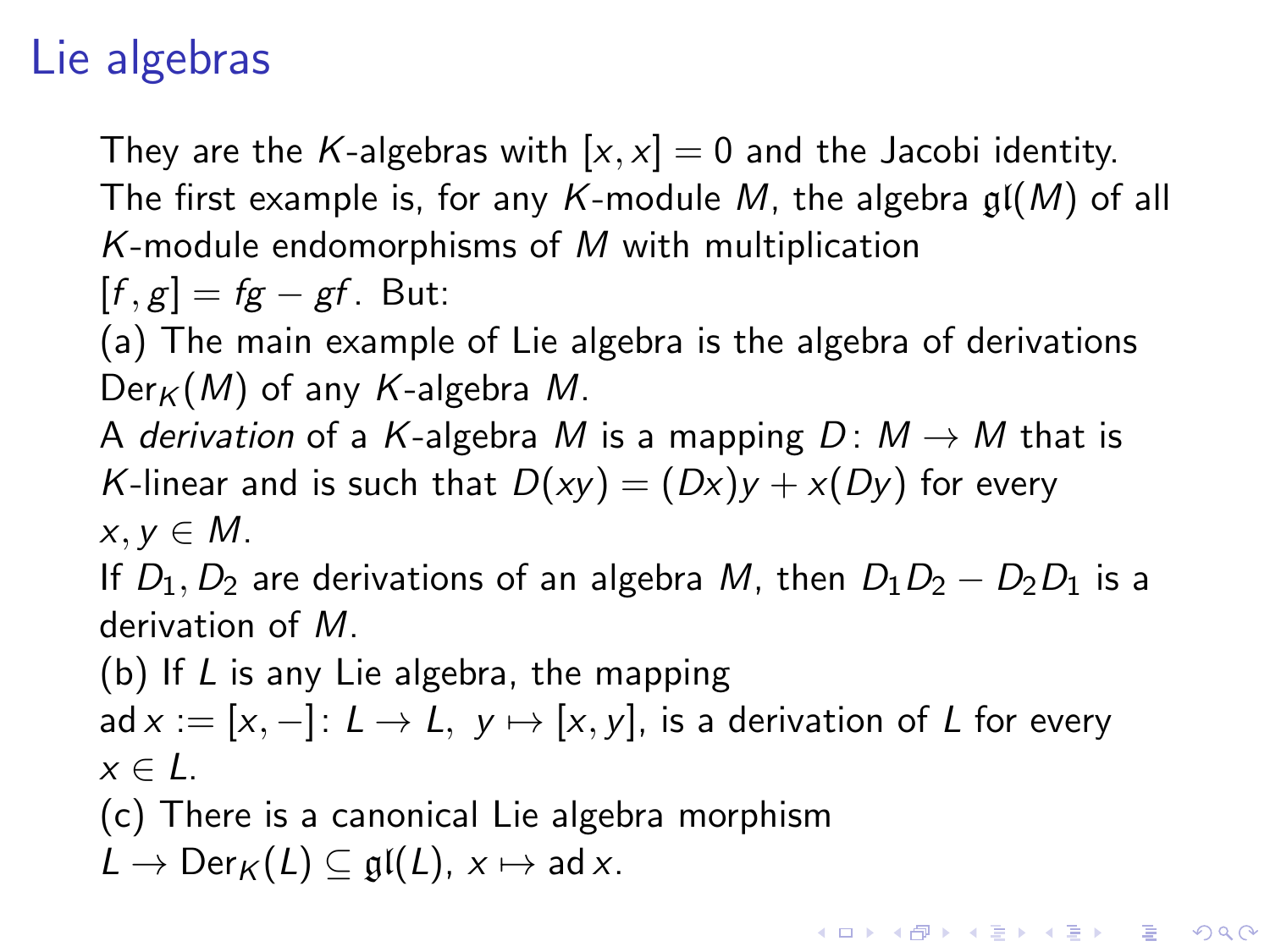# Lie algebras

They are the $K$-algebras with $[x, x] = 0$ and the Jacobi identity. The first example is, for any $K$-module $M$, the algebra $\mathfrak{gl}(M)$ of all $K$-module endomorphisms of $M$ with multiplication $[f, g] = fg - gf$. But:

(a) The main example of Lie algebra is the algebra of derivations $\mathrm{Der}_K(M)$ of any $K$-algebra $M$.

A *derivation* of a $K$-algebra $M$ is a mapping $D\colon M \to M$ that is $K$-linear and is such that $D(xy) = (Dx)y + x(Dy)$ for every $x, y \in M$.

If $D_1, D_2$ are derivations of an algebra $M$, then $D_1D_2 - D_2D_1$ is a derivation of $M$.

(b) If $L$ is any Lie algebra, the mapping $\mathrm{ad}\, x := [x, -]\colon L \to L,\ y \mapsto [x, y]$, is a derivation of $L$ for every $x \in L$.

(c) There is a canonical Lie algebra morphism $L \to \mathrm{Der}_K(L) \subseteq \mathfrak{gl}(L)$, $x \mapsto \mathrm{ad}\, x$.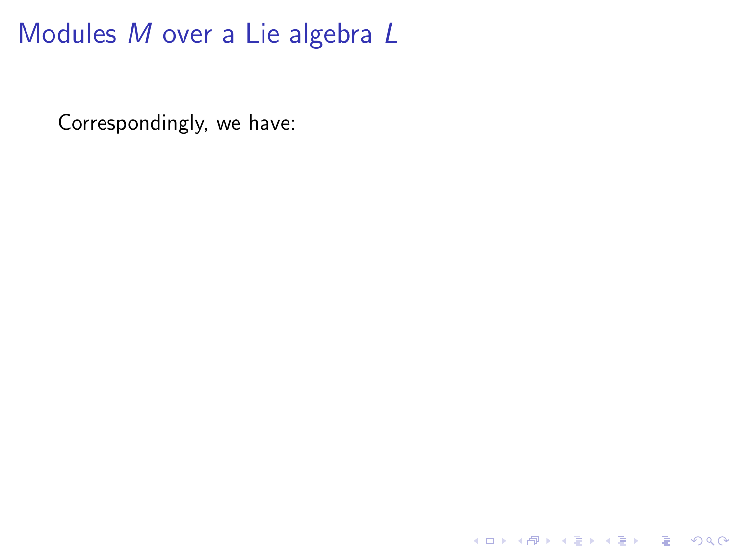# Modules $M$ over a Lie algebra $L$

Correspondingly, we have: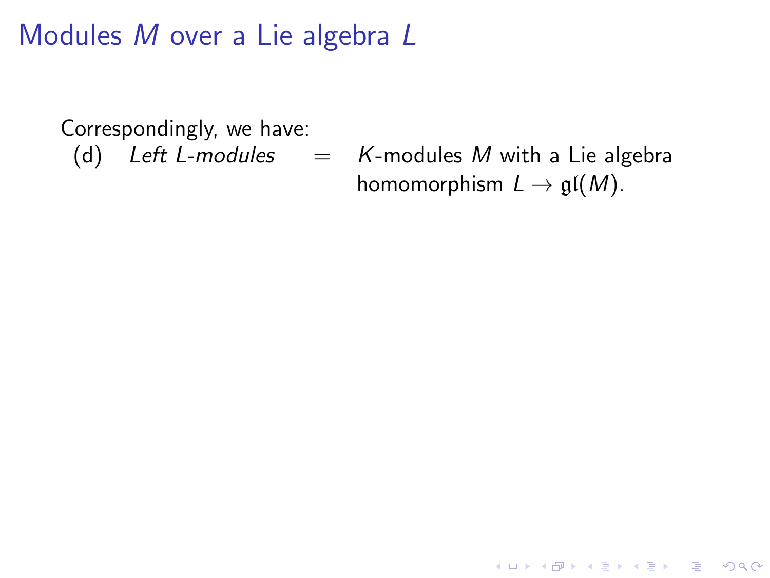# Modules $M$ over a Lie algebra $L$

Correspondingly, we have:

(d) *Left $L$-modules* $=$ $K$-modules $M$ with a Lie algebra homomorphism $L \to \mathfrak{gl}(M)$.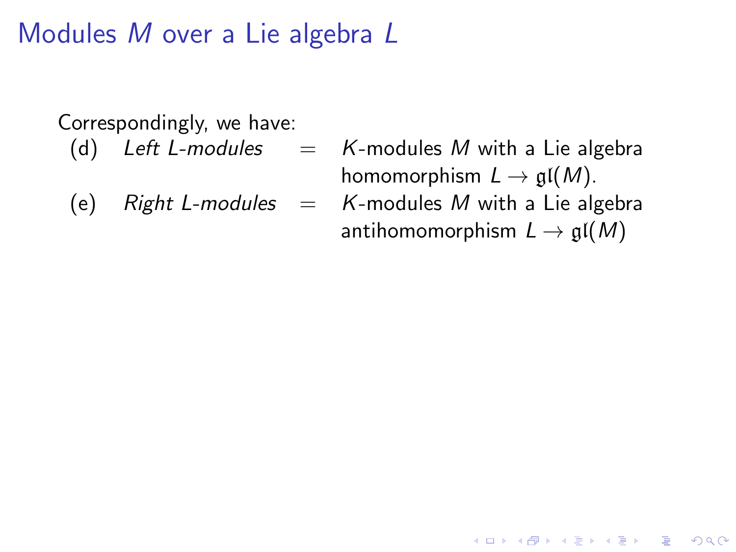# Modules $M$ over a Lie algebra $L$

Correspondingly, we have:

(d) *Left $L$-modules* $=$ $K$-modules $M$ with a Lie algebra homomorphism $L \to \mathfrak{gl}(M)$.

(e) *Right $L$-modules* $=$ $K$-modules $M$ with a Lie algebra antihomomorphism $L \to \mathfrak{gl}(M)$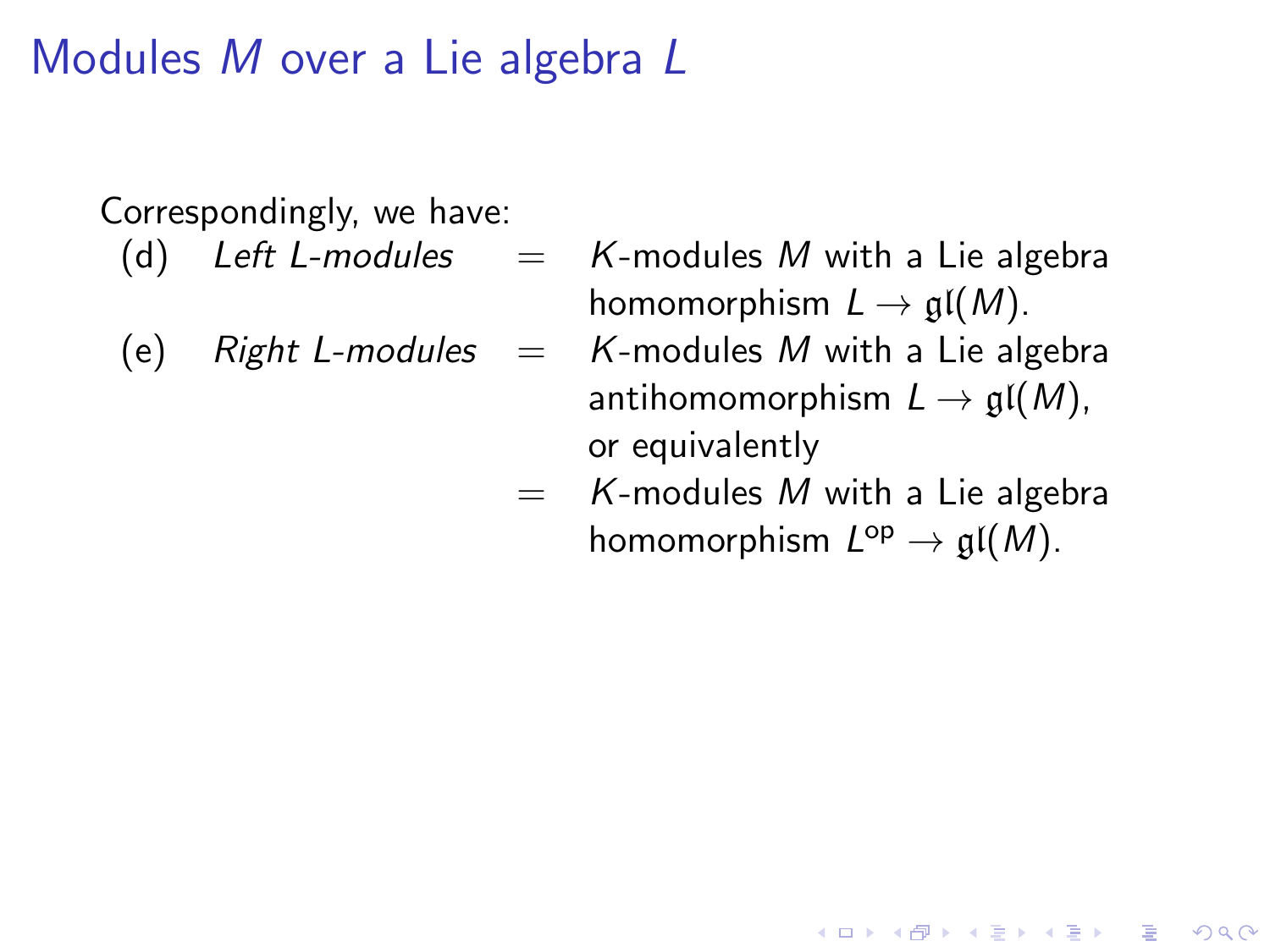# Modules $M$ over a Lie algebra $L$

Correspondingly, we have:

(d) *Left $L$-modules* = $K$-modules $M$ with a Lie algebra homomorphism $L \to \mathfrak{gl}(M)$.

(e) *Right $L$-modules* = $K$-modules $M$ with a Lie algebra antihomomorphism $L \to \mathfrak{gl}(M)$, or equivalently
= $K$-modules $M$ with a Lie algebra homomorphism $L^{\mathrm{op}} \to \mathfrak{gl}(M)$.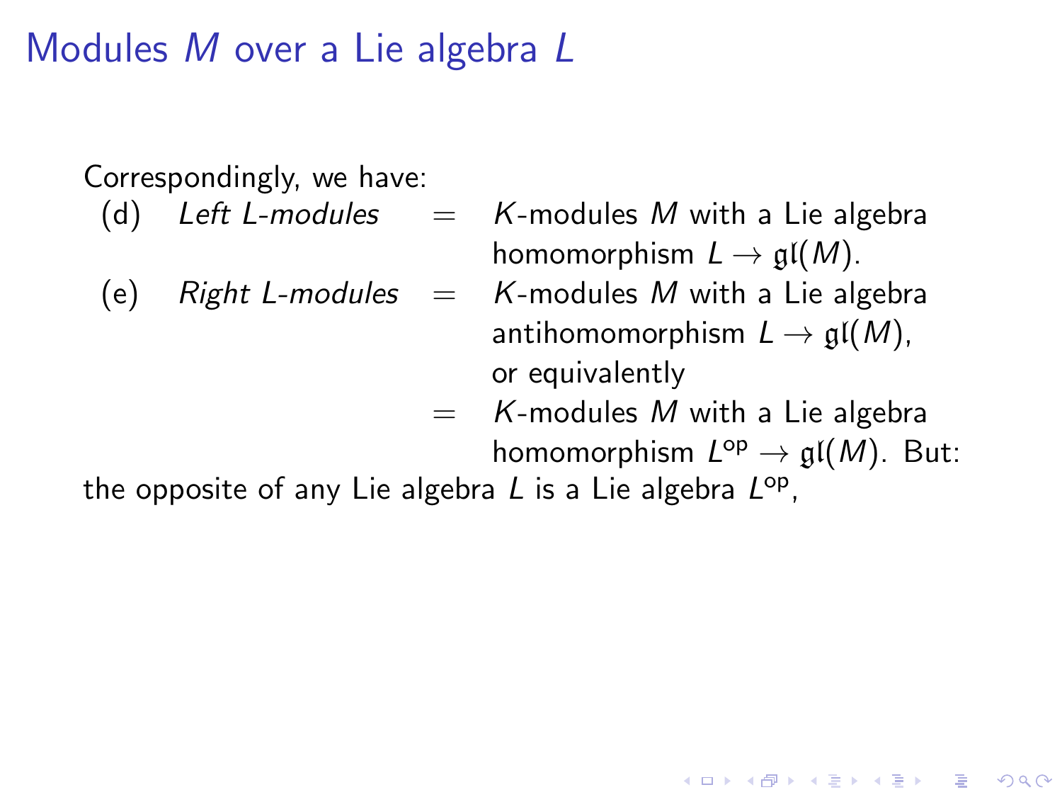# Modules $M$ over a Lie algebra $L$

Correspondingly, we have:

(d) *Left L-modules* = $K$-modules $M$ with a Lie algebra homomorphism $L \to \mathfrak{gl}(M)$.

(e) *Right L-modules* = $K$-modules $M$ with a Lie algebra antihomomorphism $L \to \mathfrak{gl}(M)$, or equivalently
= $K$-modules $M$ with a Lie algebra homomorphism $L^{\text{op}} \to \mathfrak{gl}(M)$. But:

the opposite of any Lie algebra $L$ is a Lie algebra $L^{\text{op}}$,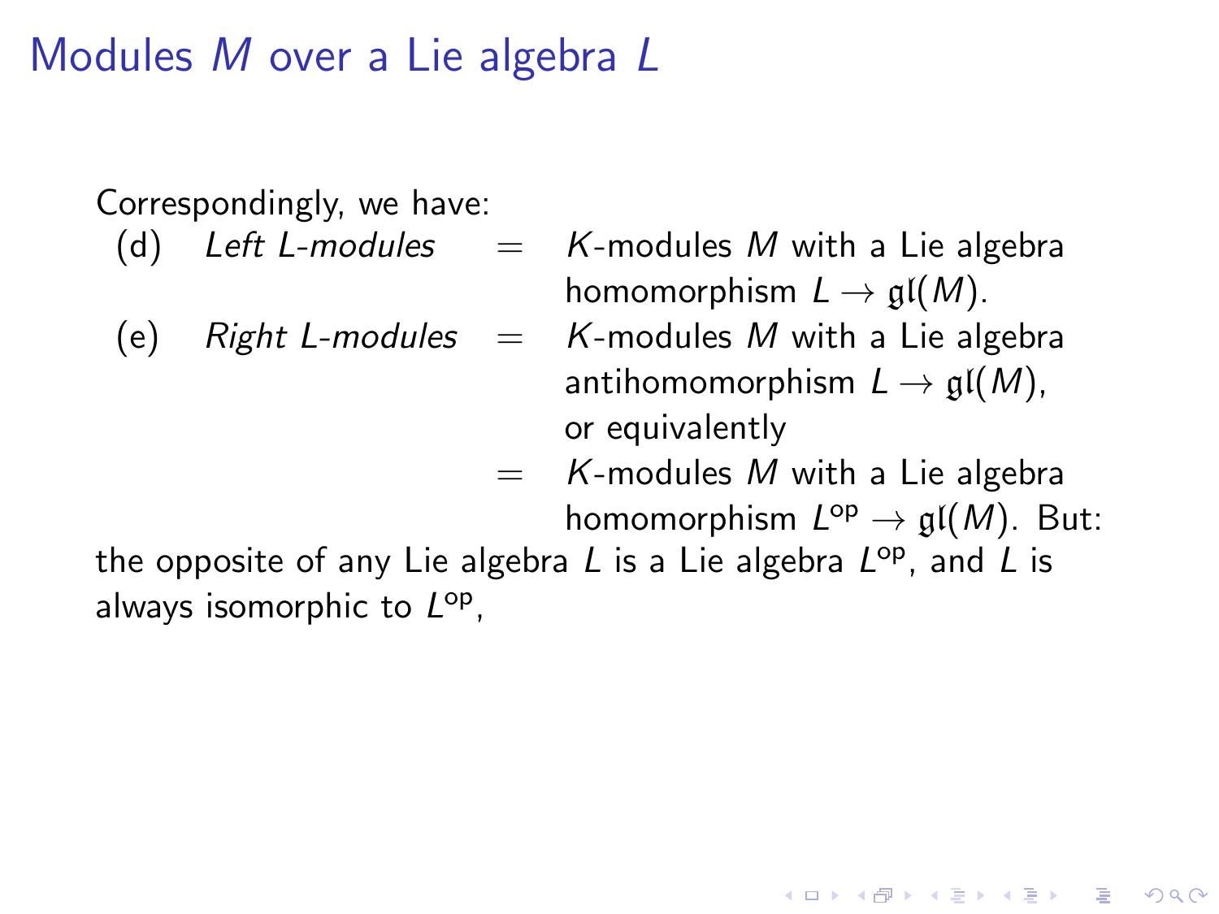# Modules $M$ over a Lie algebra $L$

Correspondingly, we have:

(d) *Left L-modules* = $K$-modules $M$ with a Lie algebra homomorphism $L \to \mathfrak{gl}(M)$.

(e) *Right L-modules* = $K$-modules $M$ with a Lie algebra antihomomorphism $L \to \mathfrak{gl}(M)$, or equivalently
= $K$-modules $M$ with a Lie algebra homomorphism $L^{\mathrm{op}} \to \mathfrak{gl}(M)$. But:

the opposite of any Lie algebra $L$ is a Lie algebra $L^{\mathrm{op}}$, and $L$ is always isomorphic to $L^{\mathrm{op}}$,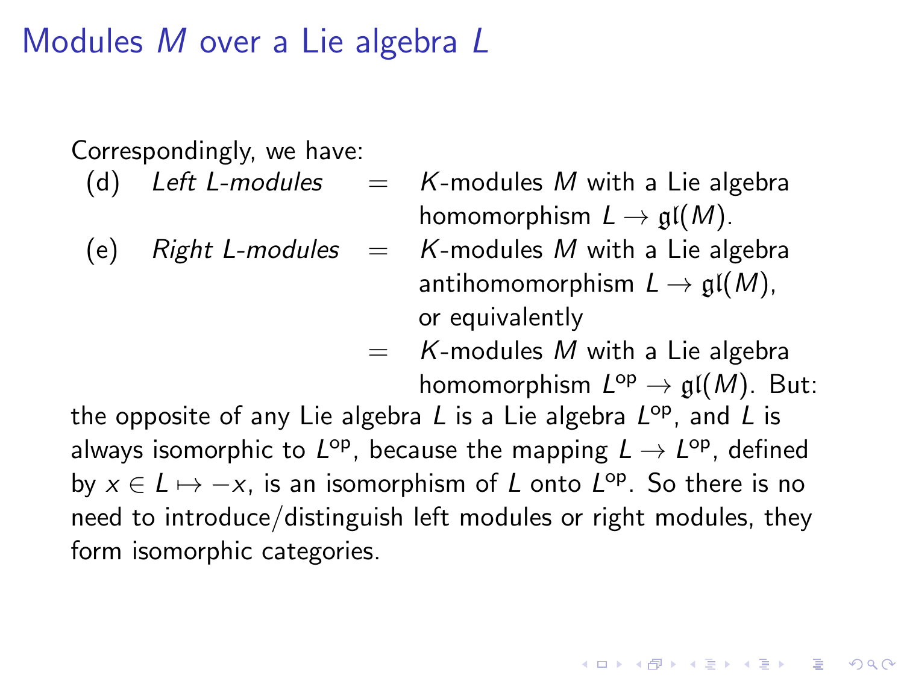# Modules $M$ over a Lie algebra $L$

Correspondingly, we have:

(d) *Left L-modules* = $K$-modules $M$ with a Lie algebra homomorphism $L \to \mathfrak{gl}(M)$.

(e) *Right L-modules* = $K$-modules $M$ with a Lie algebra antihomomorphism $L \to \mathfrak{gl}(M)$, or equivalently
= $K$-modules $M$ with a Lie algebra homomorphism $L^{\mathrm{op}} \to \mathfrak{gl}(M)$. But:

the opposite of any Lie algebra $L$ is a Lie algebra $L^{\mathrm{op}}$, and $L$ is always isomorphic to $L^{\mathrm{op}}$, because the mapping $L \to L^{\mathrm{op}}$, defined by $x \in L \mapsto -x$, is an isomorphism of $L$ onto $L^{\mathrm{op}}$. So there is no need to introduce/distinguish left modules or right modules, they form isomorphic categories.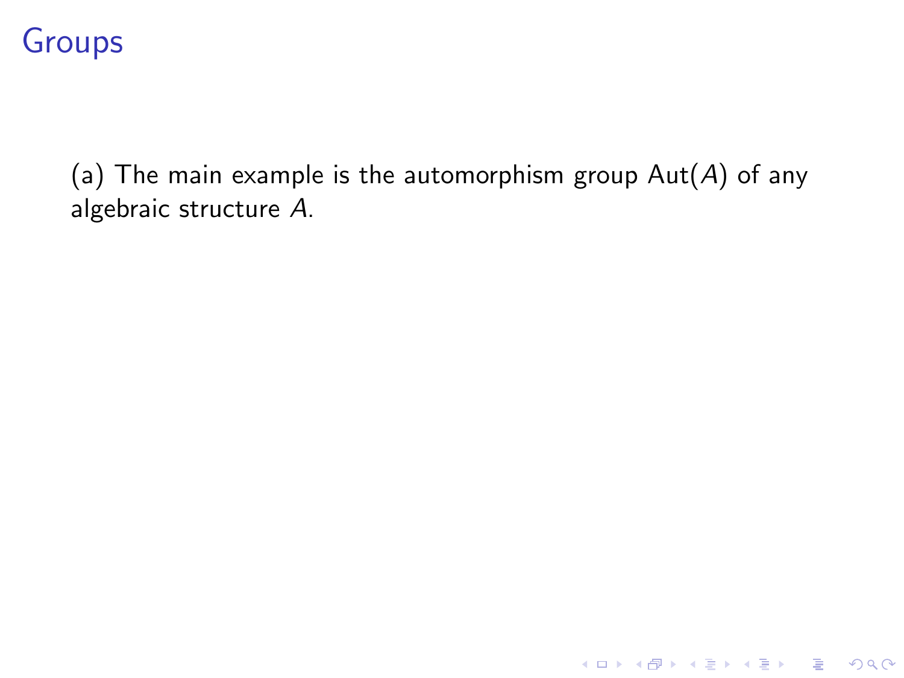# Groups

(a) The main example is the automorphism group $\mathrm{Aut}(A)$ of any algebraic structure $A$.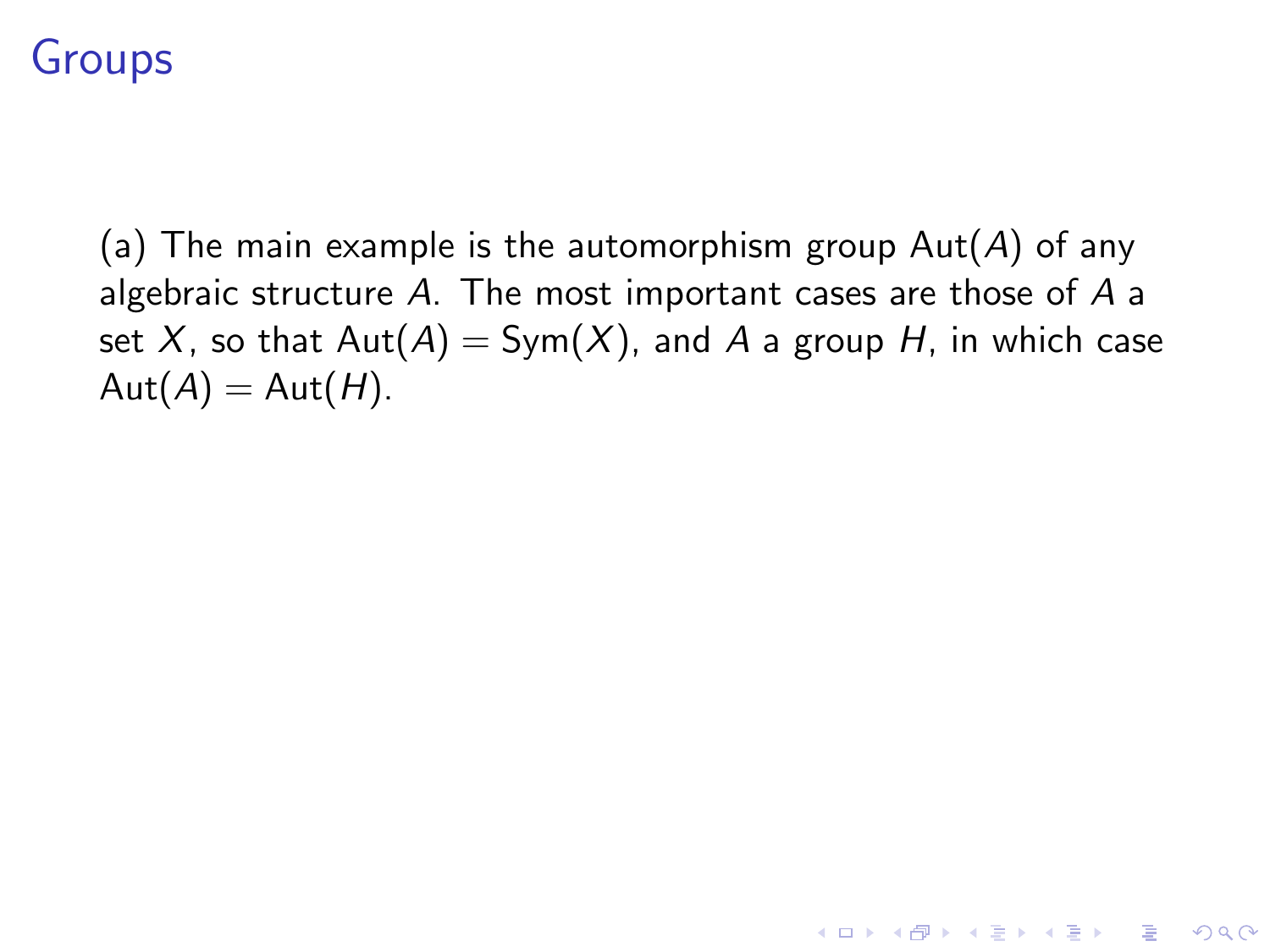# Groups

(a) The main example is the automorphism group $\mathrm{Aut}(A)$ of any algebraic structure $A$. The most important cases are those of $A$ a set $X$, so that $\mathrm{Aut}(A) = \mathrm{Sym}(X)$, and $A$ a group $H$, in which case $\mathrm{Aut}(A) = \mathrm{Aut}(H)$.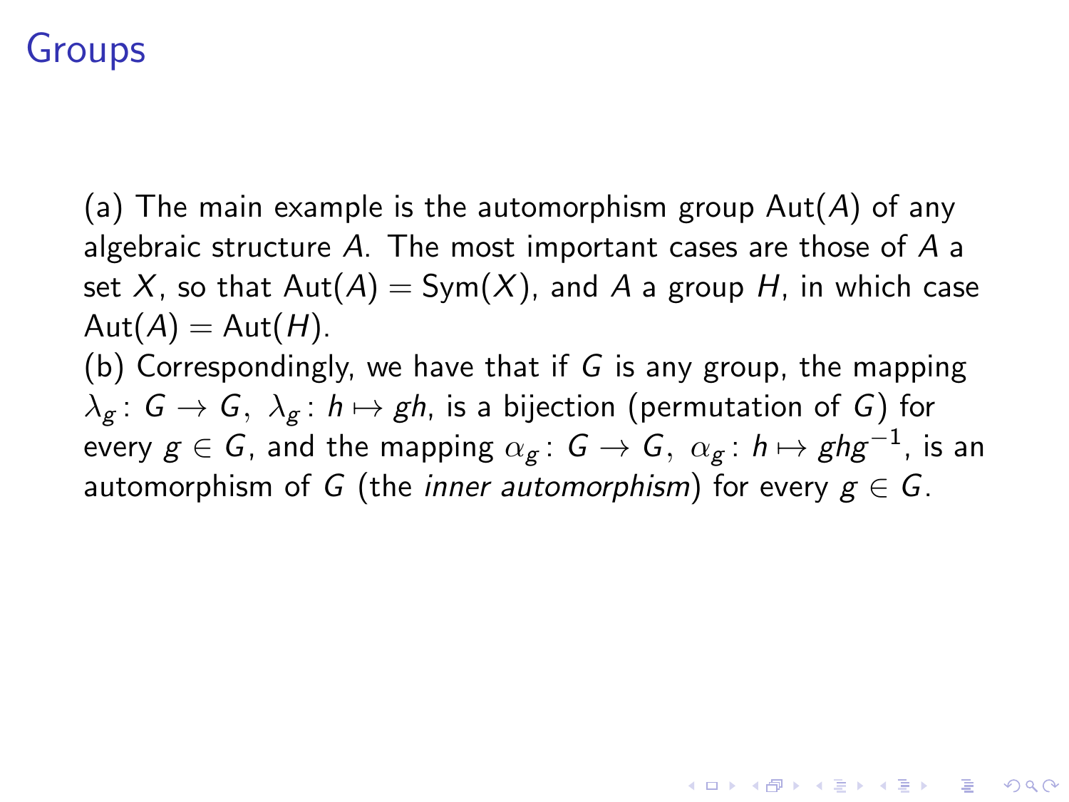# Groups

(a) The main example is the automorphism group $\mathrm{Aut}(A)$ of any algebraic structure $A$. The most important cases are those of $A$ a set $X$, so that $\mathrm{Aut}(A) = \mathrm{Sym}(X)$, and $A$ a group $H$, in which case $\mathrm{Aut}(A) = \mathrm{Aut}(H)$.

(b) Correspondingly, we have that if $G$ is any group, the mapping $\lambda_g \colon G \to G,\ \lambda_g \colon h \mapsto gh$, is a bijection (permutation of $G$) for every $g \in G$, and the mapping $\alpha_g \colon G \to G,\ \alpha_g \colon h \mapsto ghg^{-1}$, is an automorphism of $G$ (the *inner automorphism*) for every $g \in G$.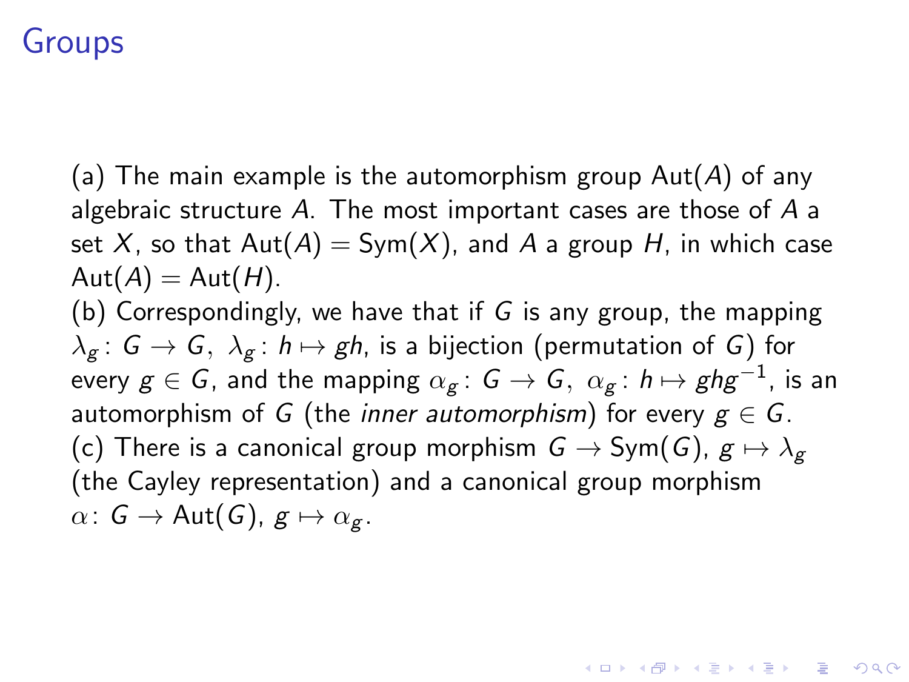# Groups

(a) The main example is the automorphism group $\mathrm{Aut}(A)$ of any algebraic structure $A$. The most important cases are those of $A$ a set $X$, so that $\mathrm{Aut}(A) = \mathrm{Sym}(X)$, and $A$ a group $H$, in which case $\mathrm{Aut}(A) = \mathrm{Aut}(H)$.

(b) Correspondingly, we have that if $G$ is any group, the mapping $\lambda_g \colon G \to G, \ \lambda_g \colon h \mapsto gh$, is a bijection (permutation of $G$) for every $g \in G$, and the mapping $\alpha_g \colon G \to G, \ \alpha_g \colon h \mapsto ghg^{-1}$, is an automorphism of $G$ (the *inner automorphism*) for every $g \in G$.

(c) There is a canonical group morphism $G \to \mathrm{Sym}(G)$, $g \mapsto \lambda_g$ (the Cayley representation) and a canonical group morphism $\alpha \colon G \to \mathrm{Aut}(G)$, $g \mapsto \alpha_g$.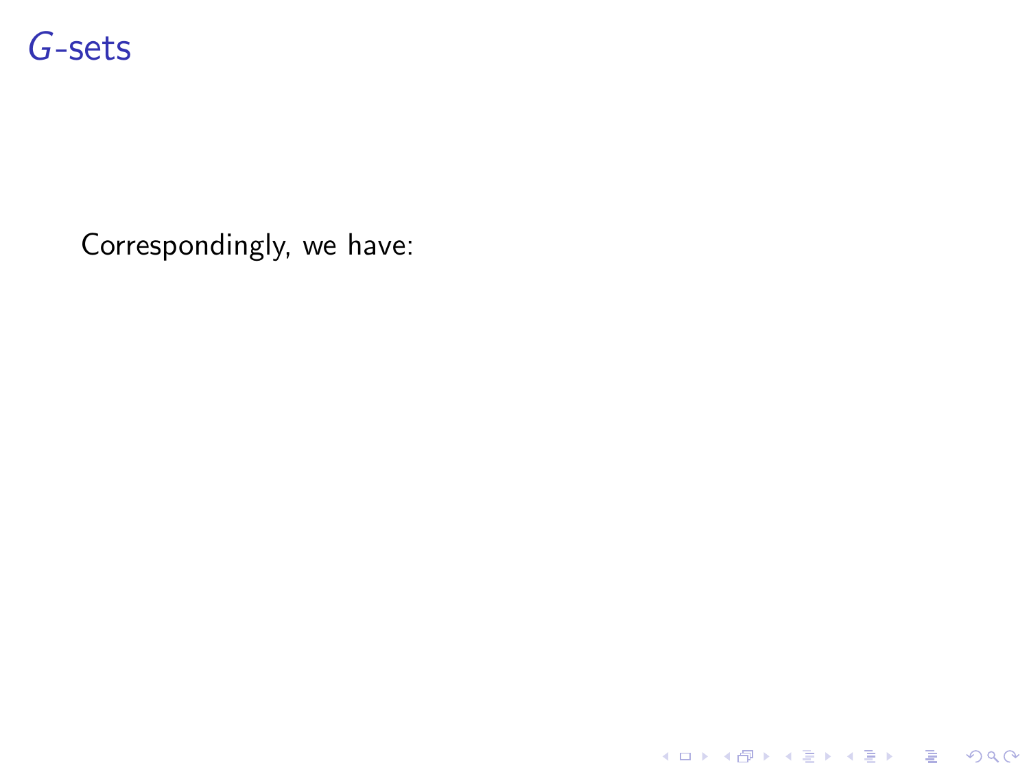# $G$-sets

Correspondingly, we have: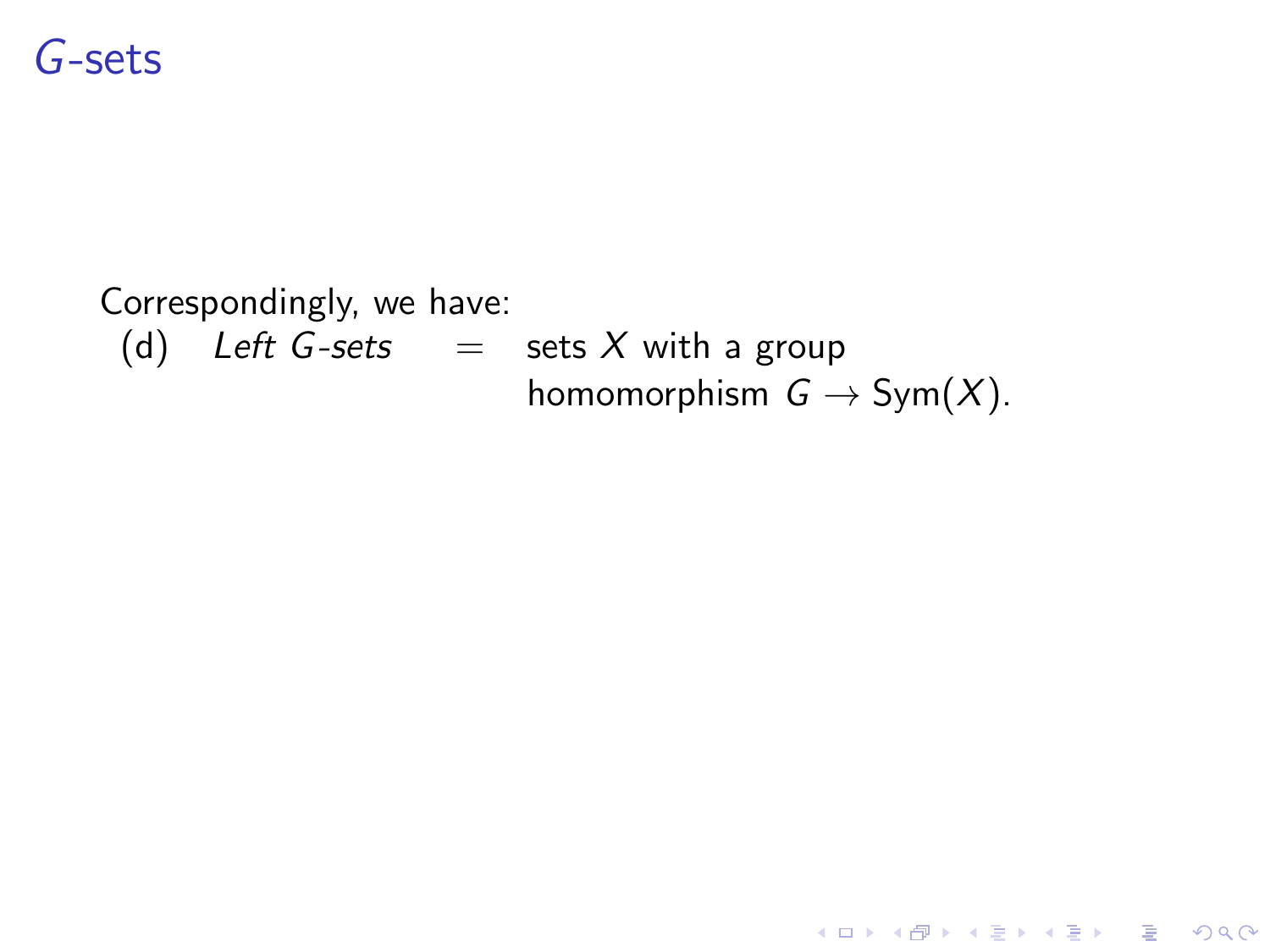# $G$-sets

Correspondingly, we have:

(d) *Left $G$-sets* = sets $X$ with a group homomorphism $G \to \mathrm{Sym}(X)$.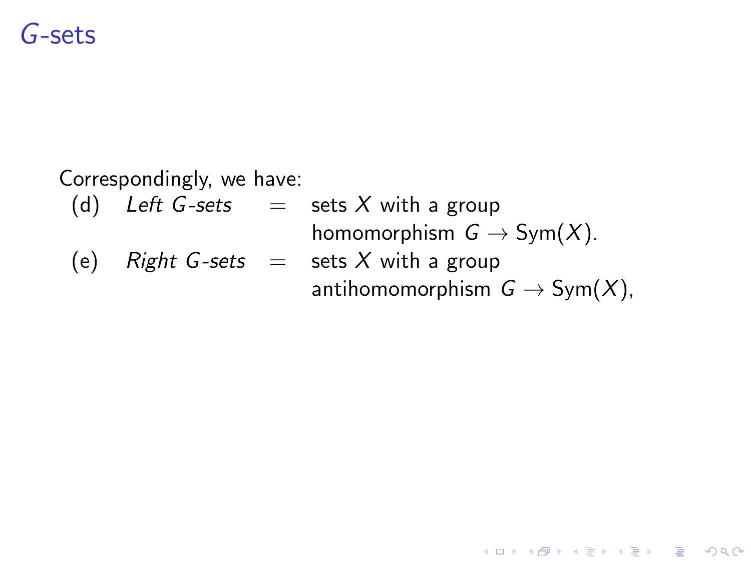# $G$-sets

Correspondingly, we have:

(d) *Left $G$-sets* = sets $X$ with a group homomorphism $G \to \mathrm{Sym}(X)$.

(e) *Right $G$-sets* = sets $X$ with a group antihomomorphism $G \to \mathrm{Sym}(X)$,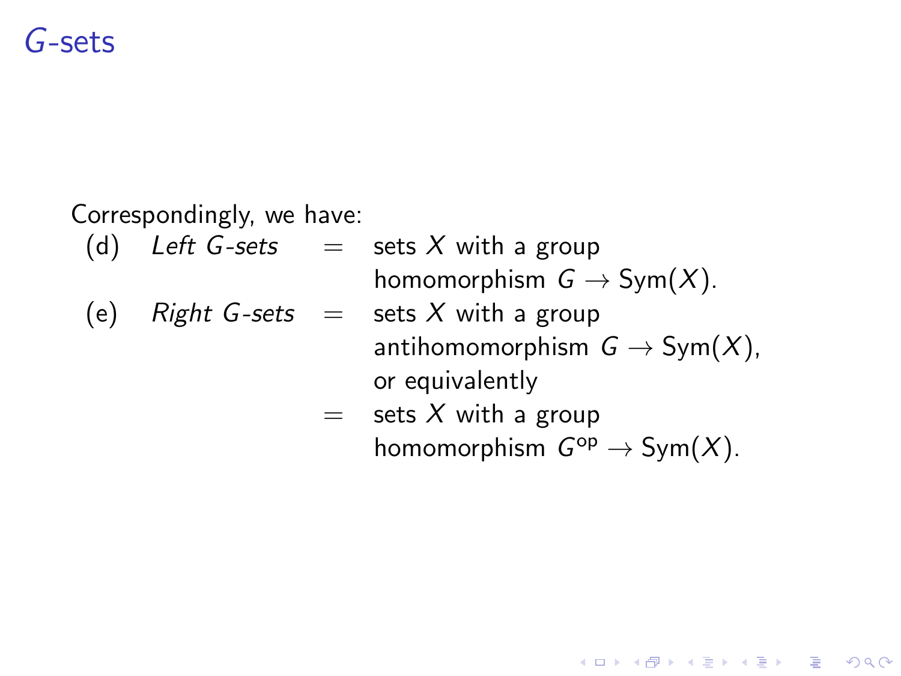# $G$-sets

Correspondingly, we have:

(d) *Left $G$-sets* = sets $X$ with a group homomorphism $G \to \mathrm{Sym}(X)$.

(e) *Right $G$-sets* = sets $X$ with a group antihomomorphism $G \to \mathrm{Sym}(X)$, or equivalently
= sets $X$ with a group homomorphism $G^{\mathrm{op}} \to \mathrm{Sym}(X)$.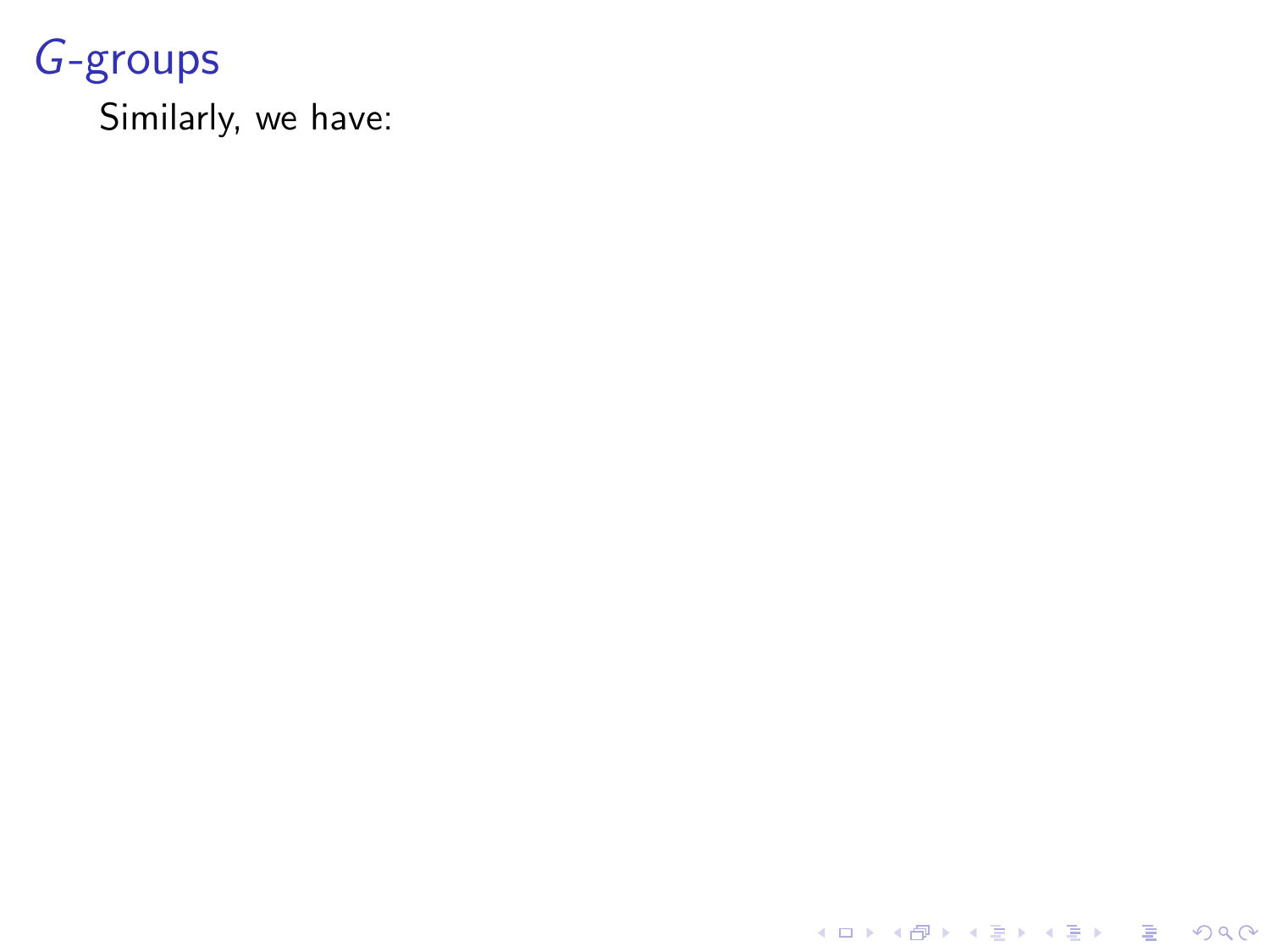# $G$-groups

Similarly, we have: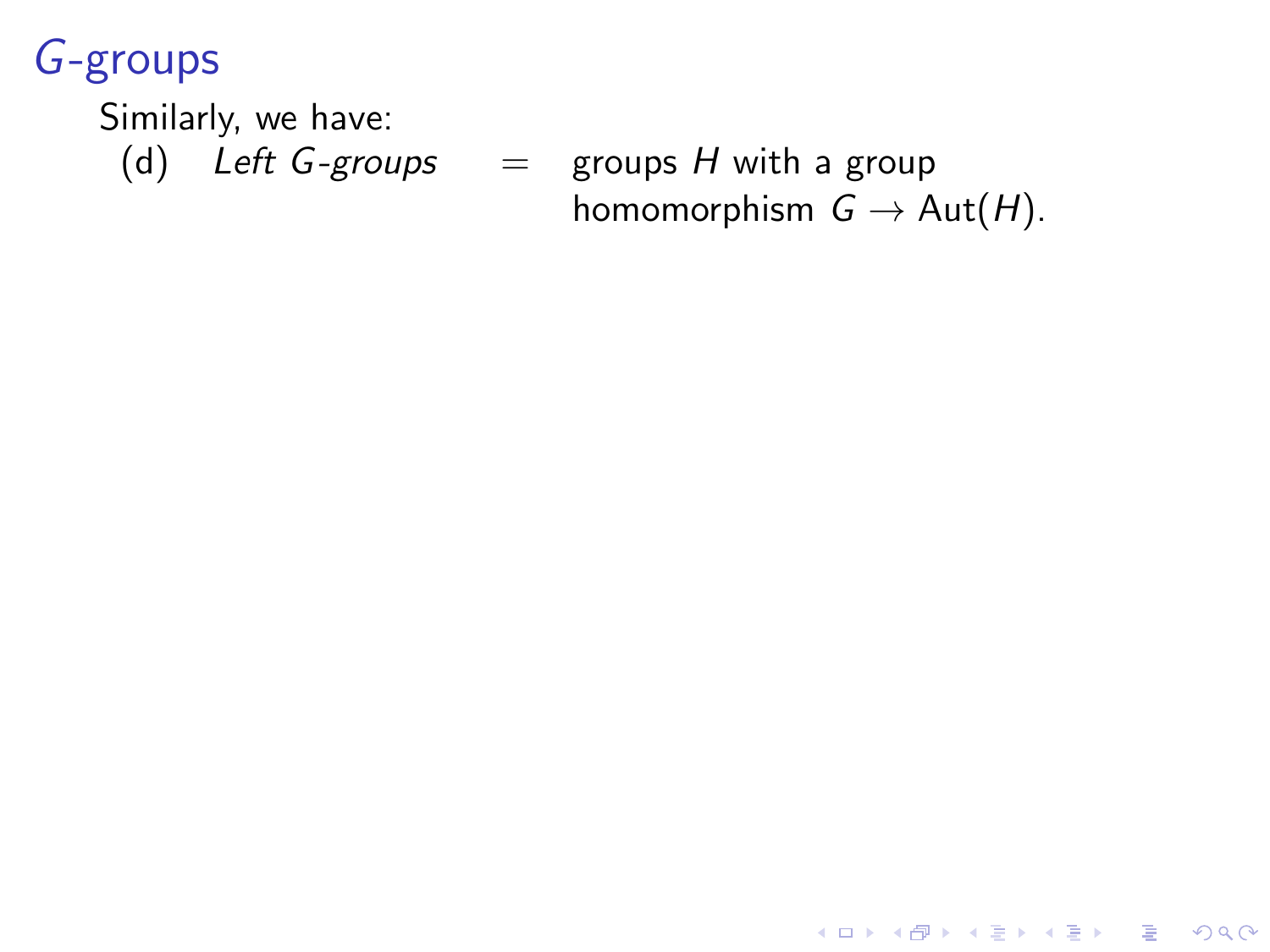# $G$-groups

Similarly, we have:

(d) *Left $G$-groups* $=$ groups $H$ with a group homomorphism $G \to \mathrm{Aut}(H)$.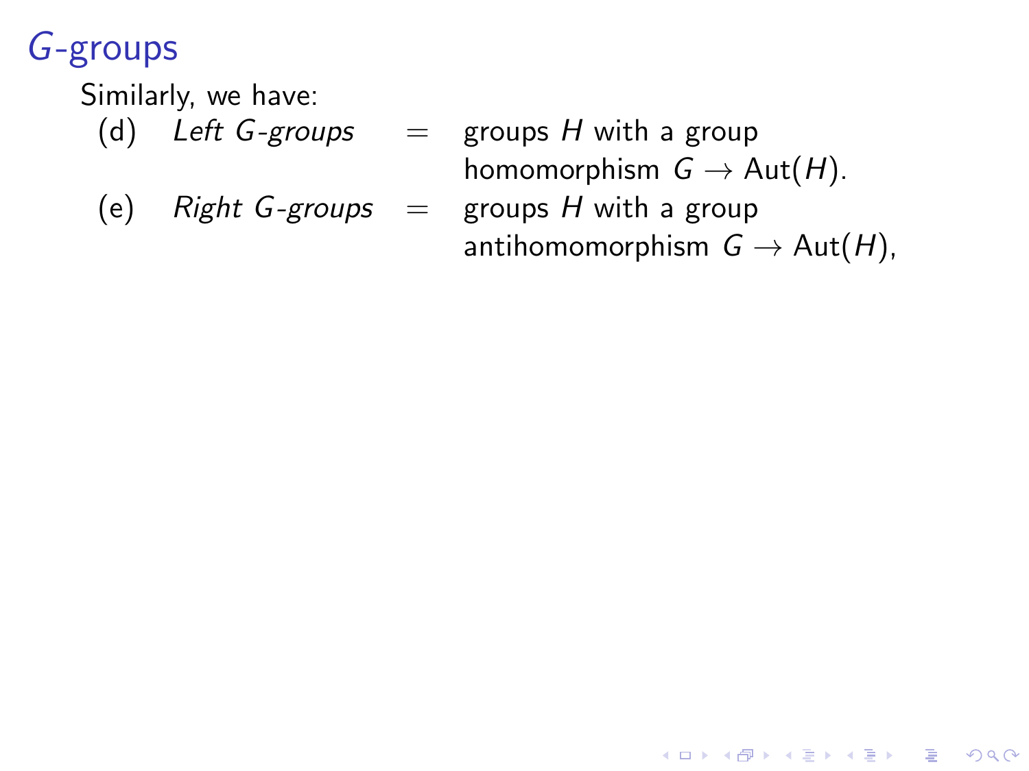# $G$-groups

Similarly, we have:

(d) *Left $G$-groups* = groups $H$ with a group homomorphism $G \to \mathrm{Aut}(H)$.

(e) *Right $G$-groups* = groups $H$ with a group antihomomorphism $G \to \mathrm{Aut}(H)$,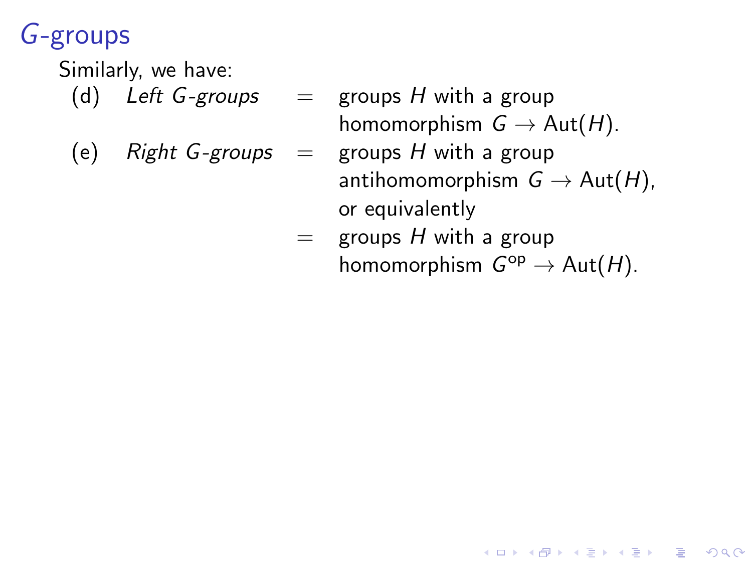# $G$-groups

Similarly, we have:

(d) *Left $G$-groups* = groups $H$ with a group homomorphism $G \to \mathrm{Aut}(H)$.

(e) *Right $G$-groups* = groups $H$ with a group antihomomorphism $G \to \mathrm{Aut}(H)$, or equivalently
= groups $H$ with a group homomorphism $G^{\mathrm{op}} \to \mathrm{Aut}(H)$.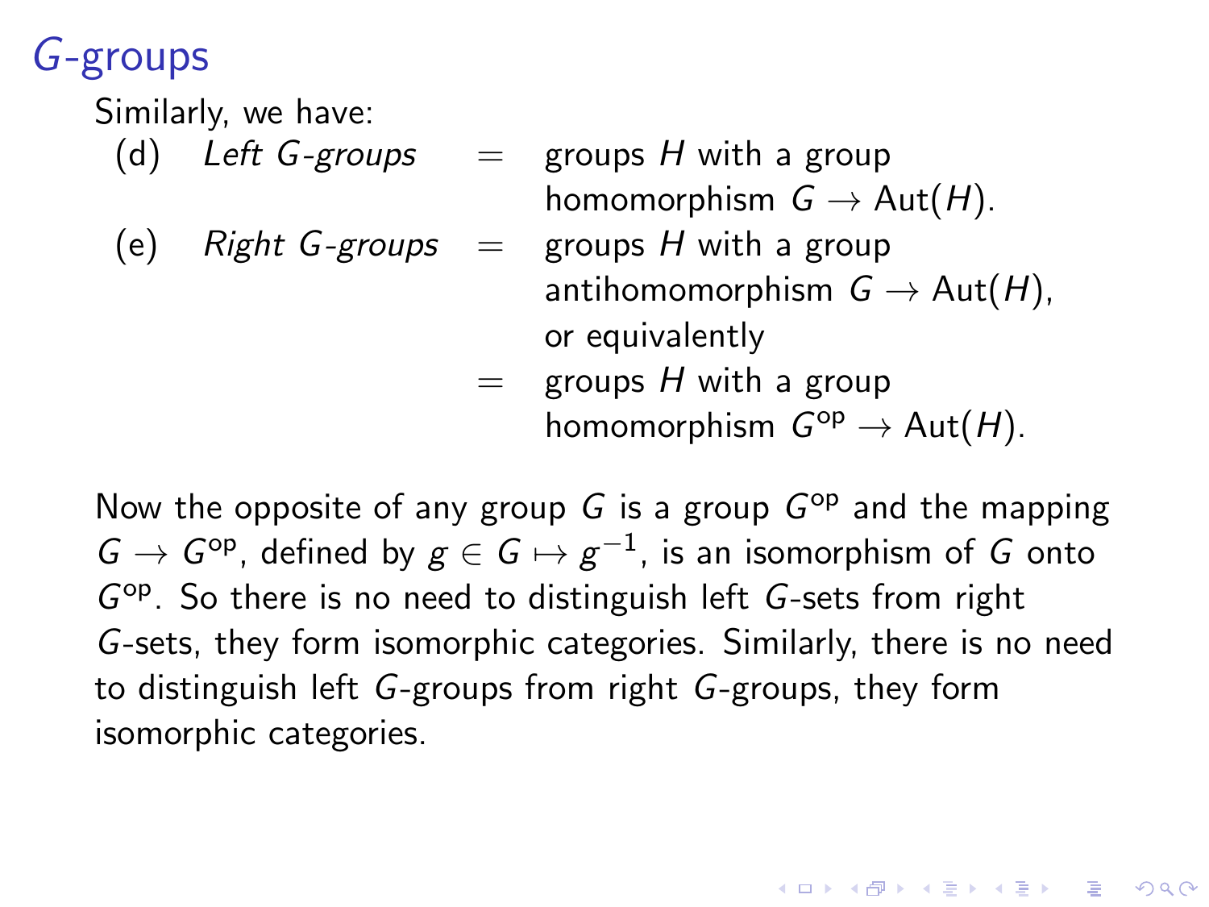## $G$-groups

Similarly, we have:

(d) *Left $G$-groups* = groups $H$ with a group homomorphism $G \to \mathrm{Aut}(H)$.

(e) *Right $G$-groups* = groups $H$ with a group antihomomorphism $G \to \mathrm{Aut}(H)$, or equivalently
= groups $H$ with a group homomorphism $G^{\mathrm{op}} \to \mathrm{Aut}(H)$.

Now the opposite of any group $G$ is a group $G^{\mathrm{op}}$ and the mapping $G \to G^{\mathrm{op}}$, defined by $g \in G \mapsto g^{-1}$, is an isomorphism of $G$ onto $G^{\mathrm{op}}$. So there is no need to distinguish left $G$-sets from right $G$-sets, they form isomorphic categories. Similarly, there is no need to distinguish left $G$-groups from right $G$-groups, they form isomorphic categories.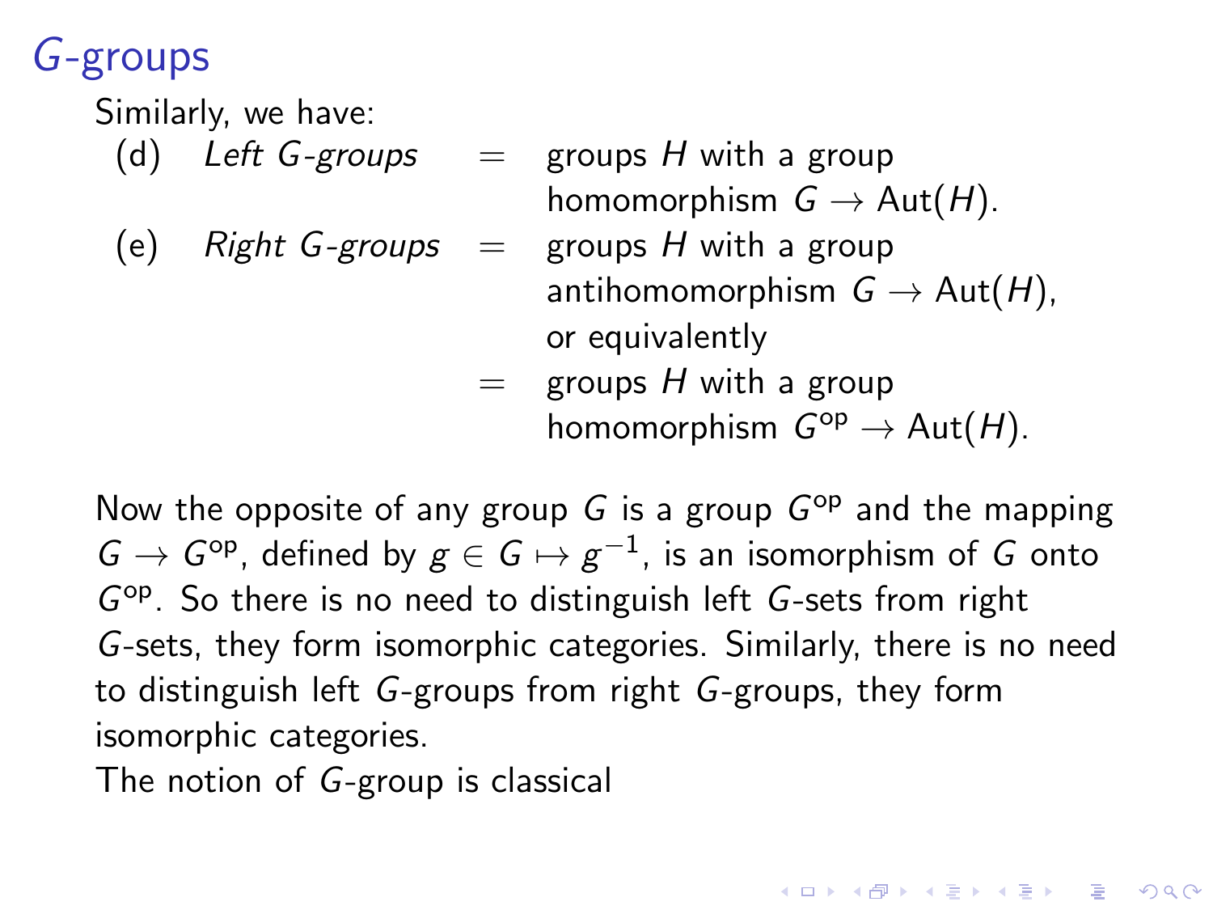## $G$-groups

Similarly, we have:

(d) *Left $G$-groups* = groups $H$ with a group homomorphism $G \to \mathrm{Aut}(H)$.

(e) *Right $G$-groups* = groups $H$ with a group antihomomorphism $G \to \mathrm{Aut}(H)$, or equivalently
= groups $H$ with a group homomorphism $G^{\mathrm{op}} \to \mathrm{Aut}(H)$.

Now the opposite of any group $G$ is a group $G^{\mathrm{op}}$ and the mapping $G \to G^{\mathrm{op}}$, defined by $g \in G \mapsto g^{-1}$, is an isomorphism of $G$ onto $G^{\mathrm{op}}$. So there is no need to distinguish left $G$-sets from right $G$-sets, they form isomorphic categories. Similarly, there is no need to distinguish left $G$-groups from right $G$-groups, they form isomorphic categories.

The notion of $G$-group is classical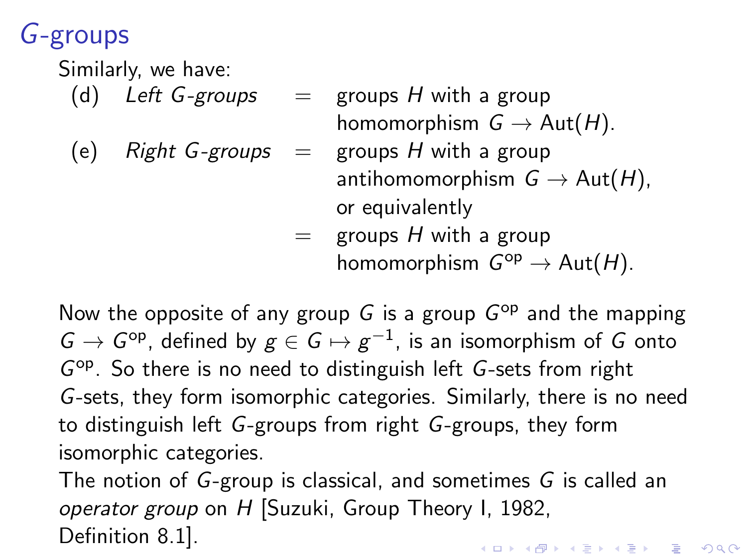# $G$-groups

Similarly, we have:

(d) *Left $G$-groups* = groups $H$ with a group homomorphism $G \to \mathrm{Aut}(H)$.

(e) *Right $G$-groups* = groups $H$ with a group antihomomorphism $G \to \mathrm{Aut}(H)$, or equivalently
= groups $H$ with a group homomorphism $G^{\mathrm{op}} \to \mathrm{Aut}(H)$.

Now the opposite of any group $G$ is a group $G^{\mathrm{op}}$ and the mapping $G \to G^{\mathrm{op}}$, defined by $g \in G \mapsto g^{-1}$, is an isomorphism of $G$ onto $G^{\mathrm{op}}$. So there is no need to distinguish left $G$-sets from right $G$-sets, they form isomorphic categories. Similarly, there is no need to distinguish left $G$-groups from right $G$-groups, they form isomorphic categories.

The notion of $G$-group is classical, and sometimes $G$ is called an *operator group* on $H$ [Suzuki, Group Theory I, 1982, Definition 8.1].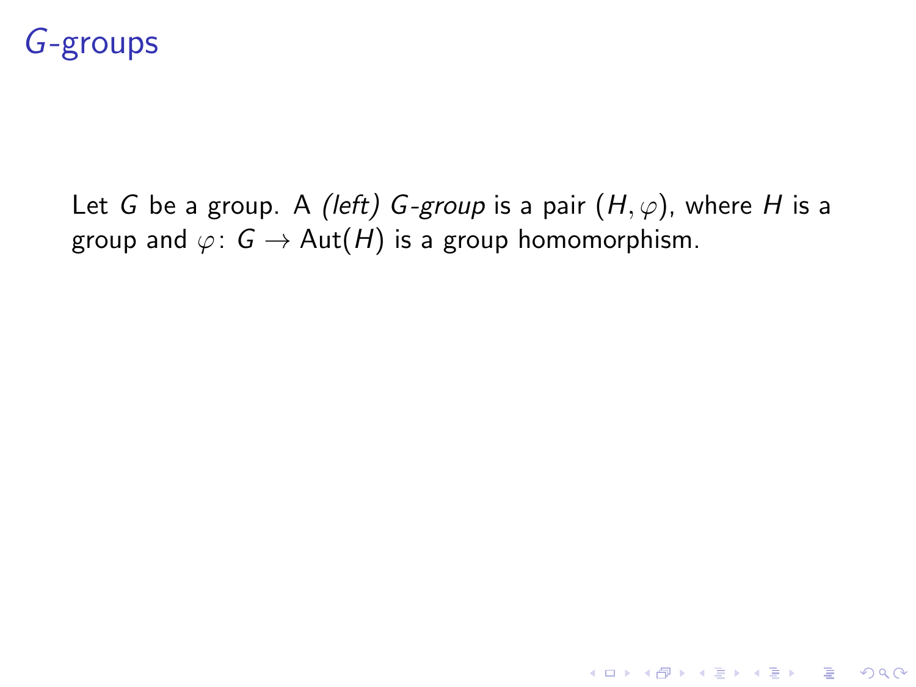# $G$-groups

Let $G$ be a group. A *(left) $G$-group* is a pair $(H, \varphi)$, where $H$ is a group and $\varphi\colon G \to \mathrm{Aut}(H)$ is a group homomorphism.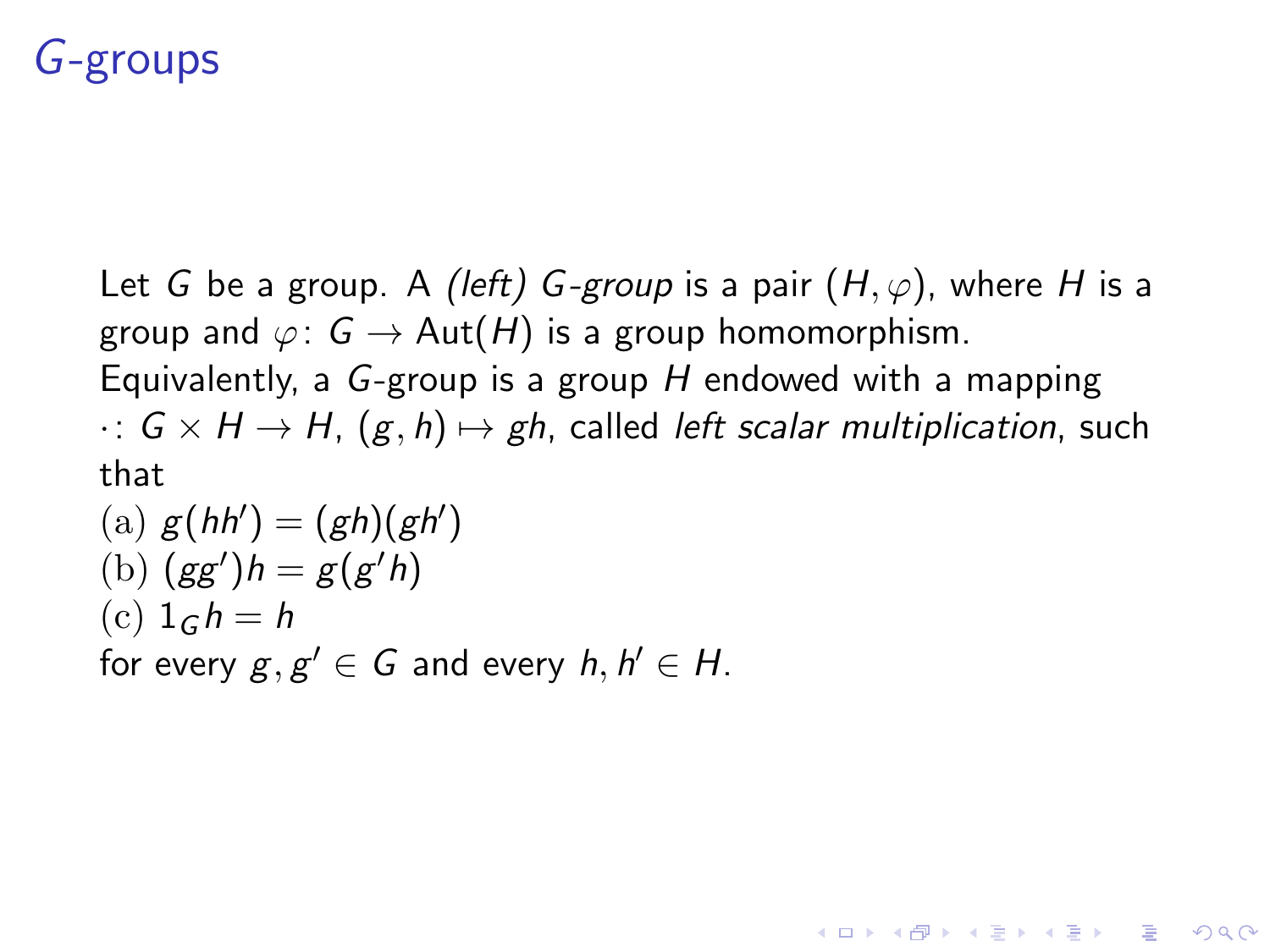# $G$-groups

Let $G$ be a group. A *(left) $G$-group* is a pair $(H, \varphi)$, where $H$ is a group and $\varphi \colon G \to \mathrm{Aut}(H)$ is a group homomorphism.
Equivalently, a $G$-group is a group $H$ endowed with a mapping $\cdot \colon G \times H \to H$, $(g, h) \mapsto gh$, called *left scalar multiplication*, such that

(a) $g(hh') = (gh)(gh')$
(b) $(gg')h = g(g'h)$
(c) $1_G h = h$

for every $g, g' \in G$ and every $h, h' \in H$.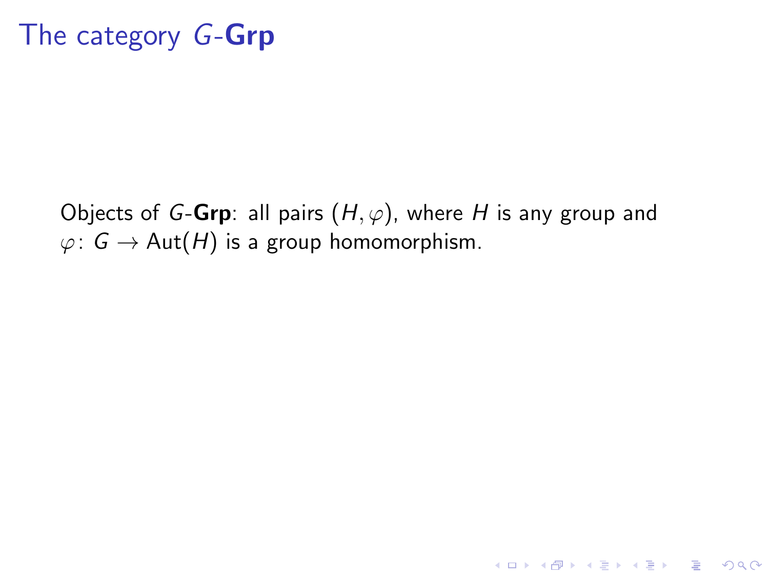# The category $G$-**Grp**

Objects of $G$-**Grp**: all pairs $(H, \varphi)$, where $H$ is any group and $\varphi\colon G \to \mathrm{Aut}(H)$ is a group homomorphism.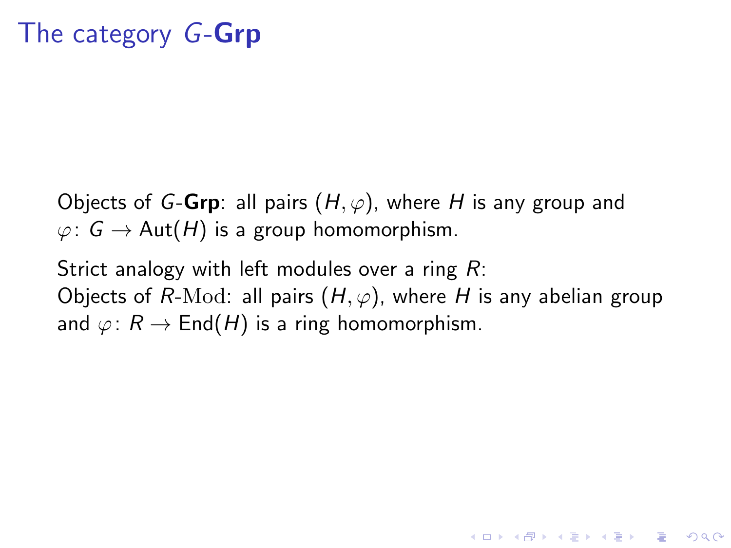# The category $G$-**Grp**

Objects of $G$-**Grp**: all pairs $(H, \varphi)$, where $H$ is any group and $\varphi \colon G \to \mathrm{Aut}(H)$ is a group homomorphism.

Strict analogy with left modules over a ring $R$:
Objects of $R$-$\mathrm{Mod}$: all pairs $(H, \varphi)$, where $H$ is any abelian group and $\varphi \colon R \to \mathrm{End}(H)$ is a ring homomorphism.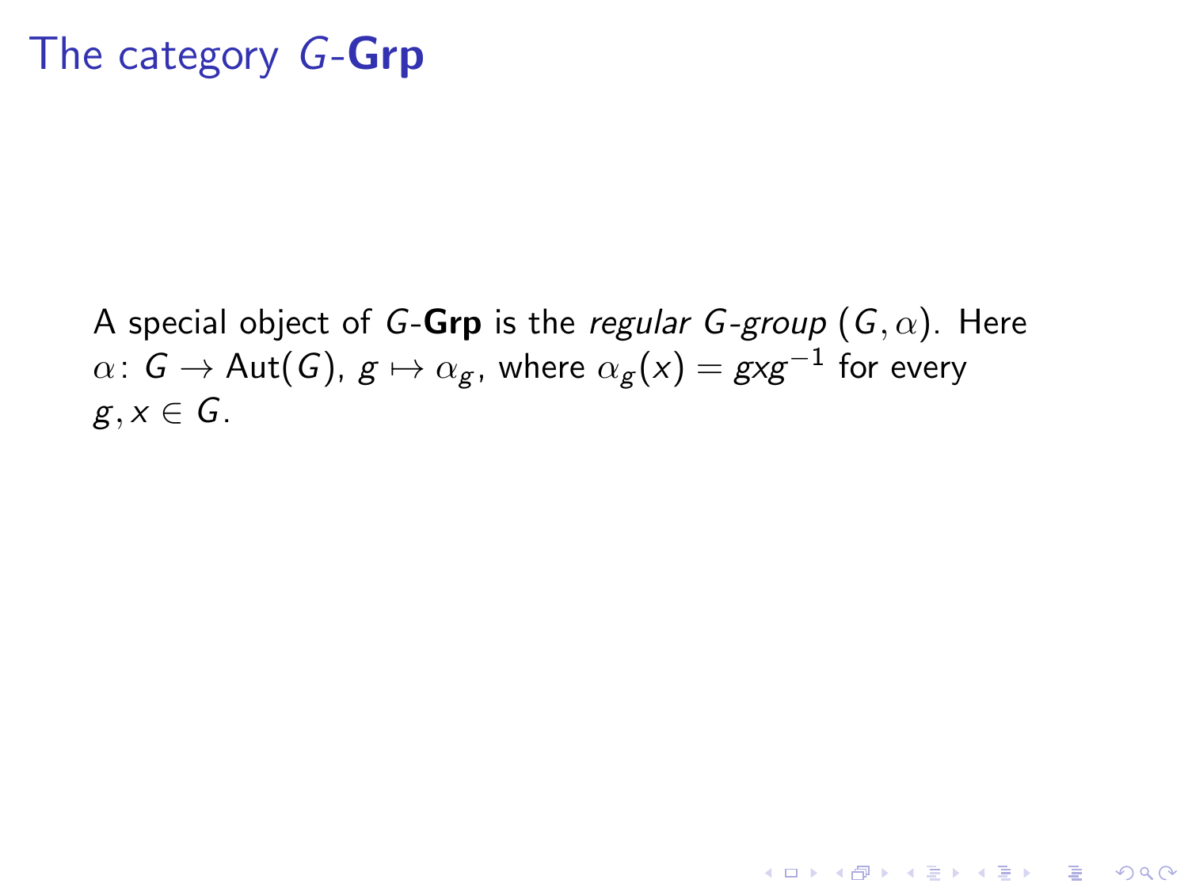# The category $G$-**Grp**

A special object of $G$-**Grp** is the *regular $G$-group* $(G, \alpha)$. Here $\alpha\colon G \to \mathrm{Aut}(G)$, $g \mapsto \alpha_g$, where $\alpha_g(x) = gxg^{-1}$ for every $g, x \in G$.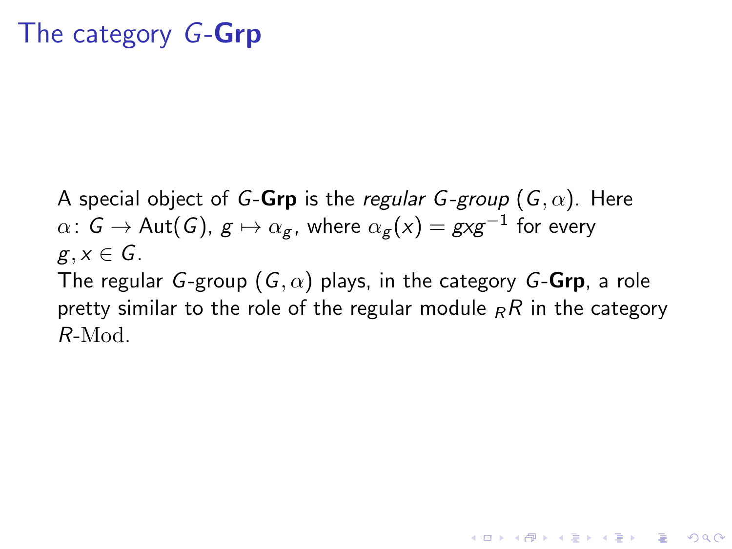# The category $G$-**Grp**

A special object of $G$-**Grp** is the *regular $G$-group* $(G, \alpha)$. Here $\alpha\colon G \to \mathrm{Aut}(G)$, $g \mapsto \alpha_g$, where $\alpha_g(x) = gxg^{-1}$ for every $g, x \in G$.

The regular $G$-group $(G, \alpha)$ plays, in the category $G$-**Grp**, a role pretty similar to the role of the regular module ${}_RR$ in the category $R$-$\mathrm{Mod}$.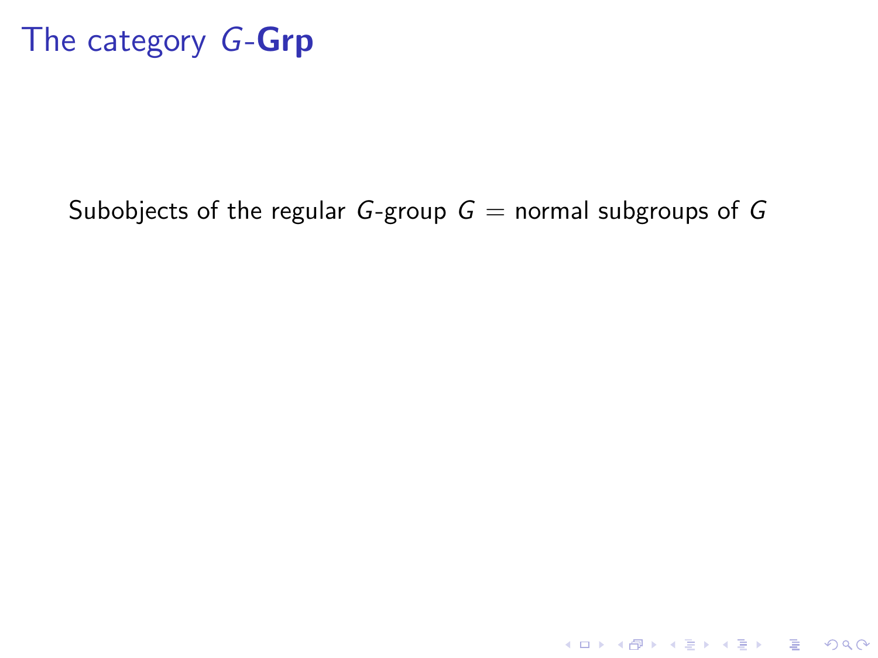# The category $G$-**Grp**

Subobjects of the regular $G$-group $G$ = normal subgroups of $G$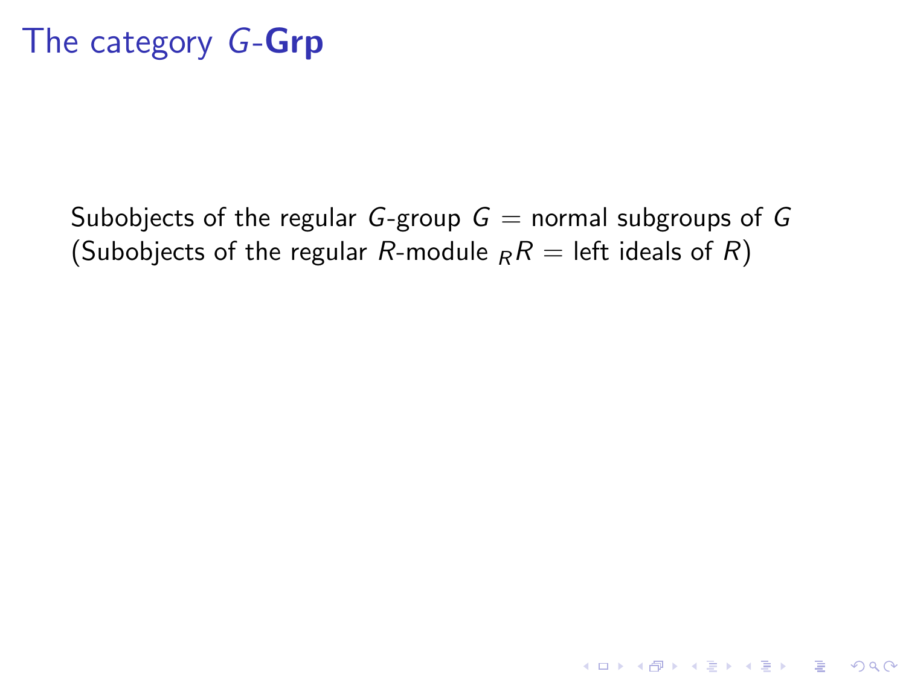# The category $G$-**Grp**

Subobjects of the regular $G$-group $G$ = normal subgroups of $G$
(Subobjects of the regular $R$-module ${}_RR$ = left ideals of $R$)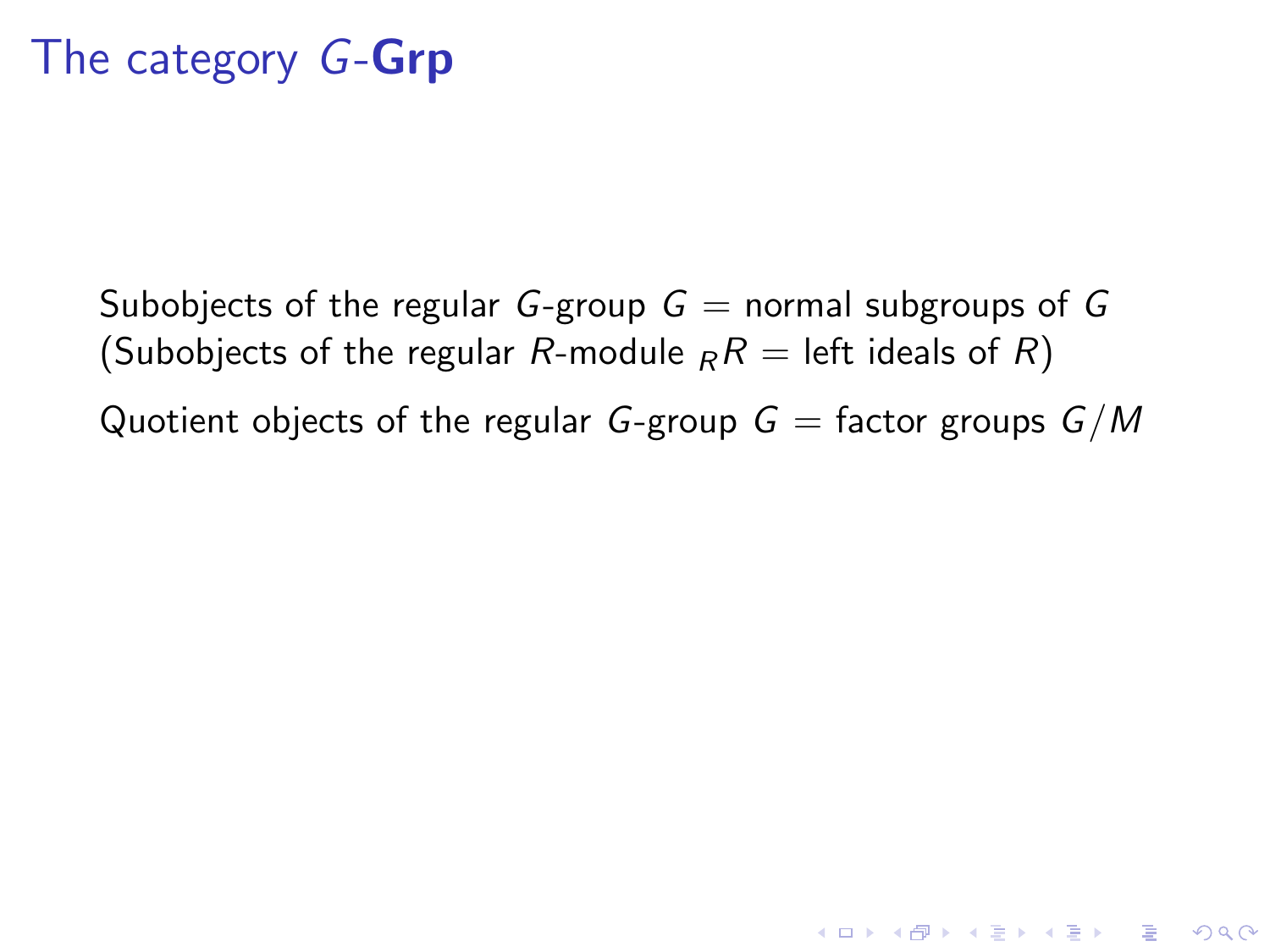# The category $G$-**Grp**

Subobjects of the regular $G$-group $G$ = normal subgroups of $G$
(Subobjects of the regular $R$-module ${}_RR$ = left ideals of $R$)

Quotient objects of the regular $G$-group $G$ = factor groups $G/M$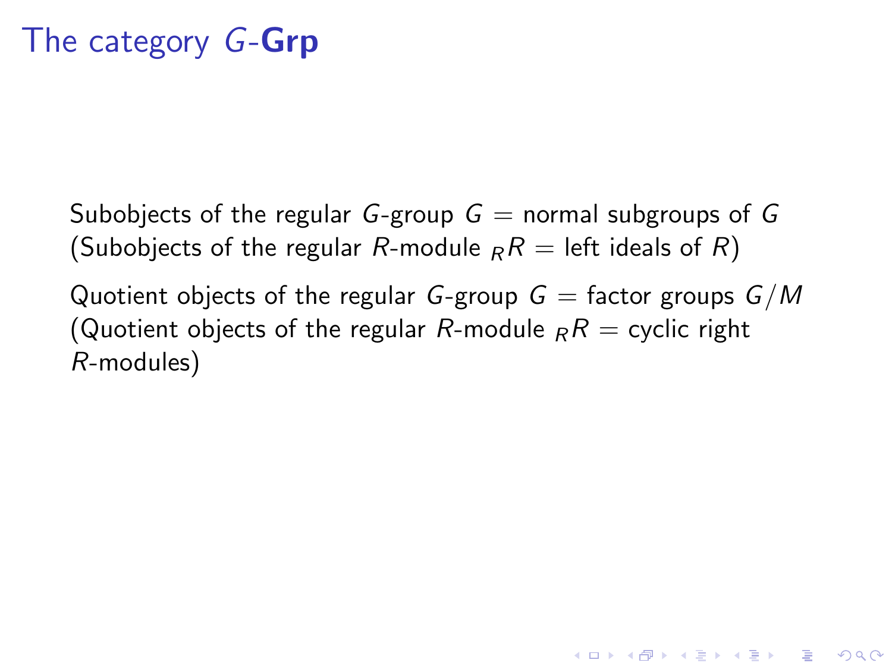# The category $G$-**Grp**

Subobjects of the regular $G$-group $G$ = normal subgroups of $G$
(Subobjects of the regular $R$-module ${}_RR$ = left ideals of $R$)

Quotient objects of the regular $G$-group $G$ = factor groups $G/M$
(Quotient objects of the regular $R$-module ${}_RR$ = cyclic right $R$-modules)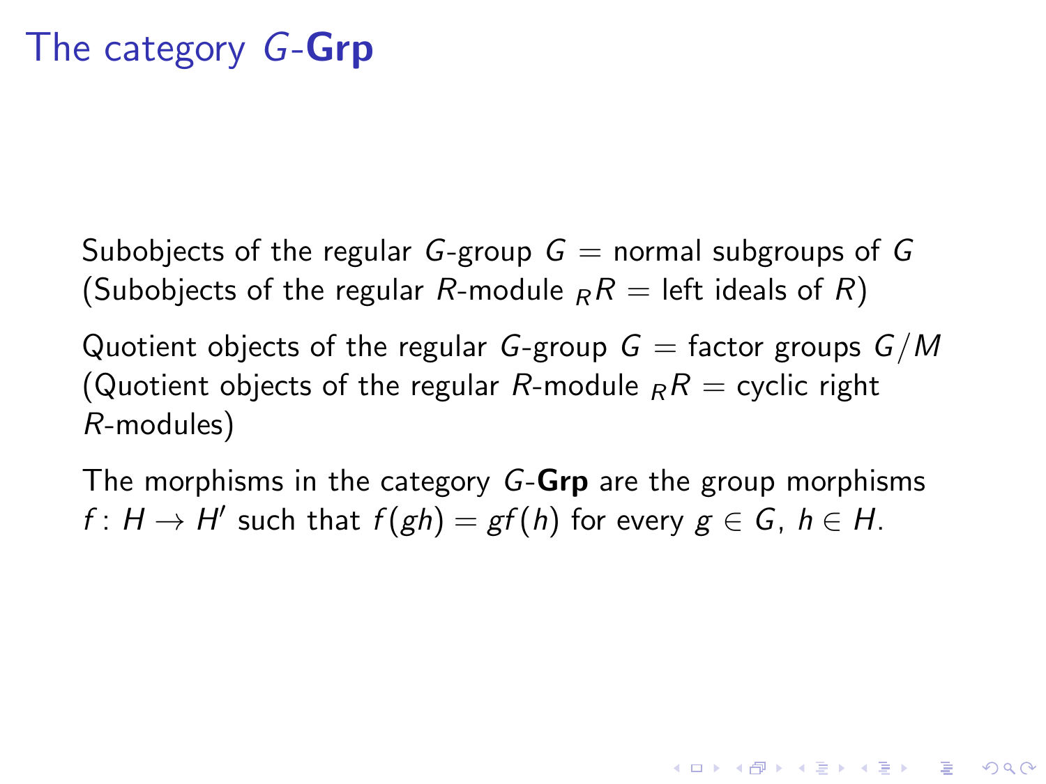# The category $G$-**Grp**

Subobjects of the regular $G$-group $G$ = normal subgroups of $G$
(Subobjects of the regular $R$-module ${}_RR$ = left ideals of $R$)

Quotient objects of the regular $G$-group $G$ = factor groups $G/M$
(Quotient objects of the regular $R$-module ${}_RR$ = cyclic right $R$-modules)

The morphisms in the category $G$-**Grp** are the group morphisms $f \colon H \to H'$ such that $f(gh) = gf(h)$ for every $g \in G$, $h \in H$.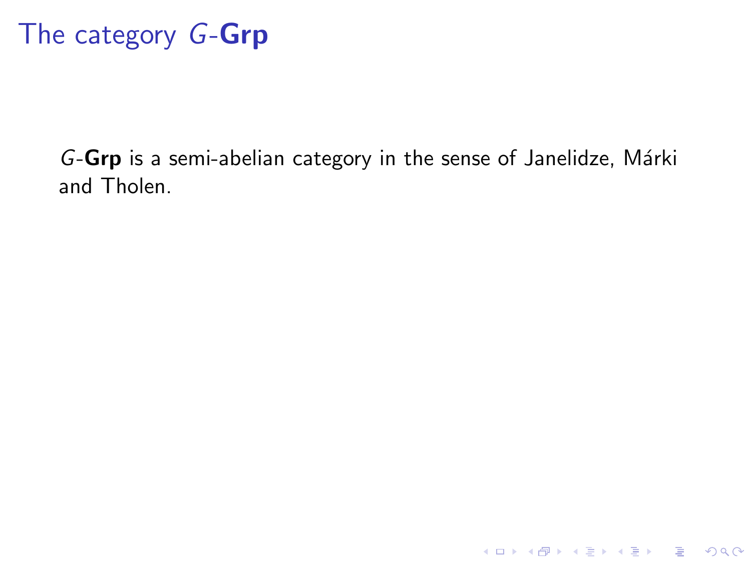# The category $G$-**Grp**

$G$-**Grp** is a semi-abelian category in the sense of Janelidze, Márki and Tholen.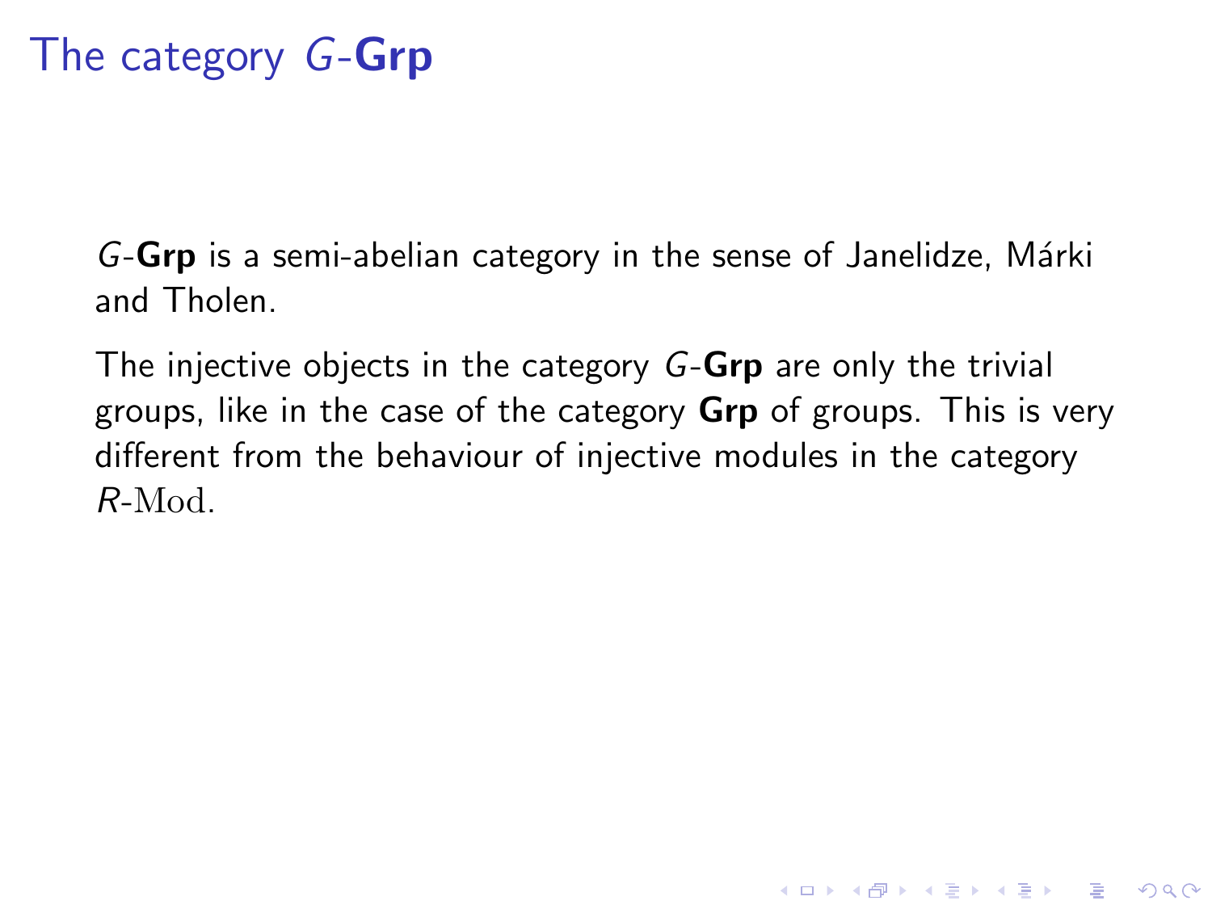# The category $G$-**Grp**

$G$-**Grp** is a semi-abelian category in the sense of Janelidze, Márki and Tholen.

The injective objects in the category $G$-**Grp** are only the trivial groups, like in the case of the category **Grp** of groups. This is very different from the behaviour of injective modules in the category $R$-$\mathrm{Mod}$.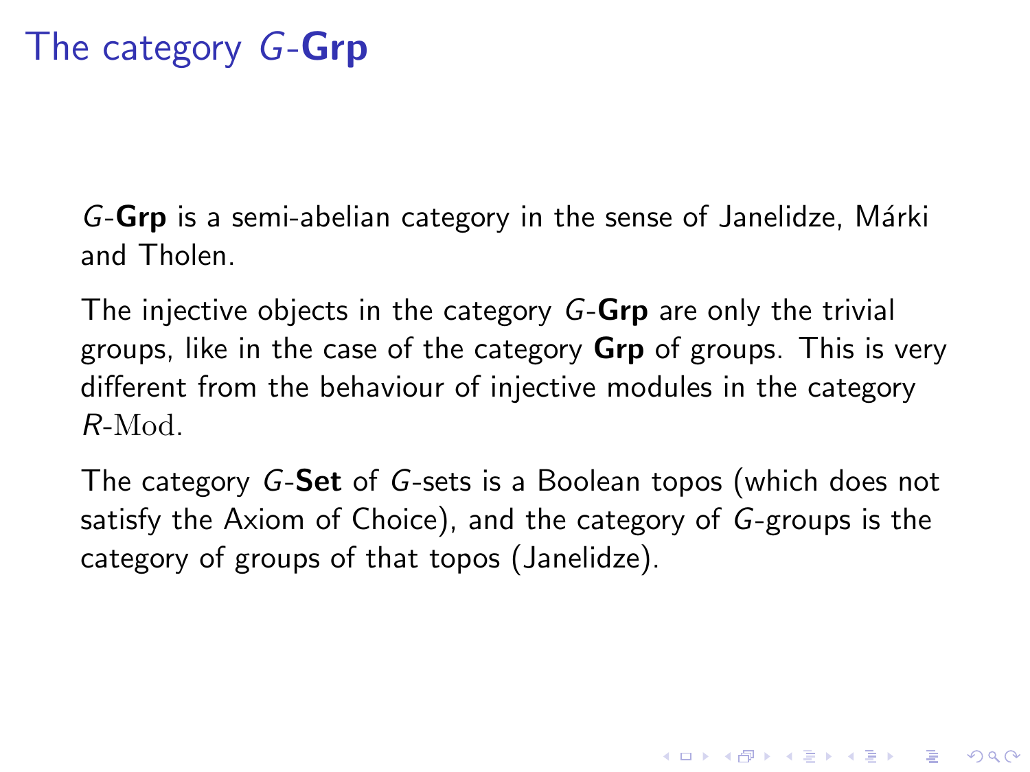# The category $G$-**Grp**

$G$-**Grp** is a semi-abelian category in the sense of Janelidze, Márki and Tholen.

The injective objects in the category $G$-**Grp** are only the trivial groups, like in the case of the category **Grp** of groups. This is very different from the behaviour of injective modules in the category $R$-$\mathrm{Mod}$.

The category $G$-**Set** of $G$-sets is a Boolean topos (which does not satisfy the Axiom of Choice), and the category of $G$-groups is the category of groups of that topos (Janelidze).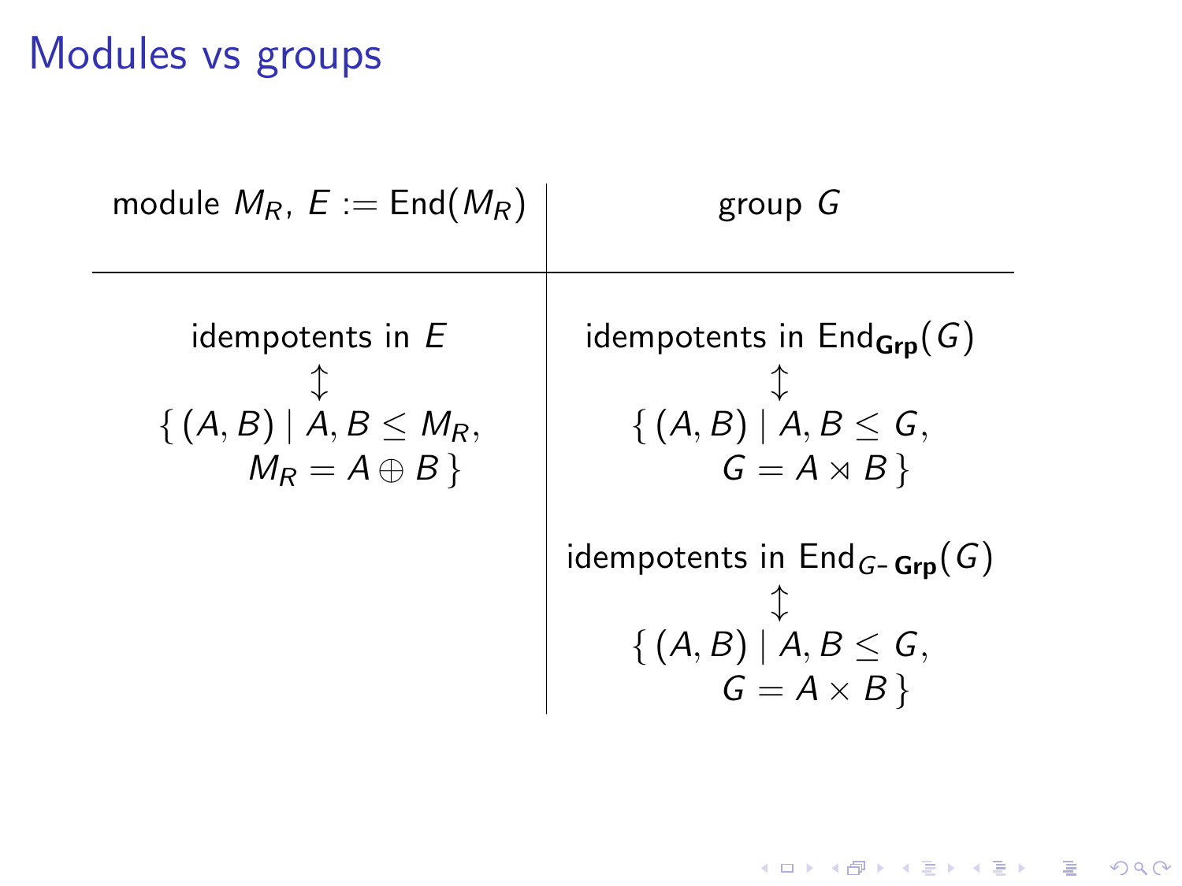# Modules vs groups

| module $M_R$, $E := \mathrm{End}(M_R)$ | group $G$ |
|---|---|
| idempotents in $E$ $\updownarrow$ $\{ (A, B) \mid A, B \leq M_R, M_R = A \oplus B \}$ | idempotents in $\mathrm{End}_{\mathbf{Grp}}(G)$ $\updownarrow$ $\{ (A, B) \mid A, B \leq G, G = A \rtimes B \}$ |
| | idempotents in $\mathrm{End}_{G\text{-}\mathbf{Grp}}(G)$ $\updownarrow$ $\{ (A, B) \mid A, B \leq G, G = A \times B \}$ |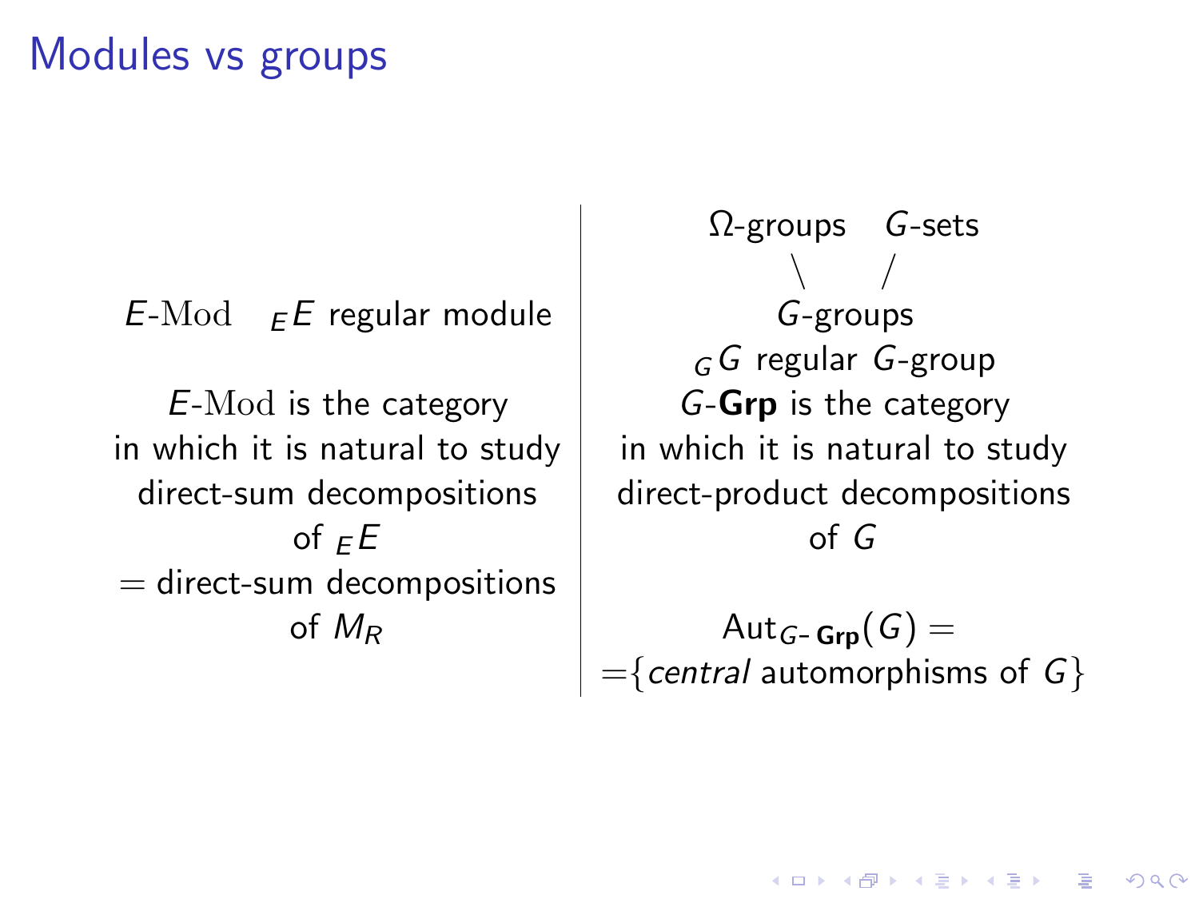# Modules vs groups

$E$-Mod $\quad {}_E E$ regular module

$E$-Mod is the category in which it is natural to study direct-sum decompositions of ${}_E E$ = direct-sum decompositions of $M_R$

---

$\Omega$-groups $\quad$ $G$-sets

$\quad \backslash \quad /$

$G$-groups

${}_G G$ regular $G$-group

$G$-**Grp** is the category in which it is natural to study direct-product decompositions of $G$

$\mathrm{Aut}_{G\text{-}\mathbf{Grp}}(G) =$

$=\{$*central* automorphisms of $G\}$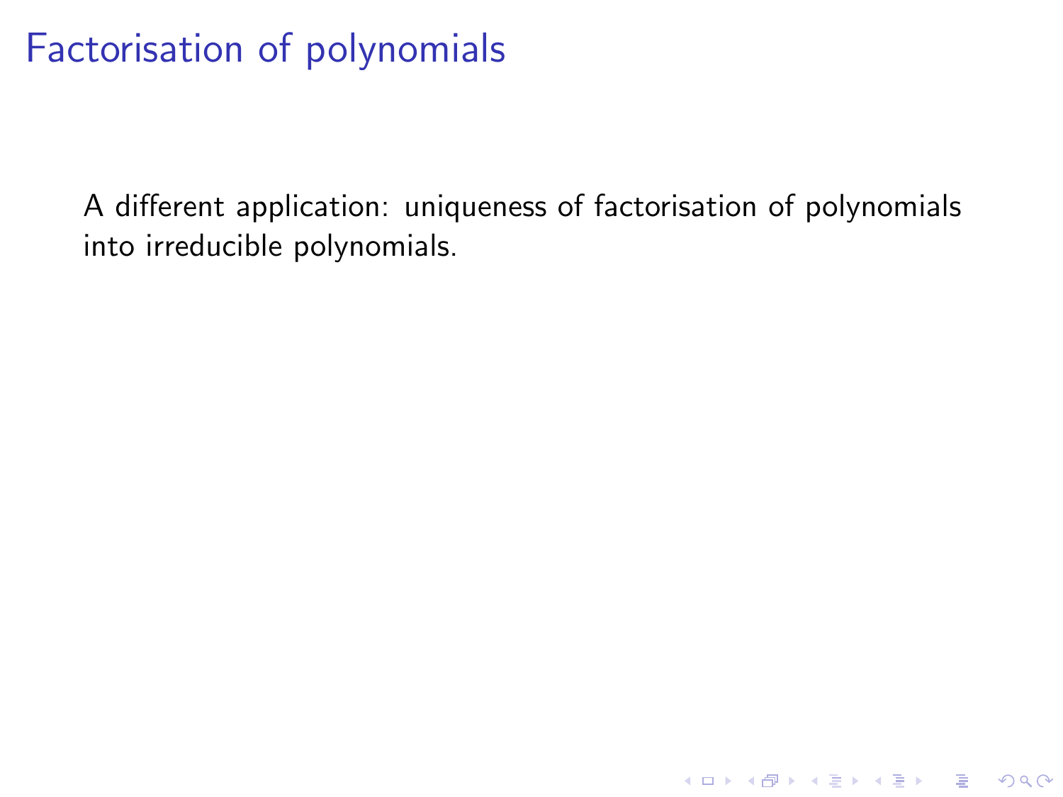# Factorisation of polynomials

A different application: uniqueness of factorisation of polynomials into irreducible polynomials.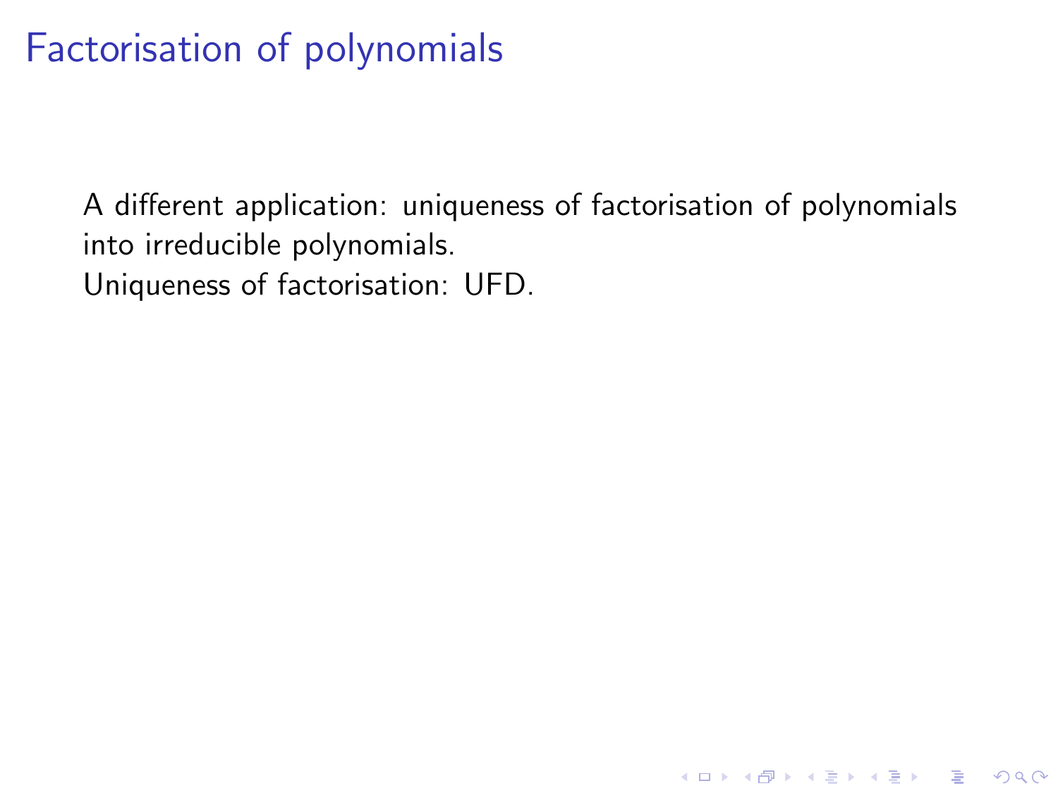# Factorisation of polynomials

A different application: uniqueness of factorisation of polynomials into irreducible polynomials.
Uniqueness of factorisation: UFD.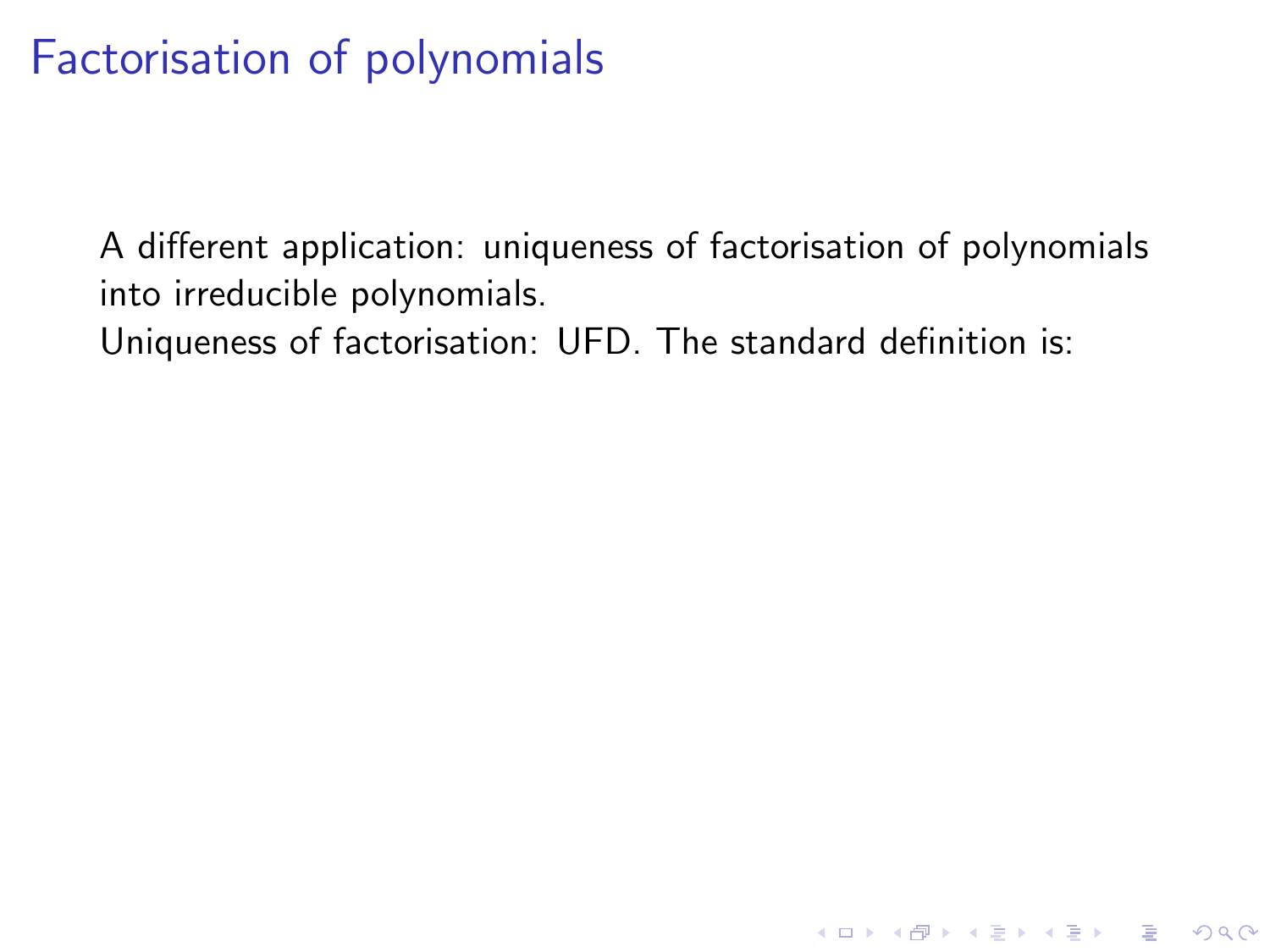# Factorisation of polynomials

A different application: uniqueness of factorisation of polynomials into irreducible polynomials.
Uniqueness of factorisation: UFD. The standard definition is: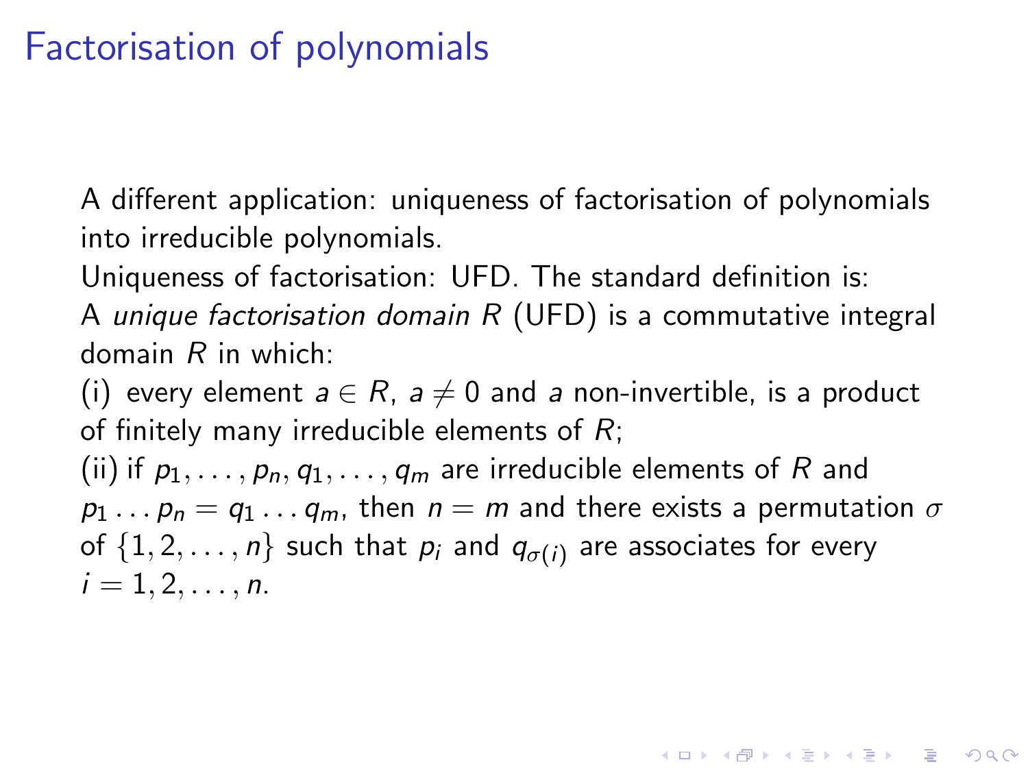# Factorisation of polynomials

A different application: uniqueness of factorisation of polynomials into irreducible polynomials.

Uniqueness of factorisation: UFD. The standard definition is:

A *unique factorisation domain* $R$ (UFD) is a commutative integral domain $R$ in which:

(i) every element $a \in R$, $a \neq 0$ and $a$ non-invertible, is a product of finitely many irreducible elements of $R$;

(ii) if $p_1, \dots, p_n, q_1, \dots, q_m$ are irreducible elements of $R$ and $p_1 \dots p_n = q_1 \dots q_m$, then $n = m$ and there exists a permutation $\sigma$ of $\{1, 2, \dots, n\}$ such that $p_i$ and $q_{\sigma(i)}$ are associates for every $i = 1, 2, \dots, n$.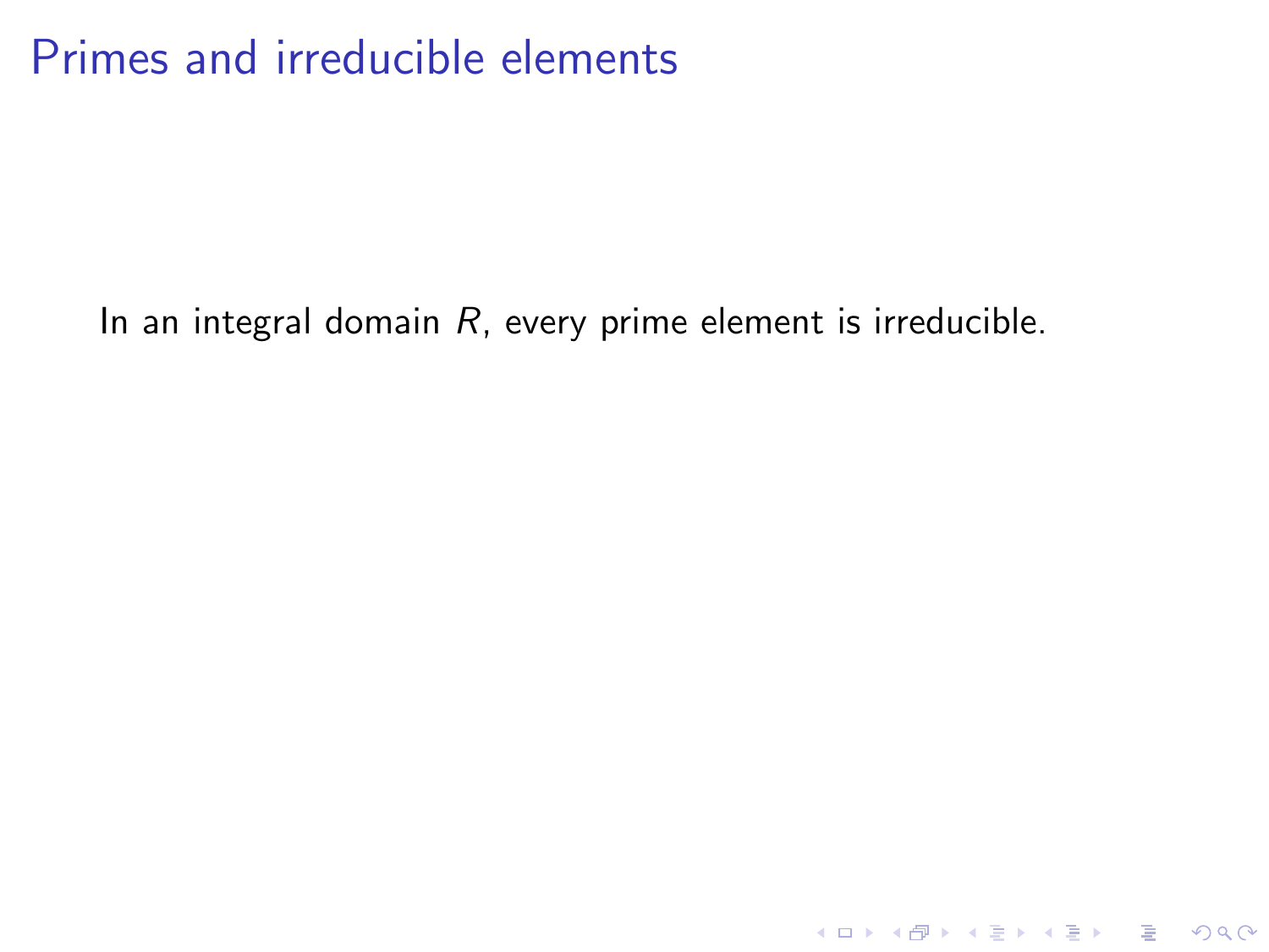# Primes and irreducible elements

In an integral domain $R$, every prime element is irreducible.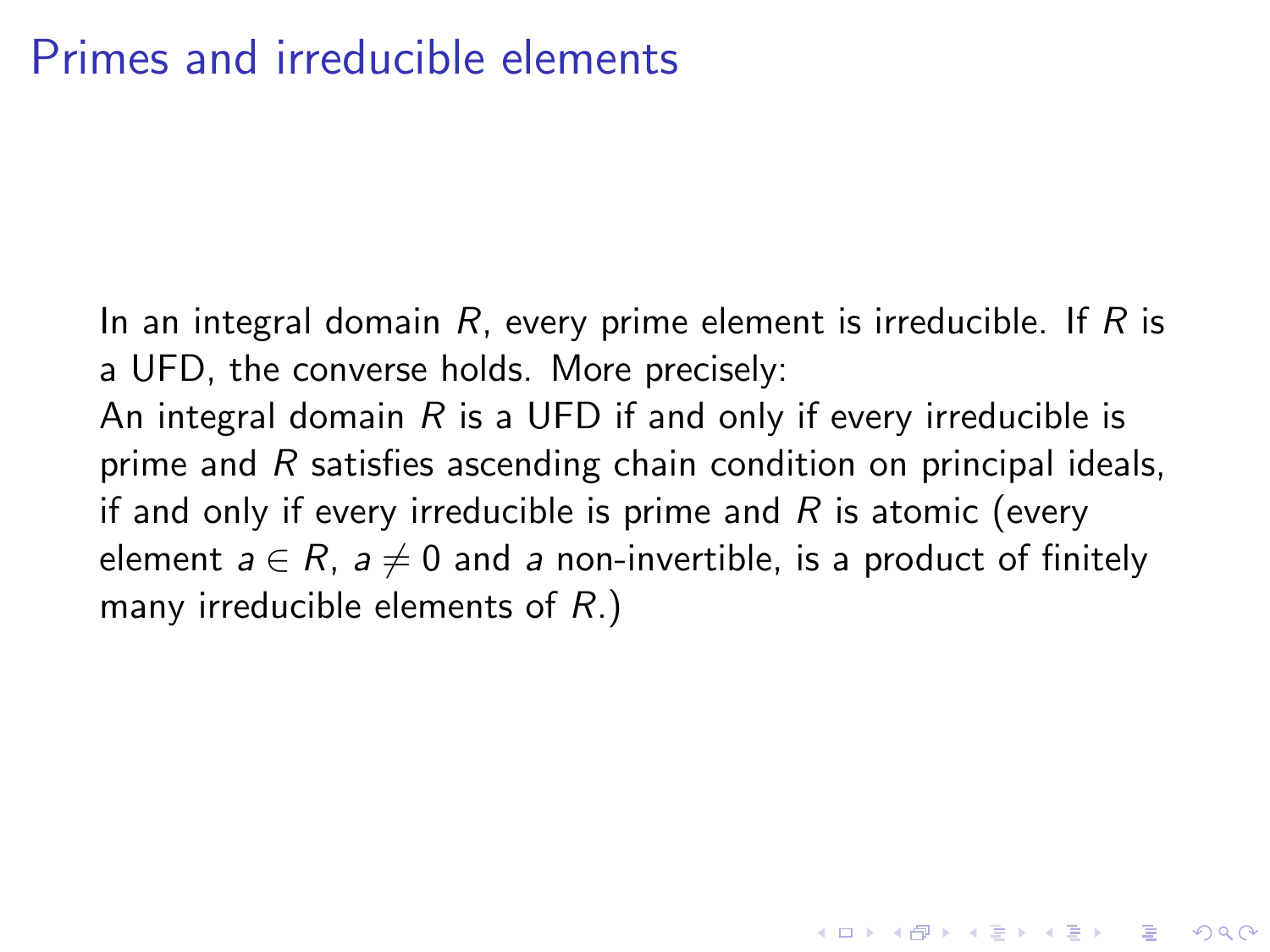# Primes and irreducible elements

In an integral domain $R$, every prime element is irreducible. If $R$ is a UFD, the converse holds. More precisely:

An integral domain $R$ is a UFD if and only if every irreducible is prime and $R$ satisfies ascending chain condition on principal ideals, if and only if every irreducible is prime and $R$ is atomic (every element $a \in R$, $a \neq 0$ and $a$ non-invertible, is a product of finitely many irreducible elements of $R$.)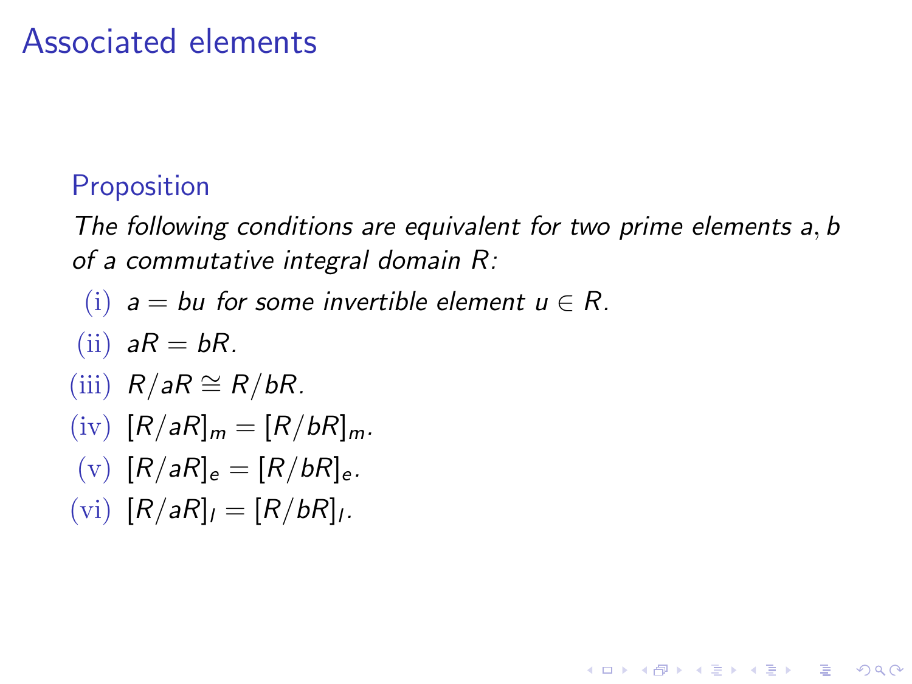# Associated elements

### Proposition

*The following conditions are equivalent for two prime elements $a, b$ of a commutative integral domain $R$:*

(i) $a = bu$ *for some invertible element* $u \in R$.

(ii) $aR = bR$.

(iii) $R/aR \cong R/bR$.

(iv) $[R/aR]_m = [R/bR]_m$.

(v) $[R/aR]_e = [R/bR]_e$.

(vi) $[R/aR]_l = [R/bR]_l$.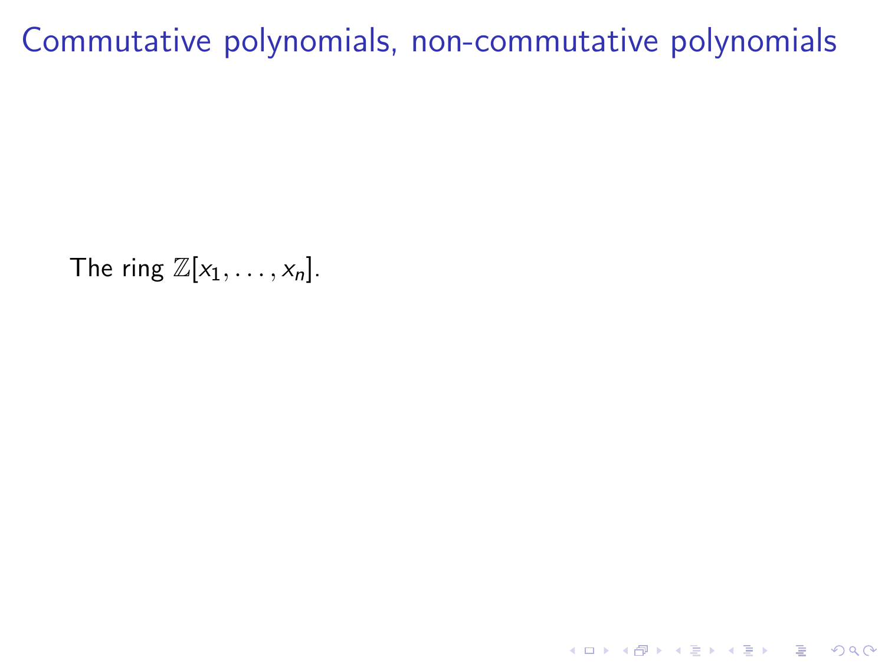# Commutative polynomials, non-commutative polynomials

The ring $\mathbb{Z}[x_1, \ldots, x_n]$.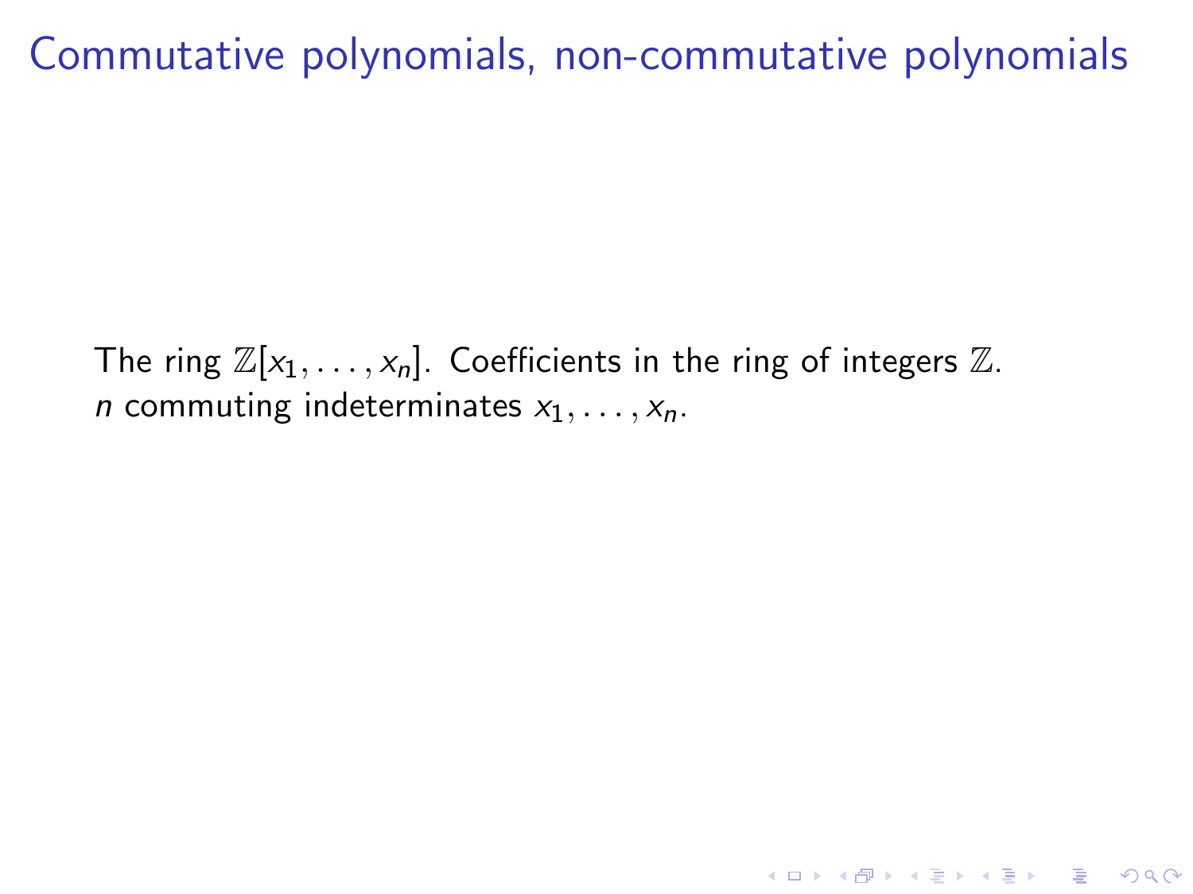# Commutative polynomials, non-commutative polynomials

The ring $\mathbb{Z}[x_1, \ldots, x_n]$. Coefficients in the ring of integers $\mathbb{Z}$.
$n$ commuting indeterminates $x_1, \ldots, x_n$.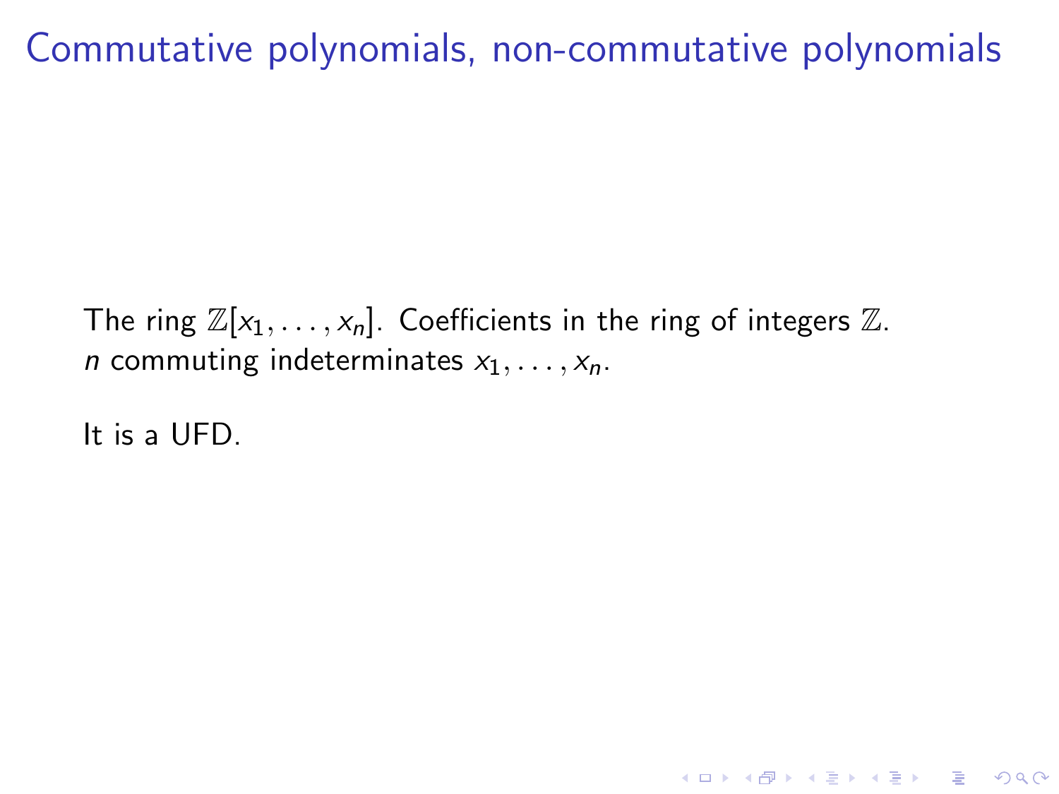# Commutative polynomials, non-commutative polynomials

The ring $\mathbb{Z}[x_1, \ldots, x_n]$. Coefficients in the ring of integers $\mathbb{Z}$.
$n$ commuting indeterminates $x_1, \ldots, x_n$.

It is a UFD.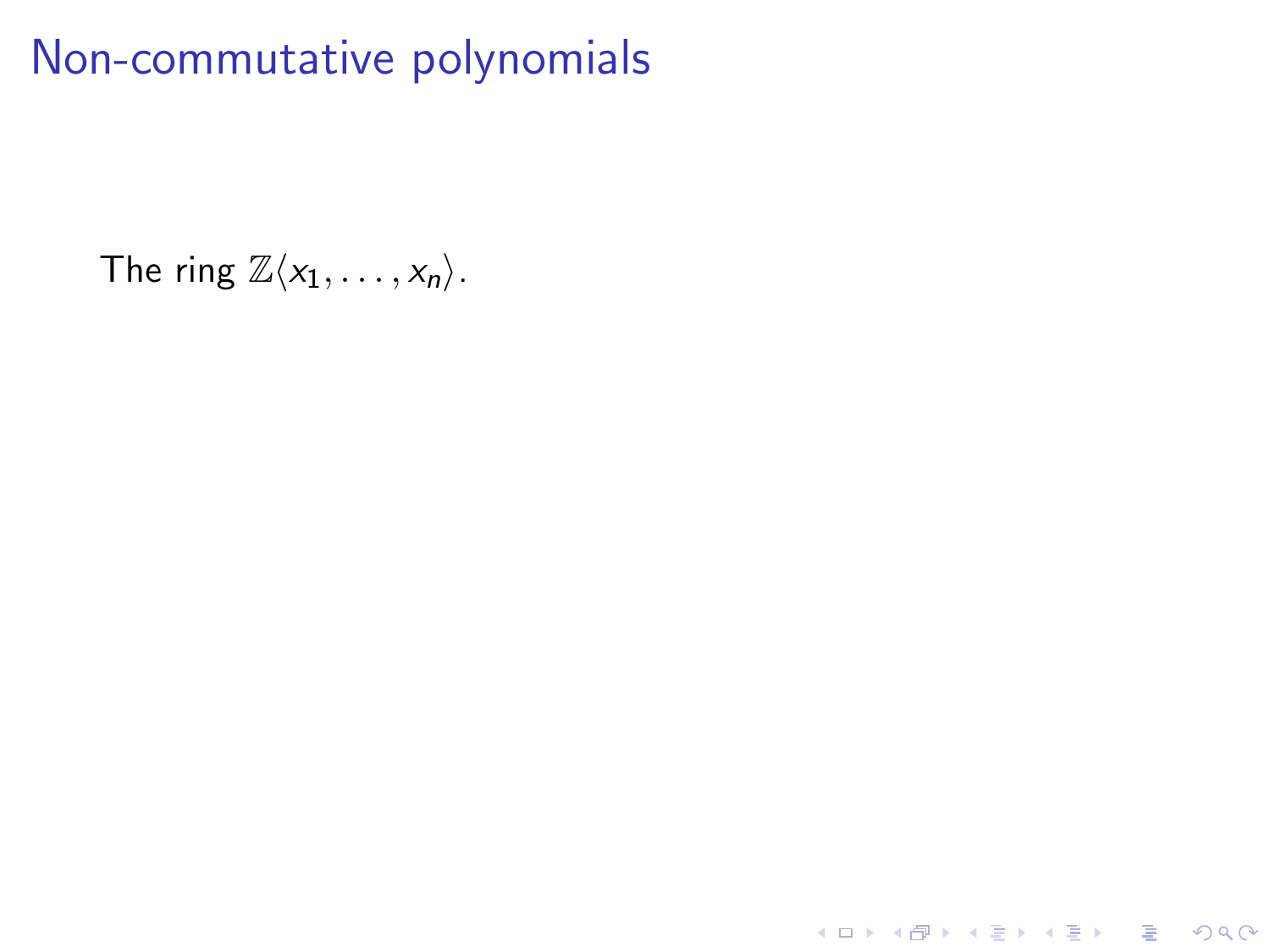# Non-commutative polynomials

The ring $\mathbb{Z}\langle x_1, \ldots, x_n \rangle$.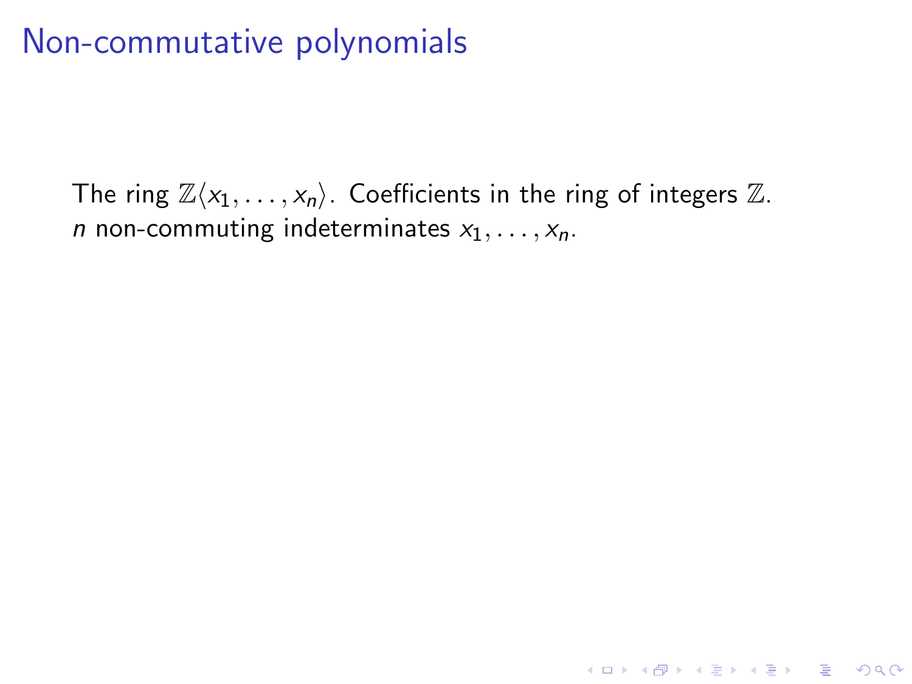# Non-commutative polynomials

The ring $\mathbb{Z}\langle x_1, \ldots, x_n \rangle$. Coefficients in the ring of integers $\mathbb{Z}$.
$n$ non-commuting indeterminates $x_1, \ldots, x_n$.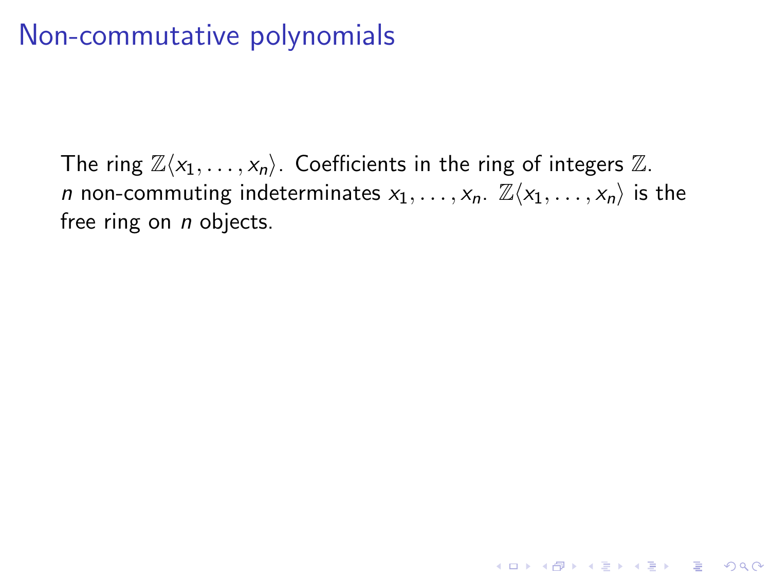# Non-commutative polynomials

The ring $\mathbb{Z}\langle x_1, \ldots, x_n \rangle$. Coefficients in the ring of integers $\mathbb{Z}$. $n$ non-commuting indeterminates $x_1, \ldots, x_n$. $\mathbb{Z}\langle x_1, \ldots, x_n \rangle$ is the free ring on $n$ objects.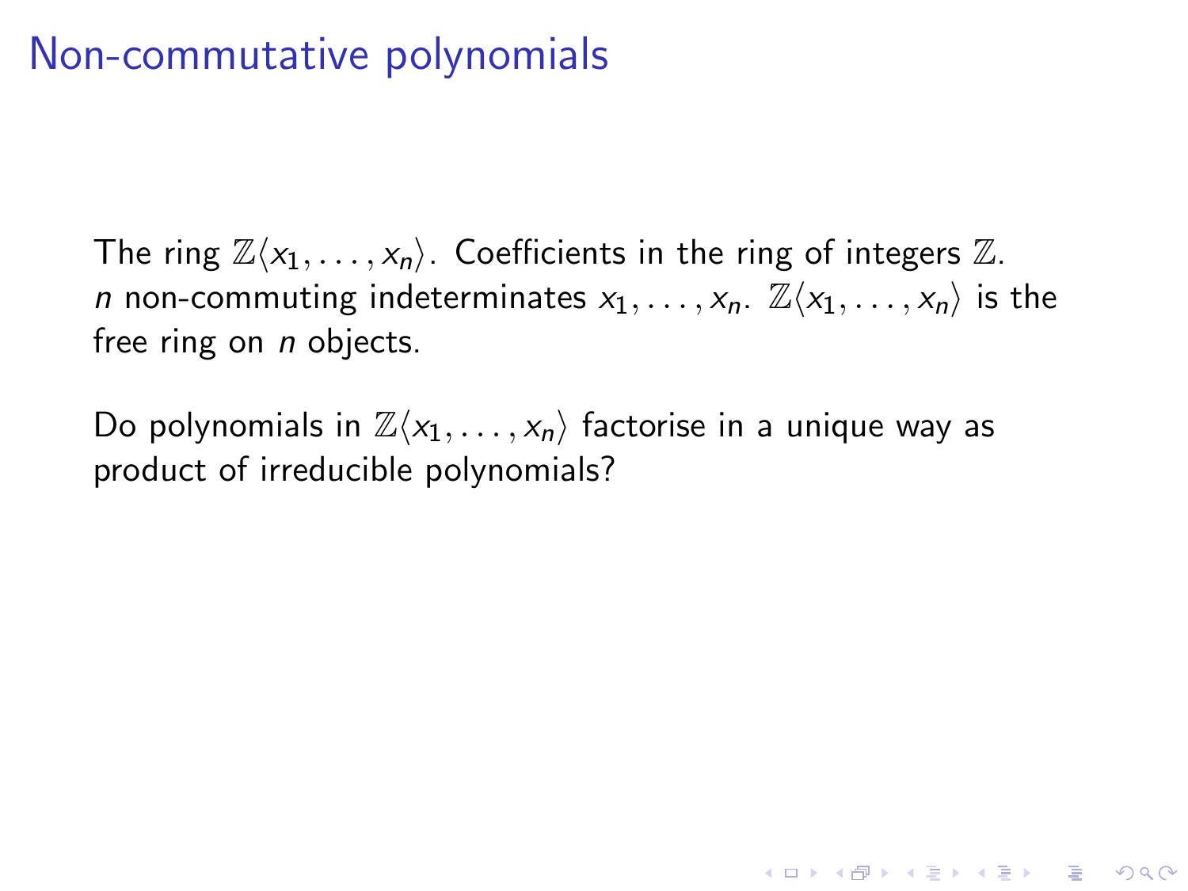# Non-commutative polynomials

The ring $\mathbb{Z}\langle x_1, \ldots, x_n\rangle$. Coefficients in the ring of integers $\mathbb{Z}$. $n$ non-commuting indeterminates $x_1, \ldots, x_n$. $\mathbb{Z}\langle x_1, \ldots, x_n\rangle$ is the free ring on $n$ objects.

Do polynomials in $\mathbb{Z}\langle x_1, \ldots, x_n\rangle$ factorise in a unique way as product of irreducible polynomials?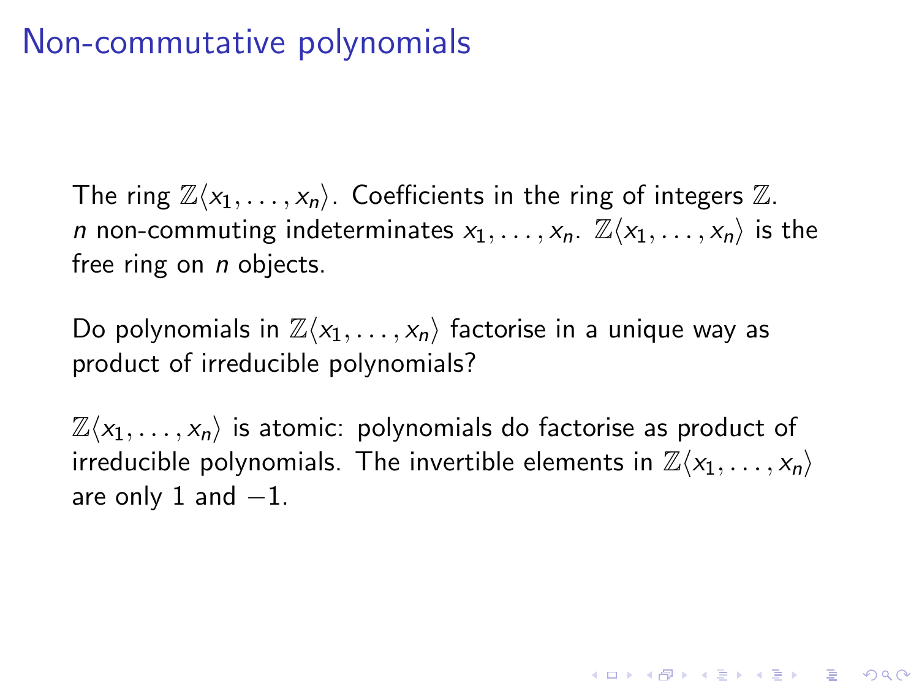# Non-commutative polynomials

The ring $\mathbb{Z}\langle x_1, \dots, x_n\rangle$. Coefficients in the ring of integers $\mathbb{Z}$. $n$ non-commuting indeterminates $x_1, \dots, x_n$. $\mathbb{Z}\langle x_1, \dots, x_n\rangle$ is the free ring on $n$ objects.

Do polynomials in $\mathbb{Z}\langle x_1, \dots, x_n\rangle$ factorise in a unique way as product of irreducible polynomials?

$\mathbb{Z}\langle x_1, \dots, x_n\rangle$ is atomic: polynomials do factorise as product of irreducible polynomials. The invertible elements in $\mathbb{Z}\langle x_1, \dots, x_n\rangle$ are only 1 and $-1$.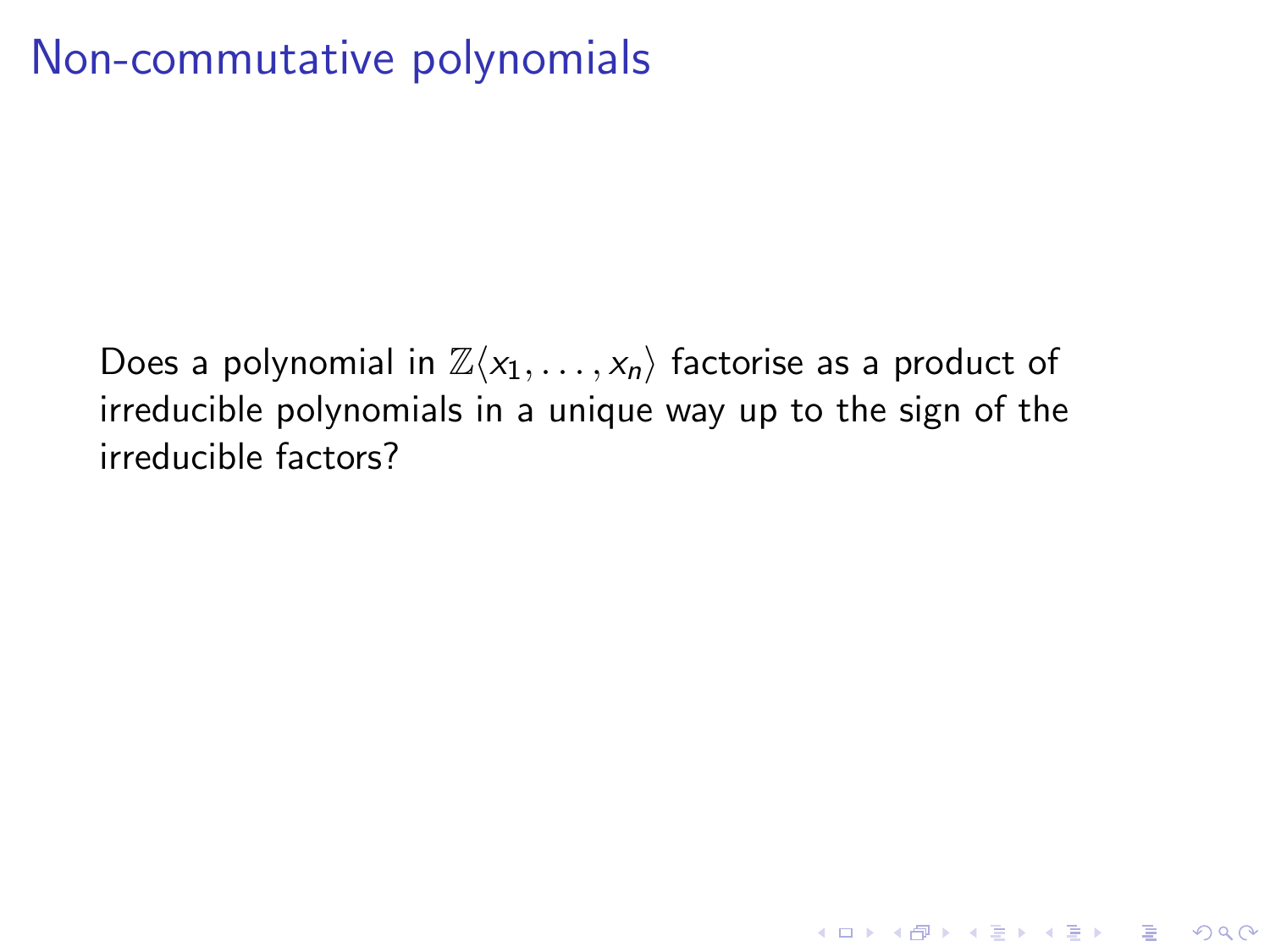# Non-commutative polynomials

Does a polynomial in $\mathbb{Z}\langle x_1, \ldots, x_n\rangle$ factorise as a product of irreducible polynomials in a unique way up to the sign of the irreducible factors?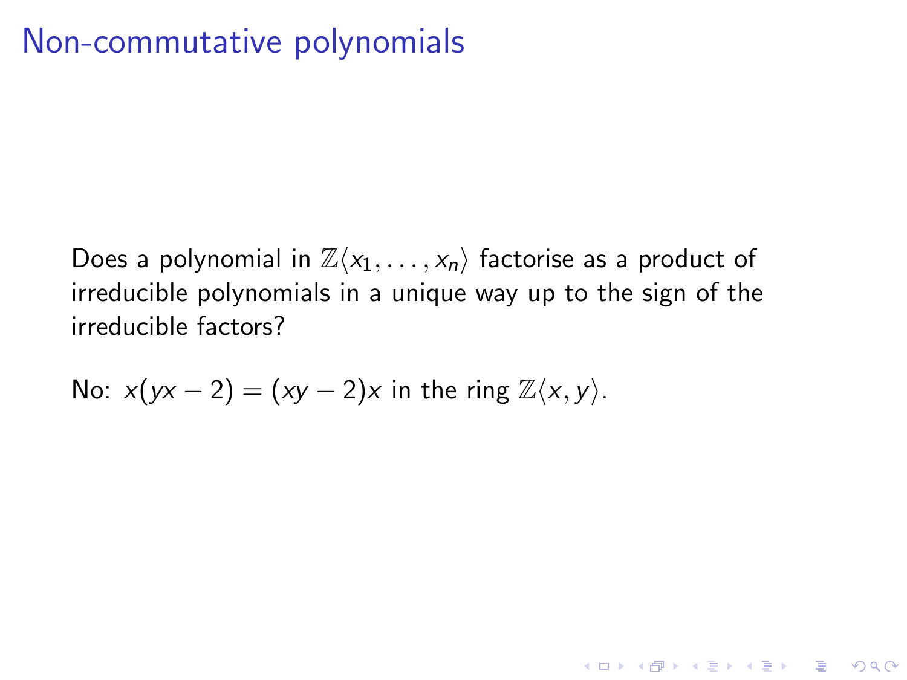# Non-commutative polynomials

Does a polynomial in $\mathbb{Z}\langle x_1, \ldots, x_n \rangle$ factorise as a product of irreducible polynomials in a unique way up to the sign of the irreducible factors?

No: $x(yx - 2) = (xy - 2)x$ in the ring $\mathbb{Z}\langle x, y \rangle$.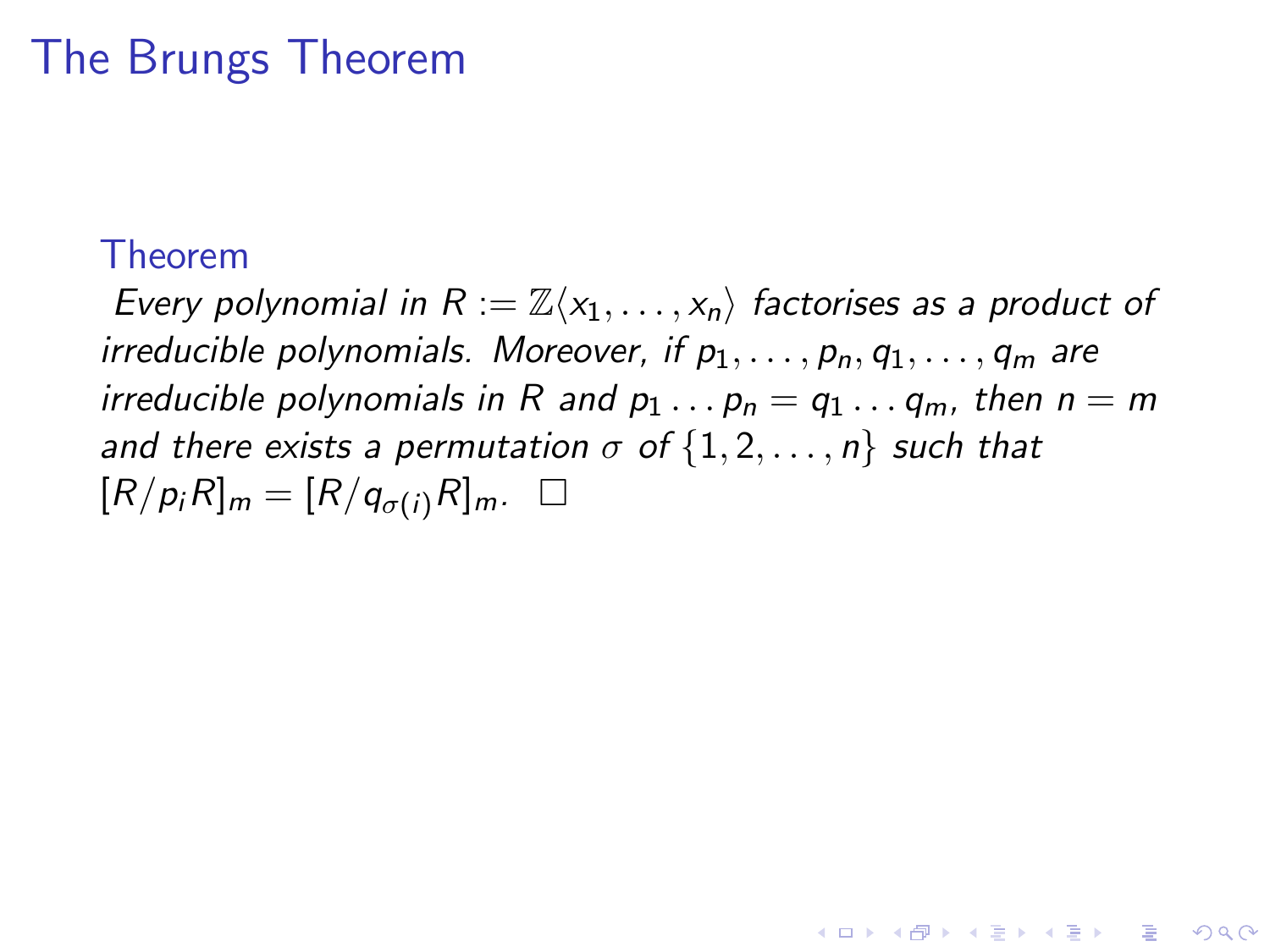# The Brungs Theorem

**Theorem**

*Every polynomial in $R := \mathbb{Z}\langle x_1, \ldots, x_n \rangle$ factorises as a product of irreducible polynomials. Moreover, if $p_1, \ldots, p_n, q_1, \ldots, q_m$ are irreducible polynomials in $R$ and $p_1 \ldots p_n = q_1 \ldots q_m$, then $n = m$ and there exists a permutation $\sigma$ of $\{1, 2, \ldots, n\}$ such that $[R/p_i R]_m = [R/q_{\sigma(i)} R]_m$.* $\square$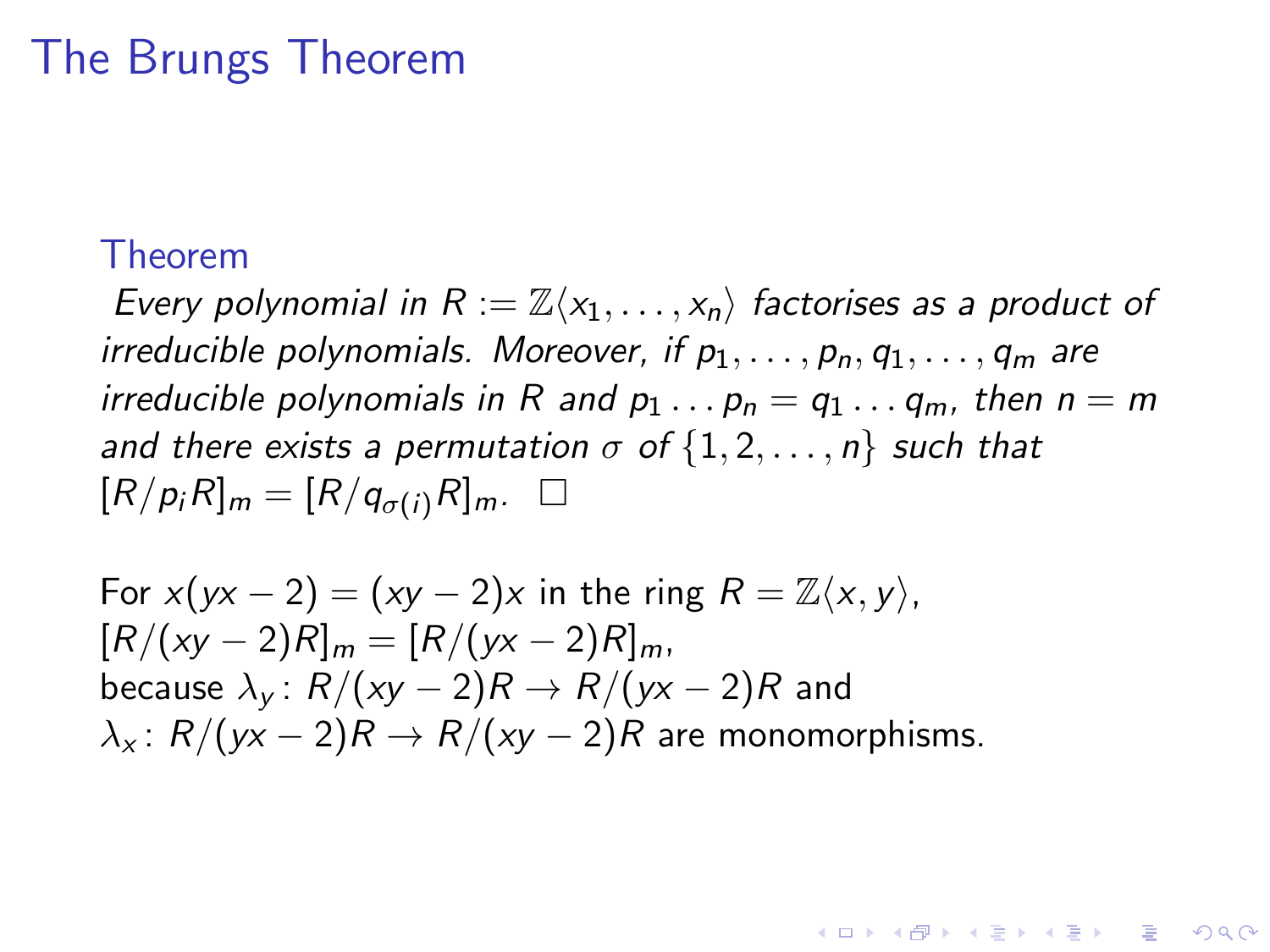# The Brungs Theorem

**Theorem**

*Every polynomial in $R := \mathbb{Z}\langle x_1, \ldots, x_n \rangle$ factorises as a product of irreducible polynomials. Moreover, if $p_1, \ldots, p_n, q_1, \ldots, q_m$ are irreducible polynomials in $R$ and $p_1 \ldots p_n = q_1 \ldots q_m$, then $n = m$ and there exists a permutation $\sigma$ of $\{1, 2, \ldots, n\}$ such that $[R/p_iR]_m = [R/q_{\sigma(i)}R]_m$.* □

For $x(yx - 2) = (xy - 2)x$ in the ring $R = \mathbb{Z}\langle x, y \rangle$,
$[R/(xy - 2)R]_m = [R/(yx - 2)R]_m$,
because $\lambda_y \colon R/(xy - 2)R \to R/(yx - 2)R$ and
$\lambda_x \colon R/(yx - 2)R \to R/(xy - 2)R$ are monomorphisms.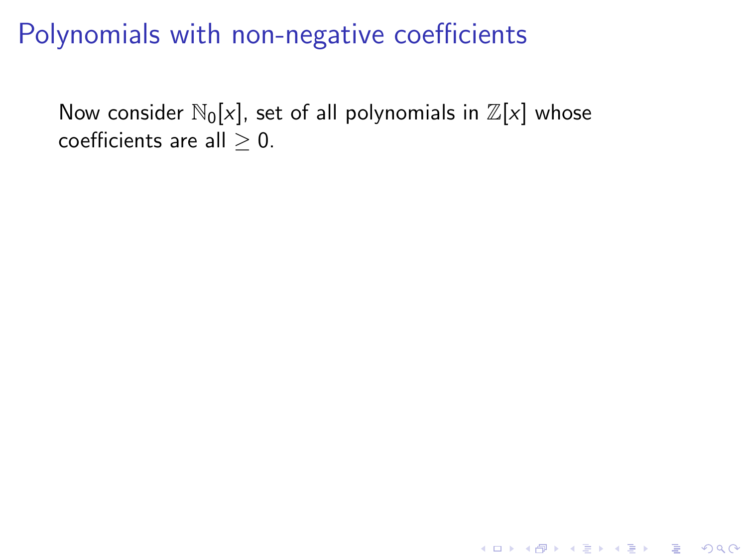# Polynomials with non-negative coefficients

Now consider $\mathbb{N}_0[x]$, set of all polynomials in $\mathbb{Z}[x]$ whose coefficients are all $\geq 0$.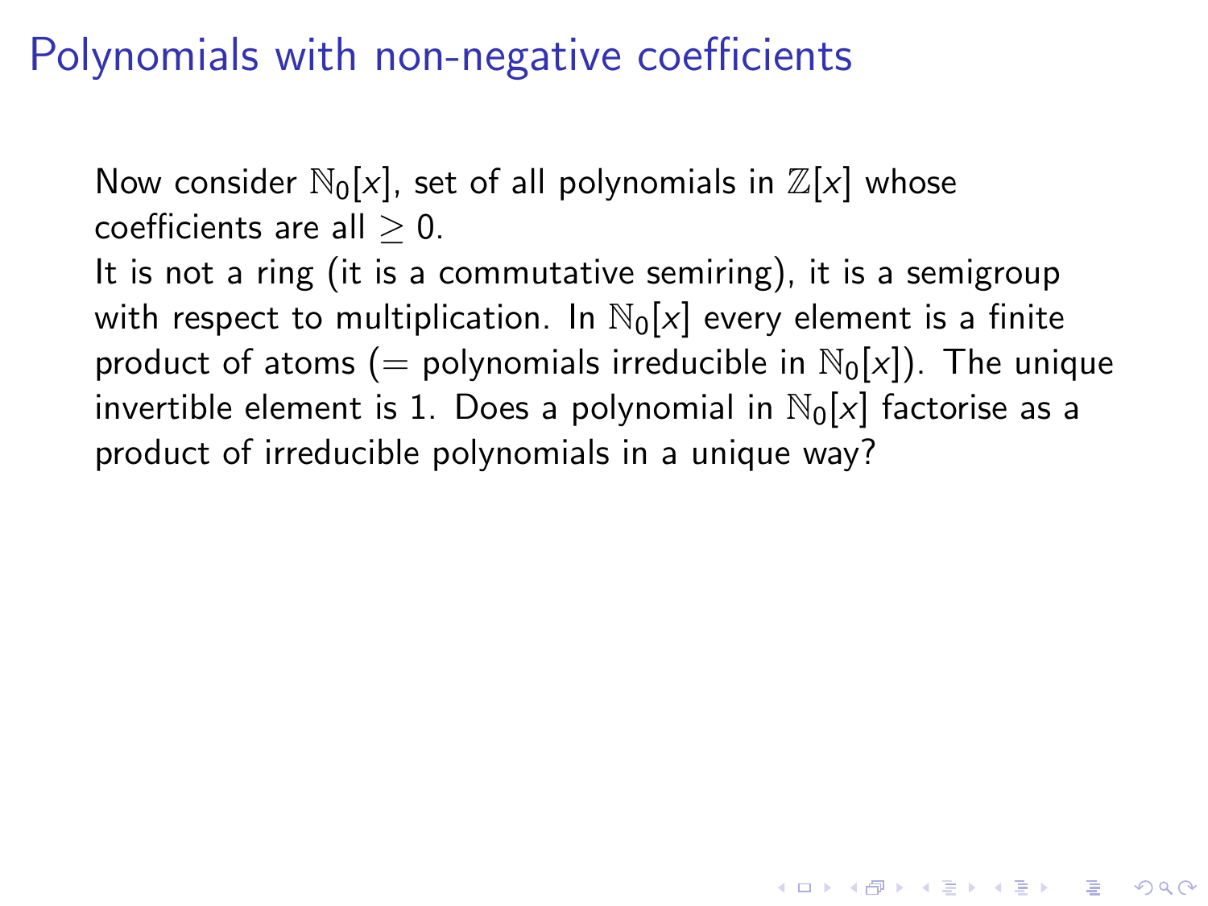# Polynomials with non-negative coefficients

Now consider $\mathbb{N}_0[x]$, set of all polynomials in $\mathbb{Z}[x]$ whose coefficients are all $\geq 0$.

It is not a ring (it is a commutative semiring), it is a semigroup with respect to multiplication. In $\mathbb{N}_0[x]$ every element is a finite product of atoms ($=$ polynomials irreducible in $\mathbb{N}_0[x]$). The unique invertible element is 1. Does a polynomial in $\mathbb{N}_0[x]$ factorise as a product of irreducible polynomials in a unique way?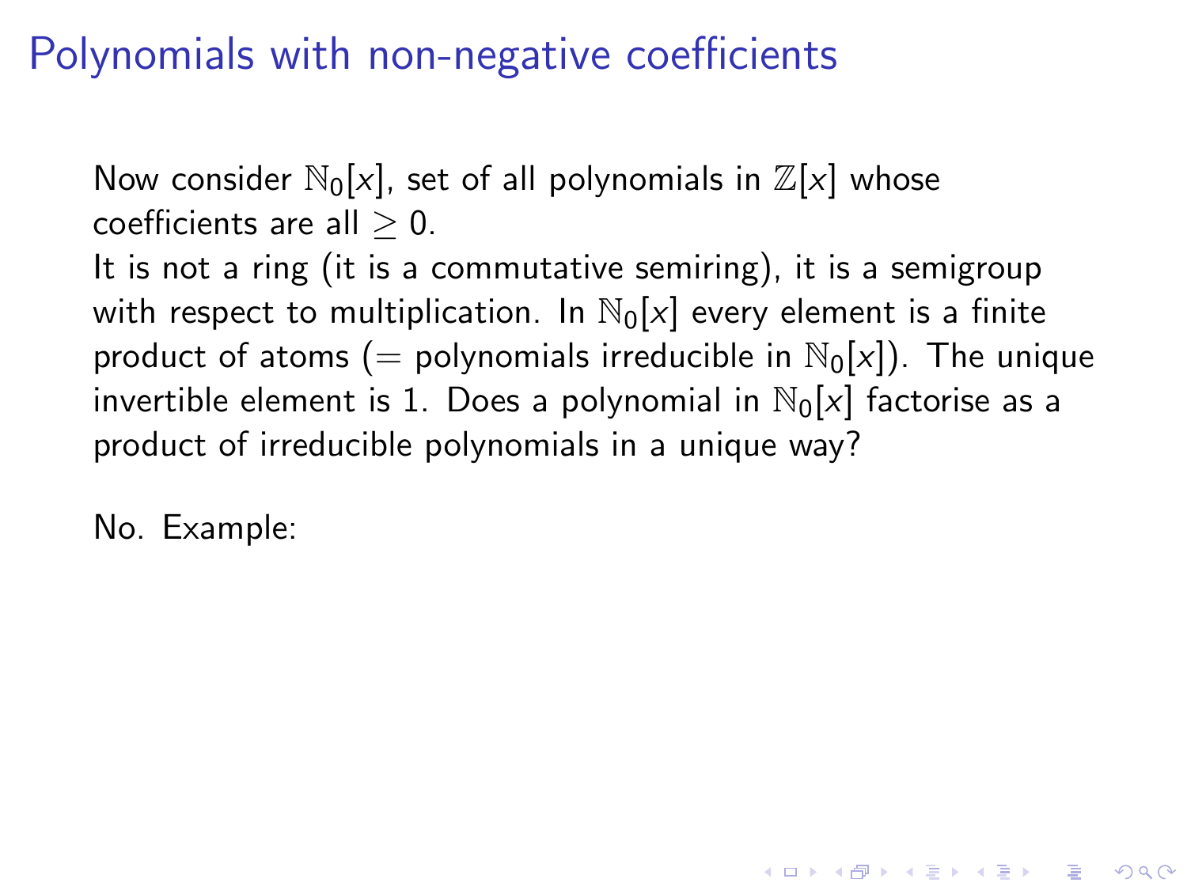# Polynomials with non-negative coefficients

Now consider $\mathbb{N}_0[x]$, set of all polynomials in $\mathbb{Z}[x]$ whose coefficients are all $\geq 0$.
It is not a ring (it is a commutative semiring), it is a semigroup with respect to multiplication. In $\mathbb{N}_0[x]$ every element is a finite product of atoms ($=$ polynomials irreducible in $\mathbb{N}_0[x]$). The unique invertible element is 1. Does a polynomial in $\mathbb{N}_0[x]$ factorise as a product of irreducible polynomials in a unique way?

No. Example: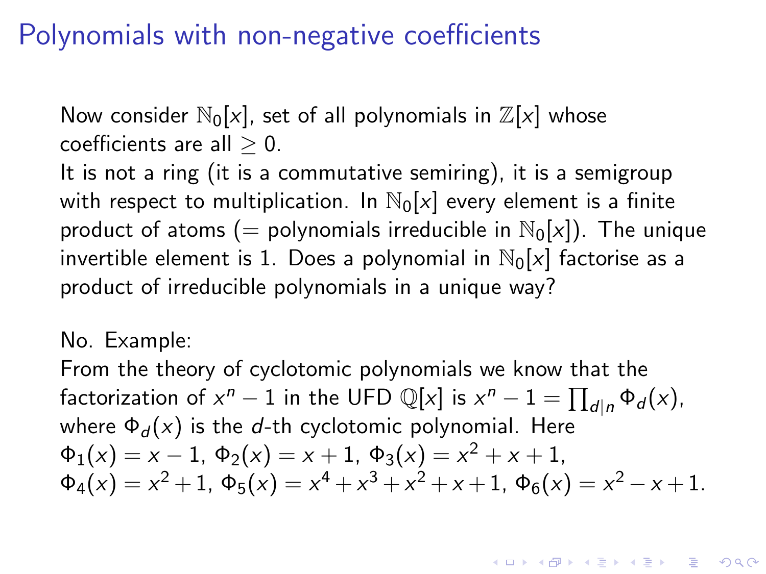# Polynomials with non-negative coefficients

Now consider $\mathbb{N}_0[x]$, set of all polynomials in $\mathbb{Z}[x]$ whose coefficients are all $\geq 0$.
It is not a ring (it is a commutative semiring), it is a semigroup with respect to multiplication. In $\mathbb{N}_0[x]$ every element is a finite product of atoms (= polynomials irreducible in $\mathbb{N}_0[x]$). The unique invertible element is 1. Does a polynomial in $\mathbb{N}_0[x]$ factorise as a product of irreducible polynomials in a unique way?

No. Example:
From the theory of cyclotomic polynomials we know that the factorization of $x^n - 1$ in the UFD $\mathbb{Q}[x]$ is $x^n - 1 = \prod_{d|n} \Phi_d(x)$, where $\Phi_d(x)$ is the $d$-th cyclotomic polynomial. Here
$\Phi_1(x) = x - 1$, $\Phi_2(x) = x + 1$, $\Phi_3(x) = x^2 + x + 1$,
$\Phi_4(x) = x^2 + 1$, $\Phi_5(x) = x^4 + x^3 + x^2 + x + 1$, $\Phi_6(x) = x^2 - x + 1$.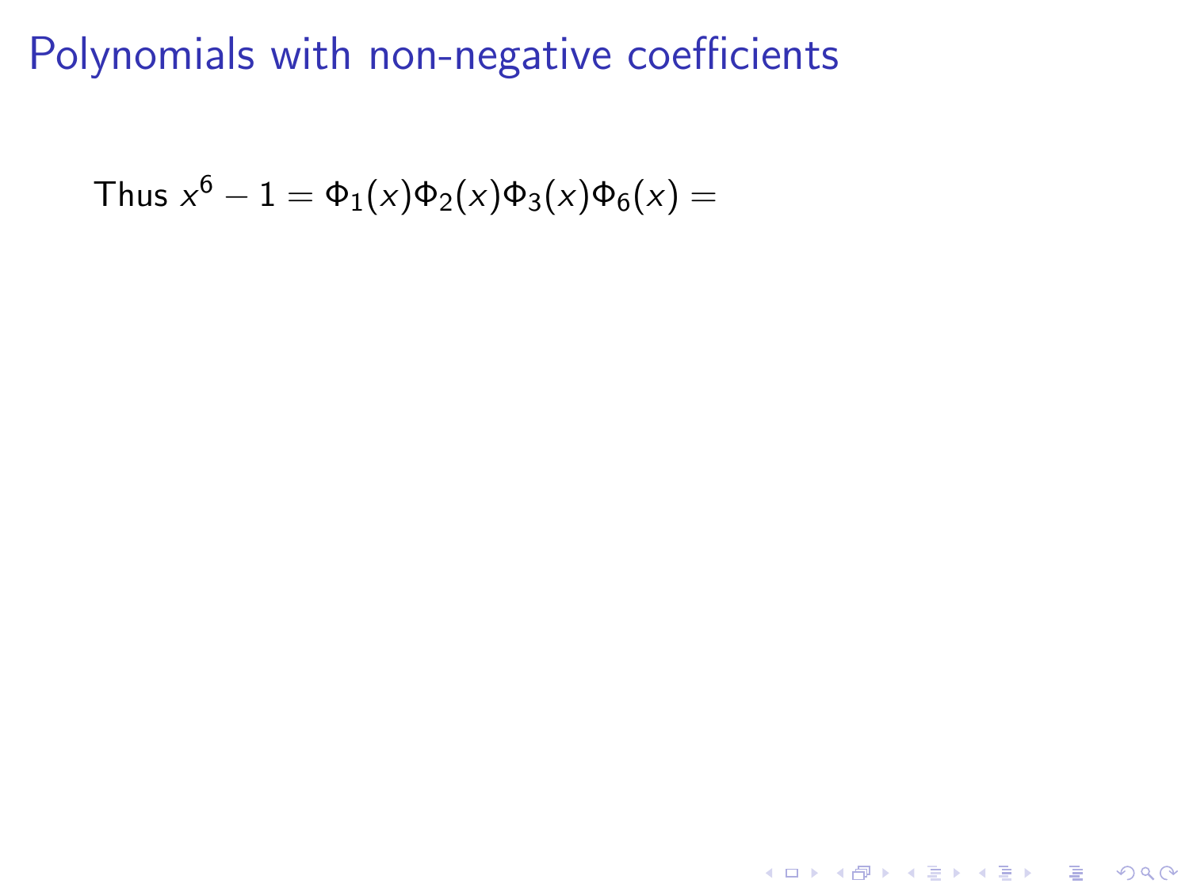# Polynomials with non-negative coefficients

Thus $x^6 - 1 = \Phi_1(x)\Phi_2(x)\Phi_3(x)\Phi_6(x) =$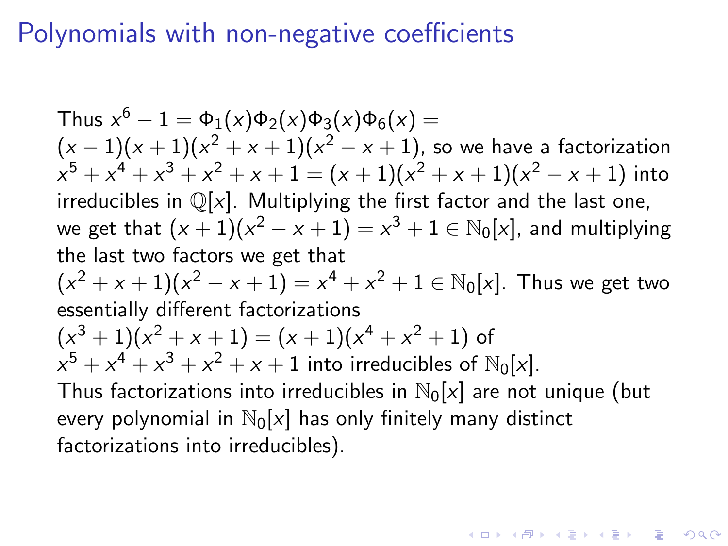# Polynomials with non-negative coefficients

Thus $x^6 - 1 = \Phi_1(x)\Phi_2(x)\Phi_3(x)\Phi_6(x) = (x-1)(x+1)(x^2+x+1)(x^2-x+1)$, so we have a factorization $x^5+x^4+x^3+x^2+x+1 = (x+1)(x^2+x+1)(x^2-x+1)$ into irreducibles in $\mathbb{Q}[x]$. Multiplying the first factor and the last one, we get that $(x+1)(x^2-x+1) = x^3+1 \in \mathbb{N}_0[x]$, and multiplying the last two factors we get that $(x^2+x+1)(x^2-x+1) = x^4+x^2+1 \in \mathbb{N}_0[x]$. Thus we get two essentially different factorizations $(x^3+1)(x^2+x+1) = (x+1)(x^4+x^2+1)$ of $x^5+x^4+x^3+x^2+x+1$ into irreducibles of $\mathbb{N}_0[x]$.

Thus factorizations into irreducibles in $\mathbb{N}_0[x]$ are not unique (but every polynomial in $\mathbb{N}_0[x]$ has only finitely many distinct factorizations into irreducibles).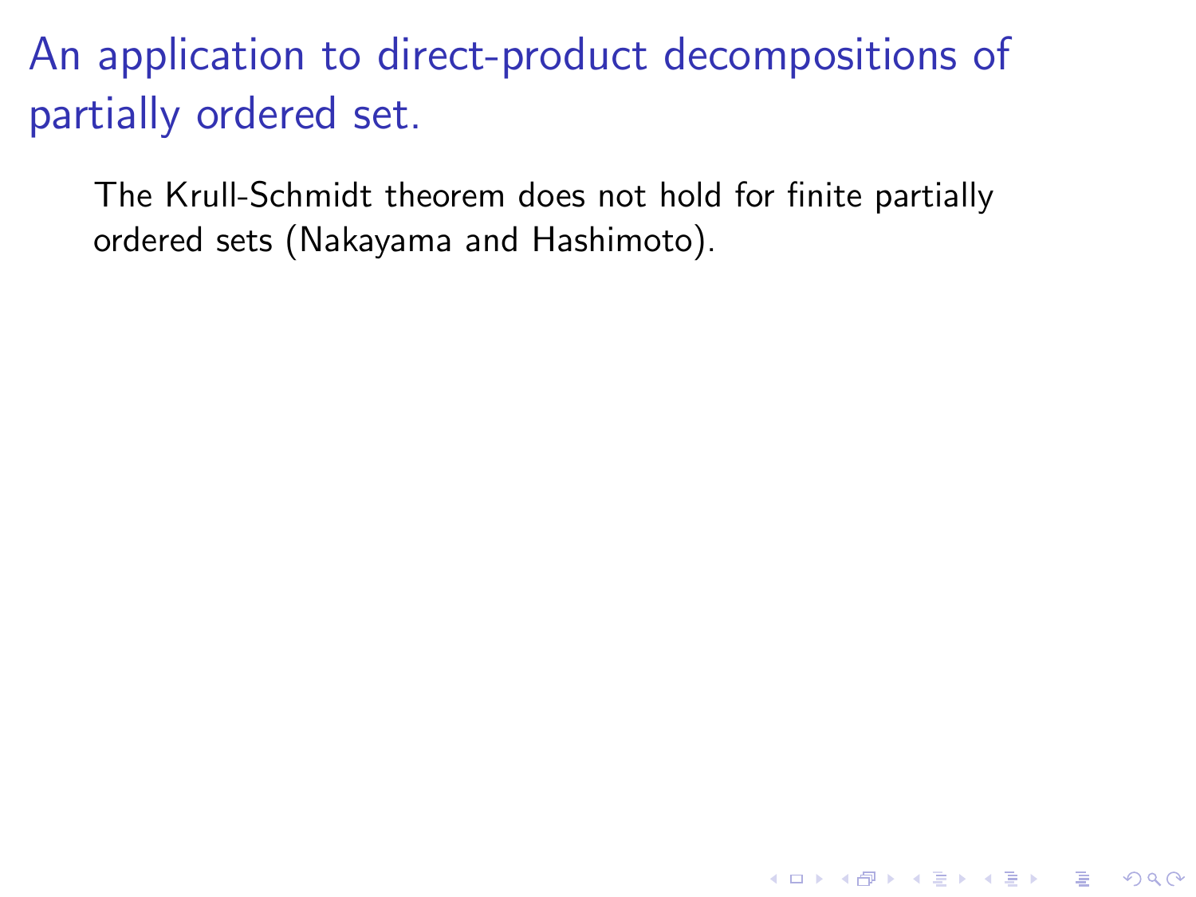# An application to direct-product decompositions of partially ordered set.

The Krull-Schmidt theorem does not hold for finite partially ordered sets (Nakayama and Hashimoto).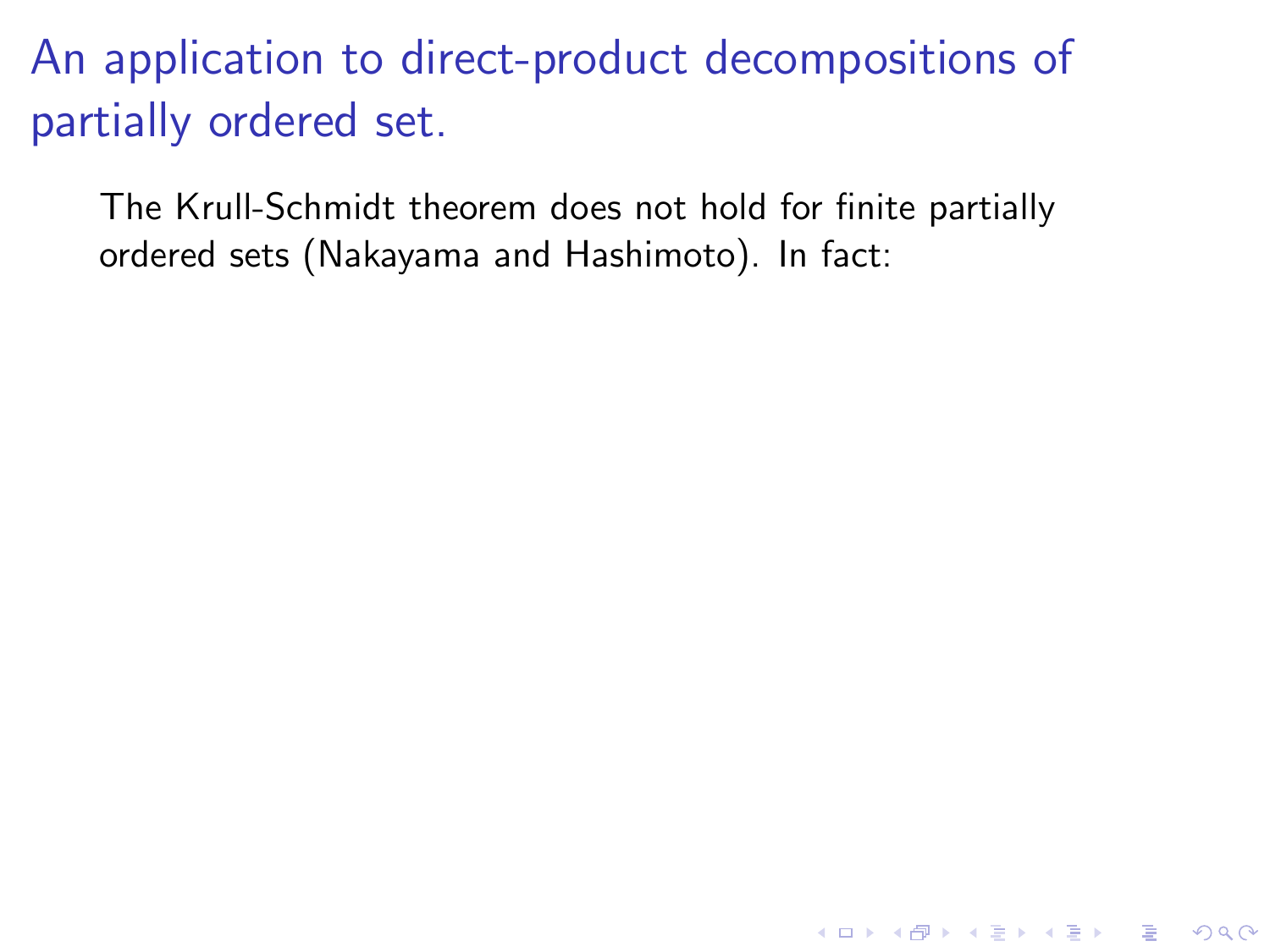# An application to direct-product decompositions of partially ordered set.

The Krull-Schmidt theorem does not hold for finite partially ordered sets (Nakayama and Hashimoto). In fact: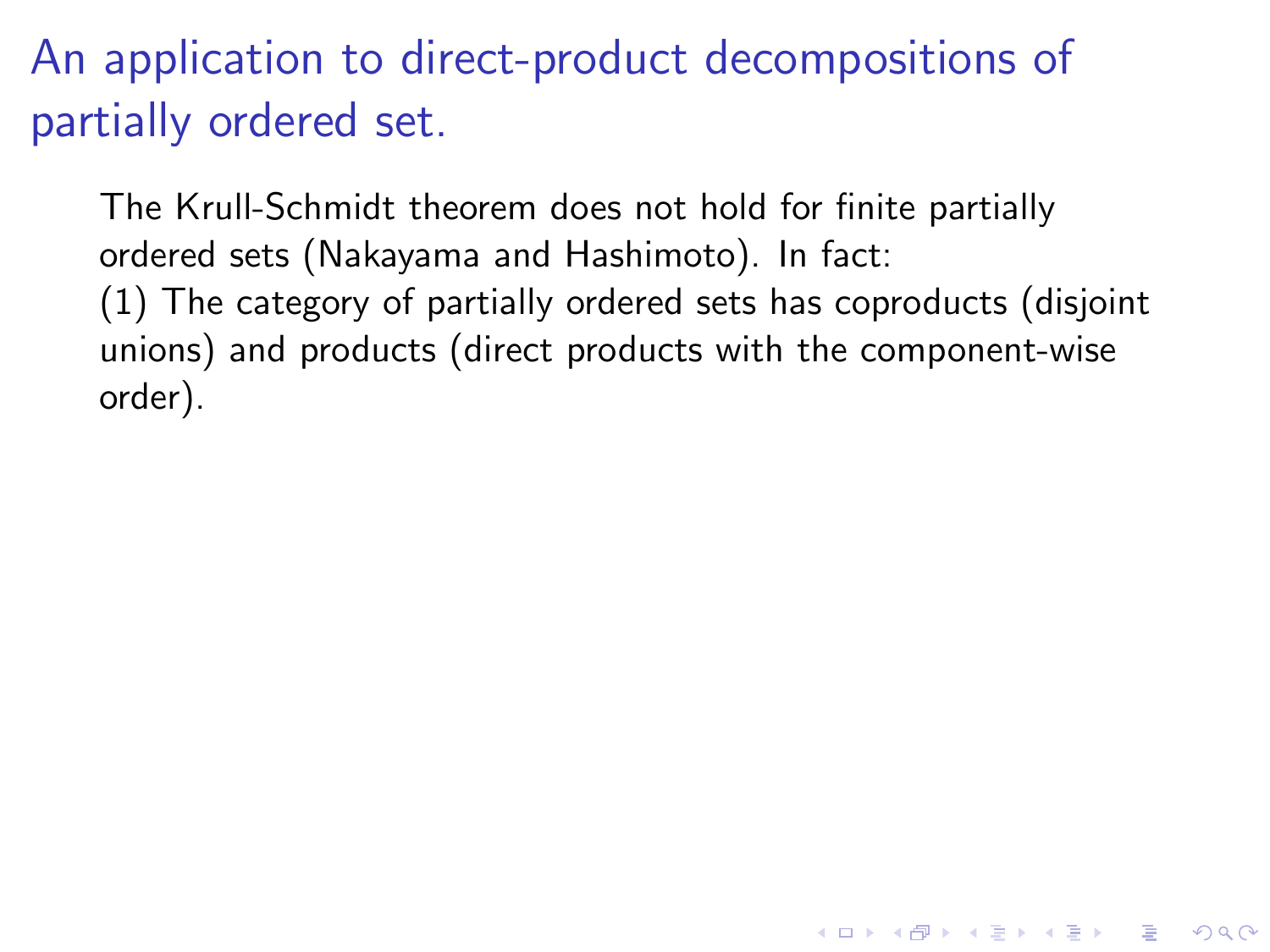# An application to direct-product decompositions of partially ordered set.

The Krull-Schmidt theorem does not hold for finite partially ordered sets (Nakayama and Hashimoto). In fact:
(1) The category of partially ordered sets has coproducts (disjoint unions) and products (direct products with the component-wise order).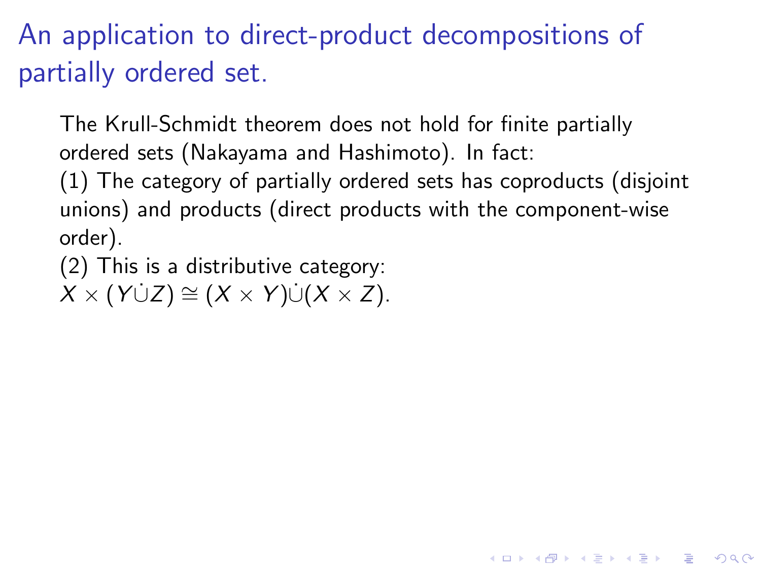# An application to direct-product decompositions of partially ordered set.

The Krull-Schmidt theorem does not hold for finite partially ordered sets (Nakayama and Hashimoto). In fact:
(1) The category of partially ordered sets has coproducts (disjoint unions) and products (direct products with the component-wise order).
(2) This is a distributive category:
$X \times (Y \dot{\cup} Z) \cong (X \times Y) \dot{\cup} (X \times Z)$.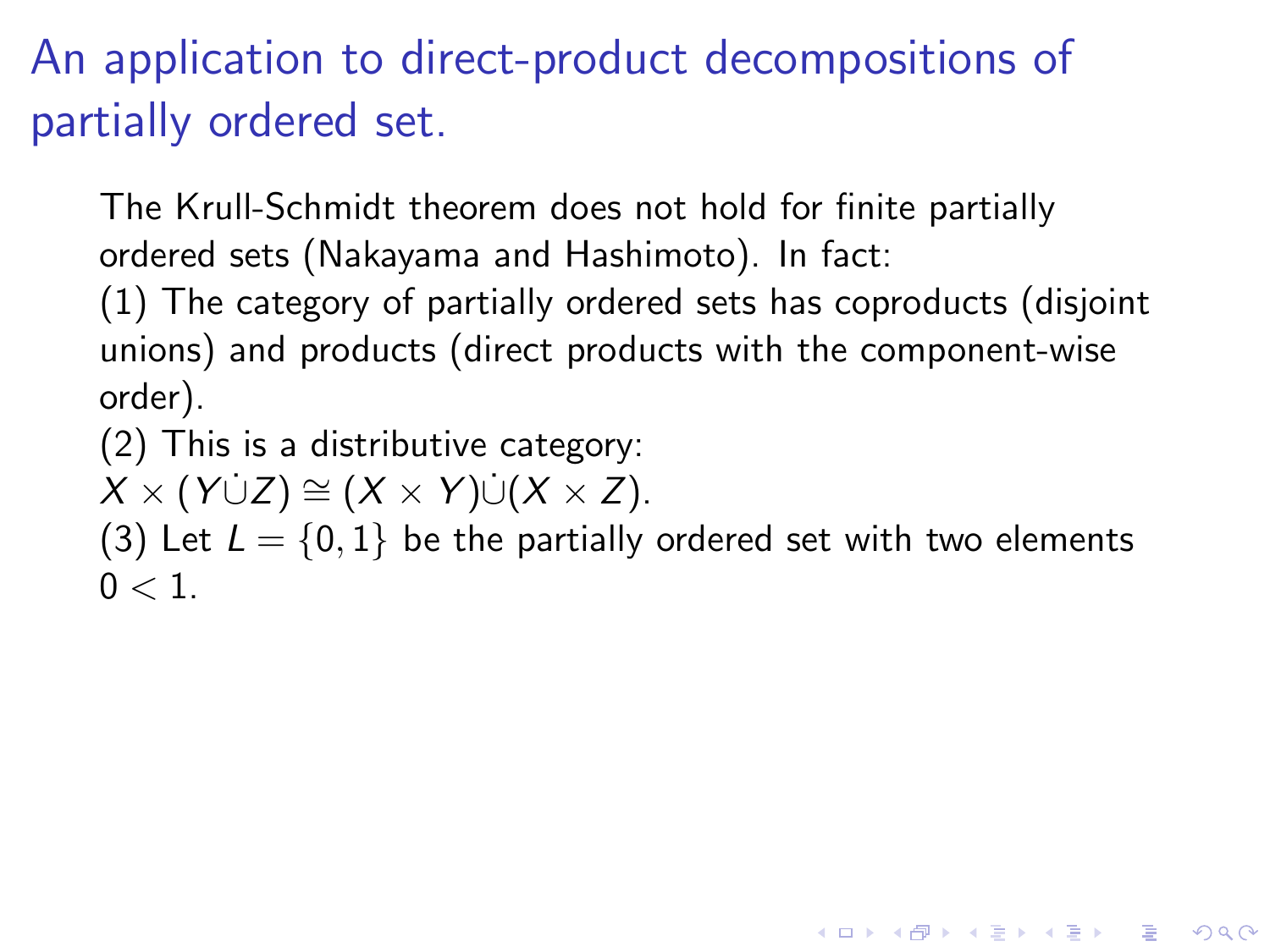# An application to direct-product decompositions of partially ordered set.

The Krull-Schmidt theorem does not hold for finite partially ordered sets (Nakayama and Hashimoto). In fact:

(1) The category of partially ordered sets has coproducts (disjoint unions) and products (direct products with the component-wise order).

(2) This is a distributive category:
$X \times (Y \dot{\cup} Z) \cong (X \times Y) \dot{\cup} (X \times Z)$.

(3) Let $L = \{0, 1\}$ be the partially ordered set with two elements $0 < 1$.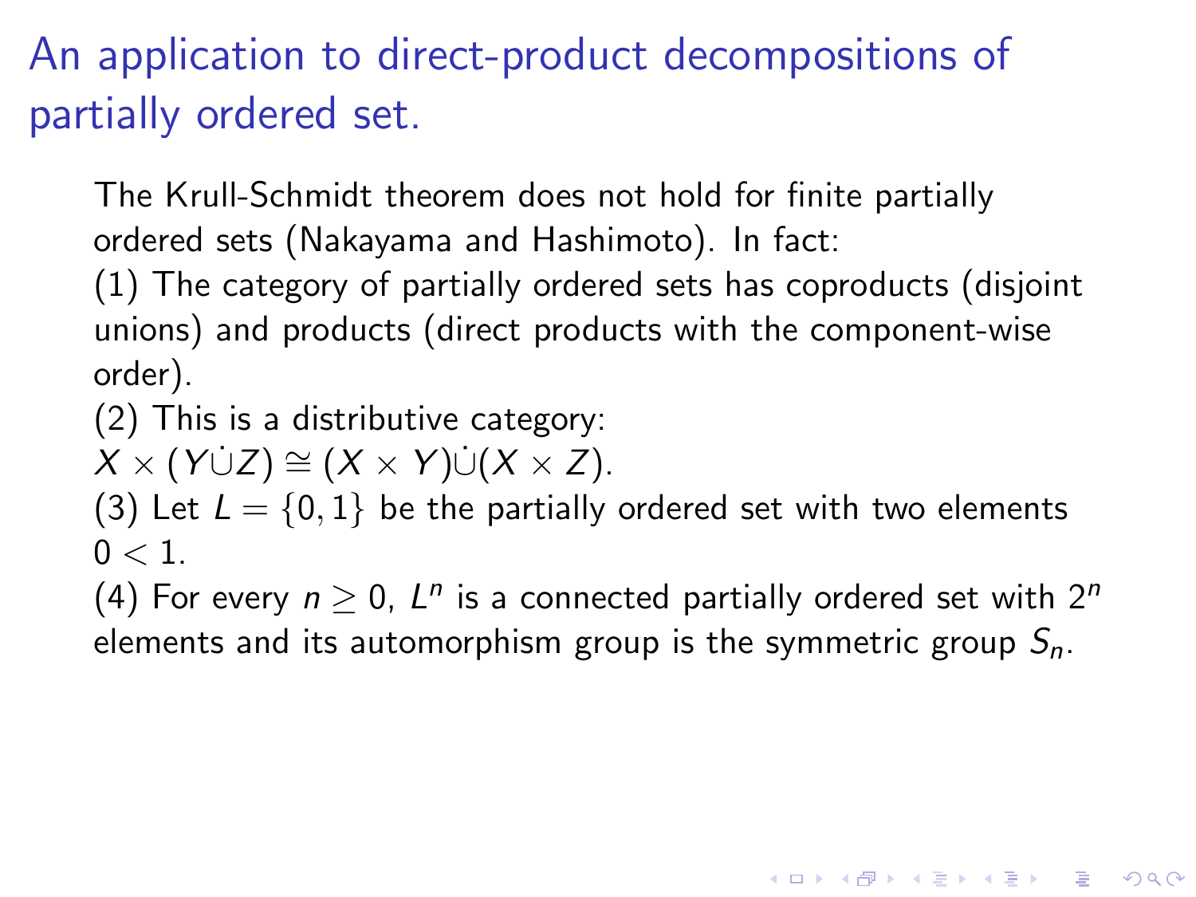# An application to direct-product decompositions of partially ordered set.

The Krull-Schmidt theorem does not hold for finite partially ordered sets (Nakayama and Hashimoto). In fact:

(1) The category of partially ordered sets has coproducts (disjoint unions) and products (direct products with the component-wise order).

(2) This is a distributive category:
$X \times (Y \dot{\cup} Z) \cong (X \times Y) \dot{\cup} (X \times Z)$.

(3) Let $L = \{0, 1\}$ be the partially ordered set with two elements $0 < 1$.

(4) For every $n \geq 0$, $L^n$ is a connected partially ordered set with $2^n$ elements and its automorphism group is the symmetric group $S_n$.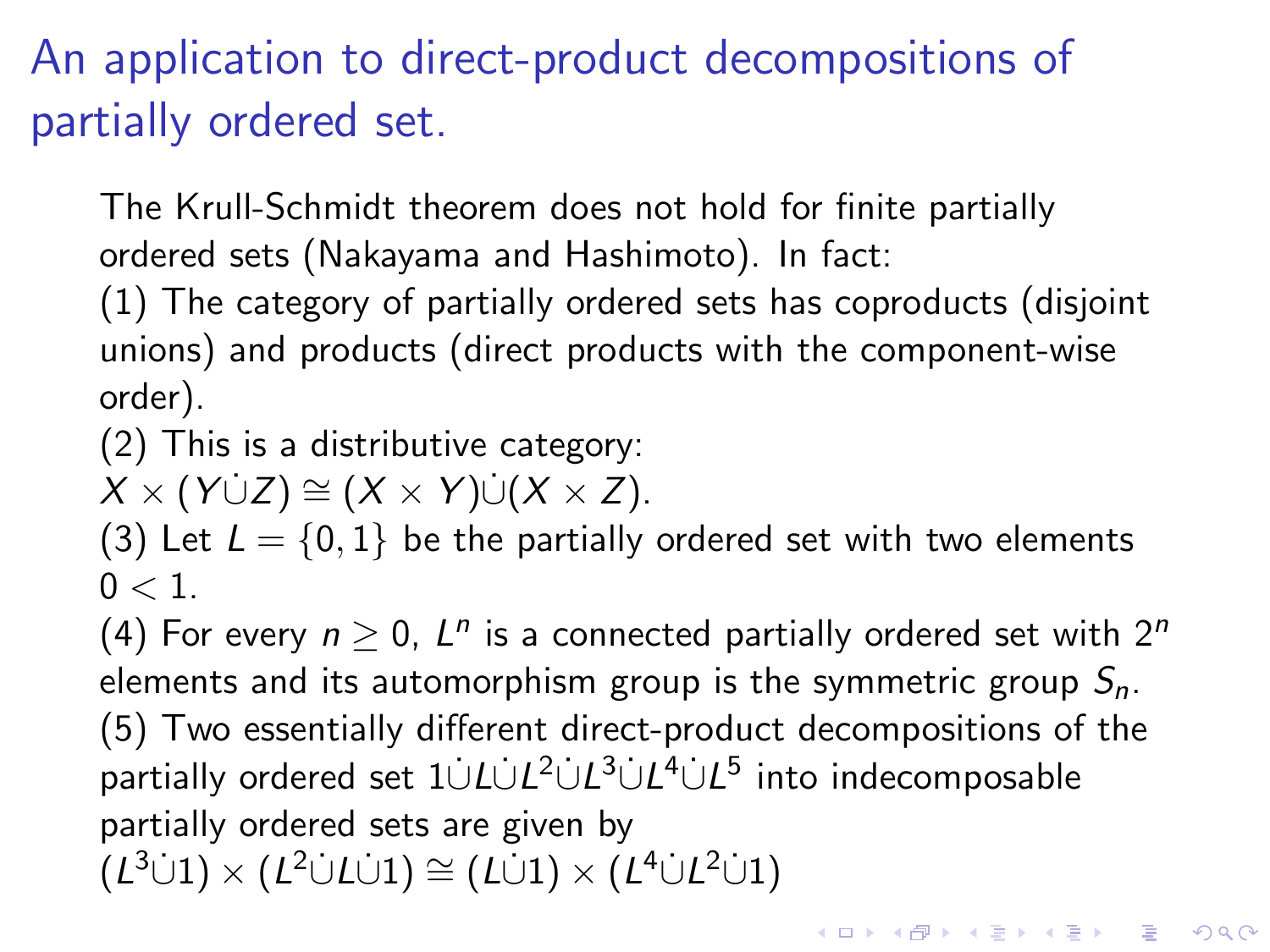# An application to direct-product decompositions of partially ordered set.

The Krull-Schmidt theorem does not hold for finite partially ordered sets (Nakayama and Hashimoto). In fact:

(1) The category of partially ordered sets has coproducts (disjoint unions) and products (direct products with the component-wise order).

(2) This is a distributive category:
$X \times (Y \dot{\cup} Z) \cong (X \times Y) \dot{\cup} (X \times Z)$.

(3) Let $L = \{0, 1\}$ be the partially ordered set with two elements $0 < 1$.

(4) For every $n \geq 0$, $L^n$ is a connected partially ordered set with $2^n$ elements and its automorphism group is the symmetric group $S_n$.

(5) Two essentially different direct-product decompositions of the partially ordered set $1 \dot{\cup} L \dot{\cup} L^2 \dot{\cup} L^3 \dot{\cup} L^4 \dot{\cup} L^5$ into indecomposable partially ordered sets are given by
$(L^3 \dot{\cup} 1) \times (L^2 \dot{\cup} L \dot{\cup} 1) \cong (L \dot{\cup} 1) \times (L^4 \dot{\cup} L^2 \dot{\cup} 1)$